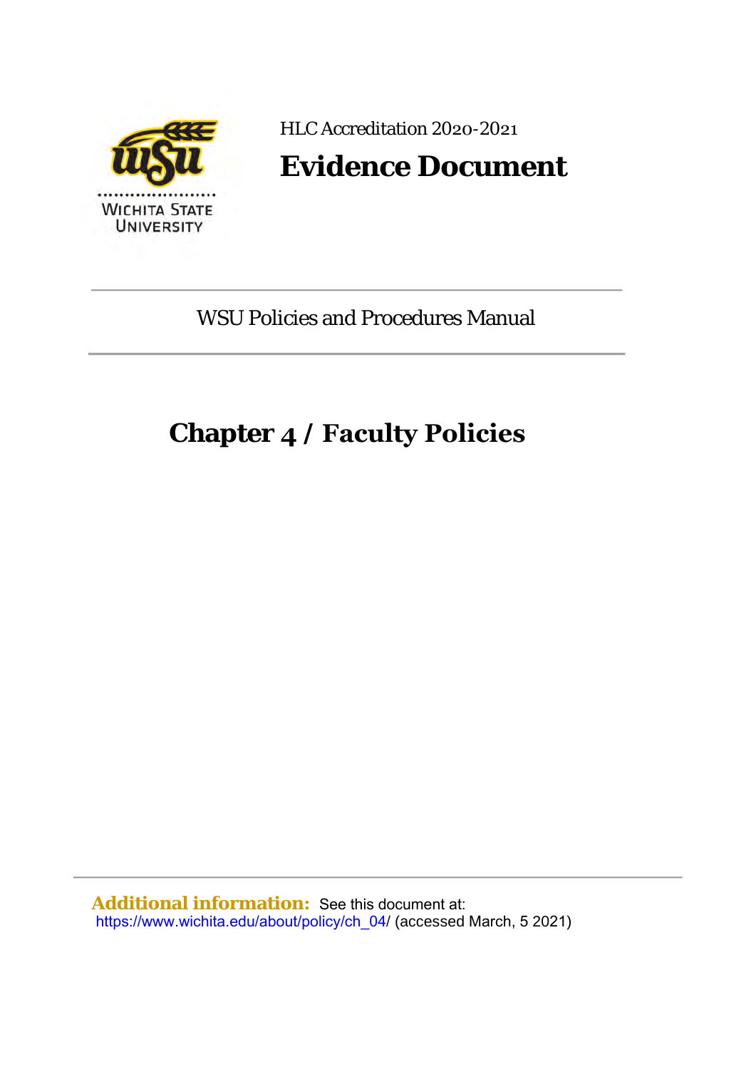HLC Accreditation 2020-2021

# Evidence Document

WSU Policies and Procedures Manual

## Chapter 4 / Faculty Policies

**Additional information:** See this document at: https://www.wichita.edu/about/policy/ch_04/ (accessed March, 5 2021)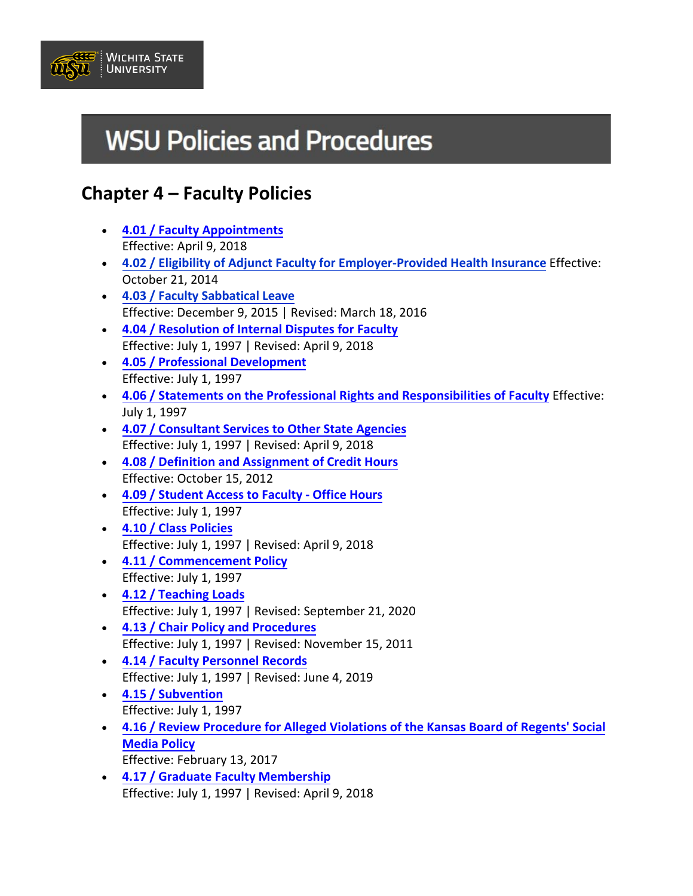# WSU Policies and Procedures

## Chapter 4 – Faculty Policies

- **4.01 / Faculty Appointments**
  Effective: April 9, 2018
- **4.02 / Eligibility of Adjunct Faculty for Employer-Provided Health Insurance** Effective: October 21, 2014
- **4.03 / Faculty Sabbatical Leave**
  Effective: December 9, 2015 | Revised: March 18, 2016
- **4.04 / Resolution of Internal Disputes for Faculty**
  Effective: July 1, 1997 | Revised: April 9, 2018
- **4.05 / Professional Development**
  Effective: July 1, 1997
- **4.06 / Statements on the Professional Rights and Responsibilities of Faculty** Effective: July 1, 1997
- **4.07 / Consultant Services to Other State Agencies**
  Effective: July 1, 1997 | Revised: April 9, 2018
- **4.08 / Definition and Assignment of Credit Hours**
  Effective: October 15, 2012
- **4.09 / Student Access to Faculty - Office Hours**
  Effective: July 1, 1997
- **4.10 / Class Policies**
  Effective: July 1, 1997 | Revised: April 9, 2018
- **4.11 / Commencement Policy**
  Effective: July 1, 1997
- **4.12 / Teaching Loads**
  Effective: July 1, 1997 | Revised: September 21, 2020
- **4.13 / Chair Policy and Procedures**
  Effective: July 1, 1997 | Revised: November 15, 2011
- **4.14 / Faculty Personnel Records**
  Effective: July 1, 1997 | Revised: June 4, 2019
- **4.15 / Subvention**
  Effective: July 1, 1997
- **4.16 / Review Procedure for Alleged Violations of the Kansas Board of Regents' Social Media Policy**
  Effective: February 13, 2017
- **4.17 / Graduate Faculty Membership**
  Effective: July 1, 1997 | Revised: April 9, 2018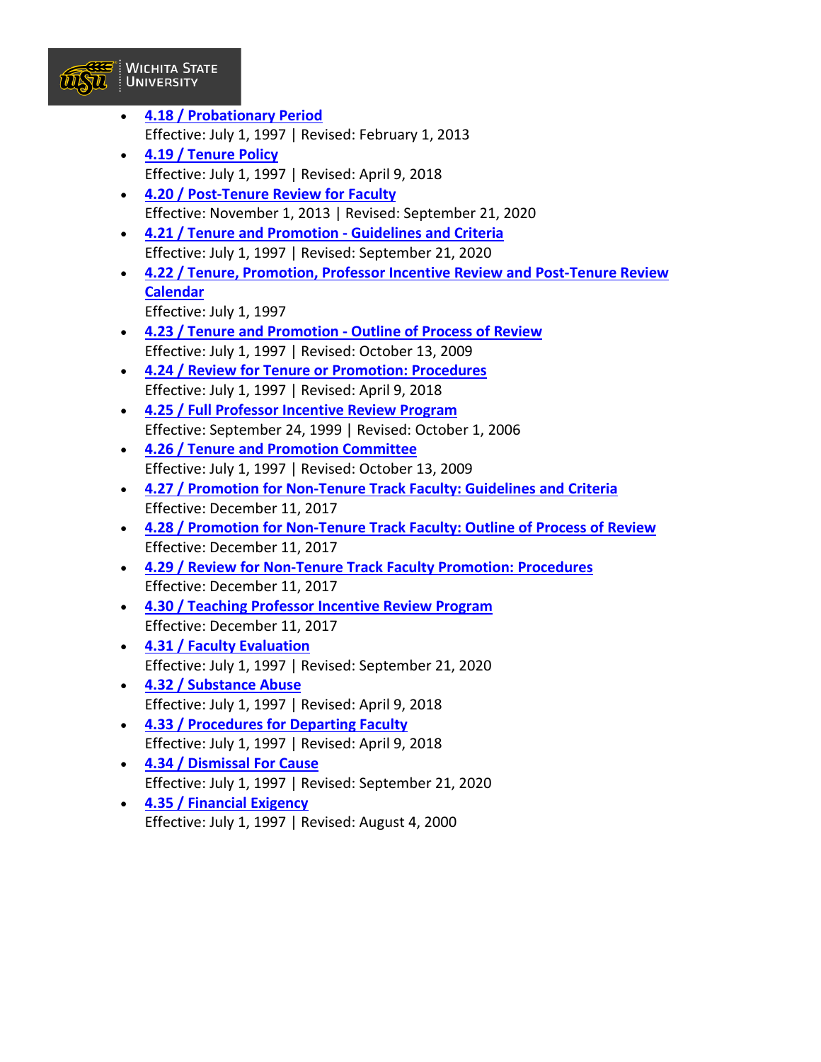- **4.18 / Probationary Period**
  Effective: July 1, 1997 | Revised: February 1, 2013
- **4.19 / Tenure Policy**
  Effective: July 1, 1997 | Revised: April 9, 2018
- **4.20 / Post-Tenure Review for Faculty**
  Effective: November 1, 2013 | Revised: September 21, 2020
- **4.21 / Tenure and Promotion - Guidelines and Criteria**
  Effective: July 1, 1997 | Revised: September 21, 2020
- **4.22 / Tenure, Promotion, Professor Incentive Review and Post-Tenure Review Calendar**
  Effective: July 1, 1997
- **4.23 / Tenure and Promotion - Outline of Process of Review**
  Effective: July 1, 1997 | Revised: October 13, 2009
- **4.24 / Review for Tenure or Promotion: Procedures**
  Effective: July 1, 1997 | Revised: April 9, 2018
- **4.25 / Full Professor Incentive Review Program**
  Effective: September 24, 1999 | Revised: October 1, 2006
- **4.26 / Tenure and Promotion Committee**
  Effective: July 1, 1997 | Revised: October 13, 2009
- **4.27 / Promotion for Non-Tenure Track Faculty: Guidelines and Criteria**
  Effective: December 11, 2017
- **4.28 / Promotion for Non-Tenure Track Faculty: Outline of Process of Review**
  Effective: December 11, 2017
- **4.29 / Review for Non-Tenure Track Faculty Promotion: Procedures**
  Effective: December 11, 2017
- **4.30 / Teaching Professor Incentive Review Program**
  Effective: December 11, 2017
- **4.31 / Faculty Evaluation**
  Effective: July 1, 1997 | Revised: September 21, 2020
- **4.32 / Substance Abuse**
  Effective: July 1, 1997 | Revised: April 9, 2018
- **4.33 / Procedures for Departing Faculty**
  Effective: July 1, 1997 | Revised: April 9, 2018
- **4.34 / Dismissal For Cause**
  Effective: July 1, 1997 | Revised: September 21, 2020
- **4.35 / Financial Exigency**
  Effective: July 1, 1997 | Revised: August 4, 2000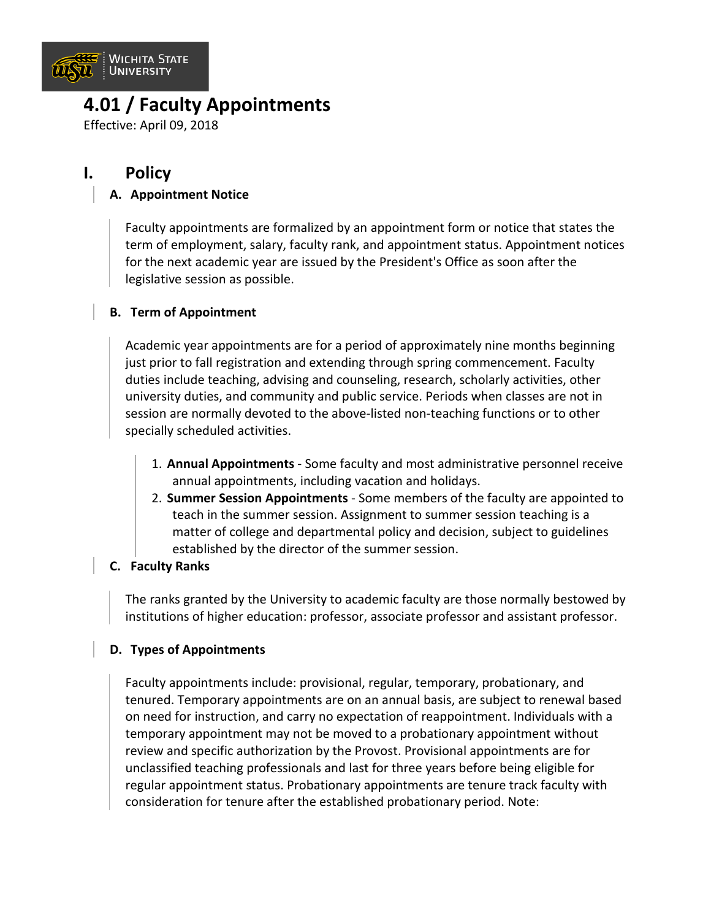# 4.01 / Faculty Appointments

Effective: April 09, 2018

## I. Policy

### A. Appointment Notice

Faculty appointments are formalized by an appointment form or notice that states the term of employment, salary, faculty rank, and appointment status. Appointment notices for the next academic year are issued by the President's Office as soon after the legislative session as possible.

### B. Term of Appointment

Academic year appointments are for a period of approximately nine months beginning just prior to fall registration and extending through spring commencement. Faculty duties include teaching, advising and counseling, research, scholarly activities, other university duties, and community and public service. Periods when classes are not in session are normally devoted to the above-listed non-teaching functions or to other specially scheduled activities.

1. **Annual Appointments** - Some faculty and most administrative personnel receive annual appointments, including vacation and holidays.
2. **Summer Session Appointments** - Some members of the faculty are appointed to teach in the summer session. Assignment to summer session teaching is a matter of college and departmental policy and decision, subject to guidelines established by the director of the summer session.

### C. Faculty Ranks

The ranks granted by the University to academic faculty are those normally bestowed by institutions of higher education: professor, associate professor and assistant professor.

### D. Types of Appointments

Faculty appointments include: provisional, regular, temporary, probationary, and tenured. Temporary appointments are on an annual basis, are subject to renewal based on need for instruction, and carry no expectation of reappointment. Individuals with a temporary appointment may not be moved to a probationary appointment without review and specific authorization by the Provost. Provisional appointments are for unclassified teaching professionals and last for three years before being eligible for regular appointment status. Probationary appointments are tenure track faculty with consideration for tenure after the established probationary period. Note: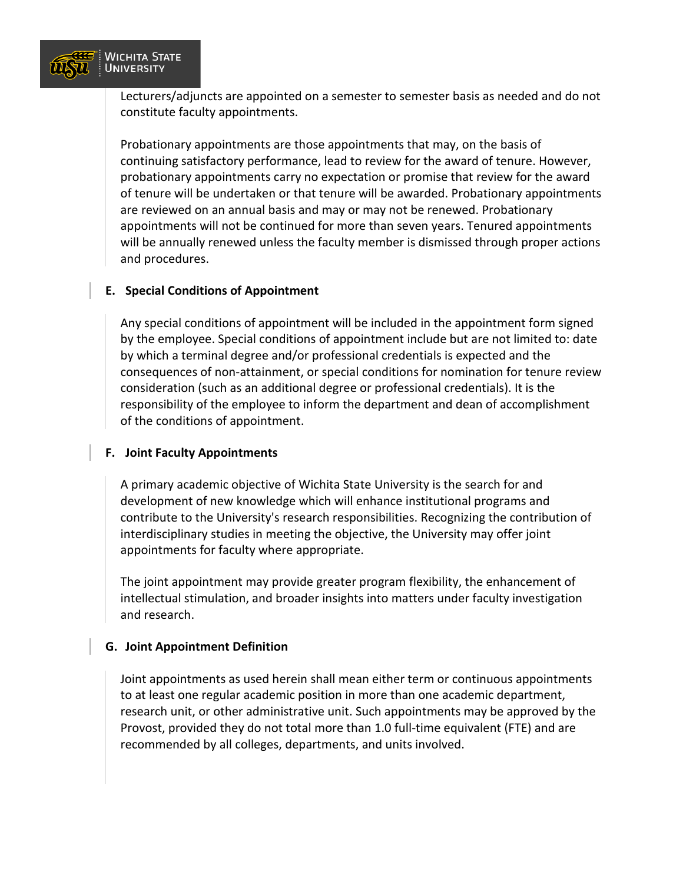Lecturers/adjuncts are appointed on a semester to semester basis as needed and do not constitute faculty appointments.

Probationary appointments are those appointments that may, on the basis of continuing satisfactory performance, lead to review for the award of tenure. However, probationary appointments carry no expectation or promise that review for the award of tenure will be undertaken or that tenure will be awarded. Probationary appointments are reviewed on an annual basis and may or may not be renewed. Probationary appointments will not be continued for more than seven years. Tenured appointments will be annually renewed unless the faculty member is dismissed through proper actions and procedures.

### E. Special Conditions of Appointment

Any special conditions of appointment will be included in the appointment form signed by the employee. Special conditions of appointment include but are not limited to: date by which a terminal degree and/or professional credentials is expected and the consequences of non-attainment, or special conditions for nomination for tenure review consideration (such as an additional degree or professional credentials). It is the responsibility of the employee to inform the department and dean of accomplishment of the conditions of appointment.

### F. Joint Faculty Appointments

A primary academic objective of Wichita State University is the search for and development of new knowledge which will enhance institutional programs and contribute to the University's research responsibilities. Recognizing the contribution of interdisciplinary studies in meeting the objective, the University may offer joint appointments for faculty where appropriate.

The joint appointment may provide greater program flexibility, the enhancement of intellectual stimulation, and broader insights into matters under faculty investigation and research.

### G. Joint Appointment Definition

Joint appointments as used herein shall mean either term or continuous appointments to at least one regular academic position in more than one academic department, research unit, or other administrative unit. Such appointments may be approved by the Provost, provided they do not total more than 1.0 full-time equivalent (FTE) and are recommended by all colleges, departments, and units involved.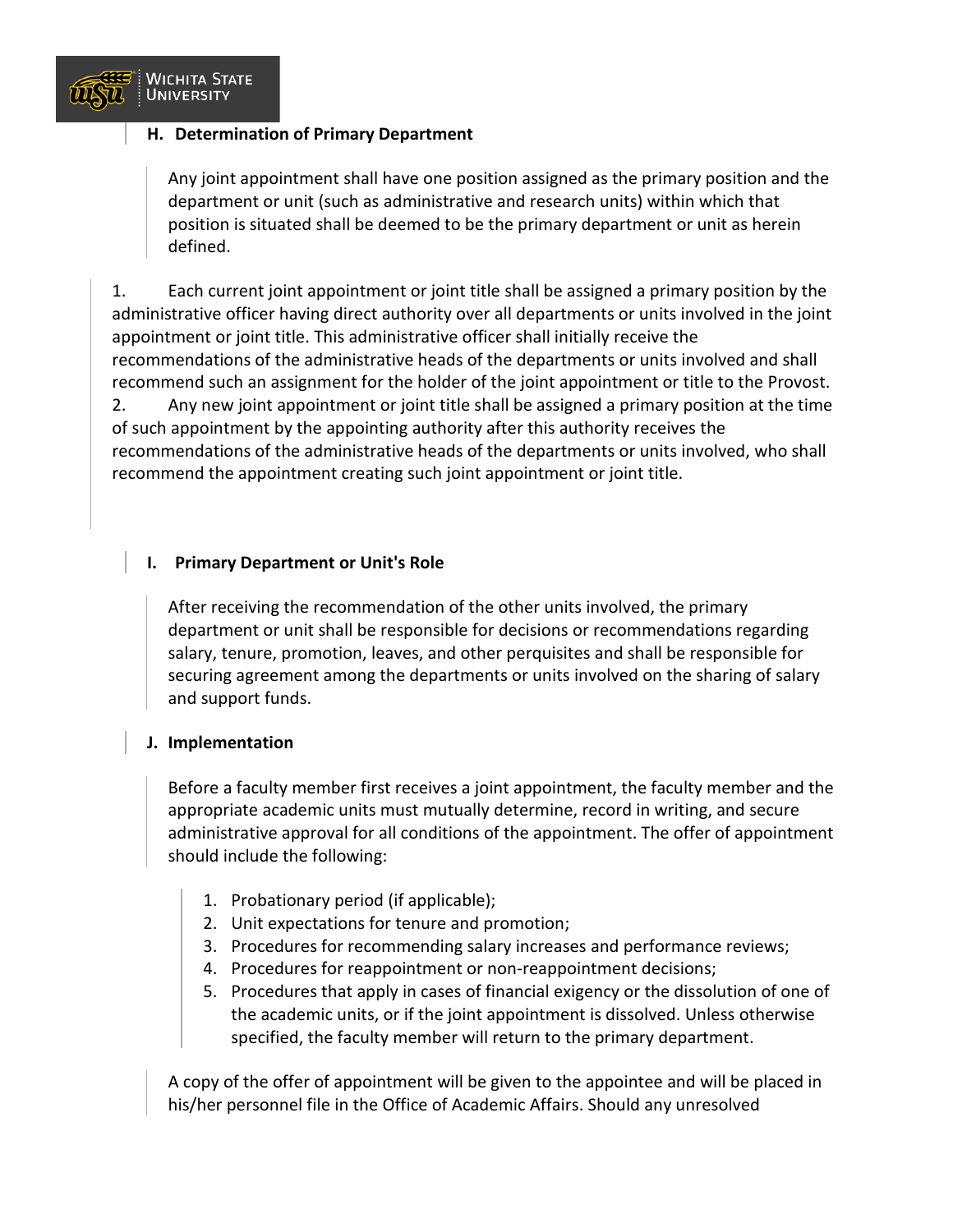### H. Determination of Primary Department

Any joint appointment shall have one position assigned as the primary position and the department or unit (such as administrative and research units) within which that position is situated shall be deemed to be the primary department or unit as herein defined.

1. Each current joint appointment or joint title shall be assigned a primary position by the administrative officer having direct authority over all departments or units involved in the joint appointment or joint title. This administrative officer shall initially receive the recommendations of the administrative heads of the departments or units involved and shall recommend such an assignment for the holder of the joint appointment or title to the Provost.
2. Any new joint appointment or joint title shall be assigned a primary position at the time of such appointment by the appointing authority after this authority receives the recommendations of the administrative heads of the departments or units involved, who shall recommend the appointment creating such joint appointment or joint title.

### I. Primary Department or Unit's Role

After receiving the recommendation of the other units involved, the primary department or unit shall be responsible for decisions or recommendations regarding salary, tenure, promotion, leaves, and other perquisites and shall be responsible for securing agreement among the departments or units involved on the sharing of salary and support funds.

### J. Implementation

Before a faculty member first receives a joint appointment, the faculty member and the appropriate academic units must mutually determine, record in writing, and secure administrative approval for all conditions of the appointment. The offer of appointment should include the following:

1. Probationary period (if applicable);
2. Unit expectations for tenure and promotion;
3. Procedures for recommending salary increases and performance reviews;
4. Procedures for reappointment or non-reappointment decisions;
5. Procedures that apply in cases of financial exigency or the dissolution of one of the academic units, or if the joint appointment is dissolved. Unless otherwise specified, the faculty member will return to the primary department.

A copy of the offer of appointment will be given to the appointee and will be placed in his/her personnel file in the Office of Academic Affairs. Should any unresolved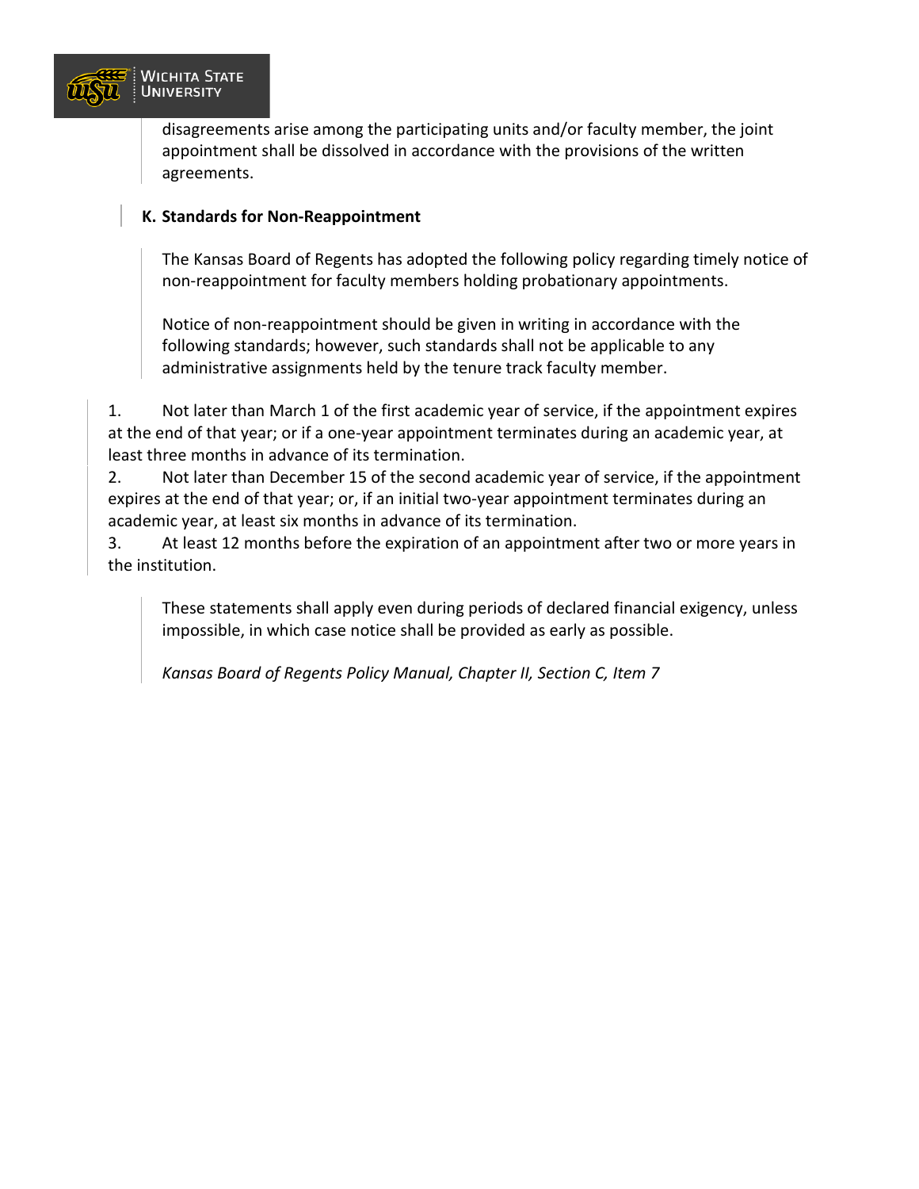disagreements arise among the participating units and/or faculty member, the joint appointment shall be dissolved in accordance with the provisions of the written agreements.

### K. Standards for Non-Reappointment

The Kansas Board of Regents has adopted the following policy regarding timely notice of non-reappointment for faculty members holding probationary appointments.

Notice of non-reappointment should be given in writing in accordance with the following standards; however, such standards shall not be applicable to any administrative assignments held by the tenure track faculty member.

1. Not later than March 1 of the first academic year of service, if the appointment expires at the end of that year; or if a one-year appointment terminates during an academic year, at least three months in advance of its termination.
2. Not later than December 15 of the second academic year of service, if the appointment expires at the end of that year; or, if an initial two-year appointment terminates during an academic year, at least six months in advance of its termination.
3. At least 12 months before the expiration of an appointment after two or more years in the institution.

These statements shall apply even during periods of declared financial exigency, unless impossible, in which case notice shall be provided as early as possible.

*Kansas Board of Regents Policy Manual, Chapter II, Section C, Item 7*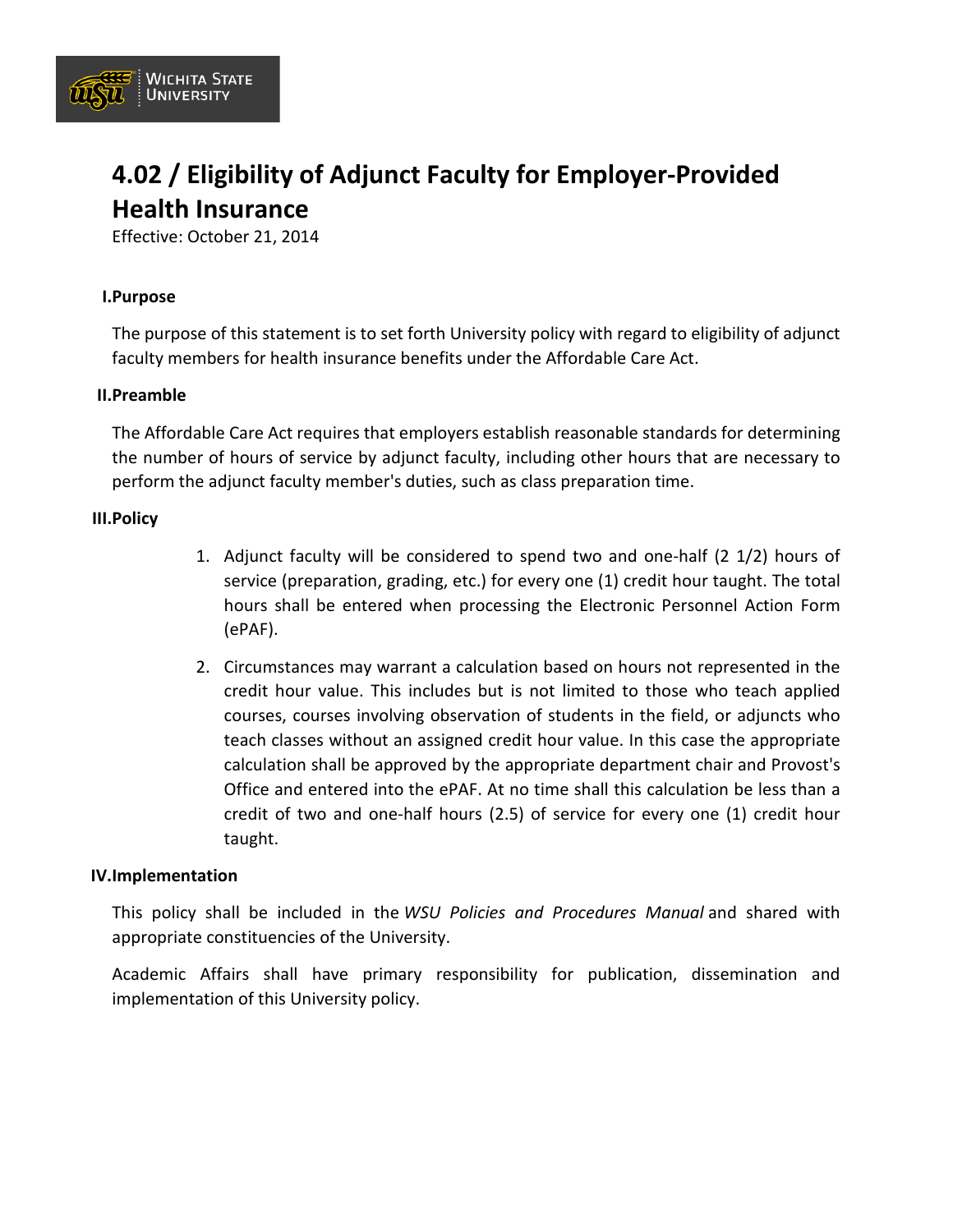# 4.02 / Eligibility of Adjunct Faculty for Employer-Provided Health Insurance

Effective: October 21, 2014

## I.Purpose

The purpose of this statement is to set forth University policy with regard to eligibility of adjunct faculty members for health insurance benefits under the Affordable Care Act.

## II.Preamble

The Affordable Care Act requires that employers establish reasonable standards for determining the number of hours of service by adjunct faculty, including other hours that are necessary to perform the adjunct faculty member's duties, such as class preparation time.

## III.Policy

1. Adjunct faculty will be considered to spend two and one-half (2 1/2) hours of service (preparation, grading, etc.) for every one (1) credit hour taught. The total hours shall be entered when processing the Electronic Personnel Action Form (ePAF).
2. Circumstances may warrant a calculation based on hours not represented in the credit hour value. This includes but is not limited to those who teach applied courses, courses involving observation of students in the field, or adjuncts who teach classes without an assigned credit hour value. In this case the appropriate calculation shall be approved by the appropriate department chair and Provost's Office and entered into the ePAF. At no time shall this calculation be less than a credit of two and one-half hours (2.5) of service for every one (1) credit hour taught.

## IV.Implementation

This policy shall be included in the *WSU Policies and Procedures Manual* and shared with appropriate constituencies of the University.

Academic Affairs shall have primary responsibility for publication, dissemination and implementation of this University policy.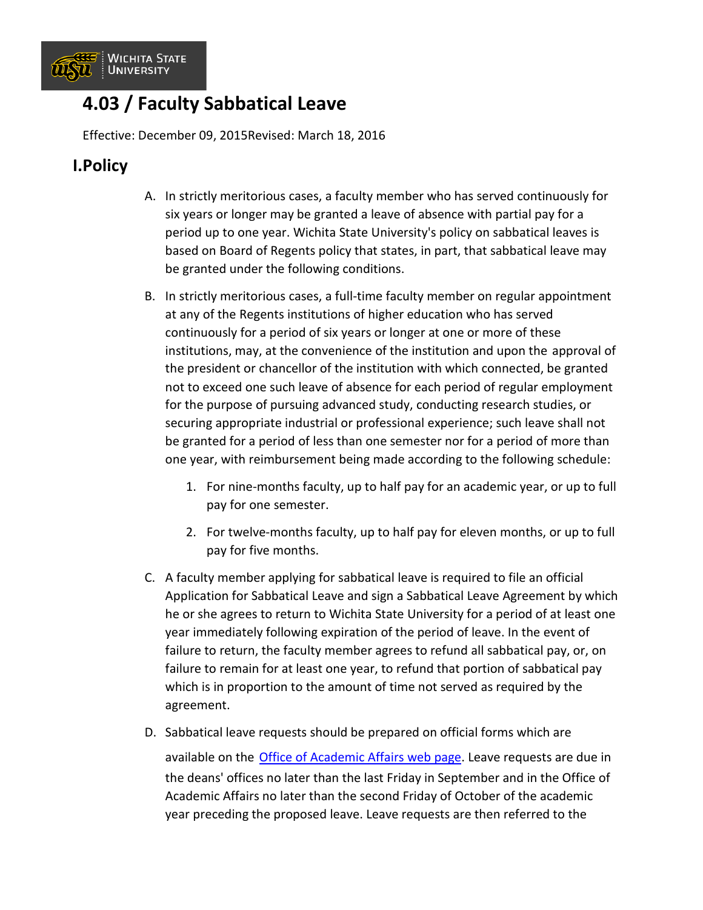# 4.03 / Faculty Sabbatical Leave

Effective: December 09, 2015Revised: March 18, 2016

## I.Policy

A. In strictly meritorious cases, a faculty member who has served continuously for six years or longer may be granted a leave of absence with partial pay for a period up to one year. Wichita State University's policy on sabbatical leaves is based on Board of Regents policy that states, in part, that sabbatical leave may be granted under the following conditions.

B. In strictly meritorious cases, a full-time faculty member on regular appointment at any of the Regents institutions of higher education who has served continuously for a period of six years or longer at one or more of these institutions, may, at the convenience of the institution and upon the approval of the president or chancellor of the institution with which connected, be granted not to exceed one such leave of absence for each period of regular employment for the purpose of pursuing advanced study, conducting research studies, or securing appropriate industrial or professional experience; such leave shall not be granted for a period of less than one semester nor for a period of more than one year, with reimbursement being made according to the following schedule:

1. For nine-months faculty, up to half pay for an academic year, or up to full pay for one semester.
2. For twelve-months faculty, up to half pay for eleven months, or up to full pay for five months.

C. A faculty member applying for sabbatical leave is required to file an official Application for Sabbatical Leave and sign a Sabbatical Leave Agreement by which he or she agrees to return to Wichita State University for a period of at least one year immediately following expiration of the period of leave. In the event of failure to return, the faculty member agrees to refund all sabbatical pay, or, on failure to remain for at least one year, to refund that portion of sabbatical pay which is in proportion to the amount of time not served as required by the agreement.

D. Sabbatical leave requests should be prepared on official forms which are available on the Office of Academic Affairs web page. Leave requests are due in the deans' offices no later than the last Friday in September and in the Office of Academic Affairs no later than the second Friday of October of the academic year preceding the proposed leave. Leave requests are then referred to the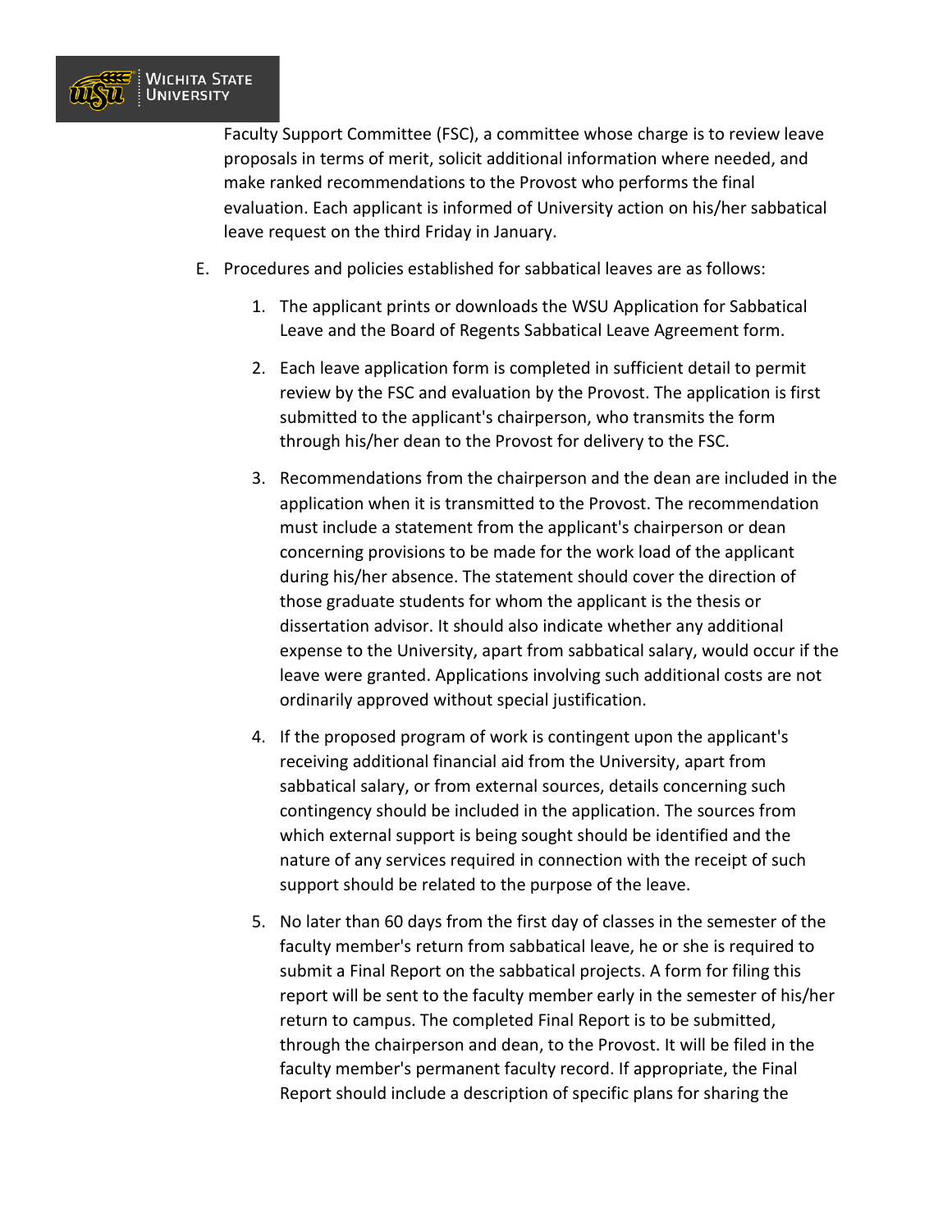Faculty Support Committee (FSC), a committee whose charge is to review leave proposals in terms of merit, solicit additional information where needed, and make ranked recommendations to the Provost who performs the final evaluation. Each applicant is informed of University action on his/her sabbatical leave request on the third Friday in January.

E. Procedures and policies established for sabbatical leaves are as follows:

    1. The applicant prints or downloads the WSU Application for Sabbatical Leave and the Board of Regents Sabbatical Leave Agreement form.

    2. Each leave application form is completed in sufficient detail to permit review by the FSC and evaluation by the Provost. The application is first submitted to the applicant's chairperson, who transmits the form through his/her dean to the Provost for delivery to the FSC.

    3. Recommendations from the chairperson and the dean are included in the application when it is transmitted to the Provost. The recommendation must include a statement from the applicant's chairperson or dean concerning provisions to be made for the work load of the applicant during his/her absence. The statement should cover the direction of those graduate students for whom the applicant is the thesis or dissertation advisor. It should also indicate whether any additional expense to the University, apart from sabbatical salary, would occur if the leave were granted. Applications involving such additional costs are not ordinarily approved without special justification.

    4. If the proposed program of work is contingent upon the applicant's receiving additional financial aid from the University, apart from sabbatical salary, or from external sources, details concerning such contingency should be included in the application. The sources from which external support is being sought should be identified and the nature of any services required in connection with the receipt of such support should be related to the purpose of the leave.

    5. No later than 60 days from the first day of classes in the semester of the faculty member's return from sabbatical leave, he or she is required to submit a Final Report on the sabbatical projects. A form for filing this report will be sent to the faculty member early in the semester of his/her return to campus. The completed Final Report is to be submitted, through the chairperson and dean, to the Provost. It will be filed in the faculty member's permanent faculty record. If appropriate, the Final Report should include a description of specific plans for sharing the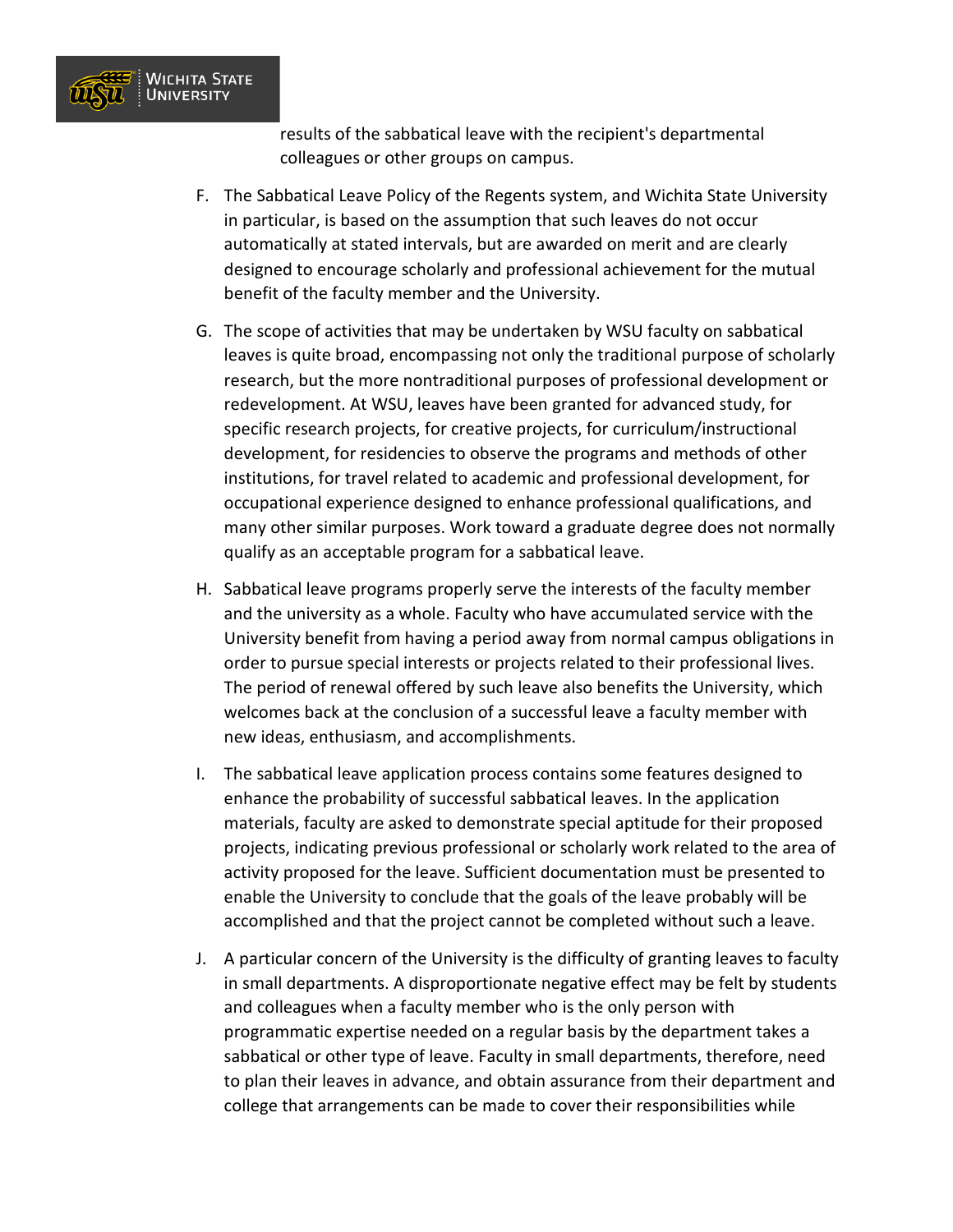results of the sabbatical leave with the recipient's departmental colleagues or other groups on campus.

F. The Sabbatical Leave Policy of the Regents system, and Wichita State University in particular, is based on the assumption that such leaves do not occur automatically at stated intervals, but are awarded on merit and are clearly designed to encourage scholarly and professional achievement for the mutual benefit of the faculty member and the University.

G. The scope of activities that may be undertaken by WSU faculty on sabbatical leaves is quite broad, encompassing not only the traditional purpose of scholarly research, but the more nontraditional purposes of professional development or redevelopment. At WSU, leaves have been granted for advanced study, for specific research projects, for creative projects, for curriculum/instructional development, for residencies to observe the programs and methods of other institutions, for travel related to academic and professional development, for occupational experience designed to enhance professional qualifications, and many other similar purposes. Work toward a graduate degree does not normally qualify as an acceptable program for a sabbatical leave.

H. Sabbatical leave programs properly serve the interests of the faculty member and the university as a whole. Faculty who have accumulated service with the University benefit from having a period away from normal campus obligations in order to pursue special interests or projects related to their professional lives. The period of renewal offered by such leave also benefits the University, which welcomes back at the conclusion of a successful leave a faculty member with new ideas, enthusiasm, and accomplishments.

I. The sabbatical leave application process contains some features designed to enhance the probability of successful sabbatical leaves. In the application materials, faculty are asked to demonstrate special aptitude for their proposed projects, indicating previous professional or scholarly work related to the area of activity proposed for the leave. Sufficient documentation must be presented to enable the University to conclude that the goals of the leave probably will be accomplished and that the project cannot be completed without such a leave.

J. A particular concern of the University is the difficulty of granting leaves to faculty in small departments. A disproportionate negative effect may be felt by students and colleagues when a faculty member who is the only person with programmatic expertise needed on a regular basis by the department takes a sabbatical or other type of leave. Faculty in small departments, therefore, need to plan their leaves in advance, and obtain assurance from their department and college that arrangements can be made to cover their responsibilities while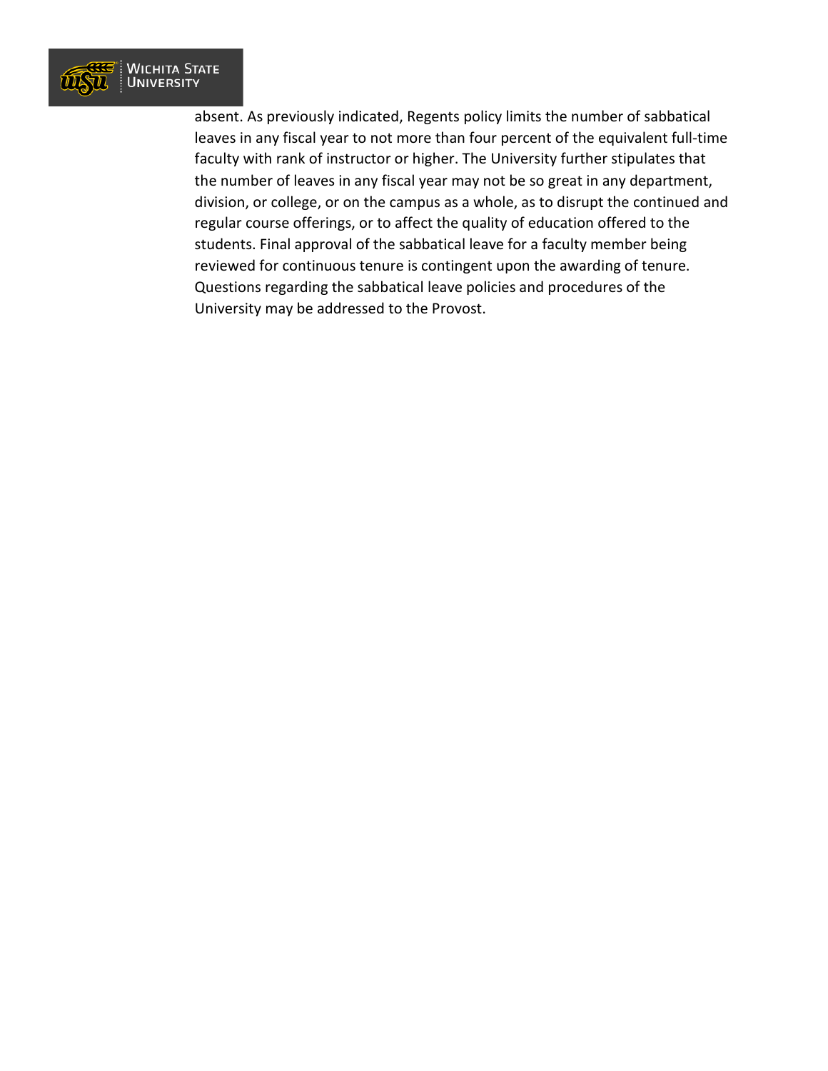absent. As previously indicated, Regents policy limits the number of sabbatical leaves in any fiscal year to not more than four percent of the equivalent full-time faculty with rank of instructor or higher. The University further stipulates that the number of leaves in any fiscal year may not be so great in any department, division, or college, or on the campus as a whole, as to disrupt the continued and regular course offerings, or to affect the quality of education offered to the students. Final approval of the sabbatical leave for a faculty member being reviewed for continuous tenure is contingent upon the awarding of tenure. Questions regarding the sabbatical leave policies and procedures of the University may be addressed to the Provost.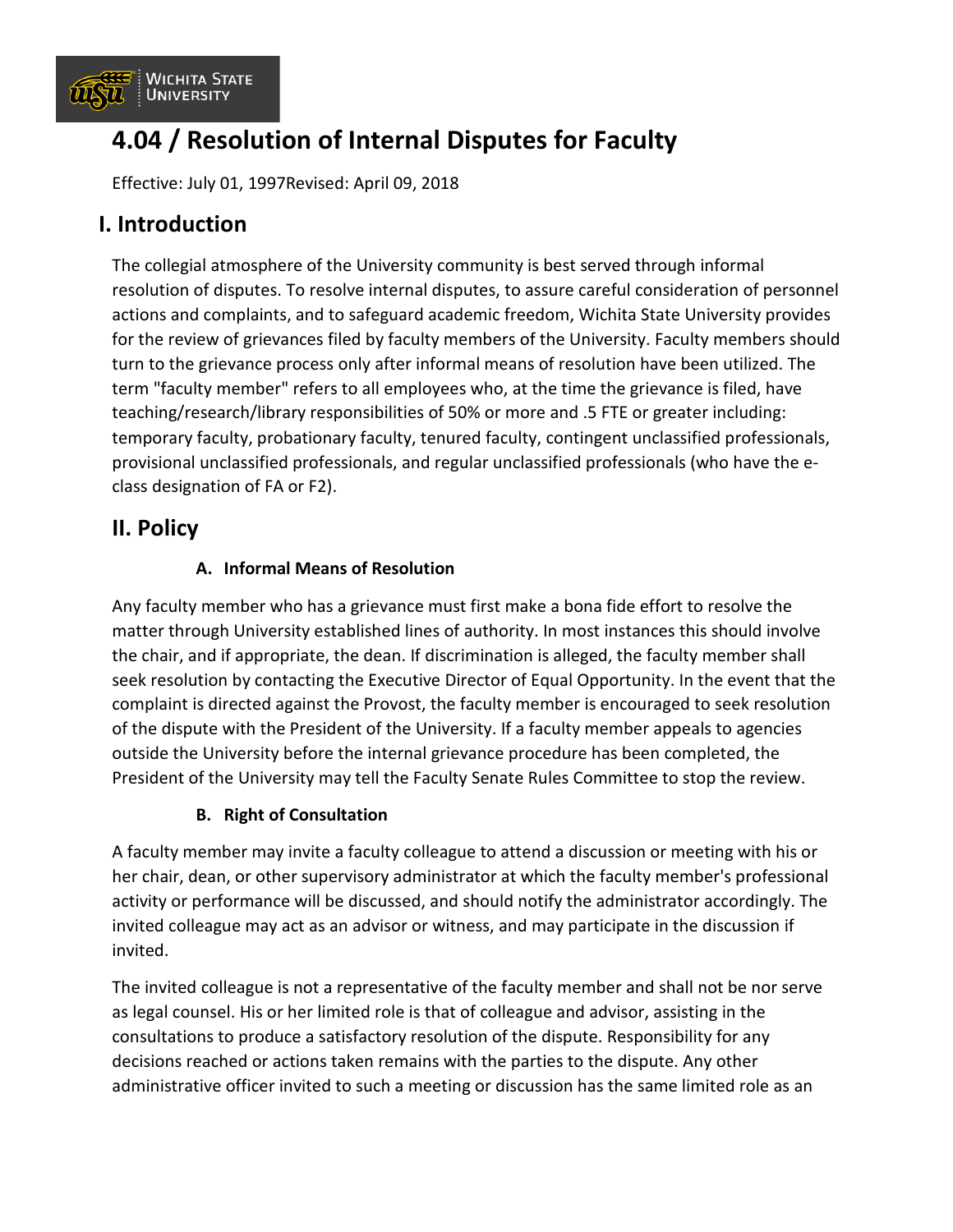# 4.04 / Resolution of Internal Disputes for Faculty

Effective: July 01, 1997Revised: April 09, 2018

## I. Introduction

The collegial atmosphere of the University community is best served through informal resolution of disputes. To resolve internal disputes, to assure careful consideration of personnel actions and complaints, and to safeguard academic freedom, Wichita State University provides for the review of grievances filed by faculty members of the University. Faculty members should turn to the grievance process only after informal means of resolution have been utilized. The term "faculty member" refers to all employees who, at the time the grievance is filed, have teaching/research/library responsibilities of 50% or more and .5 FTE or greater including: temporary faculty, probationary faculty, tenured faculty, contingent unclassified professionals, provisional unclassified professionals, and regular unclassified professionals (who have the e-class designation of FA or F2).

## II. Policy

### A. Informal Means of Resolution

Any faculty member who has a grievance must first make a bona fide effort to resolve the matter through University established lines of authority. In most instances this should involve the chair, and if appropriate, the dean. If discrimination is alleged, the faculty member shall seek resolution by contacting the Executive Director of Equal Opportunity. In the event that the complaint is directed against the Provost, the faculty member is encouraged to seek resolution of the dispute with the President of the University. If a faculty member appeals to agencies outside the University before the internal grievance procedure has been completed, the President of the University may tell the Faculty Senate Rules Committee to stop the review.

### B. Right of Consultation

A faculty member may invite a faculty colleague to attend a discussion or meeting with his or her chair, dean, or other supervisory administrator at which the faculty member's professional activity or performance will be discussed, and should notify the administrator accordingly. The invited colleague may act as an advisor or witness, and may participate in the discussion if invited.

The invited colleague is not a representative of the faculty member and shall not be nor serve as legal counsel. His or her limited role is that of colleague and advisor, assisting in the consultations to produce a satisfactory resolution of the dispute. Responsibility for any decisions reached or actions taken remains with the parties to the dispute. Any other administrative officer invited to such a meeting or discussion has the same limited role as an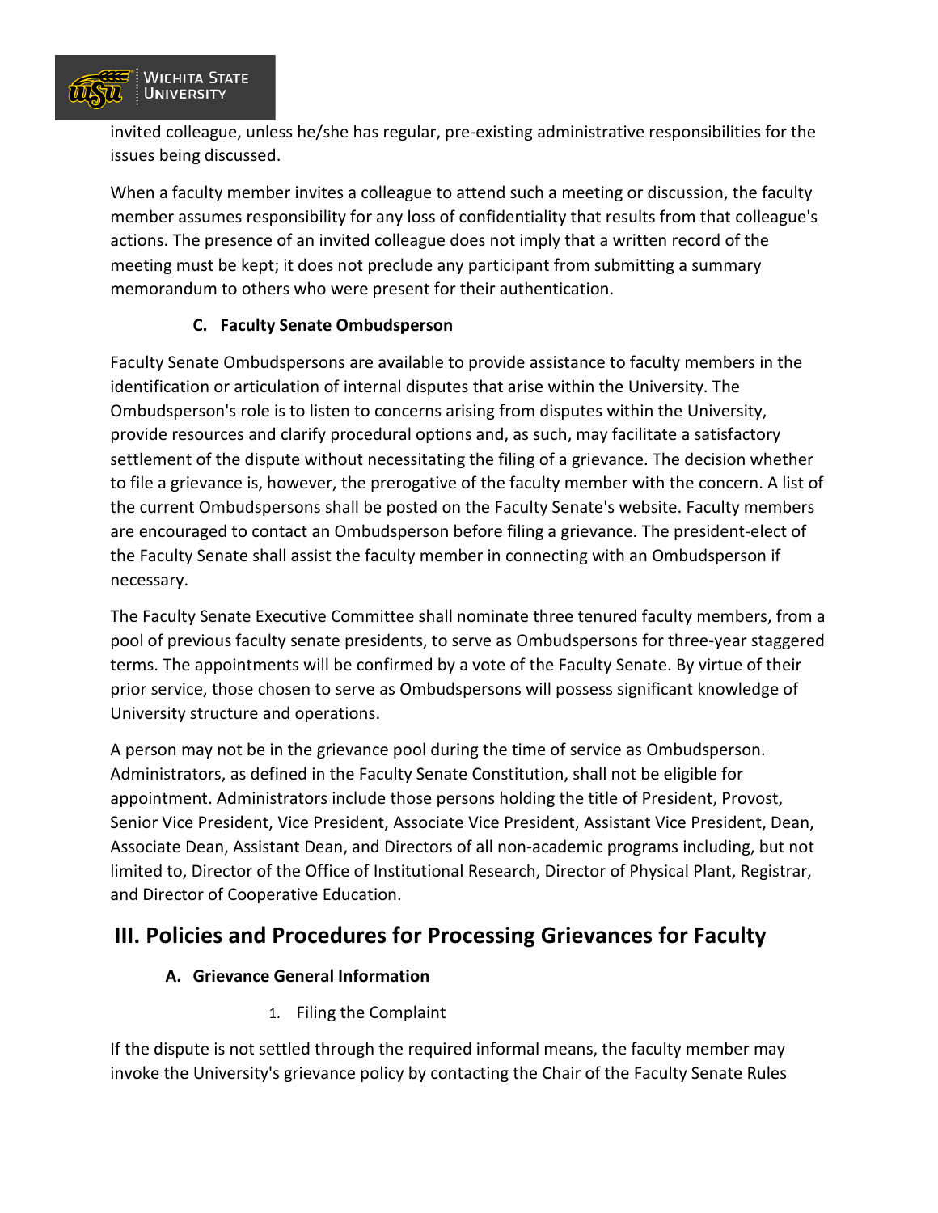invited colleague, unless he/she has regular, pre-existing administrative responsibilities for the issues being discussed.

When a faculty member invites a colleague to attend such a meeting or discussion, the faculty member assumes responsibility for any loss of confidentiality that results from that colleague's actions. The presence of an invited colleague does not imply that a written record of the meeting must be kept; it does not preclude any participant from submitting a summary memorandum to others who were present for their authentication.

### C. Faculty Senate Ombudsperson

Faculty Senate Ombudspersons are available to provide assistance to faculty members in the identification or articulation of internal disputes that arise within the University. The Ombudsperson's role is to listen to concerns arising from disputes within the University, provide resources and clarify procedural options and, as such, may facilitate a satisfactory settlement of the dispute without necessitating the filing of a grievance. The decision whether to file a grievance is, however, the prerogative of the faculty member with the concern. A list of the current Ombudspersons shall be posted on the Faculty Senate's website. Faculty members are encouraged to contact an Ombudsperson before filing a grievance. The president-elect of the Faculty Senate shall assist the faculty member in connecting with an Ombudsperson if necessary.

The Faculty Senate Executive Committee shall nominate three tenured faculty members, from a pool of previous faculty senate presidents, to serve as Ombudspersons for three-year staggered terms. The appointments will be confirmed by a vote of the Faculty Senate. By virtue of their prior service, those chosen to serve as Ombudspersons will possess significant knowledge of University structure and operations.

A person may not be in the grievance pool during the time of service as Ombudsperson. Administrators, as defined in the Faculty Senate Constitution, shall not be eligible for appointment. Administrators include those persons holding the title of President, Provost, Senior Vice President, Vice President, Associate Vice President, Assistant Vice President, Dean, Associate Dean, Assistant Dean, and Directors of all non-academic programs including, but not limited to, Director of the Office of Institutional Research, Director of Physical Plant, Registrar, and Director of Cooperative Education.

## III. Policies and Procedures for Processing Grievances for Faculty

### A. Grievance General Information

1. Filing the Complaint

If the dispute is not settled through the required informal means, the faculty member may invoke the University's grievance policy by contacting the Chair of the Faculty Senate Rules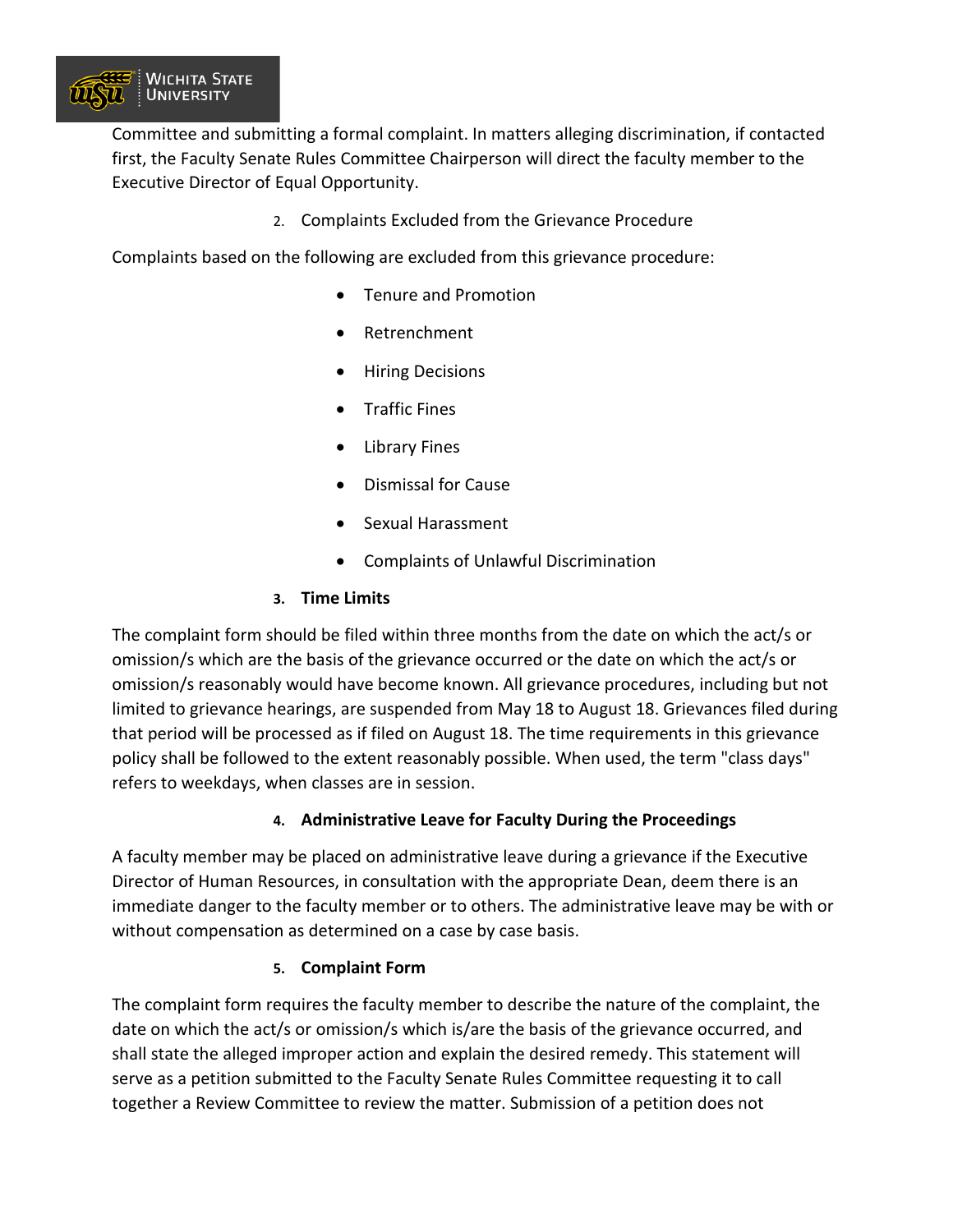Committee and submitting a formal complaint. In matters alleging discrimination, if contacted first, the Faculty Senate Rules Committee Chairperson will direct the faculty member to the Executive Director of Equal Opportunity.

2. Complaints Excluded from the Grievance Procedure

Complaints based on the following are excluded from this grievance procedure:

- Tenure and Promotion
- Retrenchment
- Hiring Decisions
- Traffic Fines
- Library Fines
- Dismissal for Cause
- Sexual Harassment
- Complaints of Unlawful Discrimination

**3. Time Limits**

The complaint form should be filed within three months from the date on which the act/s or omission/s which are the basis of the grievance occurred or the date on which the act/s or omission/s reasonably would have become known. All grievance procedures, including but not limited to grievance hearings, are suspended from May 18 to August 18. Grievances filed during that period will be processed as if filed on August 18. The time requirements in this grievance policy shall be followed to the extent reasonably possible. When used, the term "class days" refers to weekdays, when classes are in session.

**4. Administrative Leave for Faculty During the Proceedings**

A faculty member may be placed on administrative leave during a grievance if the Executive Director of Human Resources, in consultation with the appropriate Dean, deem there is an immediate danger to the faculty member or to others. The administrative leave may be with or without compensation as determined on a case by case basis.

**5. Complaint Form**

The complaint form requires the faculty member to describe the nature of the complaint, the date on which the act/s or omission/s which is/are the basis of the grievance occurred, and shall state the alleged improper action and explain the desired remedy. This statement will serve as a petition submitted to the Faculty Senate Rules Committee requesting it to call together a Review Committee to review the matter. Submission of a petition does not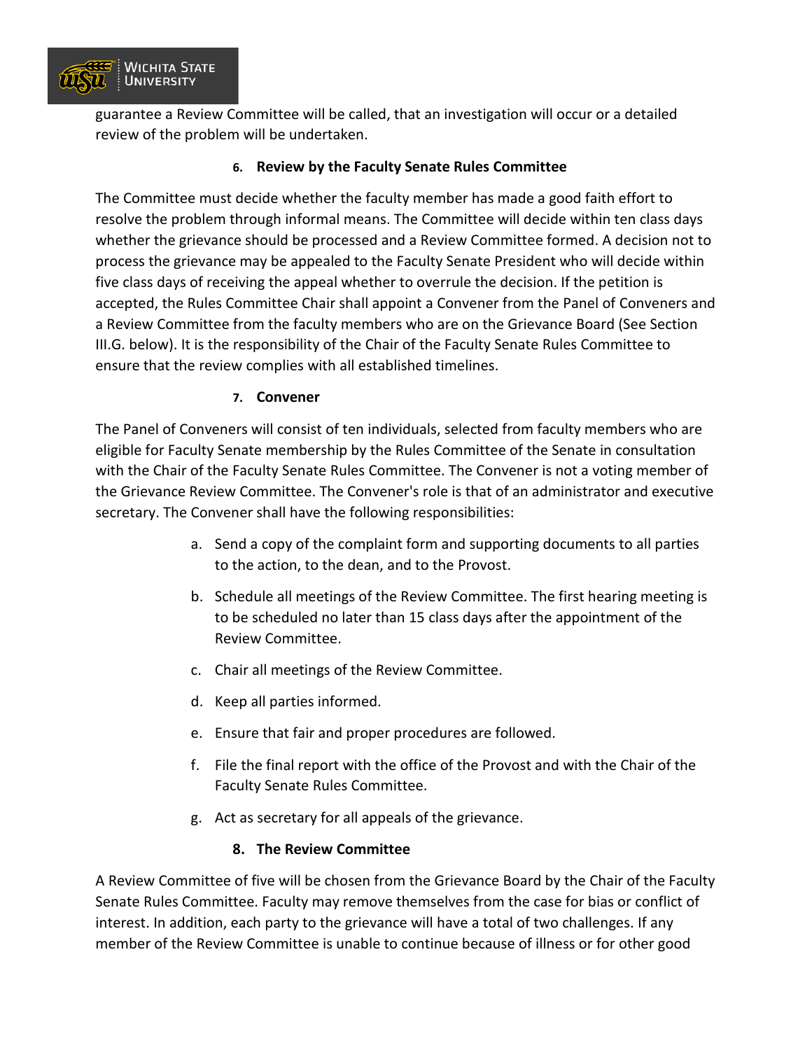guarantee a Review Committee will be called, that an investigation will occur or a detailed review of the problem will be undertaken.

### 6. Review by the Faculty Senate Rules Committee

The Committee must decide whether the faculty member has made a good faith effort to resolve the problem through informal means. The Committee will decide within ten class days whether the grievance should be processed and a Review Committee formed. A decision not to process the grievance may be appealed to the Faculty Senate President who will decide within five class days of receiving the appeal whether to overrule the decision. If the petition is accepted, the Rules Committee Chair shall appoint a Convener from the Panel of Conveners and a Review Committee from the faculty members who are on the Grievance Board (See Section III.G. below). It is the responsibility of the Chair of the Faculty Senate Rules Committee to ensure that the review complies with all established timelines.

### 7. Convener

The Panel of Conveners will consist of ten individuals, selected from faculty members who are eligible for Faculty Senate membership by the Rules Committee of the Senate in consultation with the Chair of the Faculty Senate Rules Committee. The Convener is not a voting member of the Grievance Review Committee. The Convener's role is that of an administrator and executive secretary. The Convener shall have the following responsibilities:

a. Send a copy of the complaint form and supporting documents to all parties to the action, to the dean, and to the Provost.

b. Schedule all meetings of the Review Committee. The first hearing meeting is to be scheduled no later than 15 class days after the appointment of the Review Committee.

c. Chair all meetings of the Review Committee.

d. Keep all parties informed.

e. Ensure that fair and proper procedures are followed.

f. File the final report with the office of the Provost and with the Chair of the Faculty Senate Rules Committee.

g. Act as secretary for all appeals of the grievance.

### 8. The Review Committee

A Review Committee of five will be chosen from the Grievance Board by the Chair of the Faculty Senate Rules Committee. Faculty may remove themselves from the case for bias or conflict of interest. In addition, each party to the grievance will have a total of two challenges. If any member of the Review Committee is unable to continue because of illness or for other good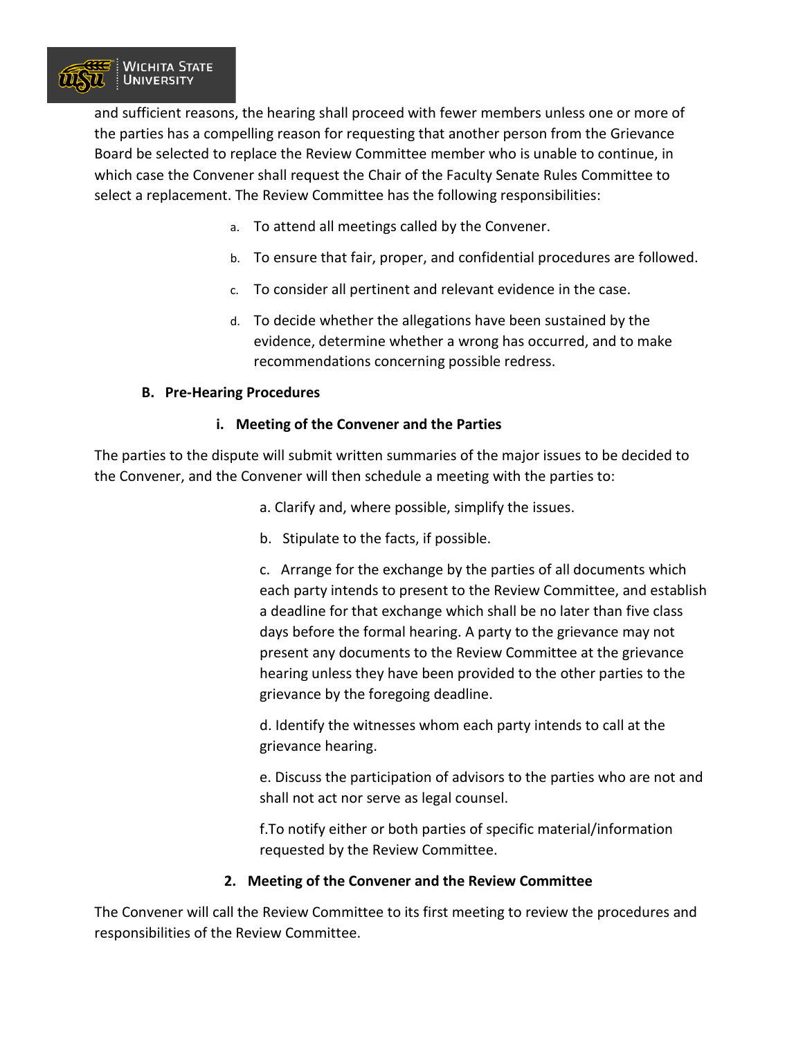and sufficient reasons, the hearing shall proceed with fewer members unless one or more of the parties has a compelling reason for requesting that another person from the Grievance Board be selected to replace the Review Committee member who is unable to continue, in which case the Convener shall request the Chair of the Faculty Senate Rules Committee to select a replacement. The Review Committee has the following responsibilities:

a. To attend all meetings called by the Convener.

b. To ensure that fair, proper, and confidential procedures are followed.

c. To consider all pertinent and relevant evidence in the case.

d. To decide whether the allegations have been sustained by the evidence, determine whether a wrong has occurred, and to make recommendations concerning possible redress.

**B. Pre-Hearing Procedures**

**i. Meeting of the Convener and the Parties**

The parties to the dispute will submit written summaries of the major issues to be decided to the Convener, and the Convener will then schedule a meeting with the parties to:

a. Clarify and, where possible, simplify the issues.

b. Stipulate to the facts, if possible.

c. Arrange for the exchange by the parties of all documents which each party intends to present to the Review Committee, and establish a deadline for that exchange which shall be no later than five class days before the formal hearing. A party to the grievance may not present any documents to the Review Committee at the grievance hearing unless they have been provided to the other parties to the grievance by the foregoing deadline.

d. Identify the witnesses whom each party intends to call at the grievance hearing.

e. Discuss the participation of advisors to the parties who are not and shall not act nor serve as legal counsel.

f.To notify either or both parties of specific material/information requested by the Review Committee.

**2. Meeting of the Convener and the Review Committee**

The Convener will call the Review Committee to its first meeting to review the procedures and responsibilities of the Review Committee.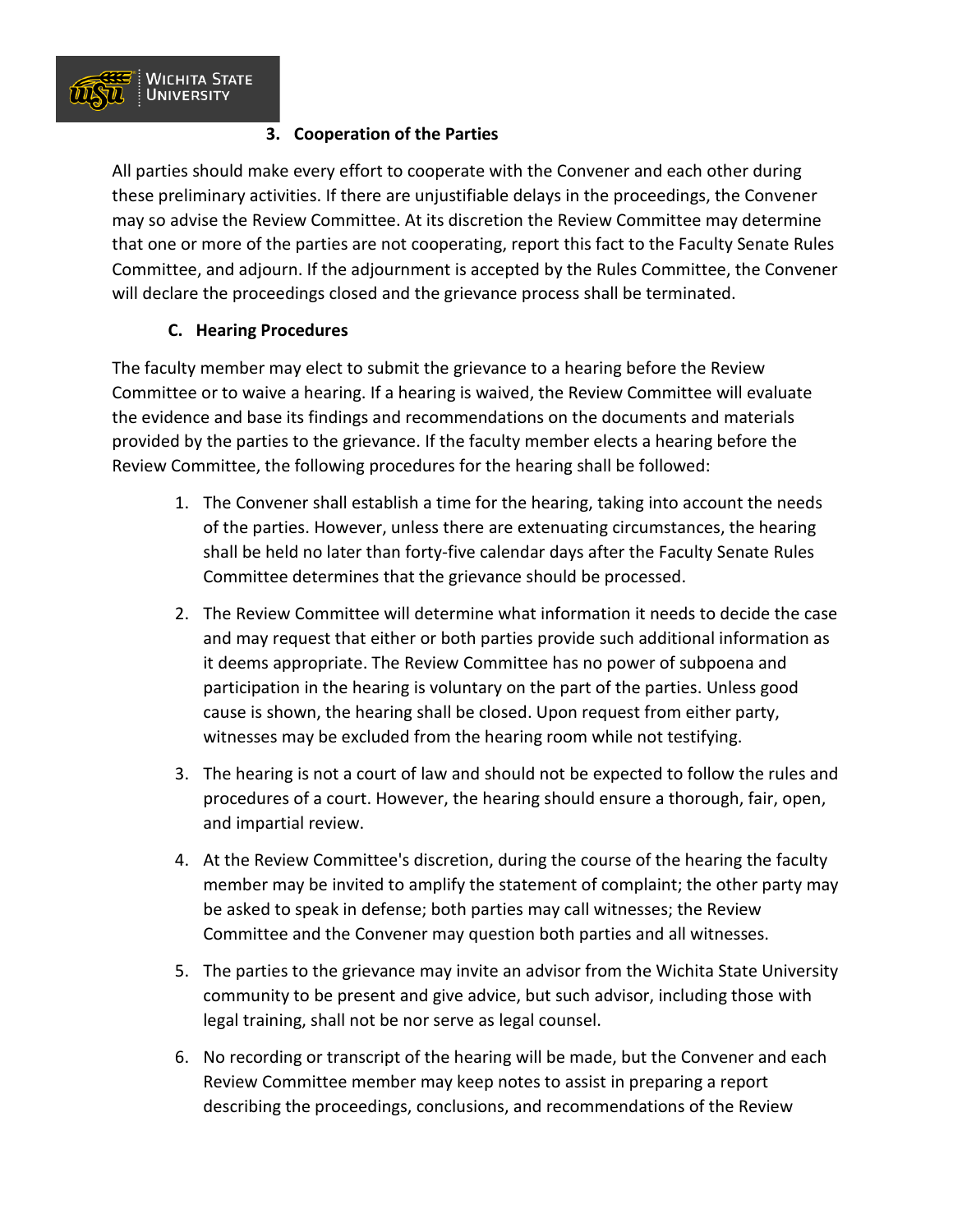### 3. Cooperation of the Parties

All parties should make every effort to cooperate with the Convener and each other during these preliminary activities. If there are unjustifiable delays in the proceedings, the Convener may so advise the Review Committee. At its discretion the Review Committee may determine that one or more of the parties are not cooperating, report this fact to the Faculty Senate Rules Committee, and adjourn. If the adjournment is accepted by the Rules Committee, the Convener will declare the proceedings closed and the grievance process shall be terminated.

## C. Hearing Procedures

The faculty member may elect to submit the grievance to a hearing before the Review Committee or to waive a hearing. If a hearing is waived, the Review Committee will evaluate the evidence and base its findings and recommendations on the documents and materials provided by the parties to the grievance. If the faculty member elects a hearing before the Review Committee, the following procedures for the hearing shall be followed:

1. The Convener shall establish a time for the hearing, taking into account the needs of the parties. However, unless there are extenuating circumstances, the hearing shall be held no later than forty-five calendar days after the Faculty Senate Rules Committee determines that the grievance should be processed.

2. The Review Committee will determine what information it needs to decide the case and may request that either or both parties provide such additional information as it deems appropriate. The Review Committee has no power of subpoena and participation in the hearing is voluntary on the part of the parties. Unless good cause is shown, the hearing shall be closed. Upon request from either party, witnesses may be excluded from the hearing room while not testifying.

3. The hearing is not a court of law and should not be expected to follow the rules and procedures of a court. However, the hearing should ensure a thorough, fair, open, and impartial review.

4. At the Review Committee's discretion, during the course of the hearing the faculty member may be invited to amplify the statement of complaint; the other party may be asked to speak in defense; both parties may call witnesses; the Review Committee and the Convener may question both parties and all witnesses.

5. The parties to the grievance may invite an advisor from the Wichita State University community to be present and give advice, but such advisor, including those with legal training, shall not be nor serve as legal counsel.

6. No recording or transcript of the hearing will be made, but the Convener and each Review Committee member may keep notes to assist in preparing a report describing the proceedings, conclusions, and recommendations of the Review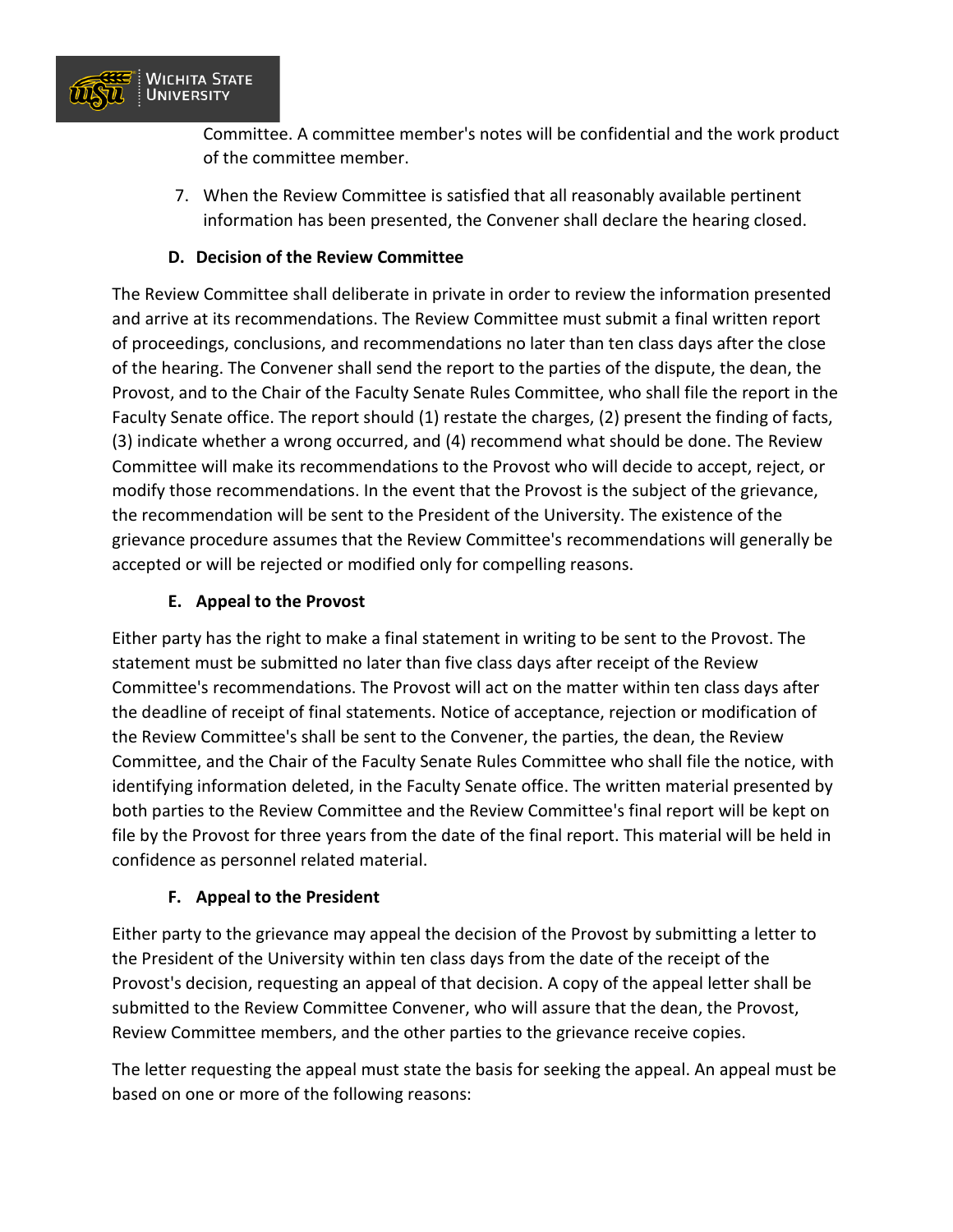Committee. A committee member's notes will be confidential and the work product of the committee member.

7. When the Review Committee is satisfied that all reasonably available pertinent information has been presented, the Convener shall declare the hearing closed.

### D. Decision of the Review Committee

The Review Committee shall deliberate in private in order to review the information presented and arrive at its recommendations. The Review Committee must submit a final written report of proceedings, conclusions, and recommendations no later than ten class days after the close of the hearing. The Convener shall send the report to the parties of the dispute, the dean, the Provost, and to the Chair of the Faculty Senate Rules Committee, who shall file the report in the Faculty Senate office. The report should (1) restate the charges, (2) present the finding of facts, (3) indicate whether a wrong occurred, and (4) recommend what should be done. The Review Committee will make its recommendations to the Provost who will decide to accept, reject, or modify those recommendations. In the event that the Provost is the subject of the grievance, the recommendation will be sent to the President of the University. The existence of the grievance procedure assumes that the Review Committee's recommendations will generally be accepted or will be rejected or modified only for compelling reasons.

### E. Appeal to the Provost

Either party has the right to make a final statement in writing to be sent to the Provost. The statement must be submitted no later than five class days after receipt of the Review Committee's recommendations. The Provost will act on the matter within ten class days after the deadline of receipt of final statements. Notice of acceptance, rejection or modification of the Review Committee's shall be sent to the Convener, the parties, the dean, the Review Committee, and the Chair of the Faculty Senate Rules Committee who shall file the notice, with identifying information deleted, in the Faculty Senate office. The written material presented by both parties to the Review Committee and the Review Committee's final report will be kept on file by the Provost for three years from the date of the final report. This material will be held in confidence as personnel related material.

### F. Appeal to the President

Either party to the grievance may appeal the decision of the Provost by submitting a letter to the President of the University within ten class days from the date of the receipt of the Provost's decision, requesting an appeal of that decision. A copy of the appeal letter shall be submitted to the Review Committee Convener, who will assure that the dean, the Provost, Review Committee members, and the other parties to the grievance receive copies.

The letter requesting the appeal must state the basis for seeking the appeal. An appeal must be based on one or more of the following reasons: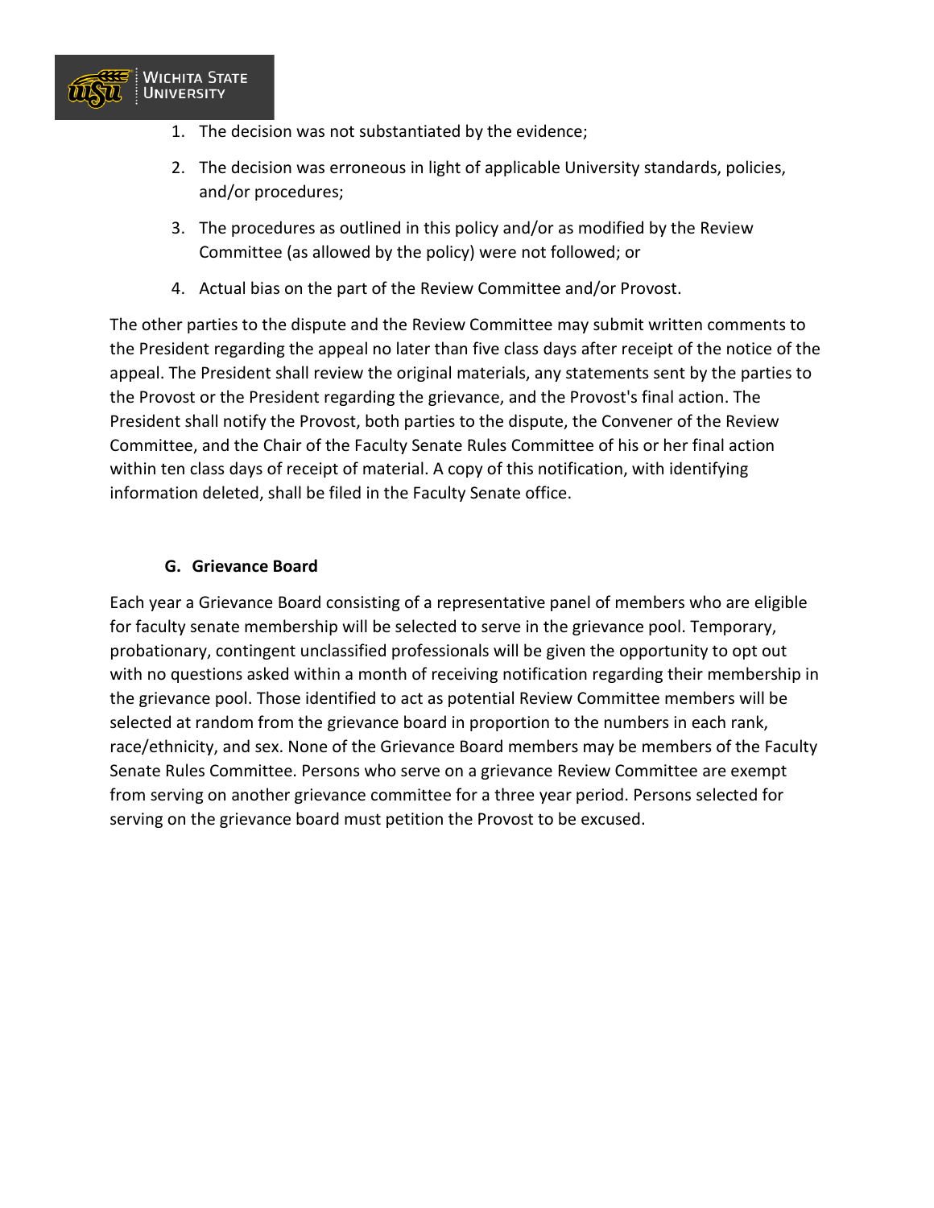1. The decision was not substantiated by the evidence;
2. The decision was erroneous in light of applicable University standards, policies, and/or procedures;
3. The procedures as outlined in this policy and/or as modified by the Review Committee (as allowed by the policy) were not followed; or
4. Actual bias on the part of the Review Committee and/or Provost.

The other parties to the dispute and the Review Committee may submit written comments to the President regarding the appeal no later than five class days after receipt of the notice of the appeal. The President shall review the original materials, any statements sent by the parties to the Provost or the President regarding the grievance, and the Provost's final action. The President shall notify the Provost, both parties to the dispute, the Convener of the Review Committee, and the Chair of the Faculty Senate Rules Committee of his or her final action within ten class days of receipt of material. A copy of this notification, with identifying information deleted, shall be filed in the Faculty Senate office.

### G. Grievance Board

Each year a Grievance Board consisting of a representative panel of members who are eligible for faculty senate membership will be selected to serve in the grievance pool. Temporary, probationary, contingent unclassified professionals will be given the opportunity to opt out with no questions asked within a month of receiving notification regarding their membership in the grievance pool. Those identified to act as potential Review Committee members will be selected at random from the grievance board in proportion to the numbers in each rank, race/ethnicity, and sex. None of the Grievance Board members may be members of the Faculty Senate Rules Committee. Persons who serve on a grievance Review Committee are exempt from serving on another grievance committee for a three year period. Persons selected for serving on the grievance board must petition the Provost to be excused.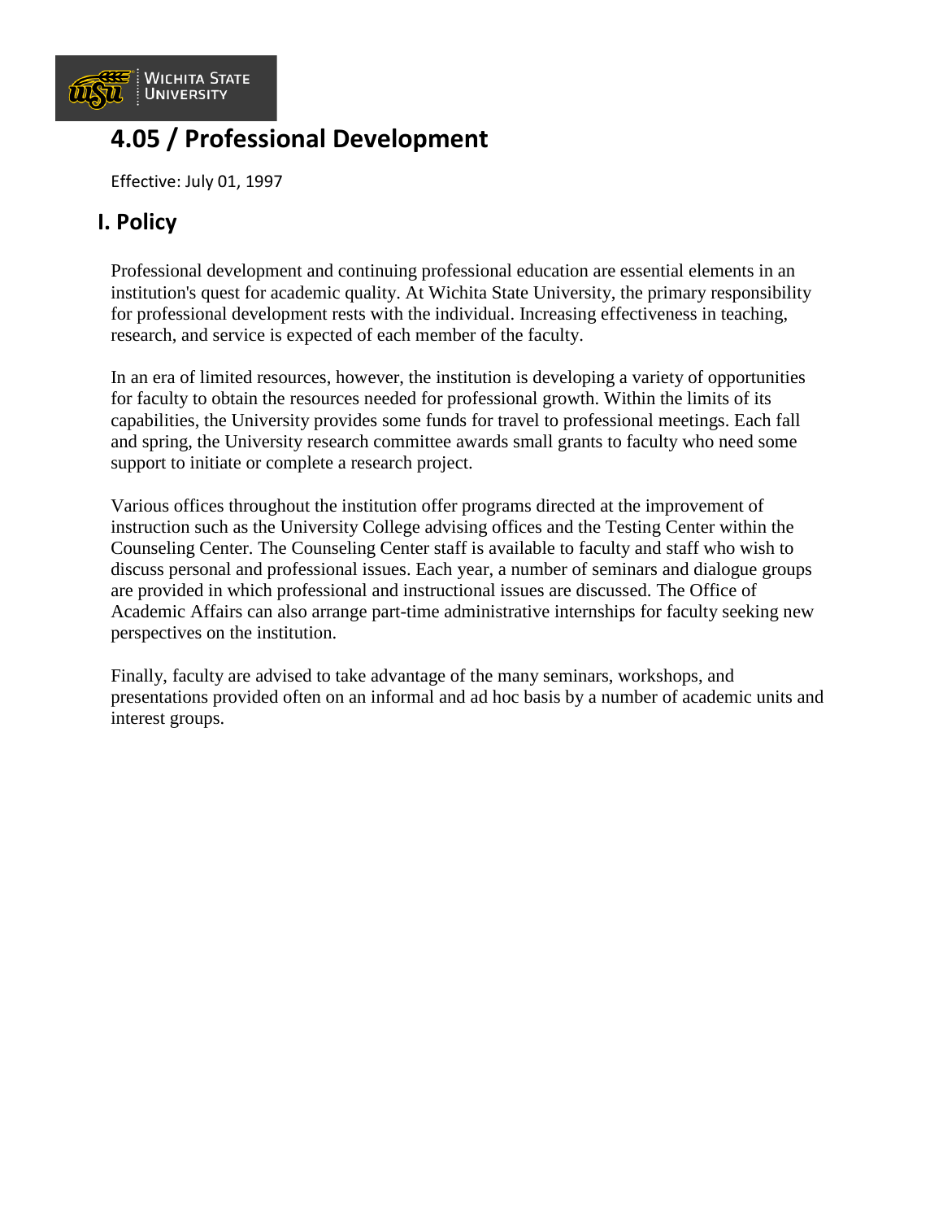# 4.05 / Professional Development

Effective: July 01, 1997

## I. Policy

Professional development and continuing professional education are essential elements in an institution's quest for academic quality. At Wichita State University, the primary responsibility for professional development rests with the individual. Increasing effectiveness in teaching, research, and service is expected of each member of the faculty.

In an era of limited resources, however, the institution is developing a variety of opportunities for faculty to obtain the resources needed for professional growth. Within the limits of its capabilities, the University provides some funds for travel to professional meetings. Each fall and spring, the University research committee awards small grants to faculty who need some support to initiate or complete a research project.

Various offices throughout the institution offer programs directed at the improvement of instruction such as the University College advising offices and the Testing Center within the Counseling Center. The Counseling Center staff is available to faculty and staff who wish to discuss personal and professional issues. Each year, a number of seminars and dialogue groups are provided in which professional and instructional issues are discussed. The Office of Academic Affairs can also arrange part-time administrative internships for faculty seeking new perspectives on the institution.

Finally, faculty are advised to take advantage of the many seminars, workshops, and presentations provided often on an informal and ad hoc basis by a number of academic units and interest groups.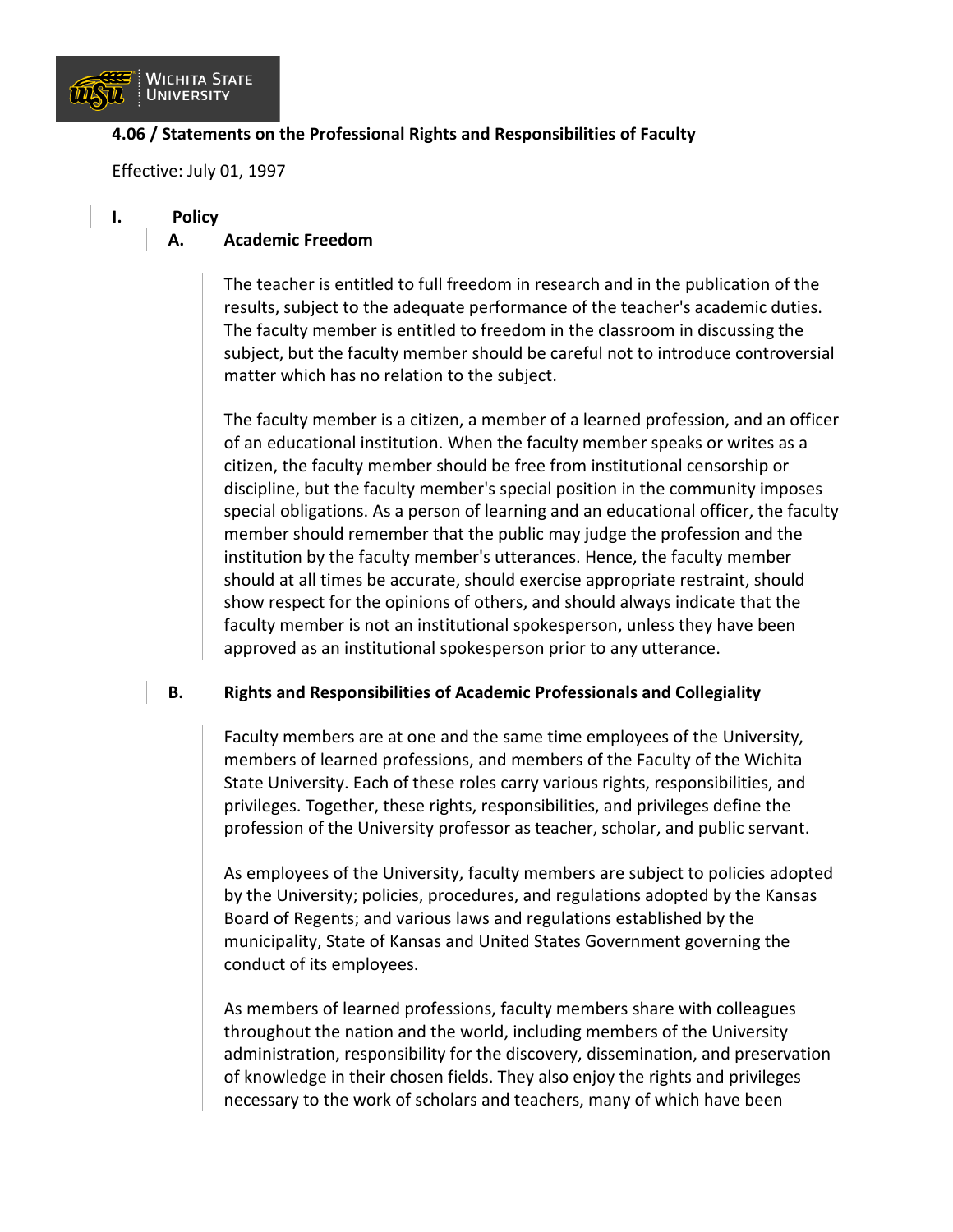## 4.06 / Statements on the Professional Rights and Responsibilities of Faculty

Effective: July 01, 1997

### I. Policy

#### A. Academic Freedom

The teacher is entitled to full freedom in research and in the publication of the results, subject to the adequate performance of the teacher's academic duties. The faculty member is entitled to freedom in the classroom in discussing the subject, but the faculty member should be careful not to introduce controversial matter which has no relation to the subject.

The faculty member is a citizen, a member of a learned profession, and an officer of an educational institution. When the faculty member speaks or writes as a citizen, the faculty member should be free from institutional censorship or discipline, but the faculty member's special position in the community imposes special obligations. As a person of learning and an educational officer, the faculty member should remember that the public may judge the profession and the institution by the faculty member's utterances. Hence, the faculty member should at all times be accurate, should exercise appropriate restraint, should show respect for the opinions of others, and should always indicate that the faculty member is not an institutional spokesperson, unless they have been approved as an institutional spokesperson prior to any utterance.

#### B. Rights and Responsibilities of Academic Professionals and Collegiality

Faculty members are at one and the same time employees of the University, members of learned professions, and members of the Faculty of the Wichita State University. Each of these roles carry various rights, responsibilities, and privileges. Together, these rights, responsibilities, and privileges define the profession of the University professor as teacher, scholar, and public servant.

As employees of the University, faculty members are subject to policies adopted by the University; policies, procedures, and regulations adopted by the Kansas Board of Regents; and various laws and regulations established by the municipality, State of Kansas and United States Government governing the conduct of its employees.

As members of learned professions, faculty members share with colleagues throughout the nation and the world, including members of the University administration, responsibility for the discovery, dissemination, and preservation of knowledge in their chosen fields. They also enjoy the rights and privileges necessary to the work of scholars and teachers, many of which have been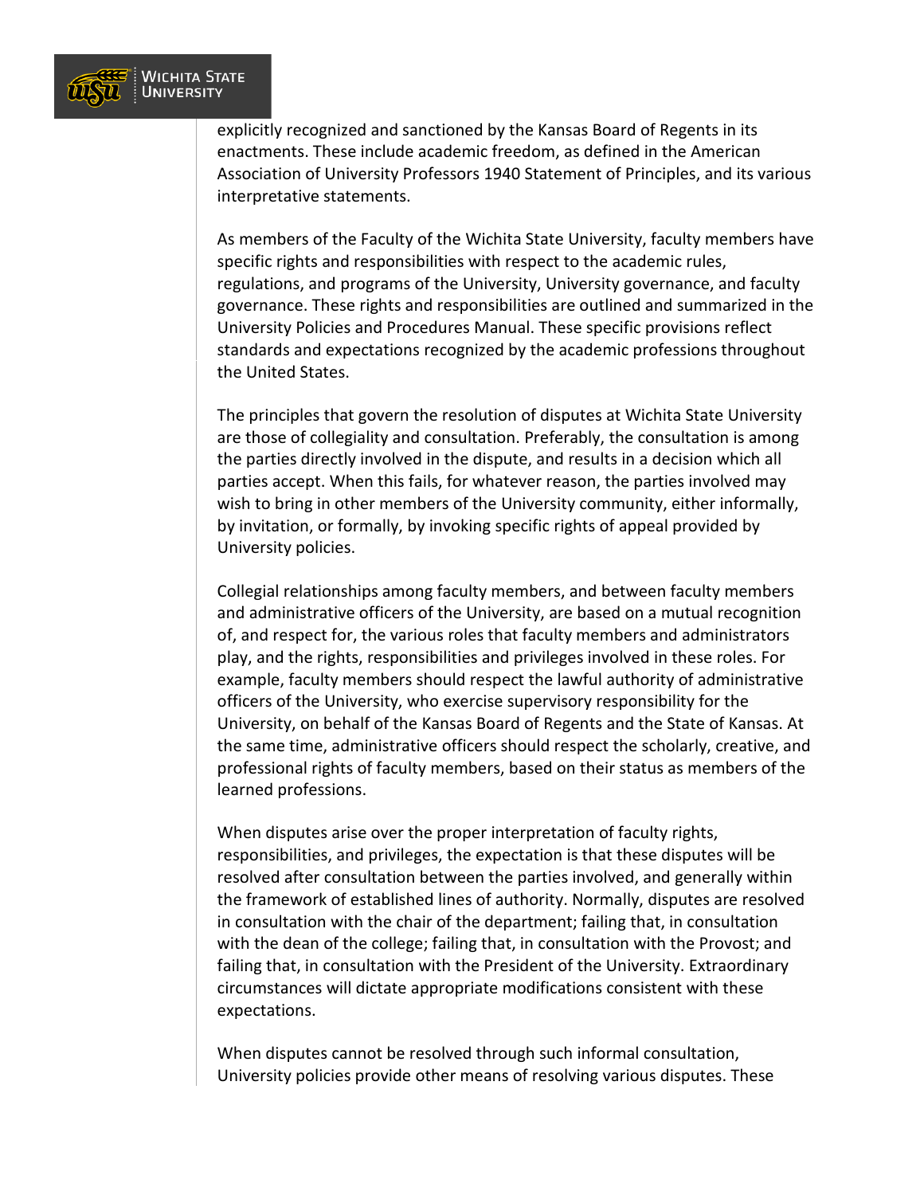explicitly recognized and sanctioned by the Kansas Board of Regents in its enactments. These include academic freedom, as defined in the American Association of University Professors 1940 Statement of Principles, and its various interpretative statements.

As members of the Faculty of the Wichita State University, faculty members have specific rights and responsibilities with respect to the academic rules, regulations, and programs of the University, University governance, and faculty governance. These rights and responsibilities are outlined and summarized in the University Policies and Procedures Manual. These specific provisions reflect standards and expectations recognized by the academic professions throughout the United States.

The principles that govern the resolution of disputes at Wichita State University are those of collegiality and consultation. Preferably, the consultation is among the parties directly involved in the dispute, and results in a decision which all parties accept. When this fails, for whatever reason, the parties involved may wish to bring in other members of the University community, either informally, by invitation, or formally, by invoking specific rights of appeal provided by University policies.

Collegial relationships among faculty members, and between faculty members and administrative officers of the University, are based on a mutual recognition of, and respect for, the various roles that faculty members and administrators play, and the rights, responsibilities and privileges involved in these roles. For example, faculty members should respect the lawful authority of administrative officers of the University, who exercise supervisory responsibility for the University, on behalf of the Kansas Board of Regents and the State of Kansas. At the same time, administrative officers should respect the scholarly, creative, and professional rights of faculty members, based on their status as members of the learned professions.

When disputes arise over the proper interpretation of faculty rights, responsibilities, and privileges, the expectation is that these disputes will be resolved after consultation between the parties involved, and generally within the framework of established lines of authority. Normally, disputes are resolved in consultation with the chair of the department; failing that, in consultation with the dean of the college; failing that, in consultation with the Provost; and failing that, in consultation with the President of the University. Extraordinary circumstances will dictate appropriate modifications consistent with these expectations.

When disputes cannot be resolved through such informal consultation, University policies provide other means of resolving various disputes. These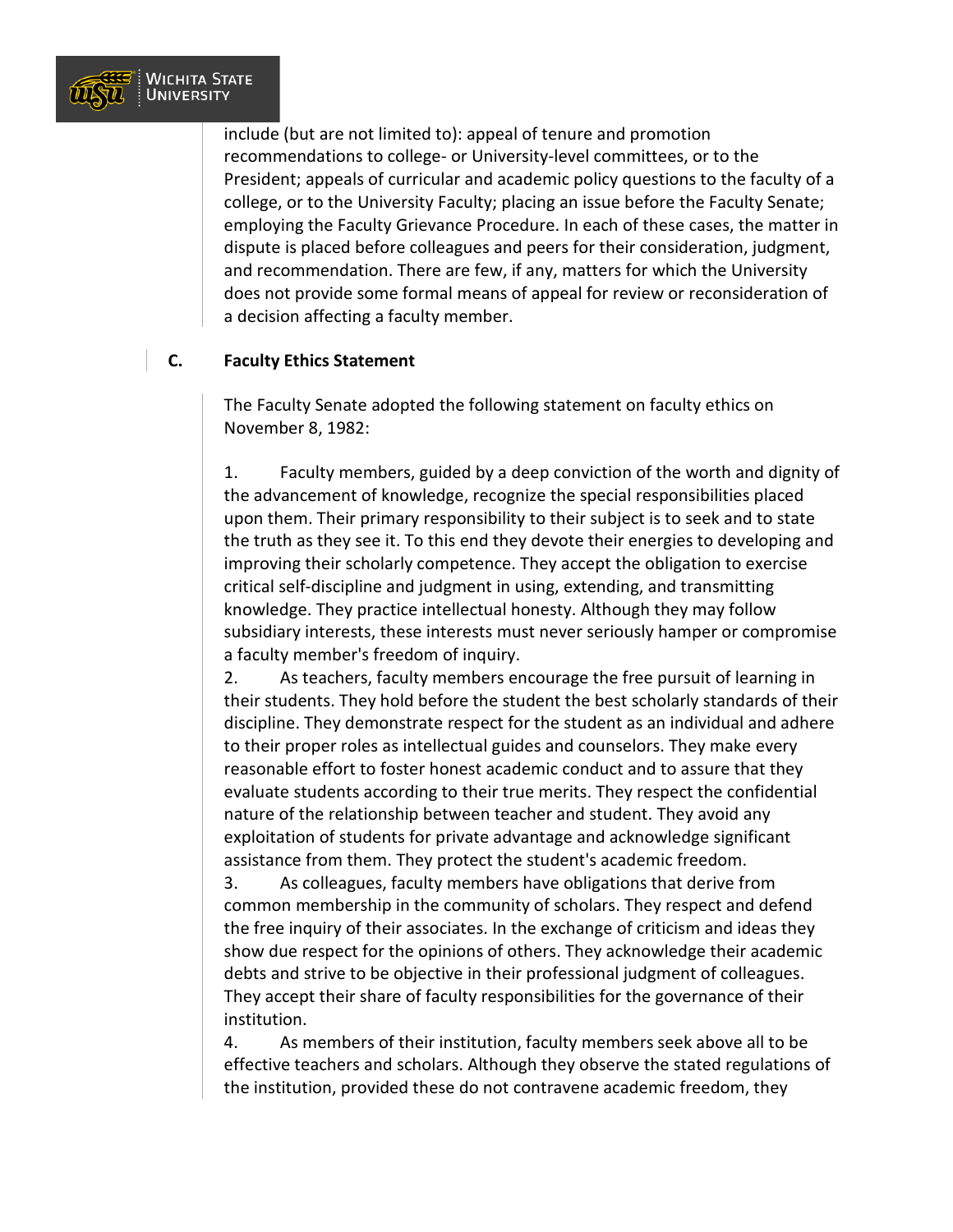include (but are not limited to): appeal of tenure and promotion recommendations to college- or University-level committees, or to the President; appeals of curricular and academic policy questions to the faculty of a college, or to the University Faculty; placing an issue before the Faculty Senate; employing the Faculty Grievance Procedure. In each of these cases, the matter in dispute is placed before colleagues and peers for their consideration, judgment, and recommendation. There are few, if any, matters for which the University does not provide some formal means of appeal for review or reconsideration of a decision affecting a faculty member.

### C. Faculty Ethics Statement

The Faculty Senate adopted the following statement on faculty ethics on November 8, 1982:

1. Faculty members, guided by a deep conviction of the worth and dignity of the advancement of knowledge, recognize the special responsibilities placed upon them. Their primary responsibility to their subject is to seek and to state the truth as they see it. To this end they devote their energies to developing and improving their scholarly competence. They accept the obligation to exercise critical self-discipline and judgment in using, extending, and transmitting knowledge. They practice intellectual honesty. Although they may follow subsidiary interests, these interests must never seriously hamper or compromise a faculty member's freedom of inquiry.
2. As teachers, faculty members encourage the free pursuit of learning in their students. They hold before the student the best scholarly standards of their discipline. They demonstrate respect for the student as an individual and adhere to their proper roles as intellectual guides and counselors. They make every reasonable effort to foster honest academic conduct and to assure that they evaluate students according to their true merits. They respect the confidential nature of the relationship between teacher and student. They avoid any exploitation of students for private advantage and acknowledge significant assistance from them. They protect the student's academic freedom.
3. As colleagues, faculty members have obligations that derive from common membership in the community of scholars. They respect and defend the free inquiry of their associates. In the exchange of criticism and ideas they show due respect for the opinions of others. They acknowledge their academic debts and strive to be objective in their professional judgment of colleagues. They accept their share of faculty responsibilities for the governance of their institution.
4. As members of their institution, faculty members seek above all to be effective teachers and scholars. Although they observe the stated regulations of the institution, provided these do not contravene academic freedom, they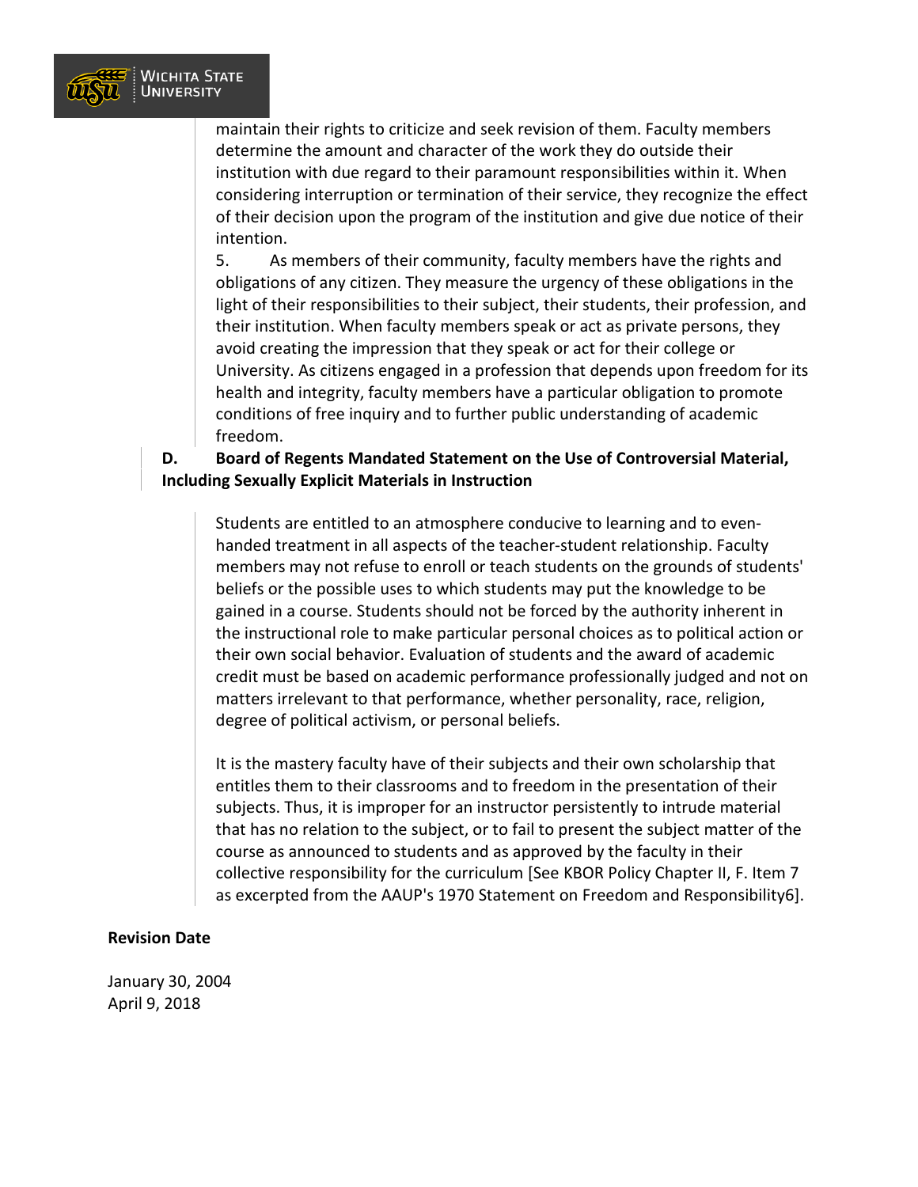maintain their rights to criticize and seek revision of them. Faculty members determine the amount and character of the work they do outside their institution with due regard to their paramount responsibilities within it. When considering interruption or termination of their service, they recognize the effect of their decision upon the program of the institution and give due notice of their intention.

5. As members of their community, faculty members have the rights and obligations of any citizen. They measure the urgency of these obligations in the light of their responsibilities to their subject, their students, their profession, and their institution. When faculty members speak or act as private persons, they avoid creating the impression that they speak or act for their college or University. As citizens engaged in a profession that depends upon freedom for its health and integrity, faculty members have a particular obligation to promote conditions of free inquiry and to further public understanding of academic freedom.

**D. Board of Regents Mandated Statement on the Use of Controversial Material, Including Sexually Explicit Materials in Instruction**

Students are entitled to an atmosphere conducive to learning and to even-handed treatment in all aspects of the teacher-student relationship. Faculty members may not refuse to enroll or teach students on the grounds of students' beliefs or the possible uses to which students may put the knowledge to be gained in a course. Students should not be forced by the authority inherent in the instructional role to make particular personal choices as to political action or their own social behavior. Evaluation of students and the award of academic credit must be based on academic performance professionally judged and not on matters irrelevant to that performance, whether personality, race, religion, degree of political activism, or personal beliefs.

It is the mastery faculty have of their subjects and their own scholarship that entitles them to their classrooms and to freedom in the presentation of their subjects. Thus, it is improper for an instructor persistently to intrude material that has no relation to the subject, or to fail to present the subject matter of the course as announced to students and as approved by the faculty in their collective responsibility for the curriculum [See KBOR Policy Chapter II, F. Item 7 as excerpted from the AAUP's 1970 Statement on Freedom and Responsibility6].

**Revision Date**

January 30, 2004
April 9, 2018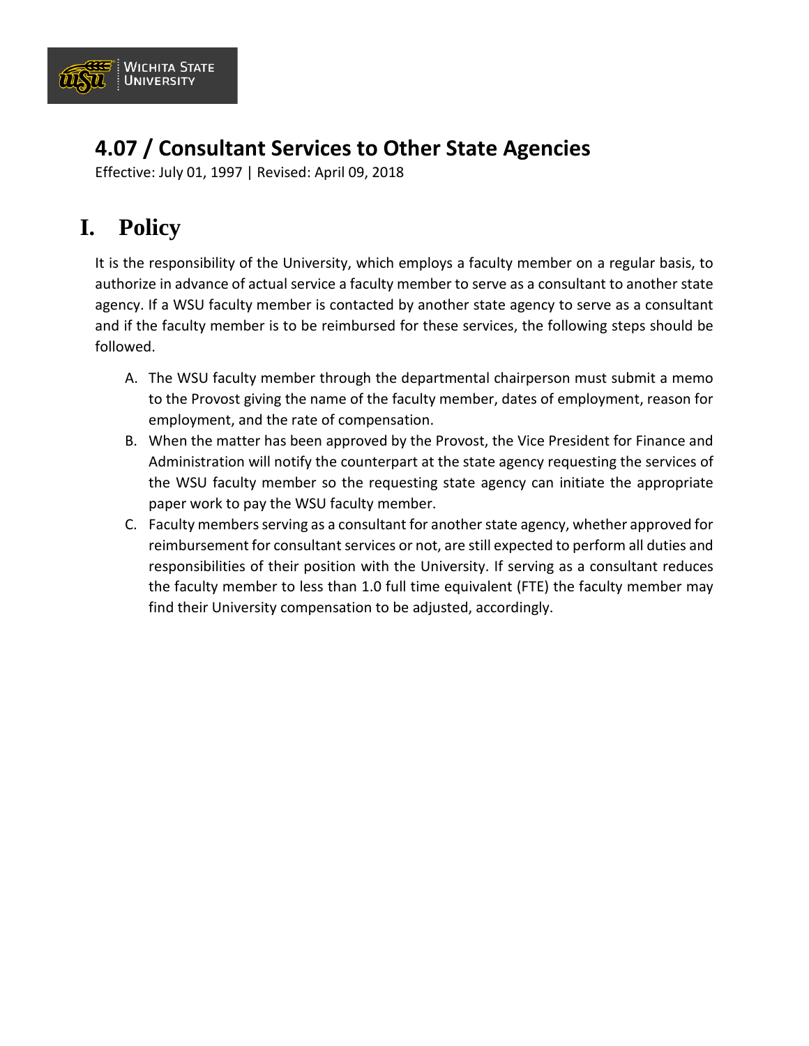# 4.07 / Consultant Services to Other State Agencies

Effective: July 01, 1997 | Revised: April 09, 2018

## I. Policy

It is the responsibility of the University, which employs a faculty member on a regular basis, to authorize in advance of actual service a faculty member to serve as a consultant to another state agency. If a WSU faculty member is contacted by another state agency to serve as a consultant and if the faculty member is to be reimbursed for these services, the following steps should be followed.

A. The WSU faculty member through the departmental chairperson must submit a memo to the Provost giving the name of the faculty member, dates of employment, reason for employment, and the rate of compensation.
B. When the matter has been approved by the Provost, the Vice President for Finance and Administration will notify the counterpart at the state agency requesting the services of the WSU faculty member so the requesting state agency can initiate the appropriate paper work to pay the WSU faculty member.
C. Faculty members serving as a consultant for another state agency, whether approved for reimbursement for consultant services or not, are still expected to perform all duties and responsibilities of their position with the University. If serving as a consultant reduces the faculty member to less than 1.0 full time equivalent (FTE) the faculty member may find their University compensation to be adjusted, accordingly.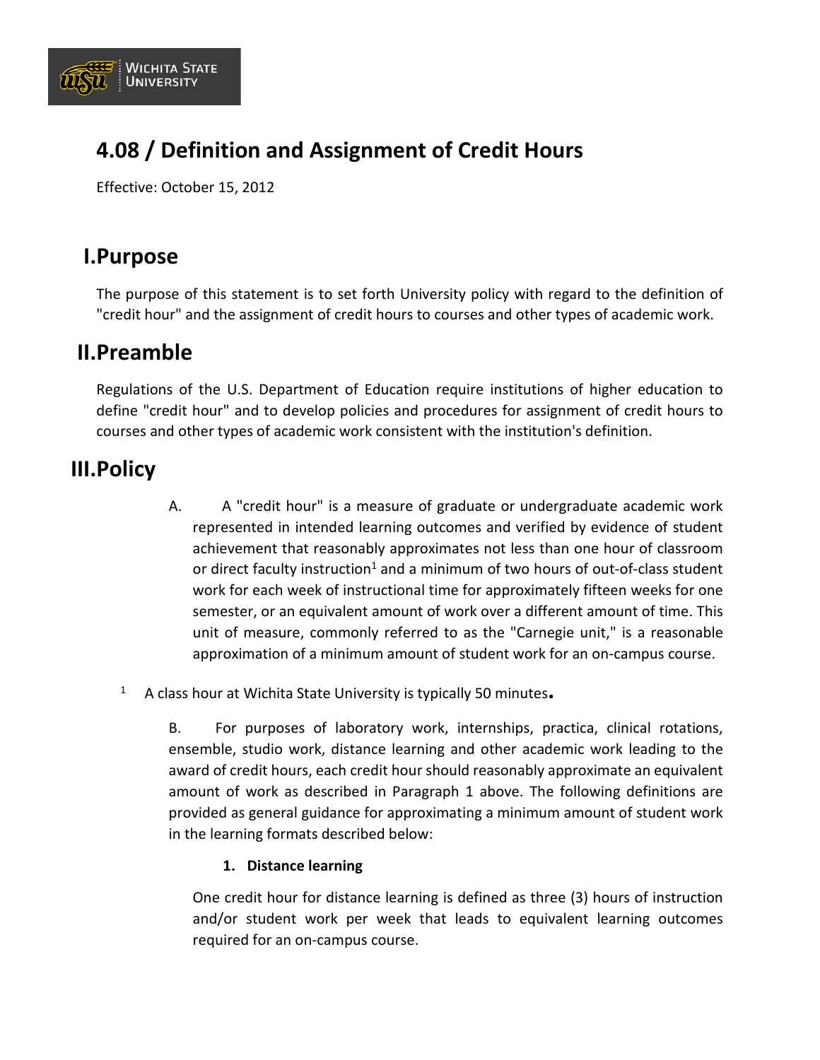# 4.08 / Definition and Assignment of Credit Hours

Effective: October 15, 2012

## I. Purpose

The purpose of this statement is to set forth University policy with regard to the definition of "credit hour" and the assignment of credit hours to courses and other types of academic work.

## II. Preamble

Regulations of the U.S. Department of Education require institutions of higher education to define "credit hour" and to develop policies and procedures for assignment of credit hours to courses and other types of academic work consistent with the institution's definition.

## III. Policy

A. A "credit hour" is a measure of graduate or undergraduate academic work represented in intended learning outcomes and verified by evidence of student achievement that reasonably approximates not less than one hour of classroom or direct faculty instruction[1] and a minimum of two hours of out-of-class student work for each week of instructional time for approximately fifteen weeks for one semester, or an equivalent amount of work over a different amount of time. This unit of measure, commonly referred to as the "Carnegie unit," is a reasonable approximation of a minimum amount of student work for an on-campus course.

[1] A class hour at Wichita State University is typically 50 minutes.

B. For purposes of laboratory work, internships, practica, clinical rotations, ensemble, studio work, distance learning and other academic work leading to the award of credit hours, each credit hour should reasonably approximate an equivalent amount of work as described in Paragraph 1 above. The following definitions are provided as general guidance for approximating a minimum amount of student work in the learning formats described below:

**1. Distance learning**

One credit hour for distance learning is defined as three (3) hours of instruction and/or student work per week that leads to equivalent learning outcomes required for an on-campus course.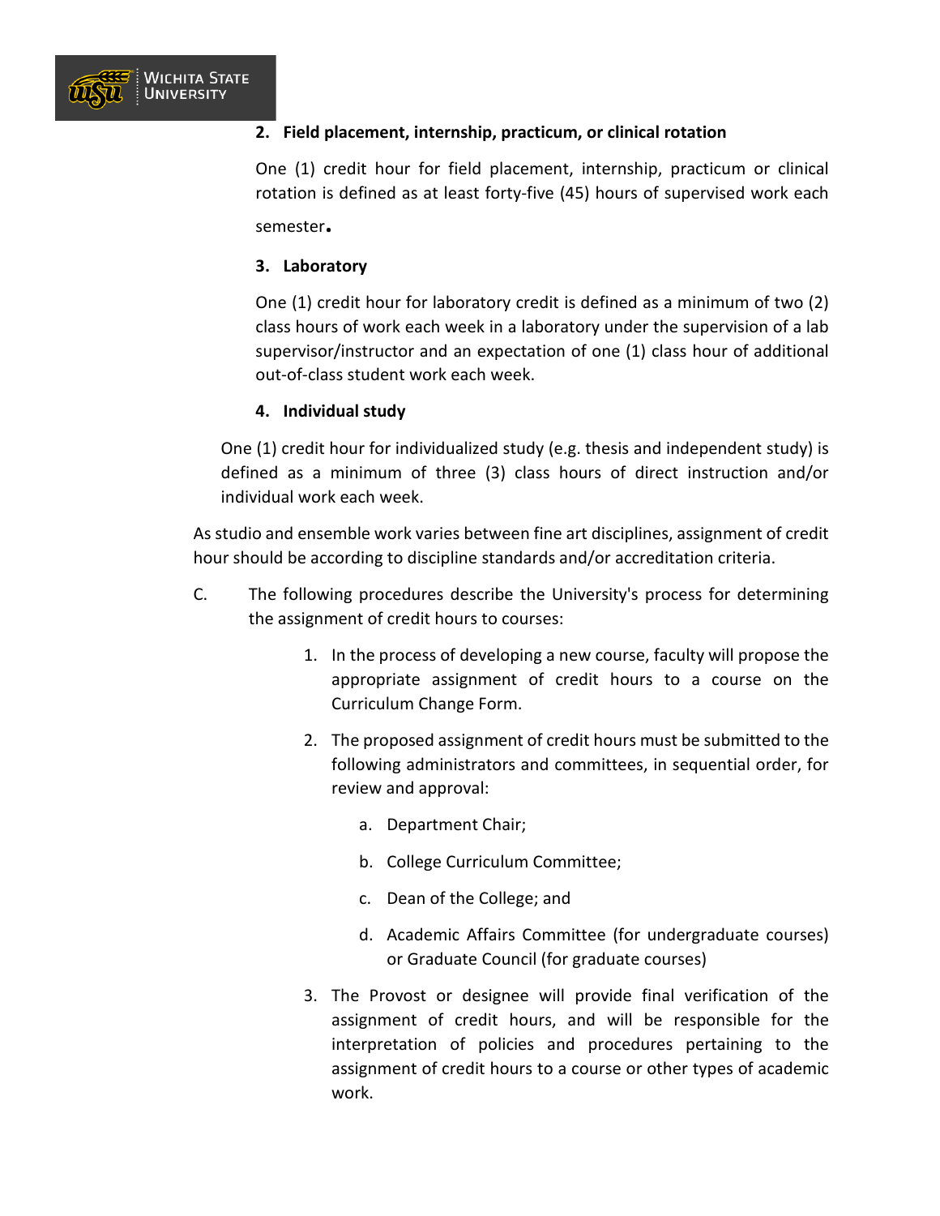**2. Field placement, internship, practicum, or clinical rotation**

One (1) credit hour for field placement, internship, practicum or clinical rotation is defined as at least forty-five (45) hours of supervised work each semester.

**3. Laboratory**

One (1) credit hour for laboratory credit is defined as a minimum of two (2) class hours of work each week in a laboratory under the supervision of a lab supervisor/instructor and an expectation of one (1) class hour of additional out-of-class student work each week.

**4. Individual study**

One (1) credit hour for individualized study (e.g. thesis and independent study) is defined as a minimum of three (3) class hours of direct instruction and/or individual work each week.

As studio and ensemble work varies between fine art disciplines, assignment of credit hour should be according to discipline standards and/or accreditation criteria.

C. The following procedures describe the University's process for determining the assignment of credit hours to courses:

1. In the process of developing a new course, faculty will propose the appropriate assignment of credit hours to a course on the Curriculum Change Form.
2. The proposed assignment of credit hours must be submitted to the following administrators and committees, in sequential order, for review and approval:
    a. Department Chair;
    b. College Curriculum Committee;
    c. Dean of the College; and
    d. Academic Affairs Committee (for undergraduate courses) or Graduate Council (for graduate courses)
3. The Provost or designee will provide final verification of the assignment of credit hours, and will be responsible for the interpretation of policies and procedures pertaining to the assignment of credit hours to a course or other types of academic work.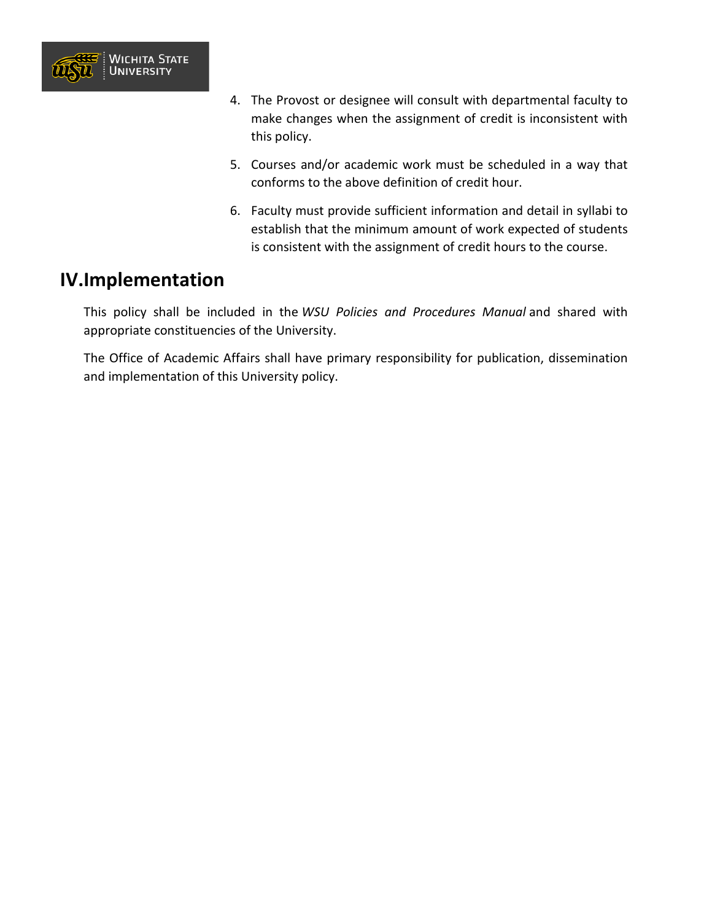4. The Provost or designee will consult with departmental faculty to make changes when the assignment of credit is inconsistent with this policy.

5. Courses and/or academic work must be scheduled in a way that conforms to the above definition of credit hour.

6. Faculty must provide sufficient information and detail in syllabi to establish that the minimum amount of work expected of students is consistent with the assignment of credit hours to the course.

## IV. Implementation

This policy shall be included in the *WSU Policies and Procedures Manual* and shared with appropriate constituencies of the University.

The Office of Academic Affairs shall have primary responsibility for publication, dissemination and implementation of this University policy.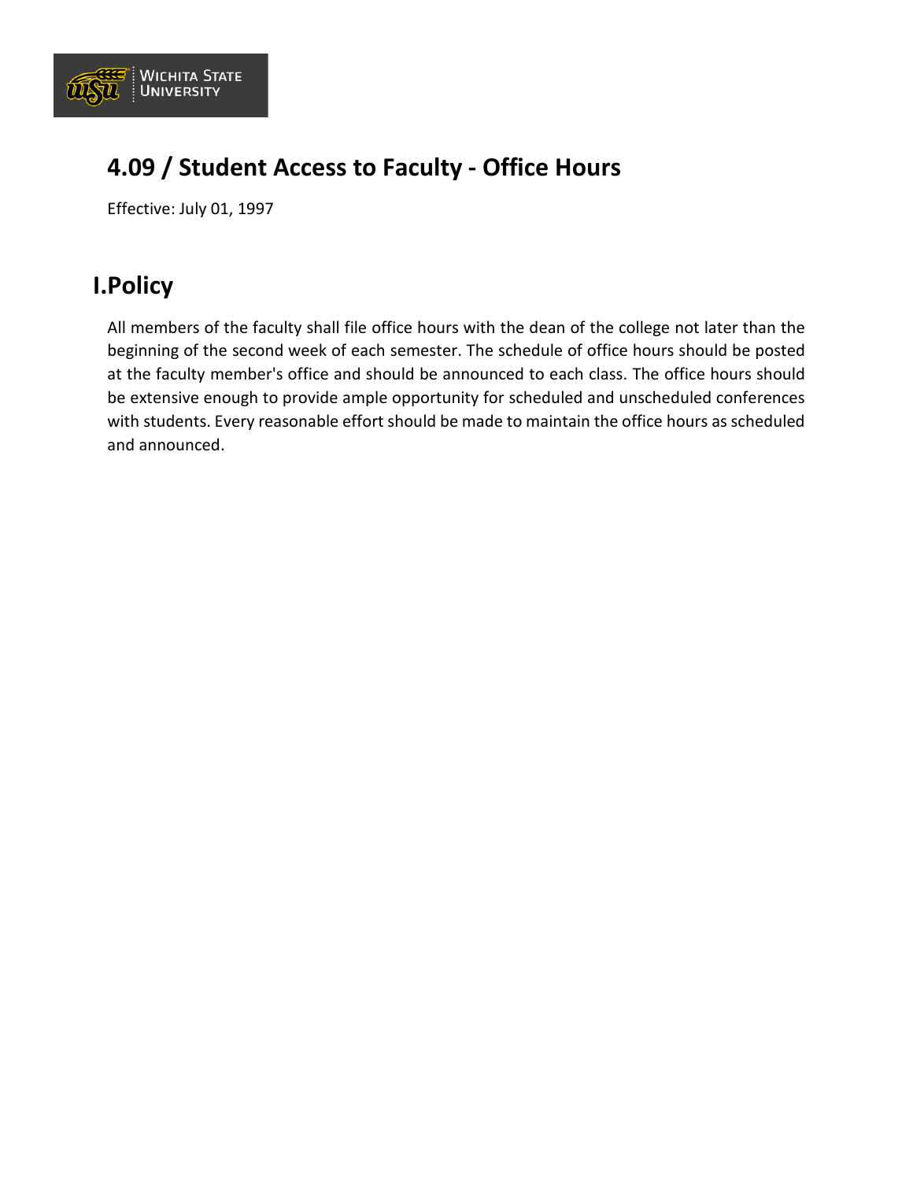# 4.09 / Student Access to Faculty - Office Hours

Effective: July 01, 1997

## I.Policy

All members of the faculty shall file office hours with the dean of the college not later than the beginning of the second week of each semester. The schedule of office hours should be posted at the faculty member's office and should be announced to each class. The office hours should be extensive enough to provide ample opportunity for scheduled and unscheduled conferences with students. Every reasonable effort should be made to maintain the office hours as scheduled and announced.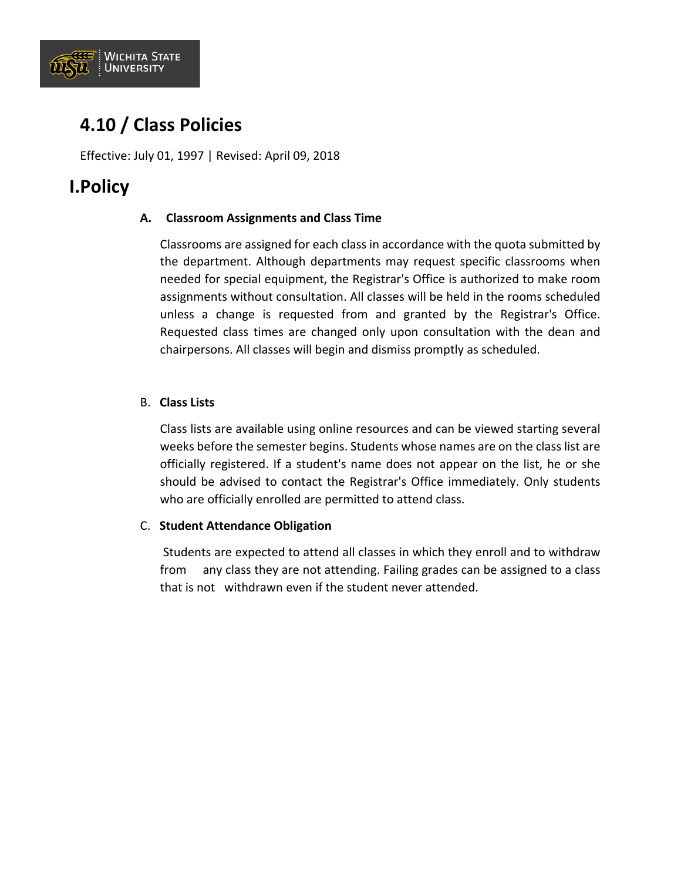# 4.10 / Class Policies

Effective: July 01, 1997 | Revised: April 09, 2018

## I. Policy

### A. Classroom Assignments and Class Time

Classrooms are assigned for each class in accordance with the quota submitted by the department. Although departments may request specific classrooms when needed for special equipment, the Registrar's Office is authorized to make room assignments without consultation. All classes will be held in the rooms scheduled unless a change is requested from and granted by the Registrar's Office. Requested class times are changed only upon consultation with the dean and chairpersons. All classes will begin and dismiss promptly as scheduled.

### B. Class Lists

Class lists are available using online resources and can be viewed starting several weeks before the semester begins. Students whose names are on the class list are officially registered. If a student's name does not appear on the list, he or she should be advised to contact the Registrar's Office immediately. Only students who are officially enrolled are permitted to attend class.

### C. Student Attendance Obligation

Students are expected to attend all classes in which they enroll and to withdraw from any class they are not attending. Failing grades can be assigned to a class that is not withdrawn even if the student never attended.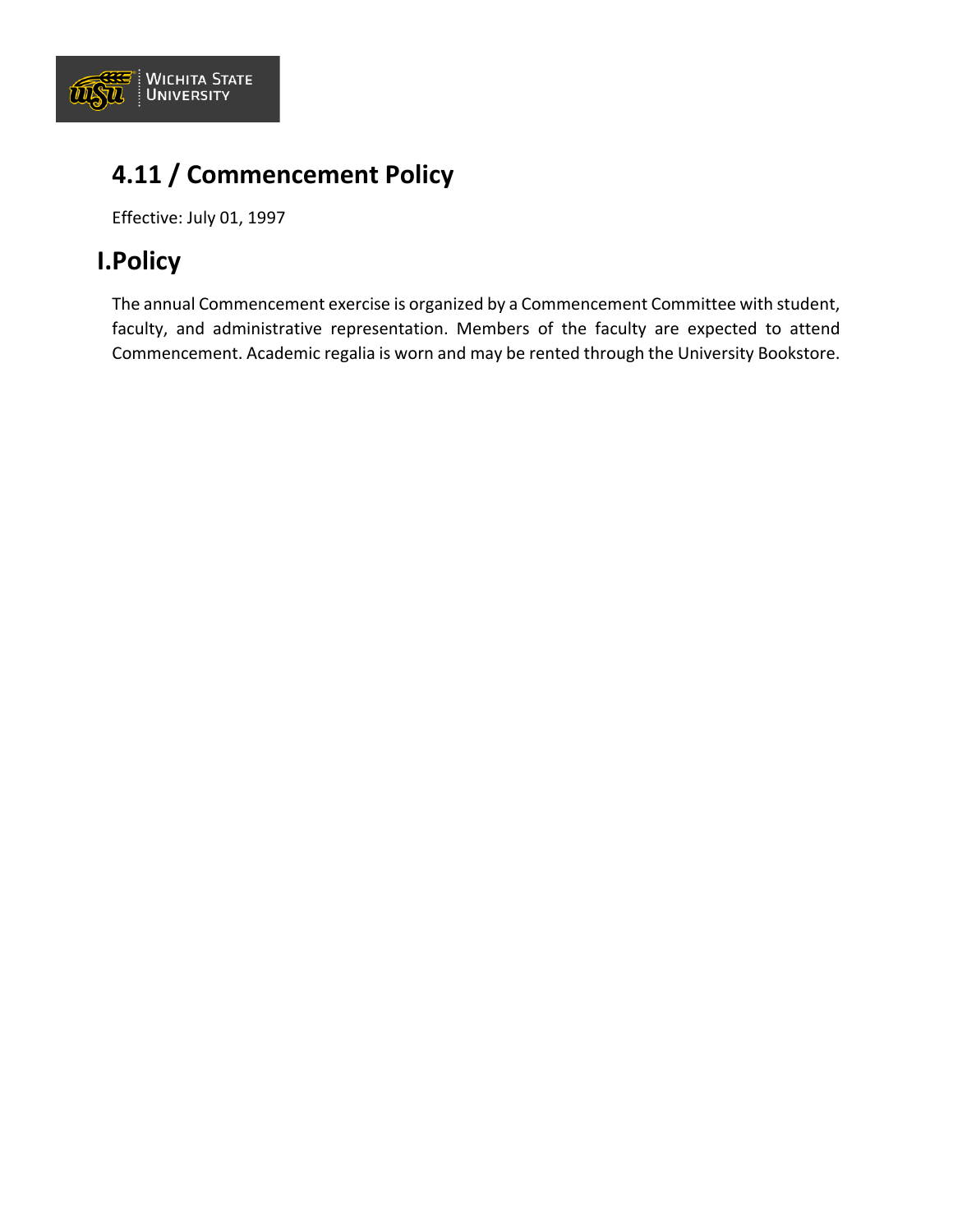# 4.11 / Commencement Policy

Effective: July 01, 1997

## I.Policy

The annual Commencement exercise is organized by a Commencement Committee with student, faculty, and administrative representation. Members of the faculty are expected to attend Commencement. Academic regalia is worn and may be rented through the University Bookstore.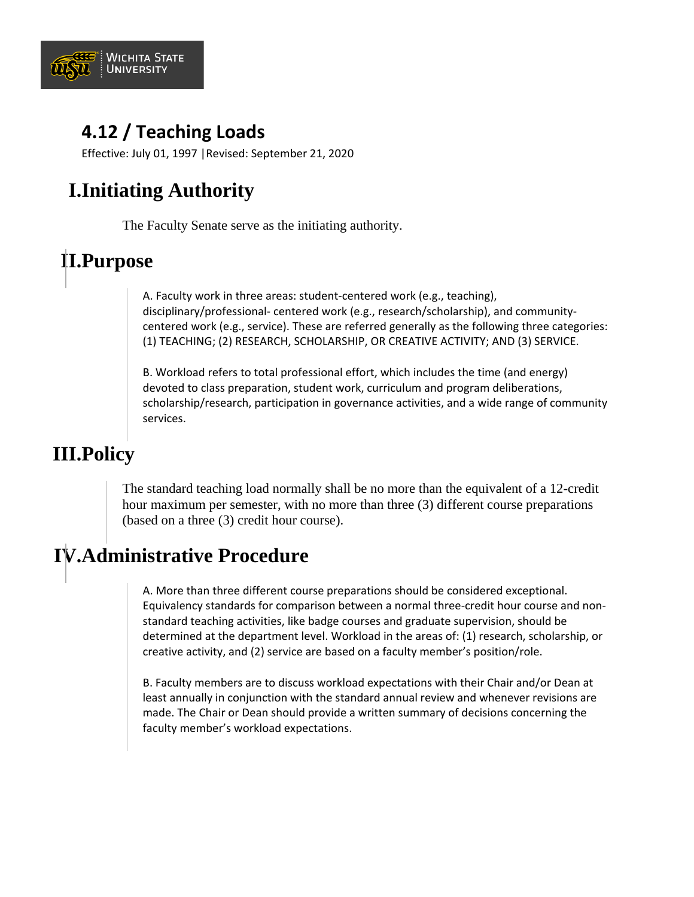# 4.12 / Teaching Loads

Effective: July 01, 1997 |Revised: September 21, 2020

## I.Initiating Authority

The Faculty Senate serve as the initiating authority.

## II.Purpose

A. Faculty work in three areas: student-centered work (e.g., teaching), disciplinary/professional- centered work (e.g., research/scholarship), and community-centered work (e.g., service). These are referred generally as the following three categories: (1) TEACHING; (2) RESEARCH, SCHOLARSHIP, OR CREATIVE ACTIVITY; AND (3) SERVICE.

B. Workload refers to total professional effort, which includes the time (and energy) devoted to class preparation, student work, curriculum and program deliberations, scholarship/research, participation in governance activities, and a wide range of community services.

## III.Policy

The standard teaching load normally shall be no more than the equivalent of a 12-credit hour maximum per semester, with no more than three (3) different course preparations (based on a three (3) credit hour course).

## IV.Administrative Procedure

A. More than three different course preparations should be considered exceptional. Equivalency standards for comparison between a normal three-credit hour course and non-standard teaching activities, like badge courses and graduate supervision, should be determined at the department level. Workload in the areas of: (1) research, scholarship, or creative activity, and (2) service are based on a faculty member's position/role.

B. Faculty members are to discuss workload expectations with their Chair and/or Dean at least annually in conjunction with the standard annual review and whenever revisions are made. The Chair or Dean should provide a written summary of decisions concerning the faculty member's workload expectations.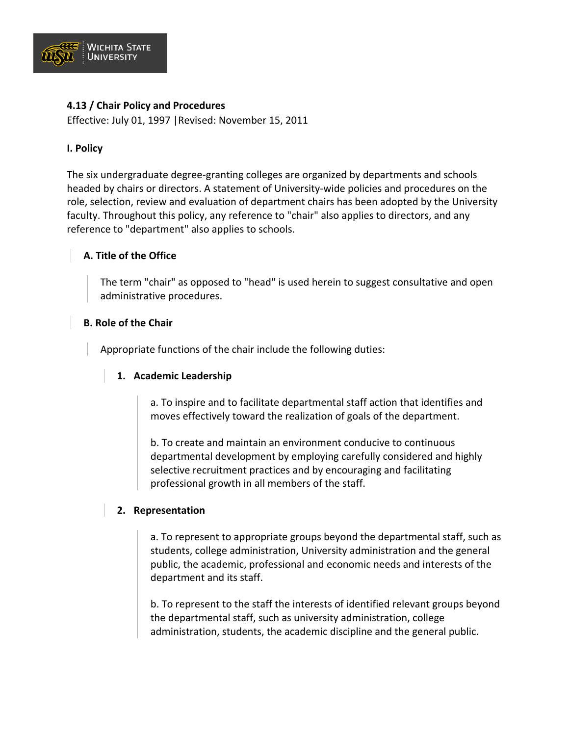## 4.13 / Chair Policy and Procedures

Effective: July 01, 1997 |Revised: November 15, 2011

### I. Policy

The six undergraduate degree-granting colleges are organized by departments and schools headed by chairs or directors. A statement of University-wide policies and procedures on the role, selection, review and evaluation of department chairs has been adopted by the University faculty. Throughout this policy, any reference to "chair" also applies to directors, and any reference to "department" also applies to schools.

#### A. Title of the Office

The term "chair" as opposed to "head" is used herein to suggest consultative and open administrative procedures.

#### B. Role of the Chair

Appropriate functions of the chair include the following duties:

1. **Academic Leadership**

   a. To inspire and to facilitate departmental staff action that identifies and moves effectively toward the realization of goals of the department.

   b. To create and maintain an environment conducive to continuous departmental development by employing carefully considered and highly selective recruitment practices and by encouraging and facilitating professional growth in all members of the staff.

2. **Representation**

   a. To represent to appropriate groups beyond the departmental staff, such as students, college administration, University administration and the general public, the academic, professional and economic needs and interests of the department and its staff.

   b. To represent to the staff the interests of identified relevant groups beyond the departmental staff, such as university administration, college administration, students, the academic discipline and the general public.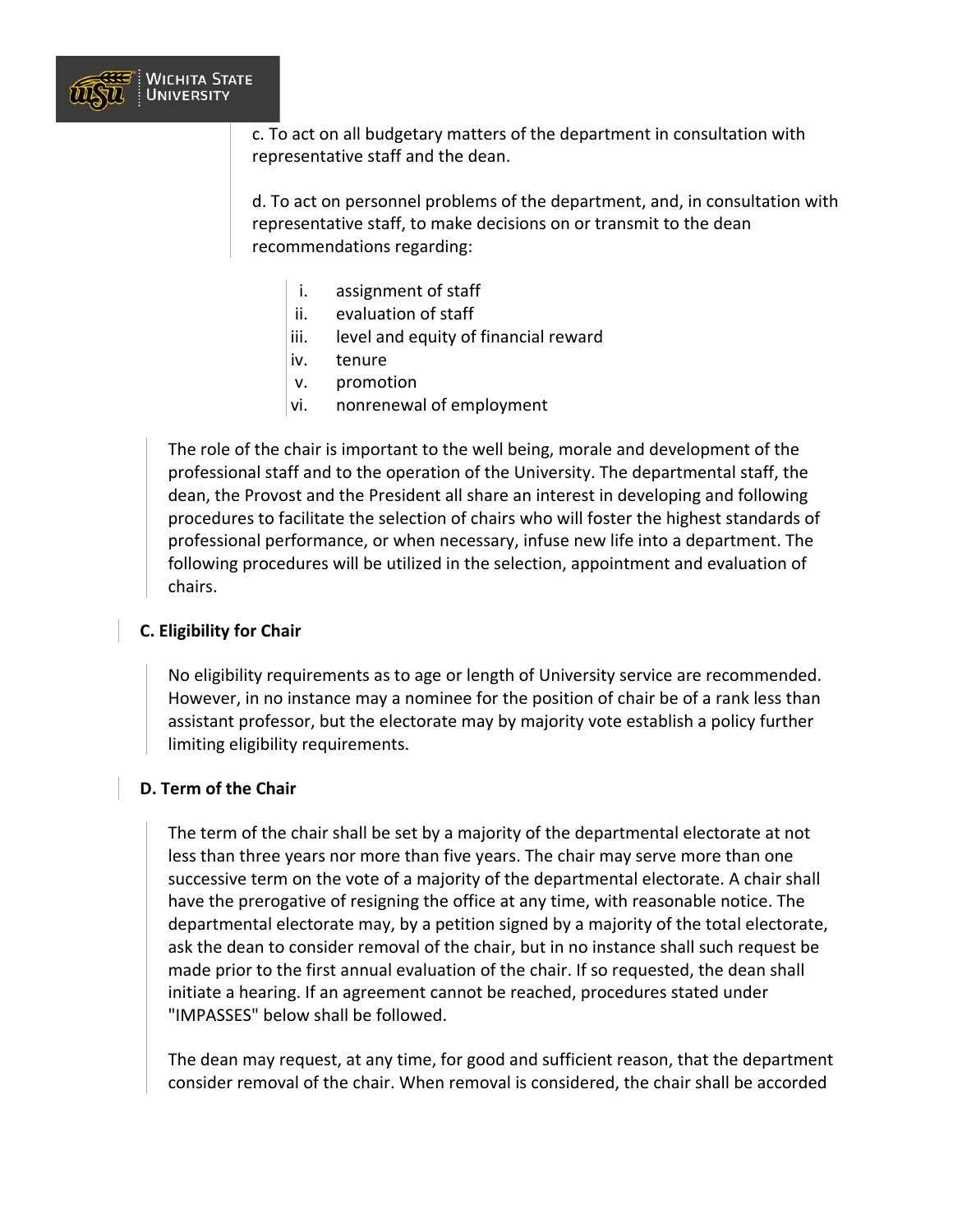c. To act on all budgetary matters of the department in consultation with representative staff and the dean.

d. To act on personnel problems of the department, and, in consultation with representative staff, to make decisions on or transmit to the dean recommendations regarding:

i. assignment of staff
ii. evaluation of staff
iii. level and equity of financial reward
iv. tenure
v. promotion
vi. nonrenewal of employment

The role of the chair is important to the well being, morale and development of the professional staff and to the operation of the University. The departmental staff, the dean, the Provost and the President all share an interest in developing and following procedures to facilitate the selection of chairs who will foster the highest standards of professional performance, or when necessary, infuse new life into a department. The following procedures will be utilized in the selection, appointment and evaluation of chairs.

### C. Eligibility for Chair

No eligibility requirements as to age or length of University service are recommended. However, in no instance may a nominee for the position of chair be of a rank less than assistant professor, but the electorate may by majority vote establish a policy further limiting eligibility requirements.

### D. Term of the Chair

The term of the chair shall be set by a majority of the departmental electorate at not less than three years nor more than five years. The chair may serve more than one successive term on the vote of a majority of the departmental electorate. A chair shall have the prerogative of resigning the office at any time, with reasonable notice. The departmental electorate may, by a petition signed by a majority of the total electorate, ask the dean to consider removal of the chair, but in no instance shall such request be made prior to the first annual evaluation of the chair. If so requested, the dean shall initiate a hearing. If an agreement cannot be reached, procedures stated under "IMPASSES" below shall be followed.

The dean may request, at any time, for good and sufficient reason, that the department consider removal of the chair. When removal is considered, the chair shall be accorded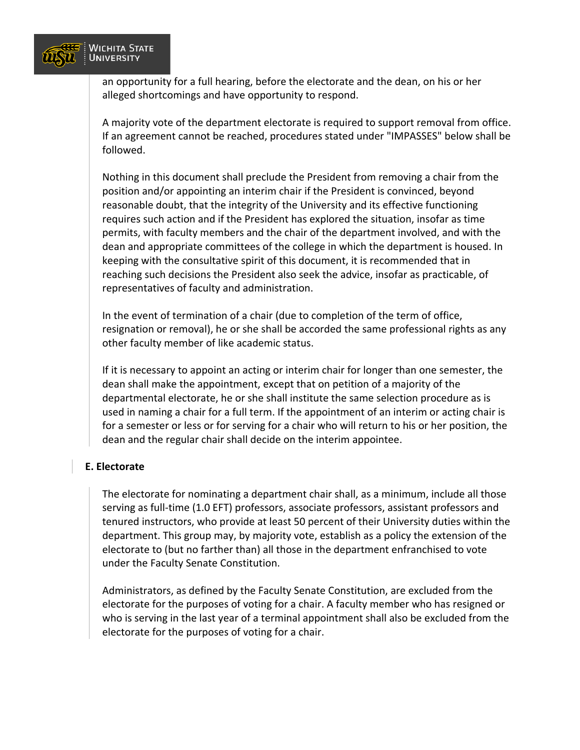an opportunity for a full hearing, before the electorate and the dean, on his or her alleged shortcomings and have opportunity to respond.

A majority vote of the department electorate is required to support removal from office. If an agreement cannot be reached, procedures stated under "IMPASSES" below shall be followed.

Nothing in this document shall preclude the President from removing a chair from the position and/or appointing an interim chair if the President is convinced, beyond reasonable doubt, that the integrity of the University and its effective functioning requires such action and if the President has explored the situation, insofar as time permits, with faculty members and the chair of the department involved, and with the dean and appropriate committees of the college in which the department is housed. In keeping with the consultative spirit of this document, it is recommended that in reaching such decisions the President also seek the advice, insofar as practicable, of representatives of faculty and administration.

In the event of termination of a chair (due to completion of the term of office, resignation or removal), he or she shall be accorded the same professional rights as any other faculty member of like academic status.

If it is necessary to appoint an acting or interim chair for longer than one semester, the dean shall make the appointment, except that on petition of a majority of the departmental electorate, he or she shall institute the same selection procedure as is used in naming a chair for a full term. If the appointment of an interim or acting chair is for a semester or less or for serving for a chair who will return to his or her position, the dean and the regular chair shall decide on the interim appointee.

**E. Electorate**

The electorate for nominating a department chair shall, as a minimum, include all those serving as full-time (1.0 EFT) professors, associate professors, assistant professors and tenured instructors, who provide at least 50 percent of their University duties within the department. This group may, by majority vote, establish as a policy the extension of the electorate to (but no farther than) all those in the department enfranchised to vote under the Faculty Senate Constitution.

Administrators, as defined by the Faculty Senate Constitution, are excluded from the electorate for the purposes of voting for a chair. A faculty member who has resigned or who is serving in the last year of a terminal appointment shall also be excluded from the electorate for the purposes of voting for a chair.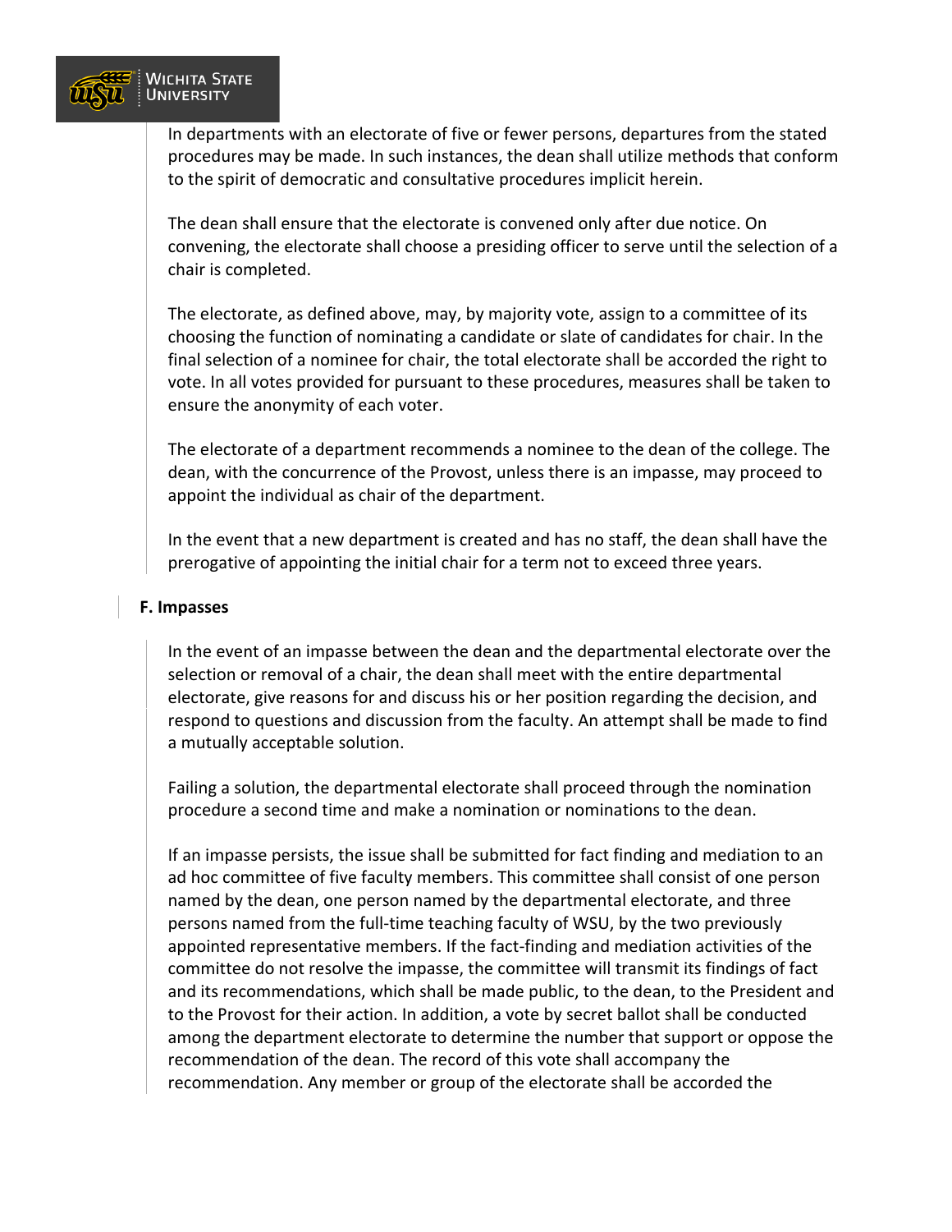In departments with an electorate of five or fewer persons, departures from the stated procedures may be made. In such instances, the dean shall utilize methods that conform to the spirit of democratic and consultative procedures implicit herein.

The dean shall ensure that the electorate is convened only after due notice. On convening, the electorate shall choose a presiding officer to serve until the selection of a chair is completed.

The electorate, as defined above, may, by majority vote, assign to a committee of its choosing the function of nominating a candidate or slate of candidates for chair. In the final selection of a nominee for chair, the total electorate shall be accorded the right to vote. In all votes provided for pursuant to these procedures, measures shall be taken to ensure the anonymity of each voter.

The electorate of a department recommends a nominee to the dean of the college. The dean, with the concurrence of the Provost, unless there is an impasse, may proceed to appoint the individual as chair of the department.

In the event that a new department is created and has no staff, the dean shall have the prerogative of appointing the initial chair for a term not to exceed three years.

### F. Impasses

In the event of an impasse between the dean and the departmental electorate over the selection or removal of a chair, the dean shall meet with the entire departmental electorate, give reasons for and discuss his or her position regarding the decision, and respond to questions and discussion from the faculty. An attempt shall be made to find a mutually acceptable solution.

Failing a solution, the departmental electorate shall proceed through the nomination procedure a second time and make a nomination or nominations to the dean.

If an impasse persists, the issue shall be submitted for fact finding and mediation to an ad hoc committee of five faculty members. This committee shall consist of one person named by the dean, one person named by the departmental electorate, and three persons named from the full-time teaching faculty of WSU, by the two previously appointed representative members. If the fact-finding and mediation activities of the committee do not resolve the impasse, the committee will transmit its findings of fact and its recommendations, which shall be made public, to the dean, to the President and to the Provost for their action. In addition, a vote by secret ballot shall be conducted among the department electorate to determine the number that support or oppose the recommendation of the dean. The record of this vote shall accompany the recommendation. Any member or group of the electorate shall be accorded the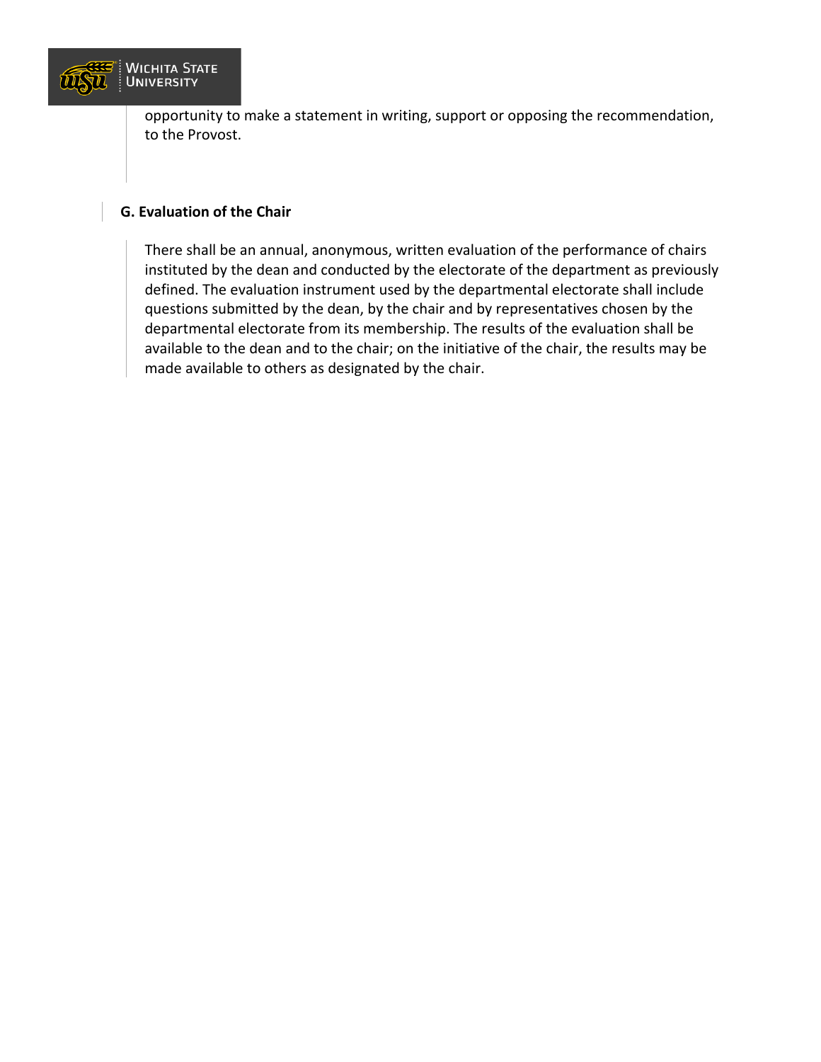opportunity to make a statement in writing, support or opposing the recommendation, to the Provost.

### G. Evaluation of the Chair

There shall be an annual, anonymous, written evaluation of the performance of chairs instituted by the dean and conducted by the electorate of the department as previously defined. The evaluation instrument used by the departmental electorate shall include questions submitted by the dean, by the chair and by representatives chosen by the departmental electorate from its membership. The results of the evaluation shall be available to the dean and to the chair; on the initiative of the chair, the results may be made available to others as designated by the chair.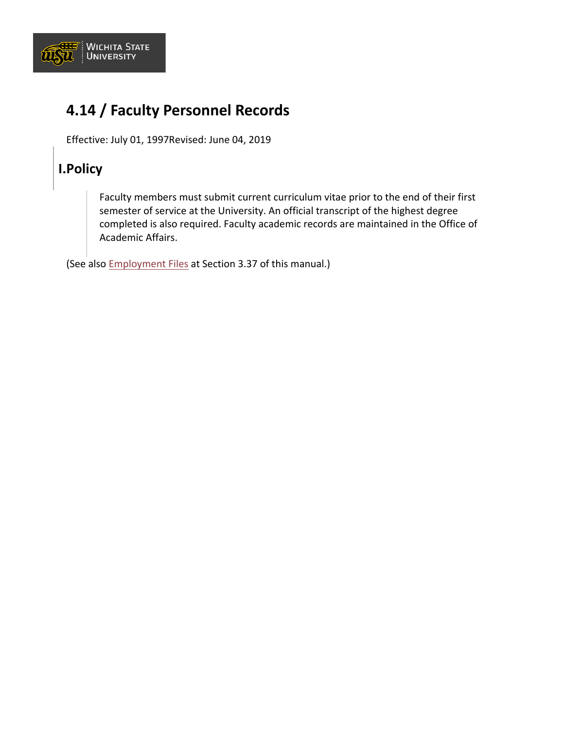# 4.14 / Faculty Personnel Records

Effective: July 01, 1997Revised: June 04, 2019

## I.Policy

Faculty members must submit current curriculum vitae prior to the end of their first semester of service at the University. An official transcript of the highest degree completed is also required. Faculty academic records are maintained in the Office of Academic Affairs.

(See also Employment Files at Section 3.37 of this manual.)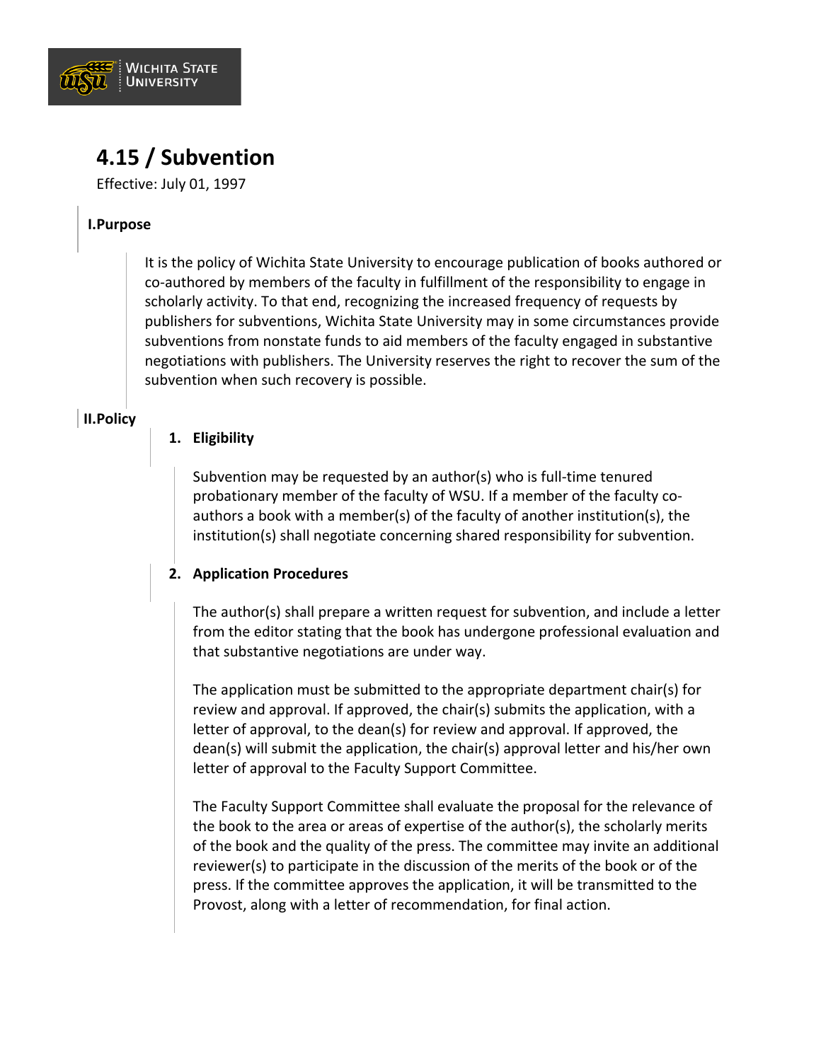# 4.15 / Subvention

Effective: July 01, 1997

## I.Purpose

It is the policy of Wichita State University to encourage publication of books authored or co-authored by members of the faculty in fulfillment of the responsibility to engage in scholarly activity. To that end, recognizing the increased frequency of requests by publishers for subventions, Wichita State University may in some circumstances provide subventions from nonstate funds to aid members of the faculty engaged in substantive negotiations with publishers. The University reserves the right to recover the sum of the subvention when such recovery is possible.

## II.Policy

### 1. Eligibility

Subvention may be requested by an author(s) who is full-time tenured probationary member of the faculty of WSU. If a member of the faculty co-authors a book with a member(s) of the faculty of another institution(s), the institution(s) shall negotiate concerning shared responsibility for subvention.

### 2. Application Procedures

The author(s) shall prepare a written request for subvention, and include a letter from the editor stating that the book has undergone professional evaluation and that substantive negotiations are under way.

The application must be submitted to the appropriate department chair(s) for review and approval. If approved, the chair(s) submits the application, with a letter of approval, to the dean(s) for review and approval. If approved, the dean(s) will submit the application, the chair(s) approval letter and his/her own letter of approval to the Faculty Support Committee.

The Faculty Support Committee shall evaluate the proposal for the relevance of the book to the area or areas of expertise of the author(s), the scholarly merits of the book and the quality of the press. The committee may invite an additional reviewer(s) to participate in the discussion of the merits of the book or of the press. If the committee approves the application, it will be transmitted to the Provost, along with a letter of recommendation, for final action.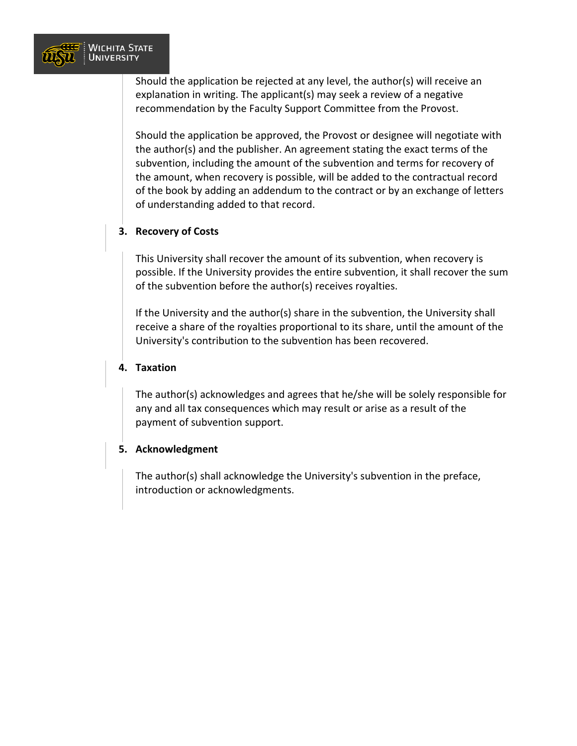Should the application be rejected at any level, the author(s) will receive an explanation in writing. The applicant(s) may seek a review of a negative recommendation by the Faculty Support Committee from the Provost.

Should the application be approved, the Provost or designee will negotiate with the author(s) and the publisher. An agreement stating the exact terms of the subvention, including the amount of the subvention and terms for recovery of the amount, when recovery is possible, will be added to the contractual record of the book by adding an addendum to the contract or by an exchange of letters of understanding added to that record.

3. **Recovery of Costs**

This University shall recover the amount of its subvention, when recovery is possible. If the University provides the entire subvention, it shall recover the sum of the subvention before the author(s) receives royalties.

If the University and the author(s) share in the subvention, the University shall receive a share of the royalties proportional to its share, until the amount of the University's contribution to the subvention has been recovered.

4. **Taxation**

The author(s) acknowledges and agrees that he/she will be solely responsible for any and all tax consequences which may result or arise as a result of the payment of subvention support.

5. **Acknowledgment**

The author(s) shall acknowledge the University's subvention in the preface, introduction or acknowledgments.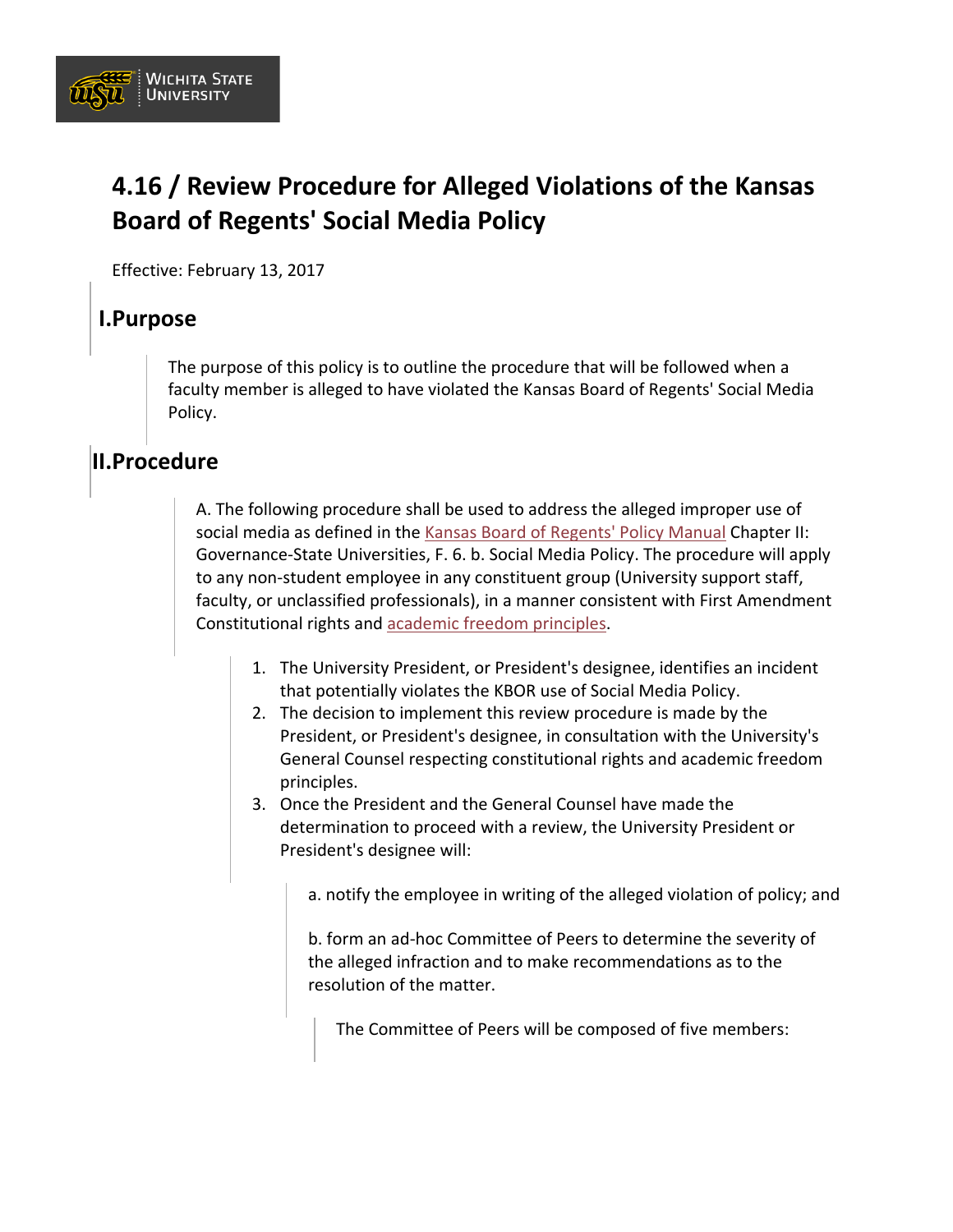# 4.16 / Review Procedure for Alleged Violations of the Kansas Board of Regents' Social Media Policy

Effective: February 13, 2017

## I. Purpose

The purpose of this policy is to outline the procedure that will be followed when a faculty member is alleged to have violated the Kansas Board of Regents' Social Media Policy.

## II. Procedure

A. The following procedure shall be used to address the alleged improper use of social media as defined in the Kansas Board of Regents' Policy Manual Chapter II: Governance-State Universities, F. 6. b. Social Media Policy. The procedure will apply to any non-student employee in any constituent group (University support staff, faculty, or unclassified professionals), in a manner consistent with First Amendment Constitutional rights and academic freedom principles.

1. The University President, or President's designee, identifies an incident that potentially violates the KBOR use of Social Media Policy.
2. The decision to implement this review procedure is made by the President, or President's designee, in consultation with the University's General Counsel respecting constitutional rights and academic freedom principles.
3. Once the President and the General Counsel have made the determination to proceed with a review, the University President or President's designee will:

   a. notify the employee in writing of the alleged violation of policy; and

   b. form an ad-hoc Committee of Peers to determine the severity of the alleged infraction and to make recommendations as to the resolution of the matter.

   The Committee of Peers will be composed of five members: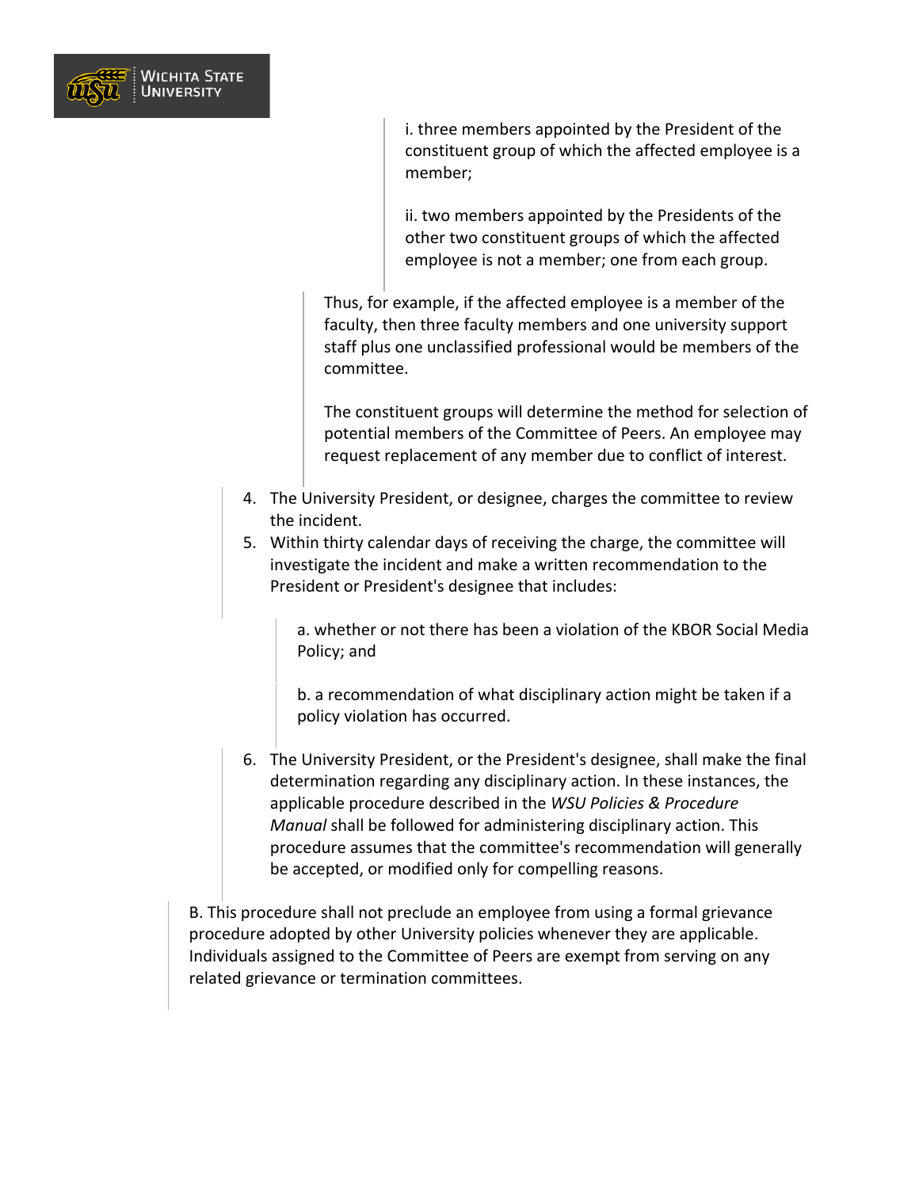i. three members appointed by the President of the constituent group of which the affected employee is a member;

ii. two members appointed by the Presidents of the other two constituent groups of which the affected employee is not a member; one from each group.

Thus, for example, if the affected employee is a member of the faculty, then three faculty members and one university support staff plus one unclassified professional would be members of the committee.

The constituent groups will determine the method for selection of potential members of the Committee of Peers. An employee may request replacement of any member due to conflict of interest.

4. The University President, or designee, charges the committee to review the incident.
5. Within thirty calendar days of receiving the charge, the committee will investigate the incident and make a written recommendation to the President or President's designee that includes:

   a. whether or not there has been a violation of the KBOR Social Media Policy; and

   b. a recommendation of what disciplinary action might be taken if a policy violation has occurred.

6. The University President, or the President's designee, shall make the final determination regarding any disciplinary action. In these instances, the applicable procedure described in the *WSU Policies & Procedure Manual* shall be followed for administering disciplinary action. This procedure assumes that the committee's recommendation will generally be accepted, or modified only for compelling reasons.

B. This procedure shall not preclude an employee from using a formal grievance procedure adopted by other University policies whenever they are applicable. Individuals assigned to the Committee of Peers are exempt from serving on any related grievance or termination committees.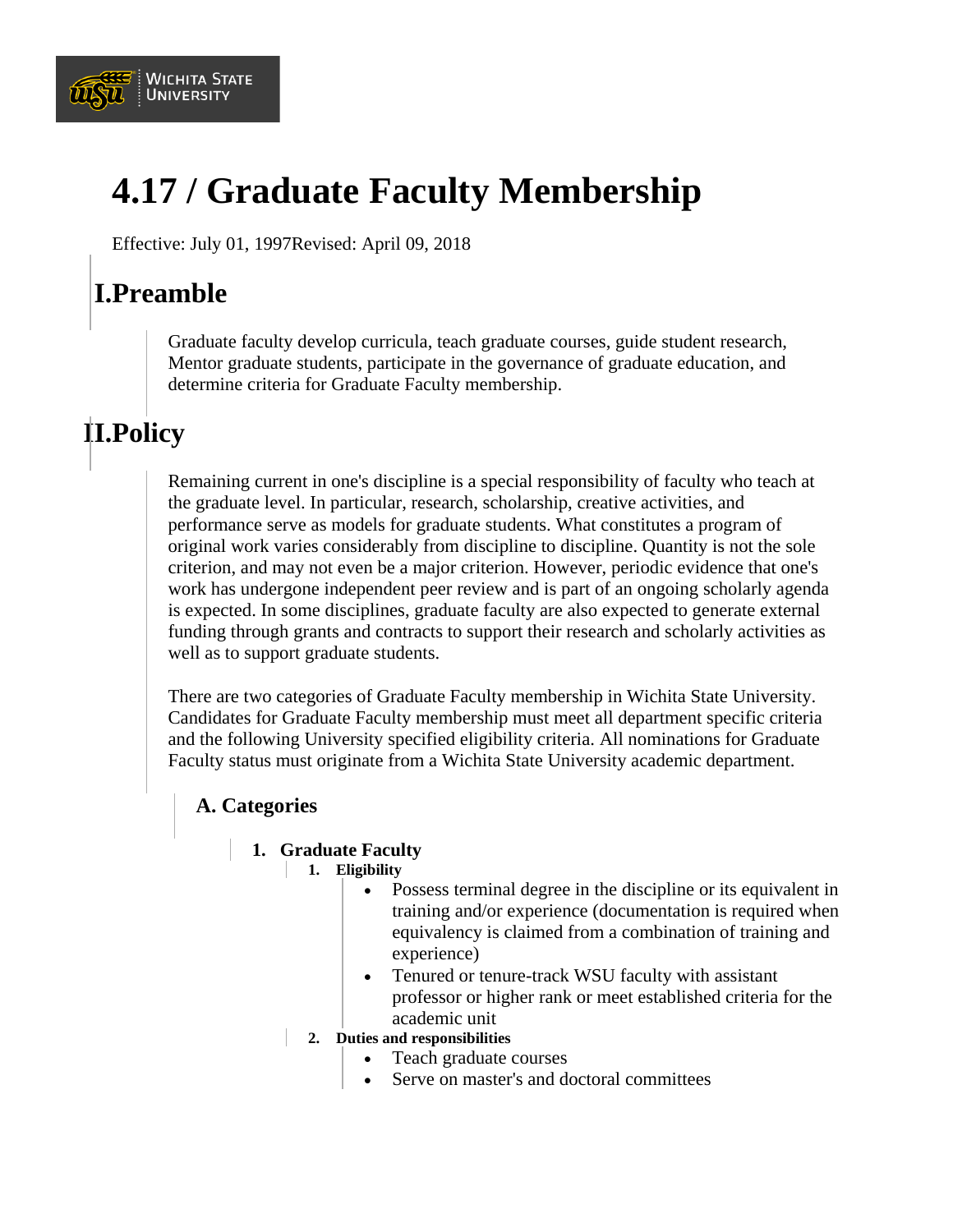# 4.17 / Graduate Faculty Membership

Effective: July 01, 1997Revised: April 09, 2018

## I.Preamble

Graduate faculty develop curricula, teach graduate courses, guide student research, Mentor graduate students, participate in the governance of graduate education, and determine criteria for Graduate Faculty membership.

## II.Policy

Remaining current in one's discipline is a special responsibility of faculty who teach at the graduate level. In particular, research, scholarship, creative activities, and performance serve as models for graduate students. What constitutes a program of original work varies considerably from discipline to discipline. Quantity is not the sole criterion, and may not even be a major criterion. However, periodic evidence that one's work has undergone independent peer review and is part of an ongoing scholarly agenda is expected. In some disciplines, graduate faculty are also expected to generate external funding through grants and contracts to support their research and scholarly activities as well as to support graduate students.

There are two categories of Graduate Faculty membership in Wichita State University. Candidates for Graduate Faculty membership must meet all department specific criteria and the following University specified eligibility criteria. All nominations for Graduate Faculty status must originate from a Wichita State University academic department.

### A. Categories

1. **Graduate Faculty**
    1. **Eligibility**
        - Possess terminal degree in the discipline or its equivalent in training and/or experience (documentation is required when equivalency is claimed from a combination of training and experience)
        - Tenured or tenure-track WSU faculty with assistant professor or higher rank or meet established criteria for the academic unit
    2. **Duties and responsibilities**
        - Teach graduate courses
        - Serve on master's and doctoral committees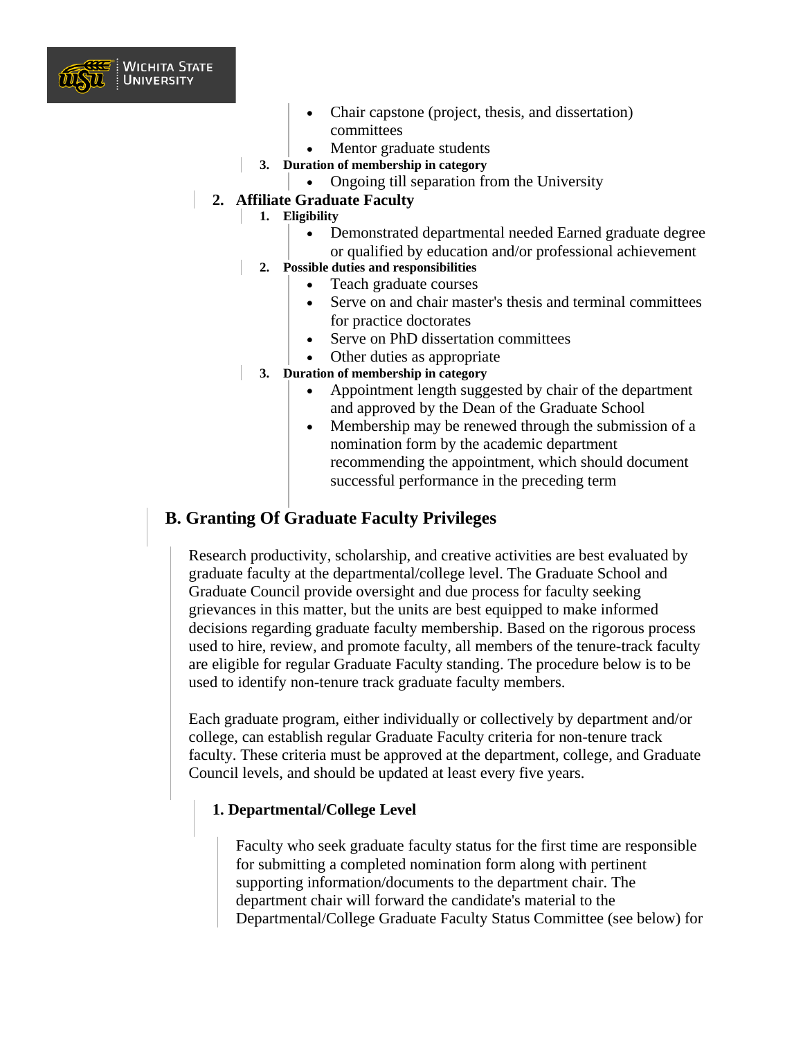- Chair capstone (project, thesis, and dissertation) committees
- Mentor graduate students

3. **Duration of membership in category**
    - Ongoing till separation from the University

2. **Affiliate Graduate Faculty**
    1. **Eligibility**
        - Demonstrated departmental needed Earned graduate degree or qualified by education and/or professional achievement
    2. **Possible duties and responsibilities**
        - Teach graduate courses
        - Serve on and chair master's thesis and terminal committees for practice doctorates
        - Serve on PhD dissertation committees
        - Other duties as appropriate
    3. **Duration of membership in category**
        - Appointment length suggested by chair of the department and approved by the Dean of the Graduate School
        - Membership may be renewed through the submission of a nomination form by the academic department recommending the appointment, which should document successful performance in the preceding term

## B. Granting Of Graduate Faculty Privileges

Research productivity, scholarship, and creative activities are best evaluated by graduate faculty at the departmental/college level. The Graduate School and Graduate Council provide oversight and due process for faculty seeking grievances in this matter, but the units are best equipped to make informed decisions regarding graduate faculty membership. Based on the rigorous process used to hire, review, and promote faculty, all members of the tenure-track faculty are eligible for regular Graduate Faculty standing. The procedure below is to be used to identify non-tenure track graduate faculty members.

Each graduate program, either individually or collectively by department and/or college, can establish regular Graduate Faculty criteria for non-tenure track faculty. These criteria must be approved at the department, college, and Graduate Council levels, and should be updated at least every five years.

### 1. Departmental/College Level

Faculty who seek graduate faculty status for the first time are responsible for submitting a completed nomination form along with pertinent supporting information/documents to the department chair. The department chair will forward the candidate's material to the Departmental/College Graduate Faculty Status Committee (see below) for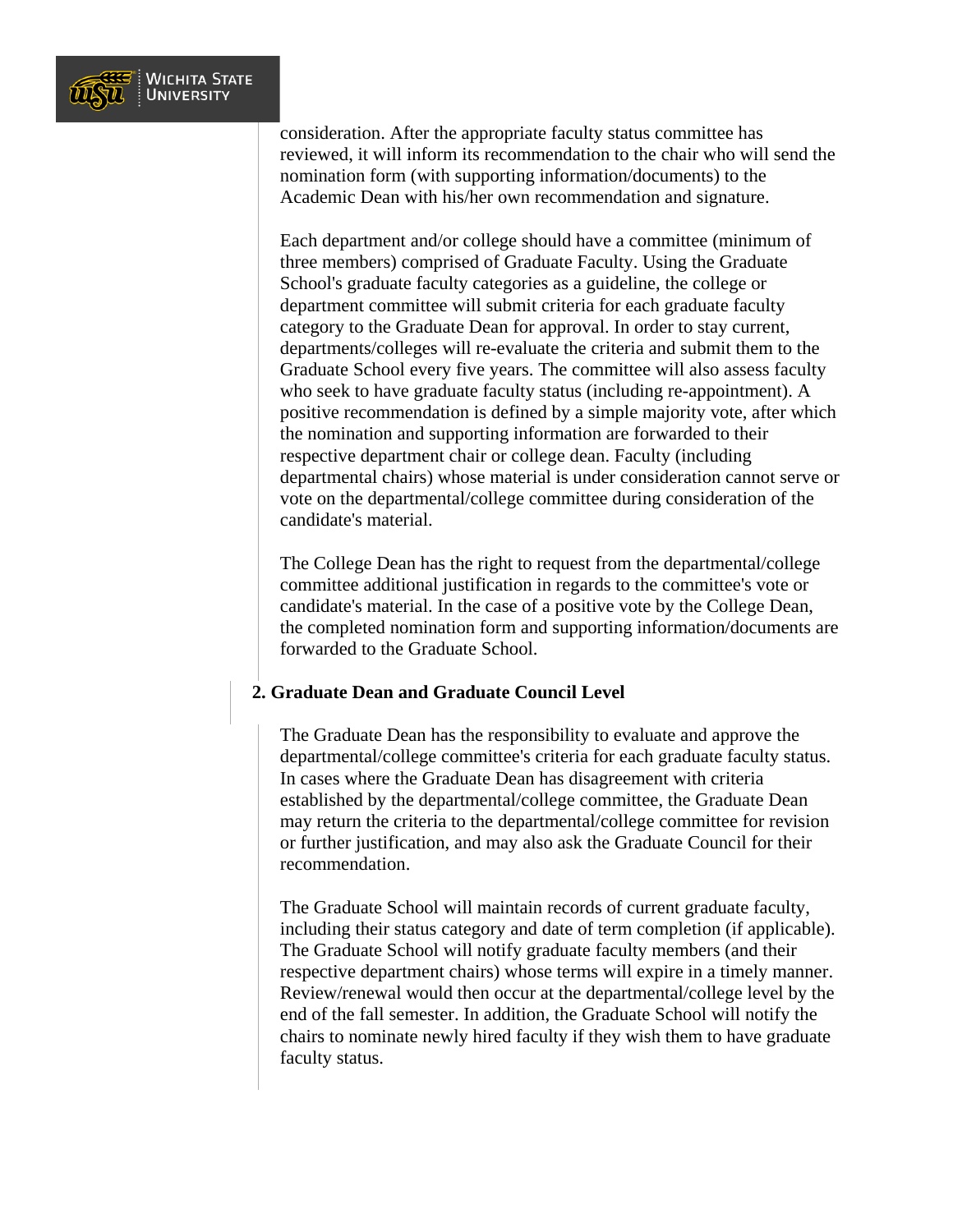consideration. After the appropriate faculty status committee has reviewed, it will inform its recommendation to the chair who will send the nomination form (with supporting information/documents) to the Academic Dean with his/her own recommendation and signature.

Each department and/or college should have a committee (minimum of three members) comprised of Graduate Faculty. Using the Graduate School's graduate faculty categories as a guideline, the college or department committee will submit criteria for each graduate faculty category to the Graduate Dean for approval. In order to stay current, departments/colleges will re-evaluate the criteria and submit them to the Graduate School every five years. The committee will also assess faculty who seek to have graduate faculty status (including re-appointment). A positive recommendation is defined by a simple majority vote, after which the nomination and supporting information are forwarded to their respective department chair or college dean. Faculty (including departmental chairs) whose material is under consideration cannot serve or vote on the departmental/college committee during consideration of the candidate's material.

The College Dean has the right to request from the departmental/college committee additional justification in regards to the committee's vote or candidate's material. In the case of a positive vote by the College Dean, the completed nomination form and supporting information/documents are forwarded to the Graduate School.

**2. Graduate Dean and Graduate Council Level**

The Graduate Dean has the responsibility to evaluate and approve the departmental/college committee's criteria for each graduate faculty status. In cases where the Graduate Dean has disagreement with criteria established by the departmental/college committee, the Graduate Dean may return the criteria to the departmental/college committee for revision or further justification, and may also ask the Graduate Council for their recommendation.

The Graduate School will maintain records of current graduate faculty, including their status category and date of term completion (if applicable). The Graduate School will notify graduate faculty members (and their respective department chairs) whose terms will expire in a timely manner. Review/renewal would then occur at the departmental/college level by the end of the fall semester. In addition, the Graduate School will notify the chairs to nominate newly hired faculty if they wish them to have graduate faculty status.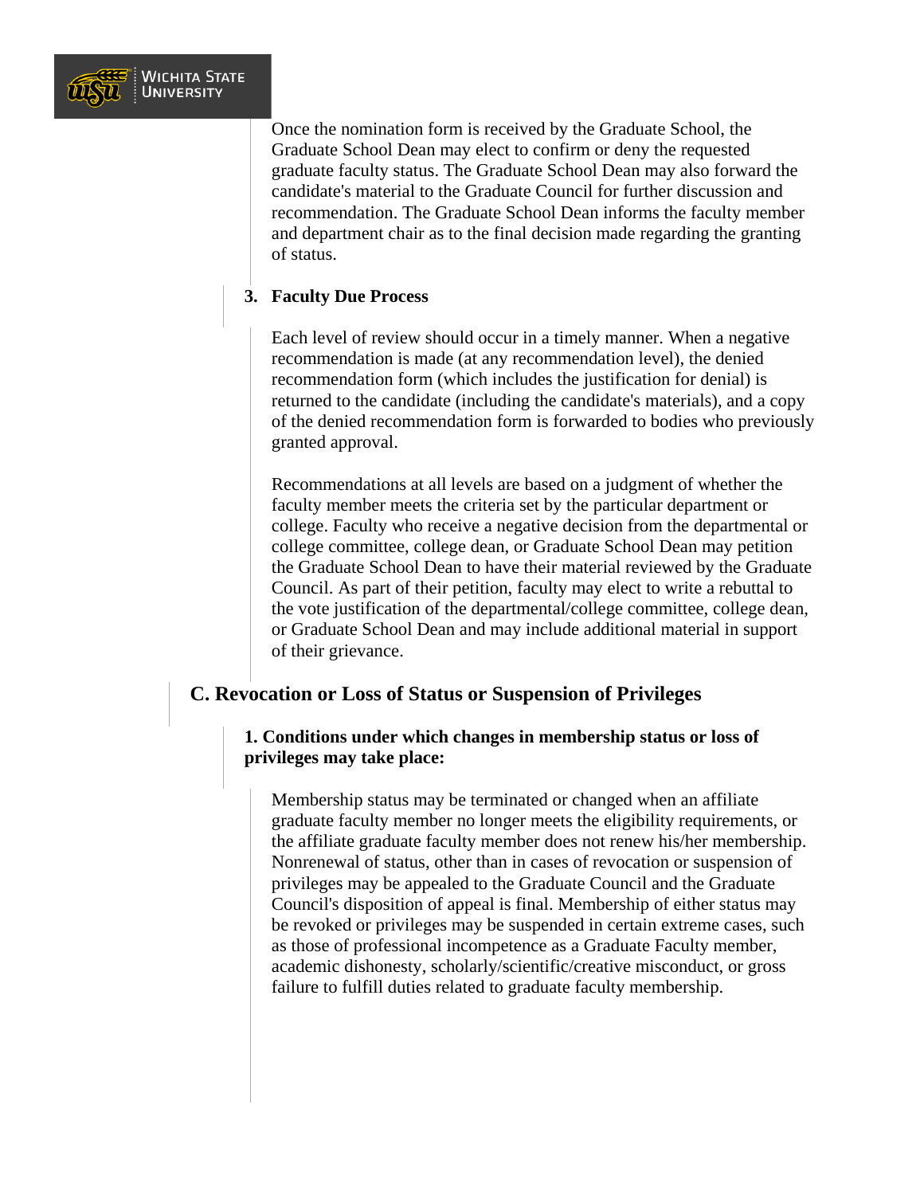Once the nomination form is received by the Graduate School, the Graduate School Dean may elect to confirm or deny the requested graduate faculty status. The Graduate School Dean may also forward the candidate's material to the Graduate Council for further discussion and recommendation. The Graduate School Dean informs the faculty member and department chair as to the final decision made regarding the granting of status.

### 3. Faculty Due Process

Each level of review should occur in a timely manner. When a negative recommendation is made (at any recommendation level), the denied recommendation form (which includes the justification for denial) is returned to the candidate (including the candidate's materials), and a copy of the denied recommendation form is forwarded to bodies who previously granted approval.

Recommendations at all levels are based on a judgment of whether the faculty member meets the criteria set by the particular department or college. Faculty who receive a negative decision from the departmental or college committee, college dean, or Graduate School Dean may petition the Graduate School Dean to have their material reviewed by the Graduate Council. As part of their petition, faculty may elect to write a rebuttal to the vote justification of the departmental/college committee, college dean, or Graduate School Dean and may include additional material in support of their grievance.

## C. Revocation or Loss of Status or Suspension of Privileges

### 1. Conditions under which changes in membership status or loss of privileges may take place:

Membership status may be terminated or changed when an affiliate graduate faculty member no longer meets the eligibility requirements, or the affiliate graduate faculty member does not renew his/her membership. Nonrenewal of status, other than in cases of revocation or suspension of privileges may be appealed to the Graduate Council and the Graduate Council's disposition of appeal is final. Membership of either status may be revoked or privileges may be suspended in certain extreme cases, such as those of professional incompetence as a Graduate Faculty member, academic dishonesty, scholarly/scientific/creative misconduct, or gross failure to fulfill duties related to graduate faculty membership.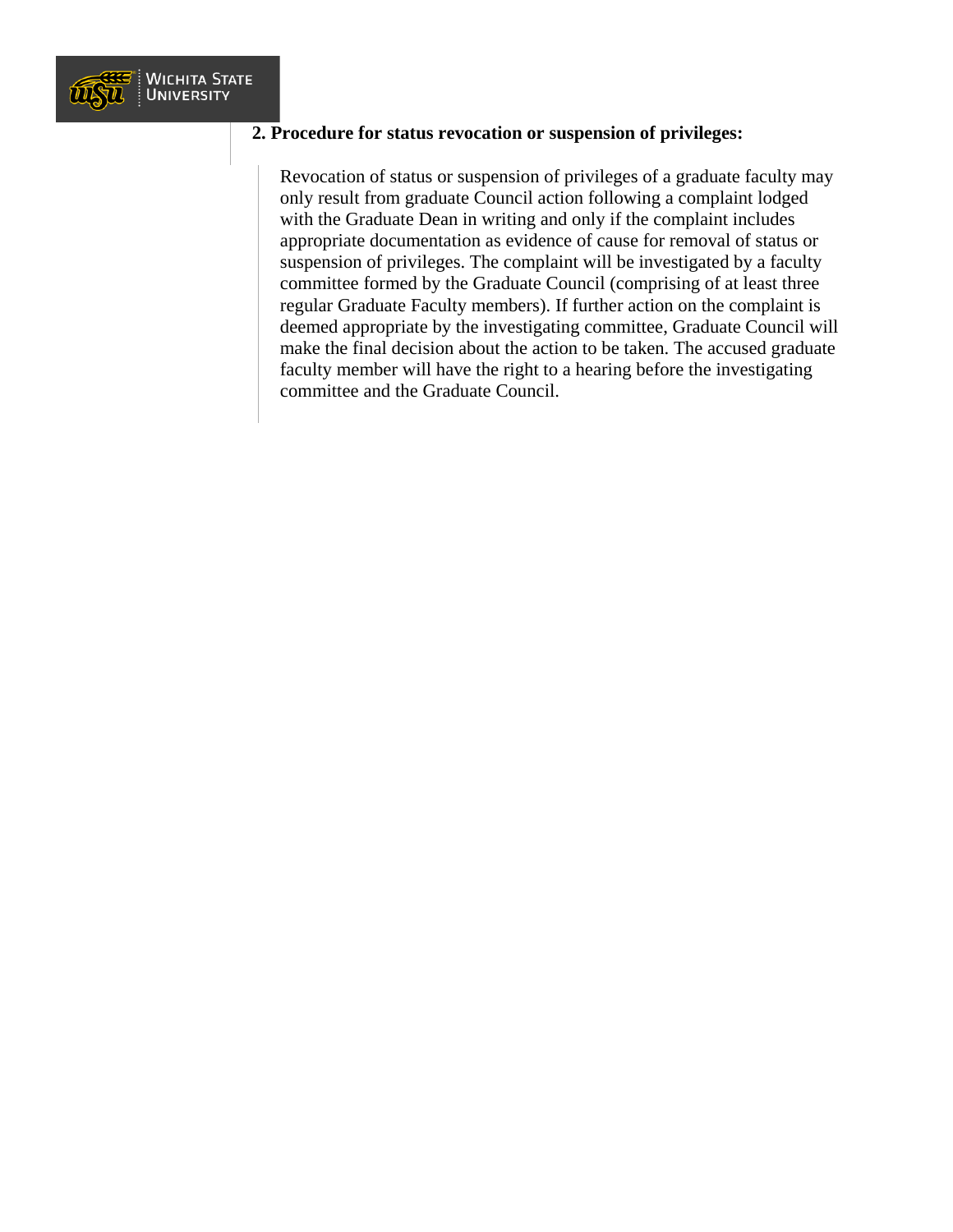**2. Procedure for status revocation or suspension of privileges:**

> Revocation of status or suspension of privileges of a graduate faculty may only result from graduate Council action following a complaint lodged with the Graduate Dean in writing and only if the complaint includes appropriate documentation as evidence of cause for removal of status or suspension of privileges. The complaint will be investigated by a faculty committee formed by the Graduate Council (comprising of at least three regular Graduate Faculty members). If further action on the complaint is deemed appropriate by the investigating committee, Graduate Council will make the final decision about the action to be taken. The accused graduate faculty member will have the right to a hearing before the investigating committee and the Graduate Council.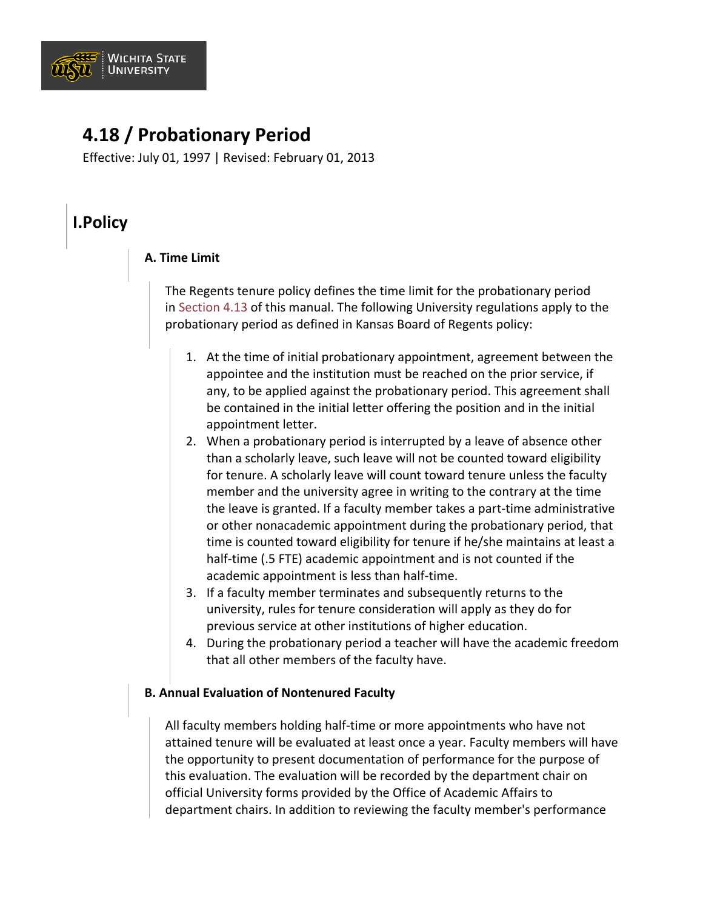# 4.18 / Probationary Period

Effective: July 01, 1997 | Revised: February 01, 2013

## I. Policy

### A. Time Limit

The Regents tenure policy defines the time limit for the probationary period in Section 4.13 of this manual. The following University regulations apply to the probationary period as defined in Kansas Board of Regents policy:

1. At the time of initial probationary appointment, agreement between the appointee and the institution must be reached on the prior service, if any, to be applied against the probationary period. This agreement shall be contained in the initial letter offering the position and in the initial appointment letter.
2. When a probationary period is interrupted by a leave of absence other than a scholarly leave, such leave will not be counted toward eligibility for tenure. A scholarly leave will count toward tenure unless the faculty member and the university agree in writing to the contrary at the time the leave is granted. If a faculty member takes a part-time administrative or other nonacademic appointment during the probationary period, that time is counted toward eligibility for tenure if he/she maintains at least a half-time (.5 FTE) academic appointment and is not counted if the academic appointment is less than half-time.
3. If a faculty member terminates and subsequently returns to the university, rules for tenure consideration will apply as they do for previous service at other institutions of higher education.
4. During the probationary period a teacher will have the academic freedom that all other members of the faculty have.

### B. Annual Evaluation of Nontenured Faculty

All faculty members holding half-time or more appointments who have not attained tenure will be evaluated at least once a year. Faculty members will have the opportunity to present documentation of performance for the purpose of this evaluation. The evaluation will be recorded by the department chair on official University forms provided by the Office of Academic Affairs to department chairs. In addition to reviewing the faculty member's performance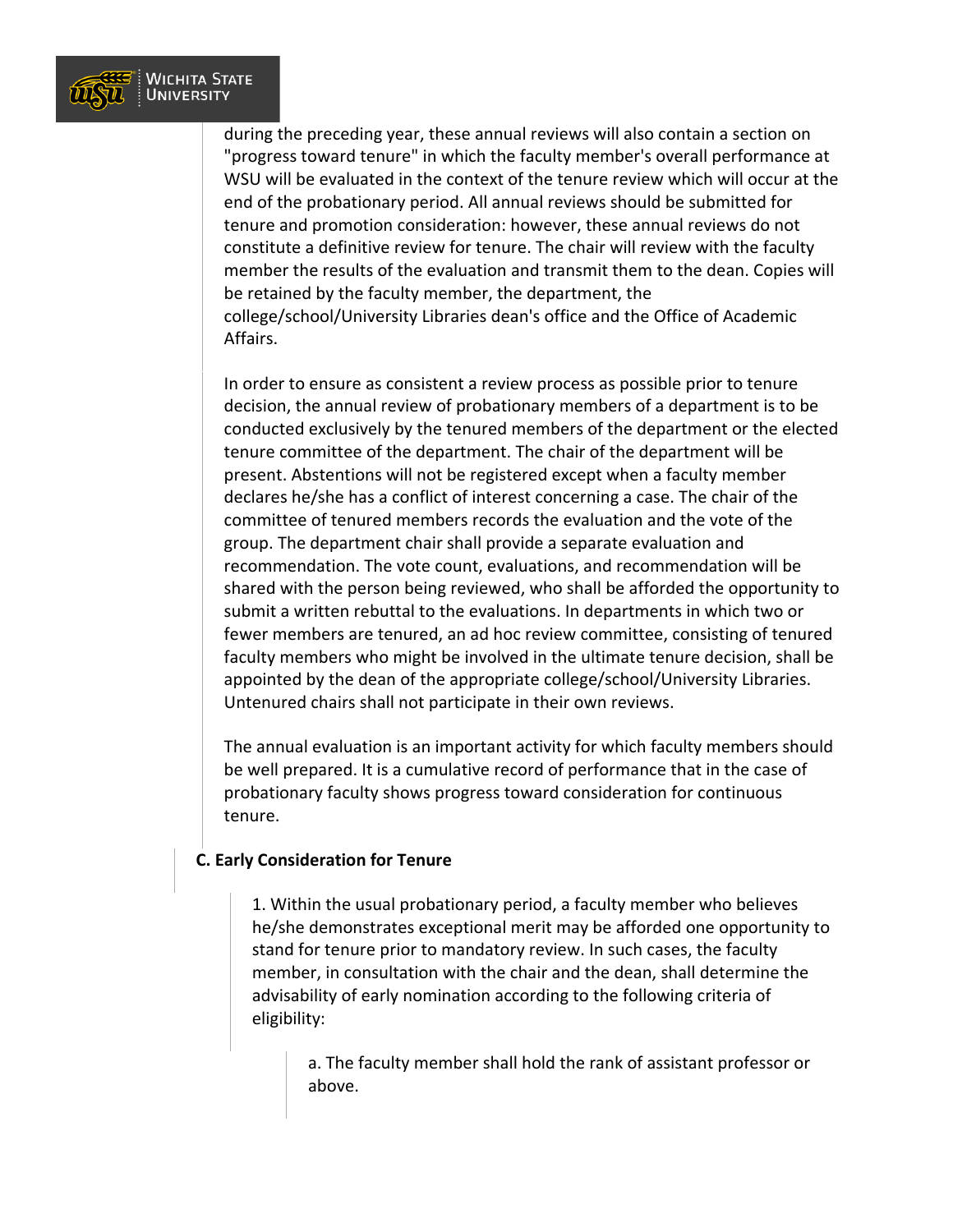during the preceding year, these annual reviews will also contain a section on "progress toward tenure" in which the faculty member's overall performance at WSU will be evaluated in the context of the tenure review which will occur at the end of the probationary period. All annual reviews should be submitted for tenure and promotion consideration: however, these annual reviews do not constitute a definitive review for tenure. The chair will review with the faculty member the results of the evaluation and transmit them to the dean. Copies will be retained by the faculty member, the department, the college/school/University Libraries dean's office and the Office of Academic Affairs.

In order to ensure as consistent a review process as possible prior to tenure decision, the annual review of probationary members of a department is to be conducted exclusively by the tenured members of the department or the elected tenure committee of the department. The chair of the department will be present. Abstentions will not be registered except when a faculty member declares he/she has a conflict of interest concerning a case. The chair of the committee of tenured members records the evaluation and the vote of the group. The department chair shall provide a separate evaluation and recommendation. The vote count, evaluations, and recommendation will be shared with the person being reviewed, who shall be afforded the opportunity to submit a written rebuttal to the evaluations. In departments in which two or fewer members are tenured, an ad hoc review committee, consisting of tenured faculty members who might be involved in the ultimate tenure decision, shall be appointed by the dean of the appropriate college/school/University Libraries. Untenured chairs shall not participate in their own reviews.

The annual evaluation is an important activity for which faculty members should be well prepared. It is a cumulative record of performance that in the case of probationary faculty shows progress toward consideration for continuous tenure.

**C. Early Consideration for Tenure**

1. Within the usual probationary period, a faculty member who believes he/she demonstrates exceptional merit may be afforded one opportunity to stand for tenure prior to mandatory review. In such cases, the faculty member, in consultation with the chair and the dean, shall determine the advisability of early nomination according to the following criteria of eligibility:

a. The faculty member shall hold the rank of assistant professor or above.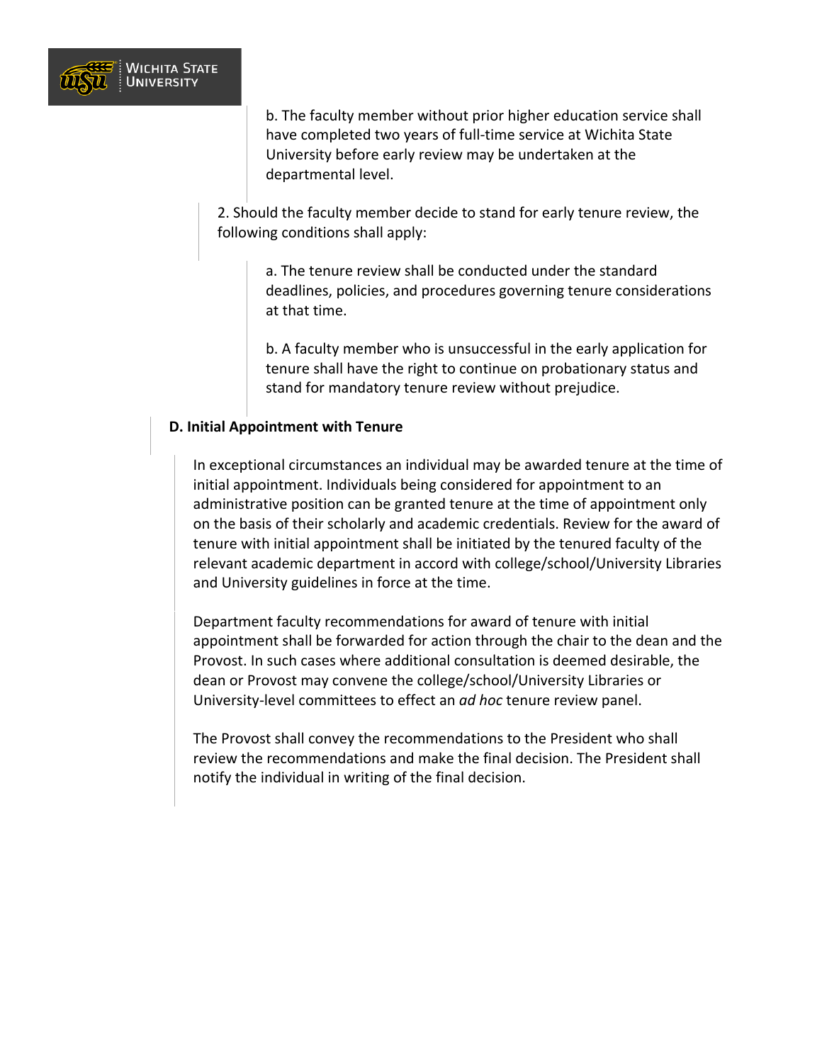b. The faculty member without prior higher education service shall have completed two years of full-time service at Wichita State University before early review may be undertaken at the departmental level.

2. Should the faculty member decide to stand for early tenure review, the following conditions shall apply:

a. The tenure review shall be conducted under the standard deadlines, policies, and procedures governing tenure considerations at that time.

b. A faculty member who is unsuccessful in the early application for tenure shall have the right to continue on probationary status and stand for mandatory tenure review without prejudice.

**D. Initial Appointment with Tenure**

In exceptional circumstances an individual may be awarded tenure at the time of initial appointment. Individuals being considered for appointment to an administrative position can be granted tenure at the time of appointment only on the basis of their scholarly and academic credentials. Review for the award of tenure with initial appointment shall be initiated by the tenured faculty of the relevant academic department in accord with college/school/University Libraries and University guidelines in force at the time.

Department faculty recommendations for award of tenure with initial appointment shall be forwarded for action through the chair to the dean and the Provost. In such cases where additional consultation is deemed desirable, the dean or Provost may convene the college/school/University Libraries or University-level committees to effect an *ad hoc* tenure review panel.

The Provost shall convey the recommendations to the President who shall review the recommendations and make the final decision. The President shall notify the individual in writing of the final decision.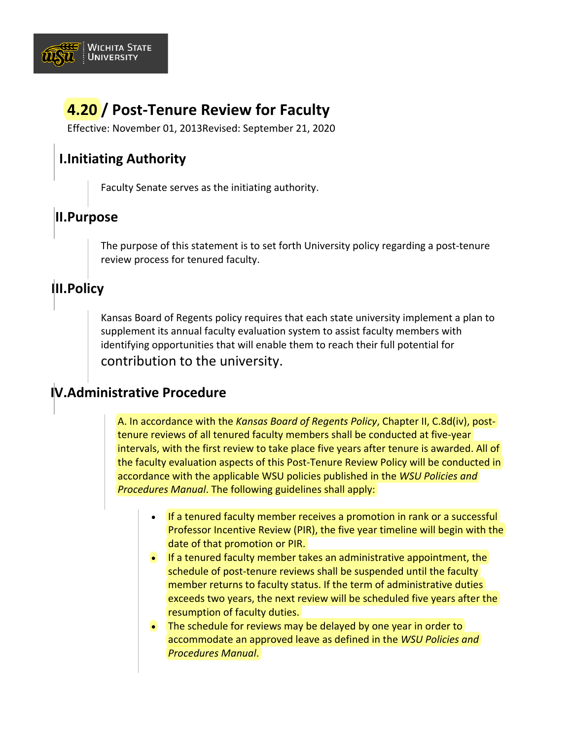# 4.20 / Post-Tenure Review for Faculty

Effective: November 01, 2013Revised: September 21, 2020

## I.Initiating Authority

Faculty Senate serves as the initiating authority.

## II.Purpose

The purpose of this statement is to set forth University policy regarding a post-tenure review process for tenured faculty.

## III.Policy

Kansas Board of Regents policy requires that each state university implement a plan to supplement its annual faculty evaluation system to assist faculty members with identifying opportunities that will enable them to reach their full potential for contribution to the university.

## IV.Administrative Procedure

A. In accordance with the *Kansas Board of Regents Policy*, Chapter II, C.8d(iv), post-tenure reviews of all tenured faculty members shall be conducted at five-year intervals, with the first review to take place five years after tenure is awarded. All of the faculty evaluation aspects of this Post-Tenure Review Policy will be conducted in accordance with the applicable WSU policies published in the *WSU Policies and Procedures Manual*. The following guidelines shall apply:

- If a tenured faculty member receives a promotion in rank or a successful Professor Incentive Review (PIR), the five year timeline will begin with the date of that promotion or PIR.
- If a tenured faculty member takes an administrative appointment, the schedule of post-tenure reviews shall be suspended until the faculty member returns to faculty status. If the term of administrative duties exceeds two years, the next review will be scheduled five years after the resumption of faculty duties.
- The schedule for reviews may be delayed by one year in order to accommodate an approved leave as defined in the *WSU Policies and Procedures Manual*.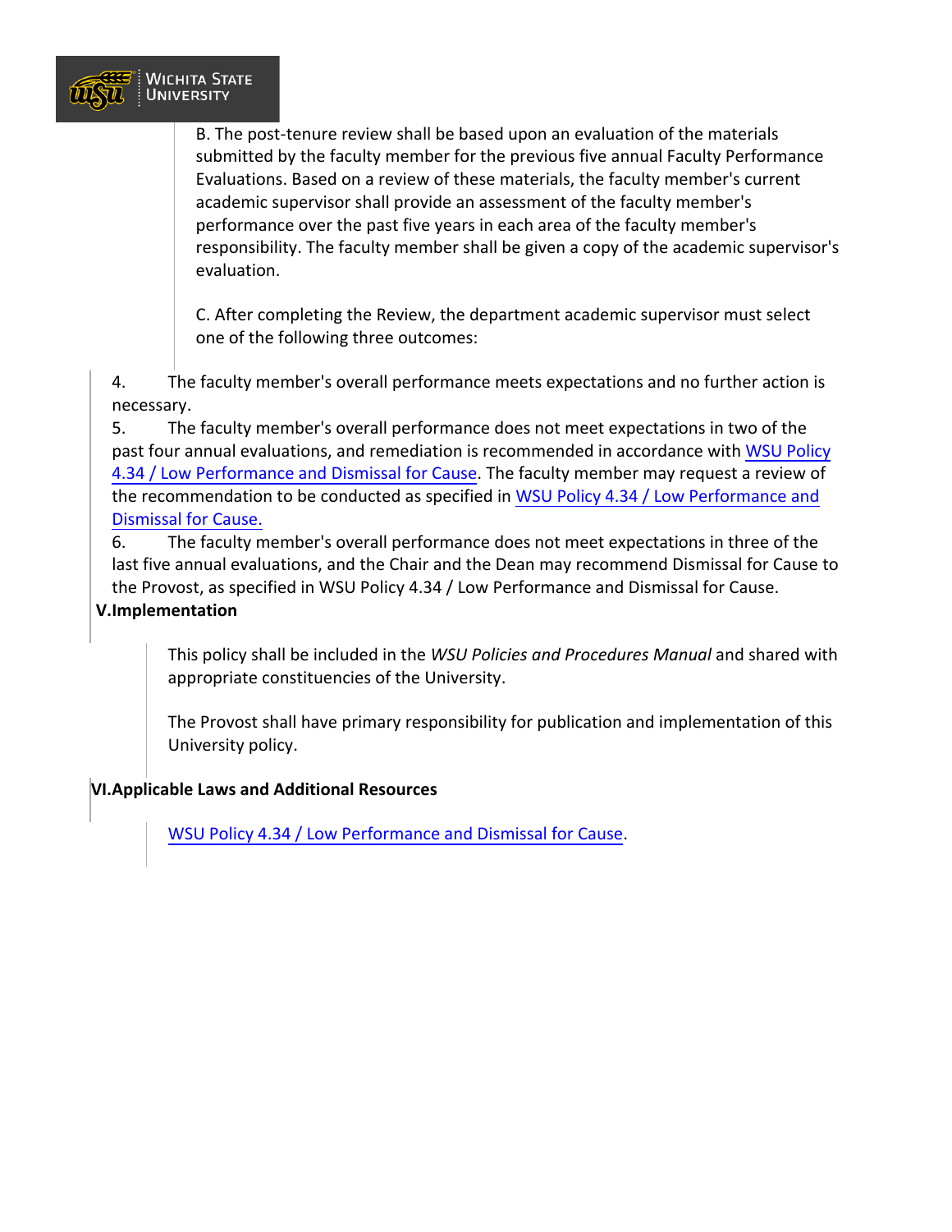B. The post-tenure review shall be based upon an evaluation of the materials submitted by the faculty member for the previous five annual Faculty Performance Evaluations. Based on a review of these materials, the faculty member's current academic supervisor shall provide an assessment of the faculty member's performance over the past five years in each area of the faculty member's responsibility. The faculty member shall be given a copy of the academic supervisor's evaluation.

C. After completing the Review, the department academic supervisor must select one of the following three outcomes:

4. The faculty member's overall performance meets expectations and no further action is necessary.
5. The faculty member's overall performance does not meet expectations in two of the past four annual evaluations, and remediation is recommended in accordance with WSU Policy 4.34 / Low Performance and Dismissal for Cause. The faculty member may request a review of the recommendation to be conducted as specified in WSU Policy 4.34 / Low Performance and Dismissal for Cause.
6. The faculty member's overall performance does not meet expectations in three of the last five annual evaluations, and the Chair and the Dean may recommend Dismissal for Cause to the Provost, as specified in WSU Policy 4.34 / Low Performance and Dismissal for Cause.

## V.Implementation

This policy shall be included in the *WSU Policies and Procedures Manual* and shared with appropriate constituencies of the University.

The Provost shall have primary responsibility for publication and implementation of this University policy.

## VI.Applicable Laws and Additional Resources

WSU Policy 4.34 / Low Performance and Dismissal for Cause.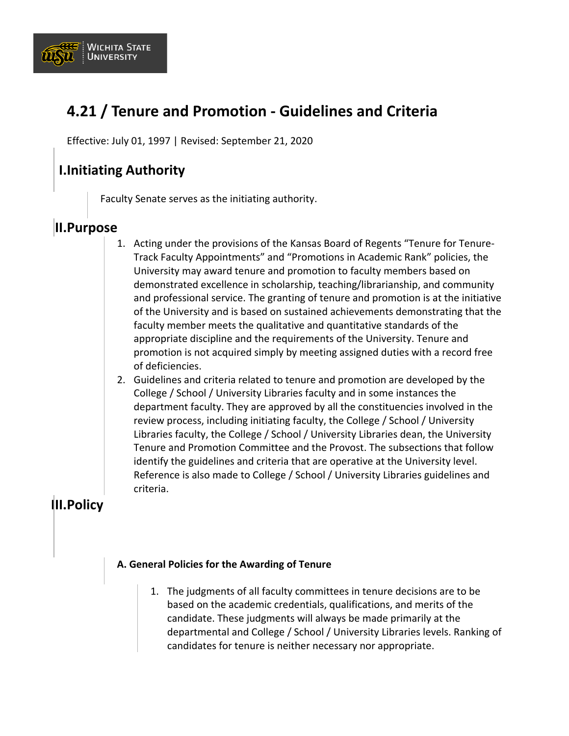# 4.21 / Tenure and Promotion - Guidelines and Criteria

Effective: July 01, 1997 | Revised: September 21, 2020

## I. Initiating Authority

Faculty Senate serves as the initiating authority.

## II. Purpose

1. Acting under the provisions of the Kansas Board of Regents "Tenure for Tenure-Track Faculty Appointments" and "Promotions in Academic Rank" policies, the University may award tenure and promotion to faculty members based on demonstrated excellence in scholarship, teaching/librarianship, and community and professional service. The granting of tenure and promotion is at the initiative of the University and is based on sustained achievements demonstrating that the faculty member meets the qualitative and quantitative standards of the appropriate discipline and the requirements of the University. Tenure and promotion is not acquired simply by meeting assigned duties with a record free of deficiencies.
2. Guidelines and criteria related to tenure and promotion are developed by the College / School / University Libraries faculty and in some instances the department faculty. They are approved by all the constituencies involved in the review process, including initiating faculty, the College / School / University Libraries faculty, the College / School / University Libraries dean, the University Tenure and Promotion Committee and the Provost. The subsections that follow identify the guidelines and criteria that are operative at the University level. Reference is also made to College / School / University Libraries guidelines and criteria.

## III. Policy

### A. General Policies for the Awarding of Tenure

1. The judgments of all faculty committees in tenure decisions are to be based on the academic credentials, qualifications, and merits of the candidate. These judgments will always be made primarily at the departmental and College / School / University Libraries levels. Ranking of candidates for tenure is neither necessary nor appropriate.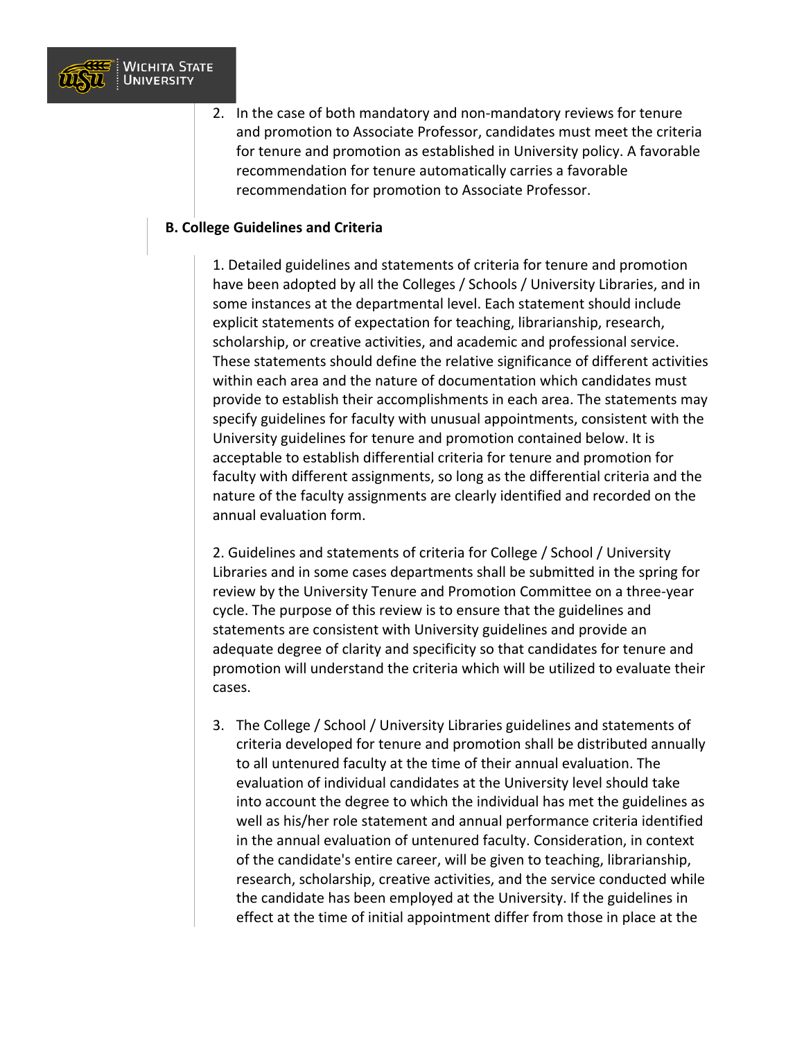2. In the case of both mandatory and non-mandatory reviews for tenure and promotion to Associate Professor, candidates must meet the criteria for tenure and promotion as established in University policy. A favorable recommendation for tenure automatically carries a favorable recommendation for promotion to Associate Professor.

**B. College Guidelines and Criteria**

1. Detailed guidelines and statements of criteria for tenure and promotion have been adopted by all the Colleges / Schools / University Libraries, and in some instances at the departmental level. Each statement should include explicit statements of expectation for teaching, librarianship, research, scholarship, or creative activities, and academic and professional service. These statements should define the relative significance of different activities within each area and the nature of documentation which candidates must provide to establish their accomplishments in each area. The statements may specify guidelines for faculty with unusual appointments, consistent with the University guidelines for tenure and promotion contained below. It is acceptable to establish differential criteria for tenure and promotion for faculty with different assignments, so long as the differential criteria and the nature of the faculty assignments are clearly identified and recorded on the annual evaluation form.

2. Guidelines and statements of criteria for College / School / University Libraries and in some cases departments shall be submitted in the spring for review by the University Tenure and Promotion Committee on a three-year cycle. The purpose of this review is to ensure that the guidelines and statements are consistent with University guidelines and provide an adequate degree of clarity and specificity so that candidates for tenure and promotion will understand the criteria which will be utilized to evaluate their cases.

3. The College / School / University Libraries guidelines and statements of criteria developed for tenure and promotion shall be distributed annually to all untenured faculty at the time of their annual evaluation. The evaluation of individual candidates at the University level should take into account the degree to which the individual has met the guidelines as well as his/her role statement and annual performance criteria identified in the annual evaluation of untenured faculty. Consideration, in context of the candidate's entire career, will be given to teaching, librarianship, research, scholarship, creative activities, and the service conducted while the candidate has been employed at the University. If the guidelines in effect at the time of initial appointment differ from those in place at the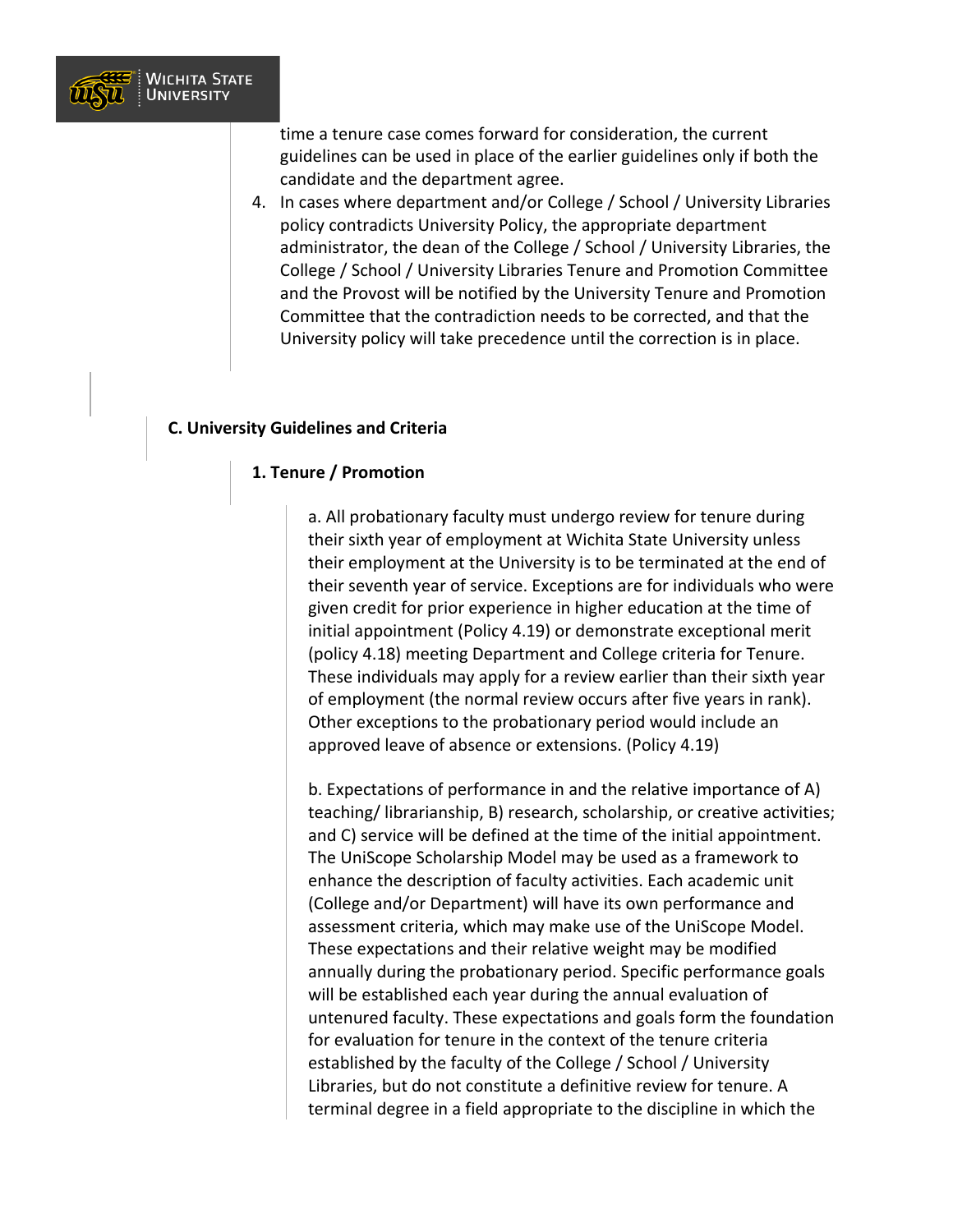time a tenure case comes forward for consideration, the current guidelines can be used in place of the earlier guidelines only if both the candidate and the department agree.

4. In cases where department and/or College / School / University Libraries policy contradicts University Policy, the appropriate department administrator, the dean of the College / School / University Libraries, the College / School / University Libraries Tenure and Promotion Committee and the Provost will be notified by the University Tenure and Promotion Committee that the contradiction needs to be corrected, and that the University policy will take precedence until the correction is in place.

**C. University Guidelines and Criteria**

**1. Tenure / Promotion**

a. All probationary faculty must undergo review for tenure during their sixth year of employment at Wichita State University unless their employment at the University is to be terminated at the end of their seventh year of service. Exceptions are for individuals who were given credit for prior experience in higher education at the time of initial appointment (Policy 4.19) or demonstrate exceptional merit (policy 4.18) meeting Department and College criteria for Tenure. These individuals may apply for a review earlier than their sixth year of employment (the normal review occurs after five years in rank). Other exceptions to the probationary period would include an approved leave of absence or extensions. (Policy 4.19)

b. Expectations of performance in and the relative importance of A) teaching/ librarianship, B) research, scholarship, or creative activities; and C) service will be defined at the time of the initial appointment. The UniScope Scholarship Model may be used as a framework to enhance the description of faculty activities. Each academic unit (College and/or Department) will have its own performance and assessment criteria, which may make use of the UniScope Model. These expectations and their relative weight may be modified annually during the probationary period. Specific performance goals will be established each year during the annual evaluation of untenured faculty. These expectations and goals form the foundation for evaluation for tenure in the context of the tenure criteria established by the faculty of the College / School / University Libraries, but do not constitute a definitive review for tenure. A terminal degree in a field appropriate to the discipline in which the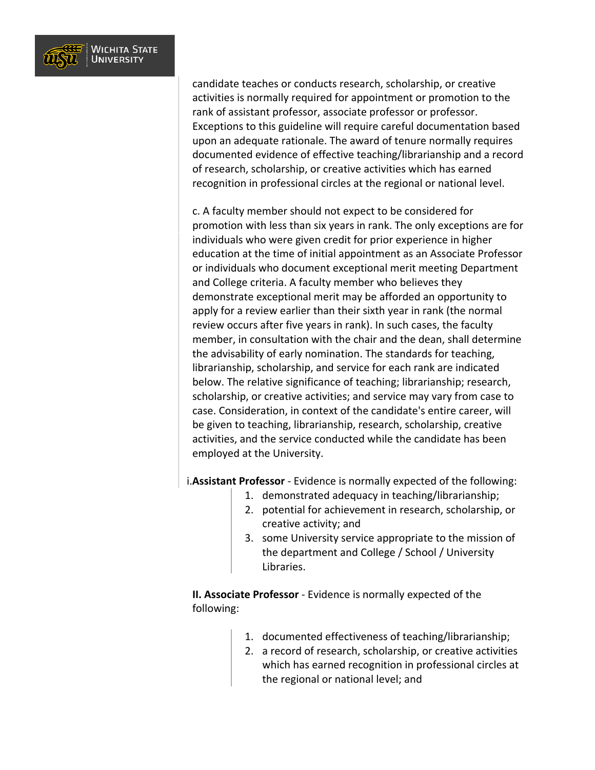candidate teaches or conducts research, scholarship, or creative activities is normally required for appointment or promotion to the rank of assistant professor, associate professor or professor. Exceptions to this guideline will require careful documentation based upon an adequate rationale. The award of tenure normally requires documented evidence of effective teaching/librarianship and a record of research, scholarship, or creative activities which has earned recognition in professional circles at the regional or national level.

c. A faculty member should not expect to be considered for promotion with less than six years in rank. The only exceptions are for individuals who were given credit for prior experience in higher education at the time of initial appointment as an Associate Professor or individuals who document exceptional merit meeting Department and College criteria. A faculty member who believes they demonstrate exceptional merit may be afforded an opportunity to apply for a review earlier than their sixth year in rank (the normal review occurs after five years in rank). In such cases, the faculty member, in consultation with the chair and the dean, shall determine the advisability of early nomination. The standards for teaching, librarianship, scholarship, and service for each rank are indicated below. The relative significance of teaching; librarianship; research, scholarship, or creative activities; and service may vary from case to case. Consideration, in context of the candidate's entire career, will be given to teaching, librarianship, research, scholarship, creative activities, and the service conducted while the candidate has been employed at the University.

i.**Assistant Professor** - Evidence is normally expected of the following:

1. demonstrated adequacy in teaching/librarianship;
2. potential for achievement in research, scholarship, or creative activity; and
3. some University service appropriate to the mission of the department and College / School / University Libraries.

**II. Associate Professor** - Evidence is normally expected of the following:

1. documented effectiveness of teaching/librarianship;
2. a record of research, scholarship, or creative activities which has earned recognition in professional circles at the regional or national level; and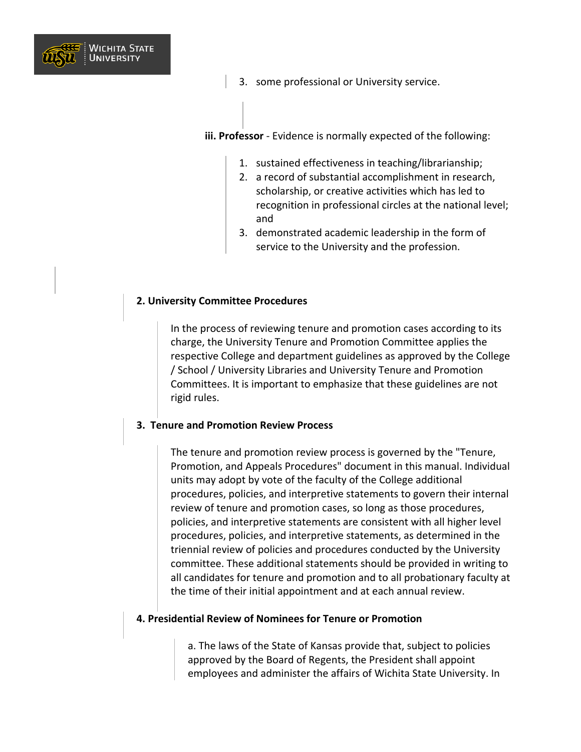3. some professional or University service.

**iii. Professor** - Evidence is normally expected of the following:

1. sustained effectiveness in teaching/librarianship;
2. a record of substantial accomplishment in research, scholarship, or creative activities which has led to recognition in professional circles at the national level; and
3. demonstrated academic leadership in the form of service to the University and the profession.

**2. University Committee Procedures**

In the process of reviewing tenure and promotion cases according to its charge, the University Tenure and Promotion Committee applies the respective College and department guidelines as approved by the College / School / University Libraries and University Tenure and Promotion Committees. It is important to emphasize that these guidelines are not rigid rules.

**3. Tenure and Promotion Review Process**

The tenure and promotion review process is governed by the "Tenure, Promotion, and Appeals Procedures" document in this manual. Individual units may adopt by vote of the faculty of the College additional procedures, policies, and interpretive statements to govern their internal review of tenure and promotion cases, so long as those procedures, policies, and interpretive statements are consistent with all higher level procedures, policies, and interpretive statements, as determined in the triennial review of policies and procedures conducted by the University committee. These additional statements should be provided in writing to all candidates for tenure and promotion and to all probationary faculty at the time of their initial appointment and at each annual review.

**4. Presidential Review of Nominees for Tenure or Promotion**

a. The laws of the State of Kansas provide that, subject to policies approved by the Board of Regents, the President shall appoint employees and administer the affairs of Wichita State University. In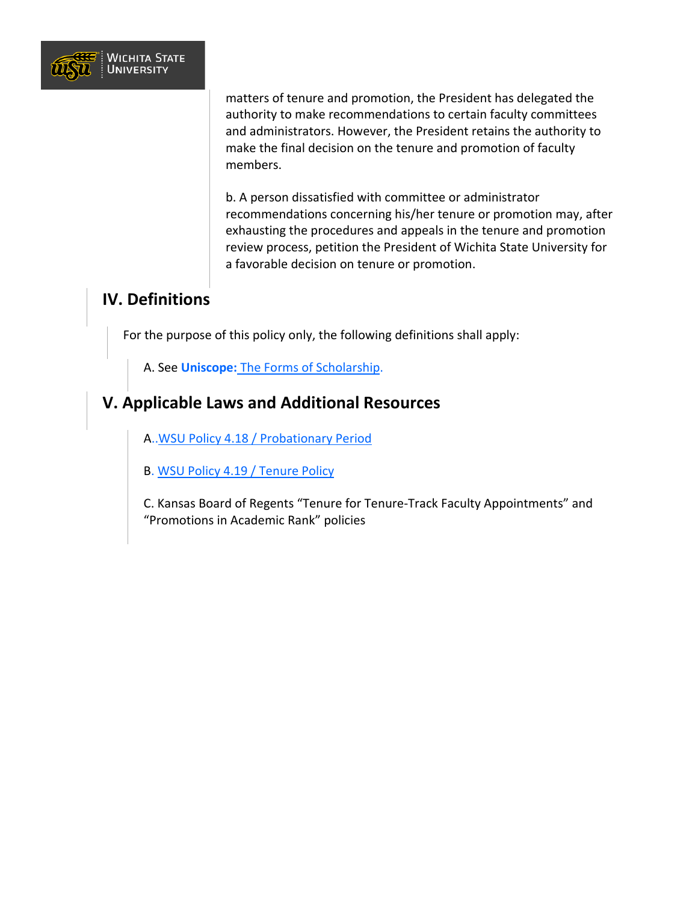matters of tenure and promotion, the President has delegated the authority to make recommendations to certain faculty committees and administrators. However, the President retains the authority to make the final decision on the tenure and promotion of faculty members.

b. A person dissatisfied with committee or administrator recommendations concerning his/her tenure or promotion may, after exhausting the procedures and appeals in the tenure and promotion review process, petition the President of Wichita State University for a favorable decision on tenure or promotion.

## IV. Definitions

For the purpose of this policy only, the following definitions shall apply:

A. See **Uniscope:** The Forms of Scholarship.

## V. Applicable Laws and Additional Resources

A..WSU Policy 4.18 / Probationary Period

B. WSU Policy 4.19 / Tenure Policy

C. Kansas Board of Regents "Tenure for Tenure-Track Faculty Appointments" and "Promotions in Academic Rank" policies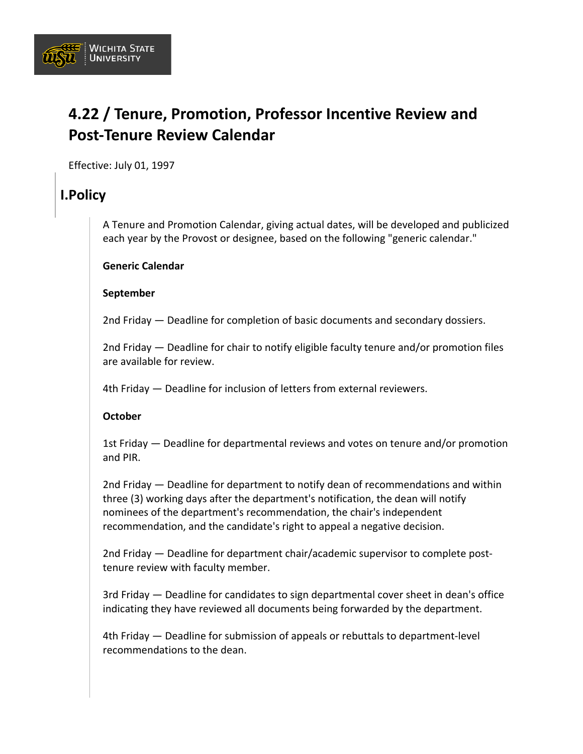# 4.22 / Tenure, Promotion, Professor Incentive Review and Post-Tenure Review Calendar

Effective: July 01, 1997

## I.Policy

A Tenure and Promotion Calendar, giving actual dates, will be developed and publicized each year by the Provost or designee, based on the following "generic calendar."

**Generic Calendar**

**September**

2nd Friday — Deadline for completion of basic documents and secondary dossiers.

2nd Friday — Deadline for chair to notify eligible faculty tenure and/or promotion files are available for review.

4th Friday — Deadline for inclusion of letters from external reviewers.

**October**

1st Friday — Deadline for departmental reviews and votes on tenure and/or promotion and PIR.

2nd Friday — Deadline for department to notify dean of recommendations and within three (3) working days after the department's notification, the dean will notify nominees of the department's recommendation, the chair's independent recommendation, and the candidate's right to appeal a negative decision.

2nd Friday — Deadline for department chair/academic supervisor to complete post-tenure review with faculty member.

3rd Friday — Deadline for candidates to sign departmental cover sheet in dean's office indicating they have reviewed all documents being forwarded by the department.

4th Friday — Deadline for submission of appeals or rebuttals to department-level recommendations to the dean.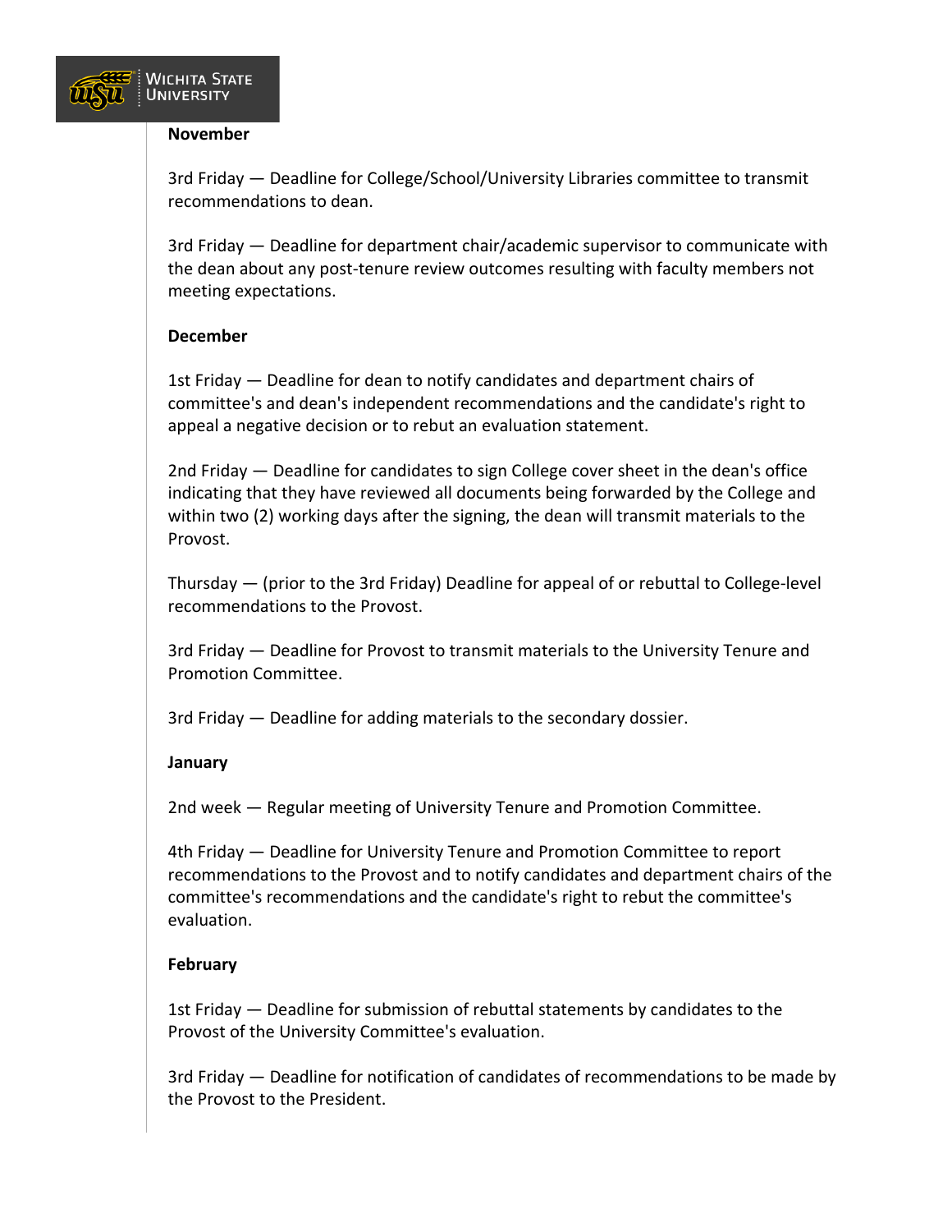**November**

3rd Friday — Deadline for College/School/University Libraries committee to transmit recommendations to dean.

3rd Friday — Deadline for department chair/academic supervisor to communicate with the dean about any post-tenure review outcomes resulting with faculty members not meeting expectations.

**December**

1st Friday — Deadline for dean to notify candidates and department chairs of committee's and dean's independent recommendations and the candidate's right to appeal a negative decision or to rebut an evaluation statement.

2nd Friday — Deadline for candidates to sign College cover sheet in the dean's office indicating that they have reviewed all documents being forwarded by the College and within two (2) working days after the signing, the dean will transmit materials to the Provost.

Thursday — (prior to the 3rd Friday) Deadline for appeal of or rebuttal to College-level recommendations to the Provost.

3rd Friday — Deadline for Provost to transmit materials to the University Tenure and Promotion Committee.

3rd Friday — Deadline for adding materials to the secondary dossier.

**January**

2nd week — Regular meeting of University Tenure and Promotion Committee.

4th Friday — Deadline for University Tenure and Promotion Committee to report recommendations to the Provost and to notify candidates and department chairs of the committee's recommendations and the candidate's right to rebut the committee's evaluation.

**February**

1st Friday — Deadline for submission of rebuttal statements by candidates to the Provost of the University Committee's evaluation.

3rd Friday — Deadline for notification of candidates of recommendations to be made by the Provost to the President.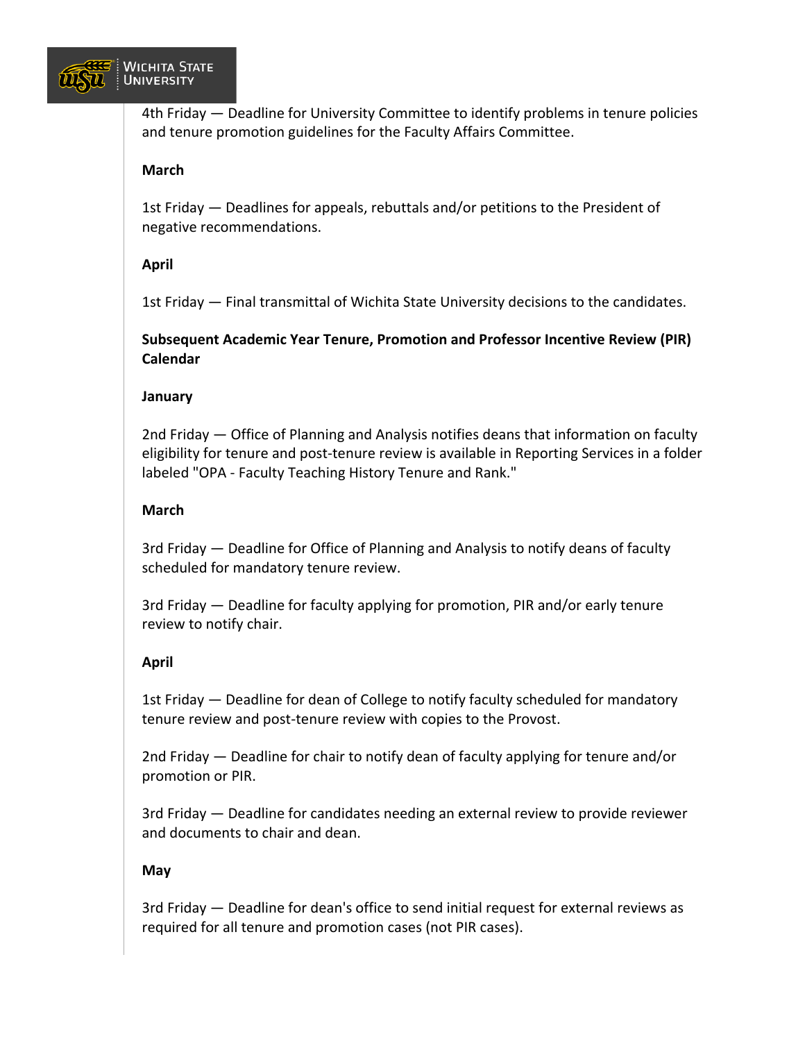4th Friday — Deadline for University Committee to identify problems in tenure policies and tenure promotion guidelines for the Faculty Affairs Committee.

**March**

1st Friday — Deadlines for appeals, rebuttals and/or petitions to the President of negative recommendations.

**April**

1st Friday — Final transmittal of Wichita State University decisions to the candidates.

**Subsequent Academic Year Tenure, Promotion and Professor Incentive Review (PIR) Calendar**

**January**

2nd Friday — Office of Planning and Analysis notifies deans that information on faculty eligibility for tenure and post-tenure review is available in Reporting Services in a folder labeled "OPA - Faculty Teaching History Tenure and Rank."

**March**

3rd Friday — Deadline for Office of Planning and Analysis to notify deans of faculty scheduled for mandatory tenure review.

3rd Friday — Deadline for faculty applying for promotion, PIR and/or early tenure review to notify chair.

**April**

1st Friday — Deadline for dean of College to notify faculty scheduled for mandatory tenure review and post-tenure review with copies to the Provost.

2nd Friday — Deadline for chair to notify dean of faculty applying for tenure and/or promotion or PIR.

3rd Friday — Deadline for candidates needing an external review to provide reviewer and documents to chair and dean.

**May**

3rd Friday — Deadline for dean's office to send initial request for external reviews as required for all tenure and promotion cases (not PIR cases).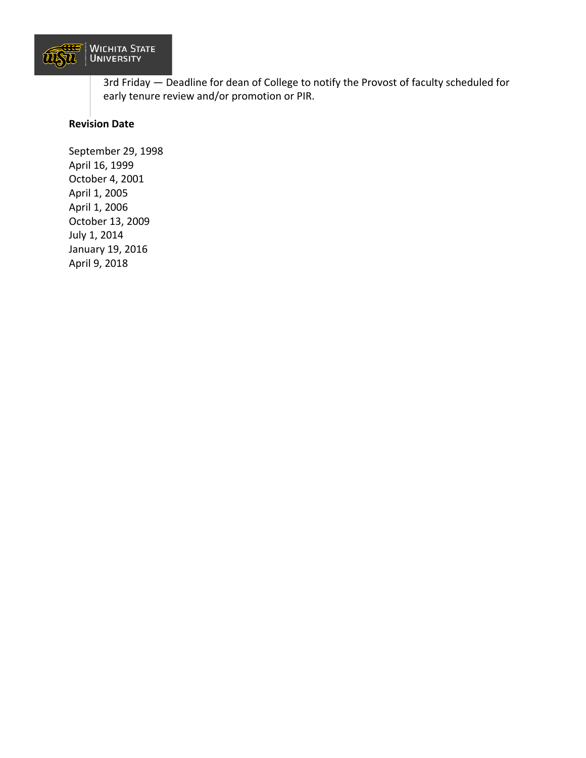3rd Friday — Deadline for dean of College to notify the Provost of faculty scheduled for early tenure review and/or promotion or PIR.

**Revision Date**

September 29, 1998
April 16, 1999
October 4, 2001
April 1, 2005
April 1, 2006
October 13, 2009
July 1, 2014
January 19, 2016
April 9, 2018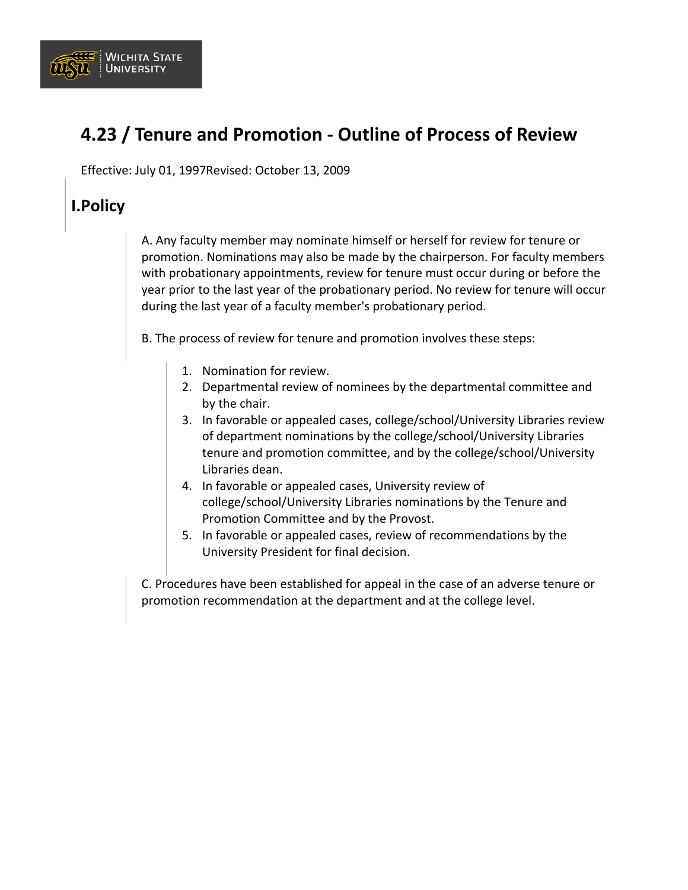# 4.23 / Tenure and Promotion - Outline of Process of Review

Effective: July 01, 1997Revised: October 13, 2009

## I.Policy

A. Any faculty member may nominate himself or herself for review for tenure or promotion. Nominations may also be made by the chairperson. For faculty members with probationary appointments, review for tenure must occur during or before the year prior to the last year of the probationary period. No review for tenure will occur during the last year of a faculty member's probationary period.

B. The process of review for tenure and promotion involves these steps:

1. Nomination for review.
2. Departmental review of nominees by the departmental committee and by the chair.
3. In favorable or appealed cases, college/school/University Libraries review of department nominations by the college/school/University Libraries tenure and promotion committee, and by the college/school/University Libraries dean.
4. In favorable or appealed cases, University review of college/school/University Libraries nominations by the Tenure and Promotion Committee and by the Provost.
5. In favorable or appealed cases, review of recommendations by the University President for final decision.

C. Procedures have been established for appeal in the case of an adverse tenure or promotion recommendation at the department and at the college level.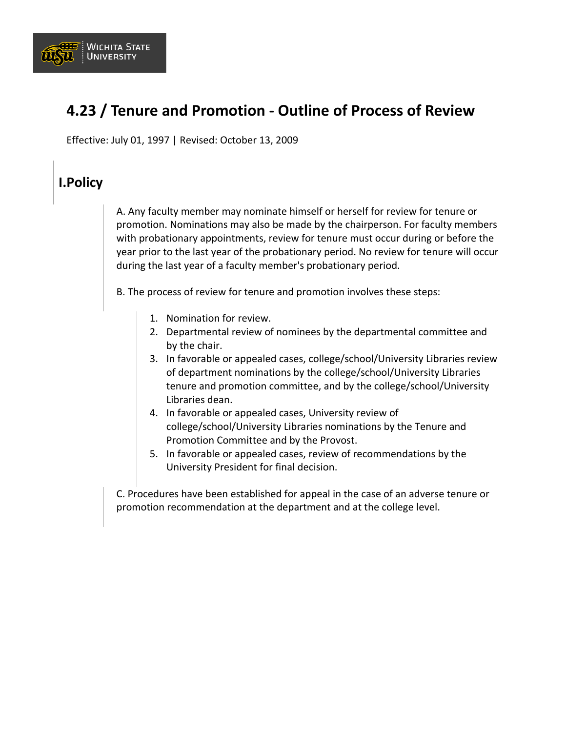# 4.23 / Tenure and Promotion - Outline of Process of Review

Effective: July 01, 1997 | Revised: October 13, 2009

## I. Policy

A. Any faculty member may nominate himself or herself for review for tenure or promotion. Nominations may also be made by the chairperson. For faculty members with probationary appointments, review for tenure must occur during or before the year prior to the last year of the probationary period. No review for tenure will occur during the last year of a faculty member's probationary period.

B. The process of review for tenure and promotion involves these steps:

1. Nomination for review.
2. Departmental review of nominees by the departmental committee and by the chair.
3. In favorable or appealed cases, college/school/University Libraries review of department nominations by the college/school/University Libraries tenure and promotion committee, and by the college/school/University Libraries dean.
4. In favorable or appealed cases, University review of college/school/University Libraries nominations by the Tenure and Promotion Committee and by the Provost.
5. In favorable or appealed cases, review of recommendations by the University President for final decision.

C. Procedures have been established for appeal in the case of an adverse tenure or promotion recommendation at the department and at the college level.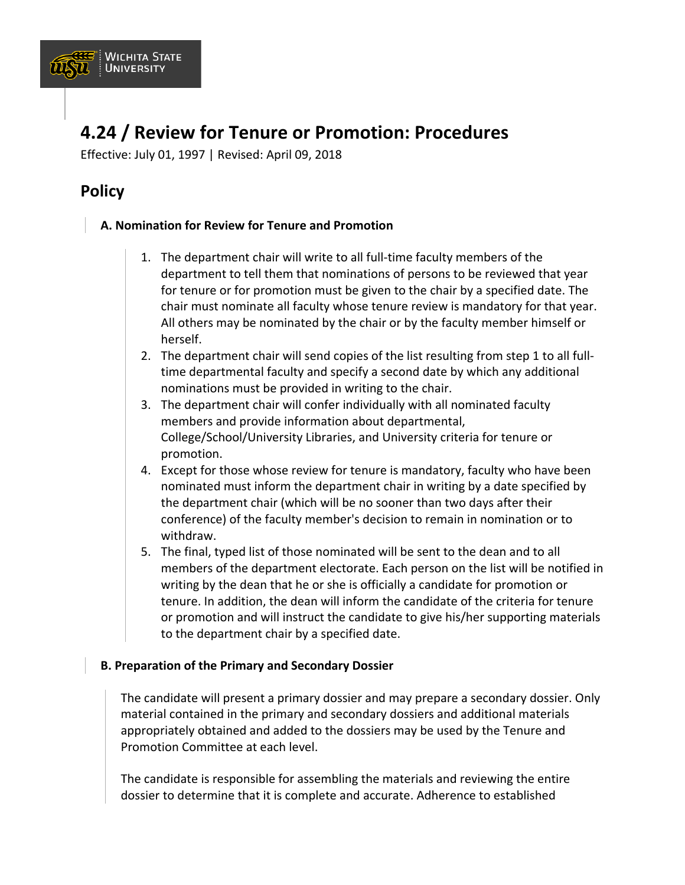# 4.24 / Review for Tenure or Promotion: Procedures

Effective: July 01, 1997 | Revised: April 09, 2018

## Policy

### A. Nomination for Review for Tenure and Promotion

1. The department chair will write to all full-time faculty members of the department to tell them that nominations of persons to be reviewed that year for tenure or for promotion must be given to the chair by a specified date. The chair must nominate all faculty whose tenure review is mandatory for that year. All others may be nominated by the chair or by the faculty member himself or herself.
2. The department chair will send copies of the list resulting from step 1 to all full-time departmental faculty and specify a second date by which any additional nominations must be provided in writing to the chair.
3. The department chair will confer individually with all nominated faculty members and provide information about departmental, College/School/University Libraries, and University criteria for tenure or promotion.
4. Except for those whose review for tenure is mandatory, faculty who have been nominated must inform the department chair in writing by a date specified by the department chair (which will be no sooner than two days after their conference) of the faculty member's decision to remain in nomination or to withdraw.
5. The final, typed list of those nominated will be sent to the dean and to all members of the department electorate. Each person on the list will be notified in writing by the dean that he or she is officially a candidate for promotion or tenure. In addition, the dean will inform the candidate of the criteria for tenure or promotion and will instruct the candidate to give his/her supporting materials to the department chair by a specified date.

### B. Preparation of the Primary and Secondary Dossier

The candidate will present a primary dossier and may prepare a secondary dossier. Only material contained in the primary and secondary dossiers and additional materials appropriately obtained and added to the dossiers may be used by the Tenure and Promotion Committee at each level.

The candidate is responsible for assembling the materials and reviewing the entire dossier to determine that it is complete and accurate. Adherence to established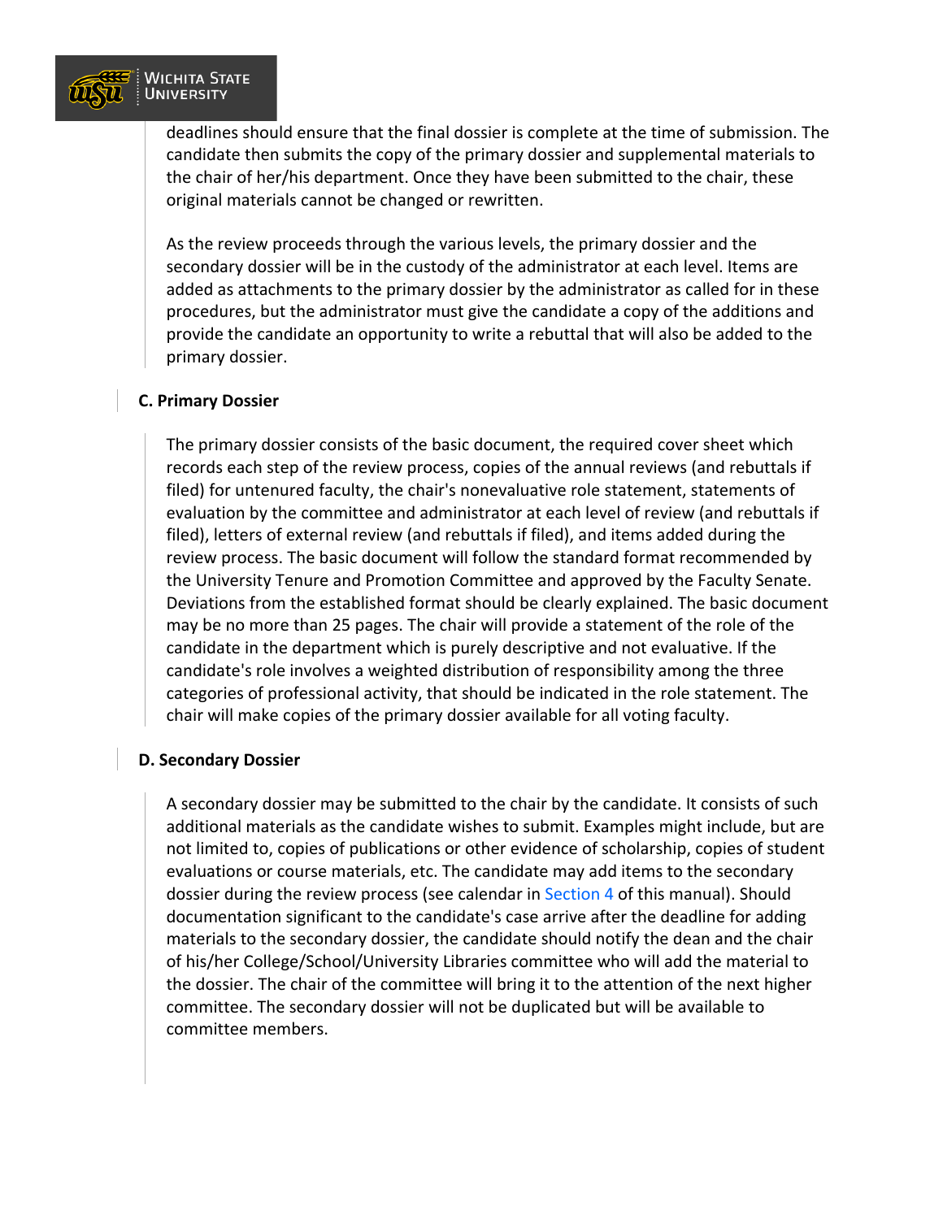deadlines should ensure that the final dossier is complete at the time of submission. The candidate then submits the copy of the primary dossier and supplemental materials to the chair of her/his department. Once they have been submitted to the chair, these original materials cannot be changed or rewritten.

As the review proceeds through the various levels, the primary dossier and the secondary dossier will be in the custody of the administrator at each level. Items are added as attachments to the primary dossier by the administrator as called for in these procedures, but the administrator must give the candidate a copy of the additions and provide the candidate an opportunity to write a rebuttal that will also be added to the primary dossier.

### C. Primary Dossier

The primary dossier consists of the basic document, the required cover sheet which records each step of the review process, copies of the annual reviews (and rebuttals if filed) for untenured faculty, the chair's nonevaluative role statement, statements of evaluation by the committee and administrator at each level of review (and rebuttals if filed), letters of external review (and rebuttals if filed), and items added during the review process. The basic document will follow the standard format recommended by the University Tenure and Promotion Committee and approved by the Faculty Senate. Deviations from the established format should be clearly explained. The basic document may be no more than 25 pages. The chair will provide a statement of the role of the candidate in the department which is purely descriptive and not evaluative. If the candidate's role involves a weighted distribution of responsibility among the three categories of professional activity, that should be indicated in the role statement. The chair will make copies of the primary dossier available for all voting faculty.

### D. Secondary Dossier

A secondary dossier may be submitted to the chair by the candidate. It consists of such additional materials as the candidate wishes to submit. Examples might include, but are not limited to, copies of publications or other evidence of scholarship, copies of student evaluations or course materials, etc. The candidate may add items to the secondary dossier during the review process (see calendar in Section 4 of this manual). Should documentation significant to the candidate's case arrive after the deadline for adding materials to the secondary dossier, the candidate should notify the dean and the chair of his/her College/School/University Libraries committee who will add the material to the dossier. The chair of the committee will bring it to the attention of the next higher committee. The secondary dossier will not be duplicated but will be available to committee members.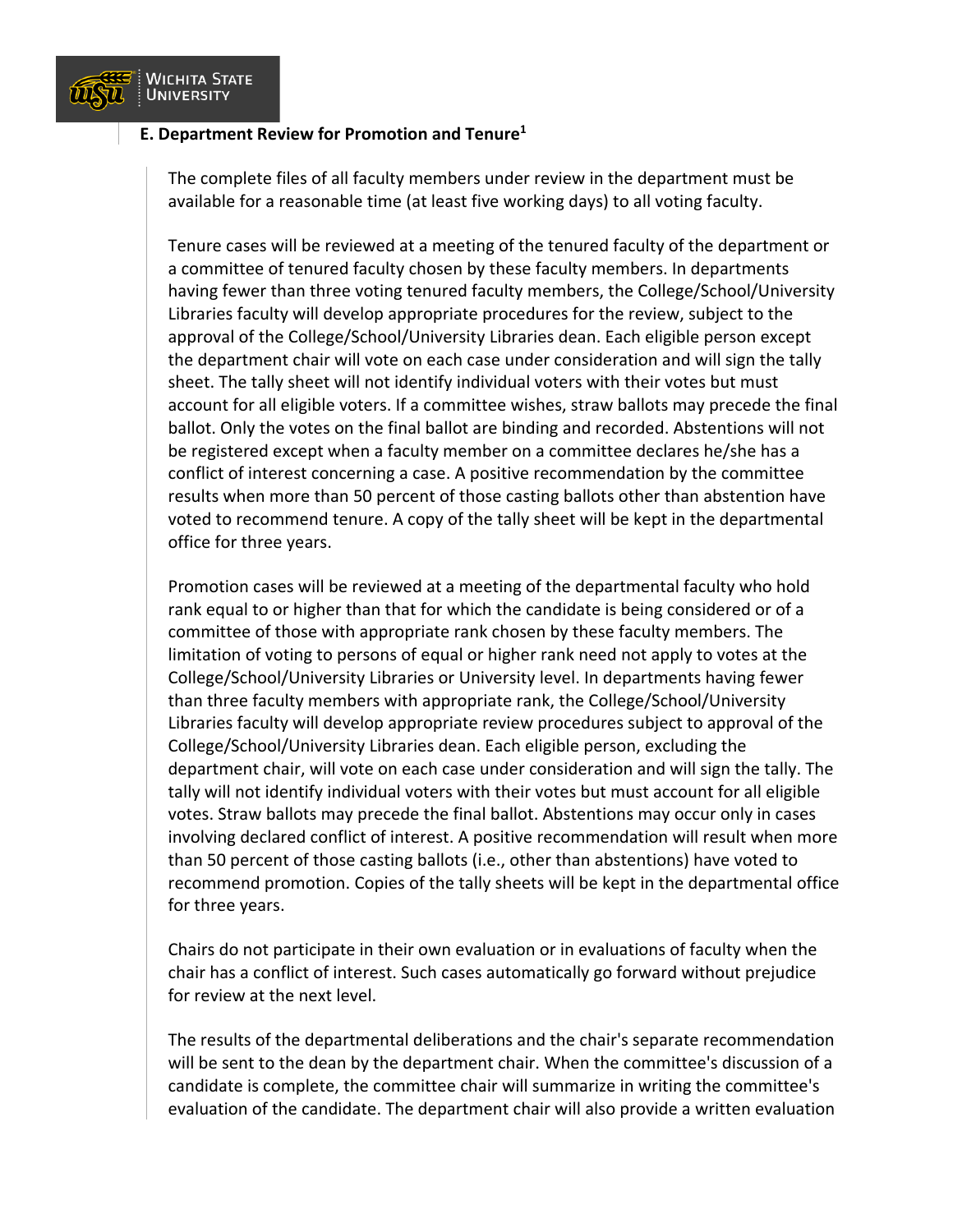**E. Department Review for Promotion and Tenure[1]**

The complete files of all faculty members under review in the department must be available for a reasonable time (at least five working days) to all voting faculty.

Tenure cases will be reviewed at a meeting of the tenured faculty of the department or a committee of tenured faculty chosen by these faculty members. In departments having fewer than three voting tenured faculty members, the College/School/University Libraries faculty will develop appropriate procedures for the review, subject to the approval of the College/School/University Libraries dean. Each eligible person except the department chair will vote on each case under consideration and will sign the tally sheet. The tally sheet will not identify individual voters with their votes but must account for all eligible voters. If a committee wishes, straw ballots may precede the final ballot. Only the votes on the final ballot are binding and recorded. Abstentions will not be registered except when a faculty member on a committee declares he/she has a conflict of interest concerning a case. A positive recommendation by the committee results when more than 50 percent of those casting ballots other than abstention have voted to recommend tenure. A copy of the tally sheet will be kept in the departmental office for three years.

Promotion cases will be reviewed at a meeting of the departmental faculty who hold rank equal to or higher than that for which the candidate is being considered or of a committee of those with appropriate rank chosen by these faculty members. The limitation of voting to persons of equal or higher rank need not apply to votes at the College/School/University Libraries or University level. In departments having fewer than three faculty members with appropriate rank, the College/School/University Libraries faculty will develop appropriate review procedures subject to approval of the College/School/University Libraries dean. Each eligible person, excluding the department chair, will vote on each case under consideration and will sign the tally. The tally will not identify individual voters with their votes but must account for all eligible votes. Straw ballots may precede the final ballot. Abstentions may occur only in cases involving declared conflict of interest. A positive recommendation will result when more than 50 percent of those casting ballots (i.e., other than abstentions) have voted to recommend promotion. Copies of the tally sheets will be kept in the departmental office for three years.

Chairs do not participate in their own evaluation or in evaluations of faculty when the chair has a conflict of interest. Such cases automatically go forward without prejudice for review at the next level.

The results of the departmental deliberations and the chair's separate recommendation will be sent to the dean by the department chair. When the committee's discussion of a candidate is complete, the committee chair will summarize in writing the committee's evaluation of the candidate. The department chair will also provide a written evaluation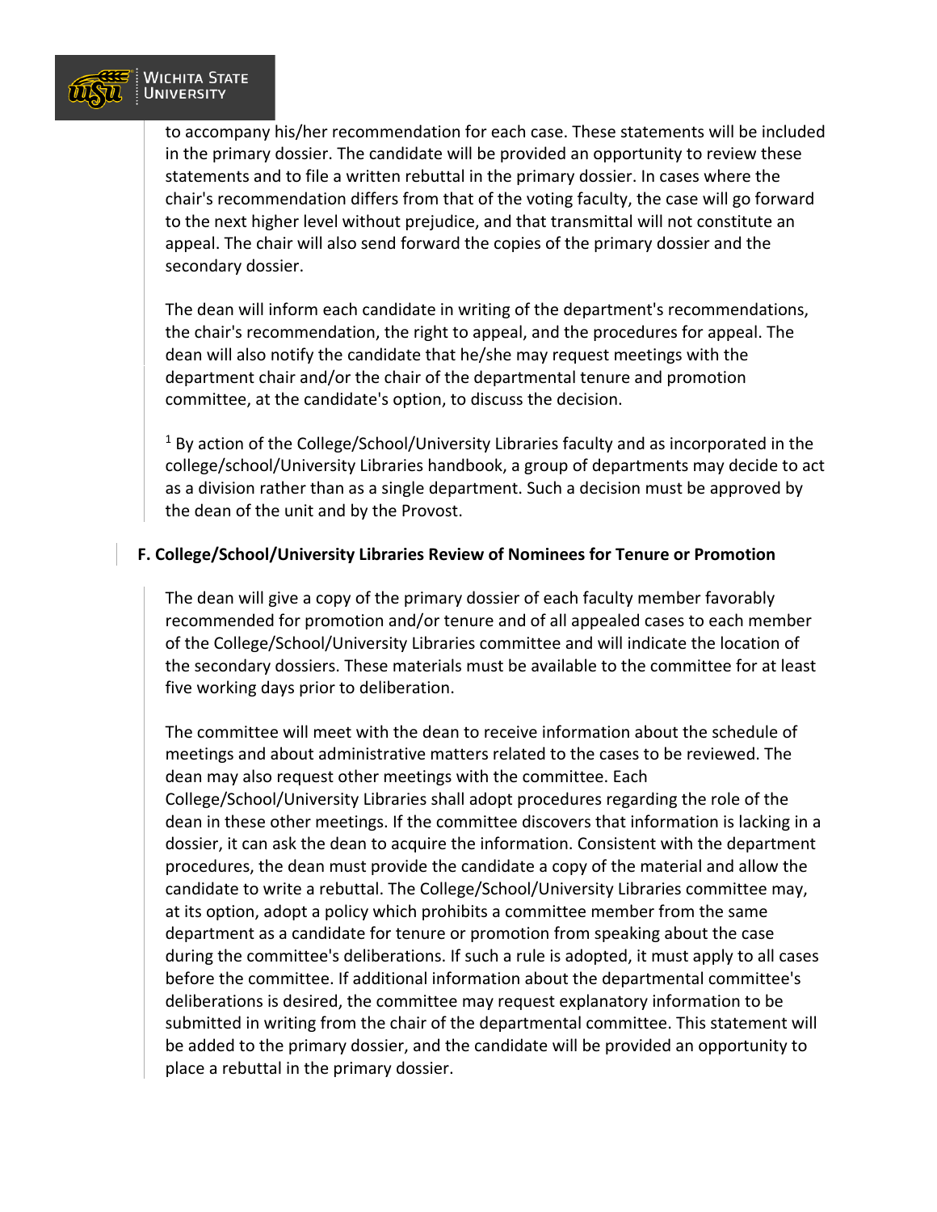to accompany his/her recommendation for each case. These statements will be included in the primary dossier. The candidate will be provided an opportunity to review these statements and to file a written rebuttal in the primary dossier. In cases where the chair's recommendation differs from that of the voting faculty, the case will go forward to the next higher level without prejudice, and that transmittal will not constitute an appeal. The chair will also send forward the copies of the primary dossier and the secondary dossier.

The dean will inform each candidate in writing of the department's recommendations, the chair's recommendation, the right to appeal, and the procedures for appeal. The dean will also notify the candidate that he/she may request meetings with the department chair and/or the chair of the departmental tenure and promotion committee, at the candidate's option, to discuss the decision.

[1] By action of the College/School/University Libraries faculty and as incorporated in the college/school/University Libraries handbook, a group of departments may decide to act as a division rather than as a single department. Such a decision must be approved by the dean of the unit and by the Provost.

**F. College/School/University Libraries Review of Nominees for Tenure or Promotion**

The dean will give a copy of the primary dossier of each faculty member favorably recommended for promotion and/or tenure and of all appealed cases to each member of the College/School/University Libraries committee and will indicate the location of the secondary dossiers. These materials must be available to the committee for at least five working days prior to deliberation.

The committee will meet with the dean to receive information about the schedule of meetings and about administrative matters related to the cases to be reviewed. The dean may also request other meetings with the committee. Each College/School/University Libraries shall adopt procedures regarding the role of the dean in these other meetings. If the committee discovers that information is lacking in a dossier, it can ask the dean to acquire the information. Consistent with the department procedures, the dean must provide the candidate a copy of the material and allow the candidate to write a rebuttal. The College/School/University Libraries committee may, at its option, adopt a policy which prohibits a committee member from the same department as a candidate for tenure or promotion from speaking about the case during the committee's deliberations. If such a rule is adopted, it must apply to all cases before the committee. If additional information about the departmental committee's deliberations is desired, the committee may request explanatory information to be submitted in writing from the chair of the departmental committee. This statement will be added to the primary dossier, and the candidate will be provided an opportunity to place a rebuttal in the primary dossier.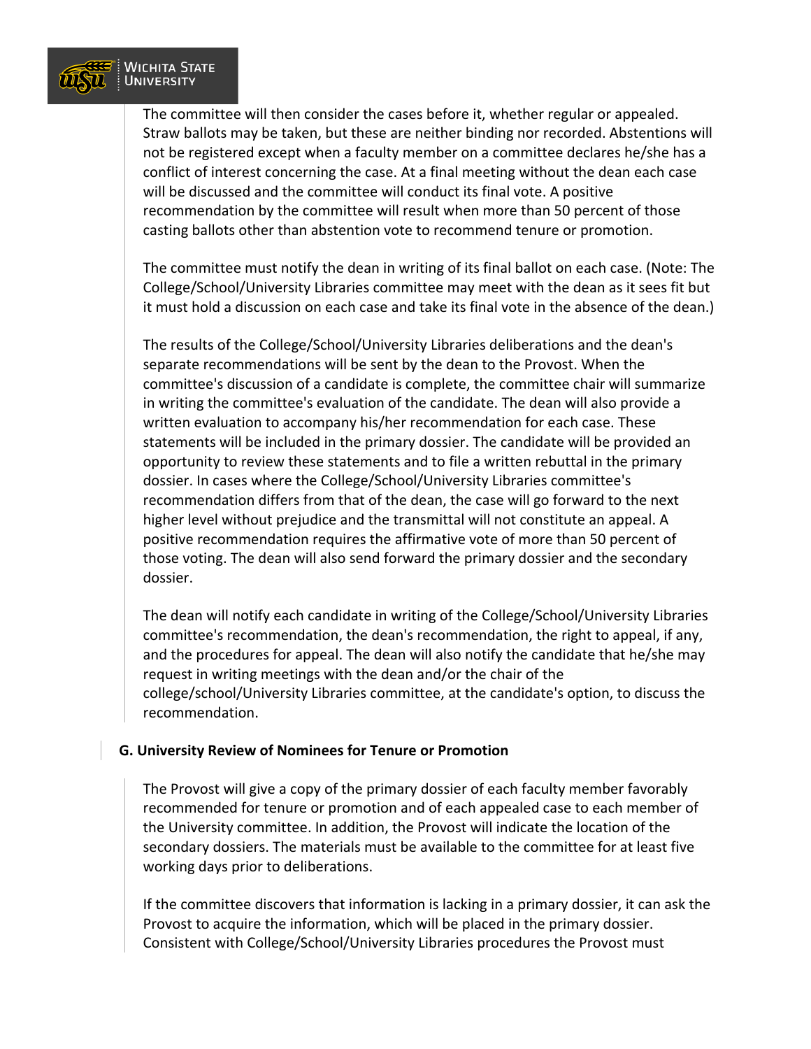The committee will then consider the cases before it, whether regular or appealed. Straw ballots may be taken, but these are neither binding nor recorded. Abstentions will not be registered except when a faculty member on a committee declares he/she has a conflict of interest concerning the case. At a final meeting without the dean each case will be discussed and the committee will conduct its final vote. A positive recommendation by the committee will result when more than 50 percent of those casting ballots other than abstention vote to recommend tenure or promotion.

The committee must notify the dean in writing of its final ballot on each case. (Note: The College/School/University Libraries committee may meet with the dean as it sees fit but it must hold a discussion on each case and take its final vote in the absence of the dean.)

The results of the College/School/University Libraries deliberations and the dean's separate recommendations will be sent by the dean to the Provost. When the committee's discussion of a candidate is complete, the committee chair will summarize in writing the committee's evaluation of the candidate. The dean will also provide a written evaluation to accompany his/her recommendation for each case. These statements will be included in the primary dossier. The candidate will be provided an opportunity to review these statements and to file a written rebuttal in the primary dossier. In cases where the College/School/University Libraries committee's recommendation differs from that of the dean, the case will go forward to the next higher level without prejudice and the transmittal will not constitute an appeal. A positive recommendation requires the affirmative vote of more than 50 percent of those voting. The dean will also send forward the primary dossier and the secondary dossier.

The dean will notify each candidate in writing of the College/School/University Libraries committee's recommendation, the dean's recommendation, the right to appeal, if any, and the procedures for appeal. The dean will also notify the candidate that he/she may request in writing meetings with the dean and/or the chair of the college/school/University Libraries committee, at the candidate's option, to discuss the recommendation.

**G. University Review of Nominees for Tenure or Promotion**

The Provost will give a copy of the primary dossier of each faculty member favorably recommended for tenure or promotion and of each appealed case to each member of the University committee. In addition, the Provost will indicate the location of the secondary dossiers. The materials must be available to the committee for at least five working days prior to deliberations.

If the committee discovers that information is lacking in a primary dossier, it can ask the Provost to acquire the information, which will be placed in the primary dossier. Consistent with College/School/University Libraries procedures the Provost must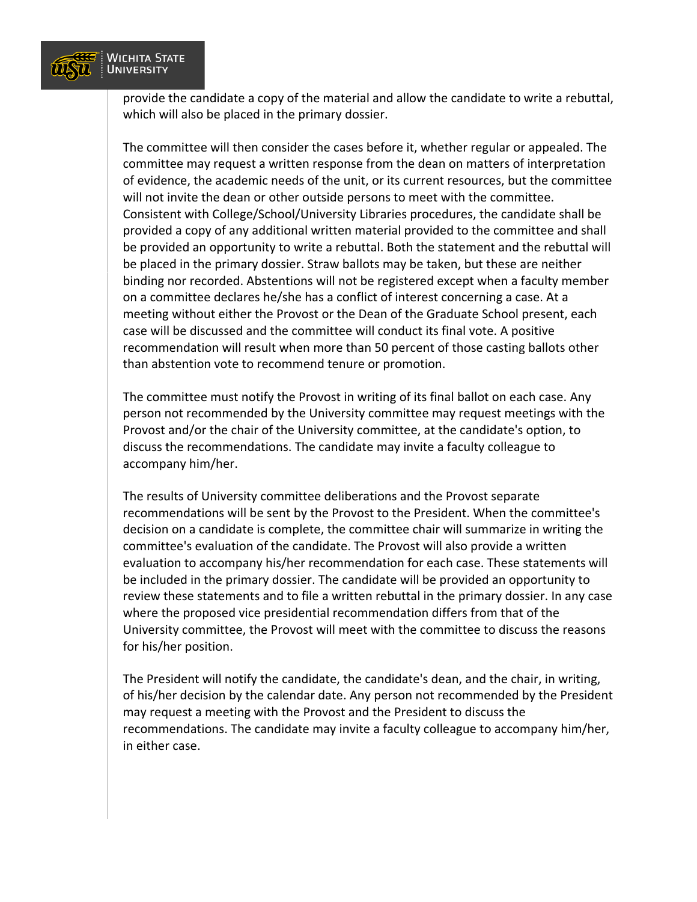provide the candidate a copy of the material and allow the candidate to write a rebuttal, which will also be placed in the primary dossier.

The committee will then consider the cases before it, whether regular or appealed. The committee may request a written response from the dean on matters of interpretation of evidence, the academic needs of the unit, or its current resources, but the committee will not invite the dean or other outside persons to meet with the committee. Consistent with College/School/University Libraries procedures, the candidate shall be provided a copy of any additional written material provided to the committee and shall be provided an opportunity to write a rebuttal. Both the statement and the rebuttal will be placed in the primary dossier. Straw ballots may be taken, but these are neither binding nor recorded. Abstentions will not be registered except when a faculty member on a committee declares he/she has a conflict of interest concerning a case. At a meeting without either the Provost or the Dean of the Graduate School present, each case will be discussed and the committee will conduct its final vote. A positive recommendation will result when more than 50 percent of those casting ballots other than abstention vote to recommend tenure or promotion.

The committee must notify the Provost in writing of its final ballot on each case. Any person not recommended by the University committee may request meetings with the Provost and/or the chair of the University committee, at the candidate's option, to discuss the recommendations. The candidate may invite a faculty colleague to accompany him/her.

The results of University committee deliberations and the Provost separate recommendations will be sent by the Provost to the President. When the committee's decision on a candidate is complete, the committee chair will summarize in writing the committee's evaluation of the candidate. The Provost will also provide a written evaluation to accompany his/her recommendation for each case. These statements will be included in the primary dossier. The candidate will be provided an opportunity to review these statements and to file a written rebuttal in the primary dossier. In any case where the proposed vice presidential recommendation differs from that of the University committee, the Provost will meet with the committee to discuss the reasons for his/her position.

The President will notify the candidate, the candidate's dean, and the chair, in writing, of his/her decision by the calendar date. Any person not recommended by the President may request a meeting with the Provost and the President to discuss the recommendations. The candidate may invite a faculty colleague to accompany him/her, in either case.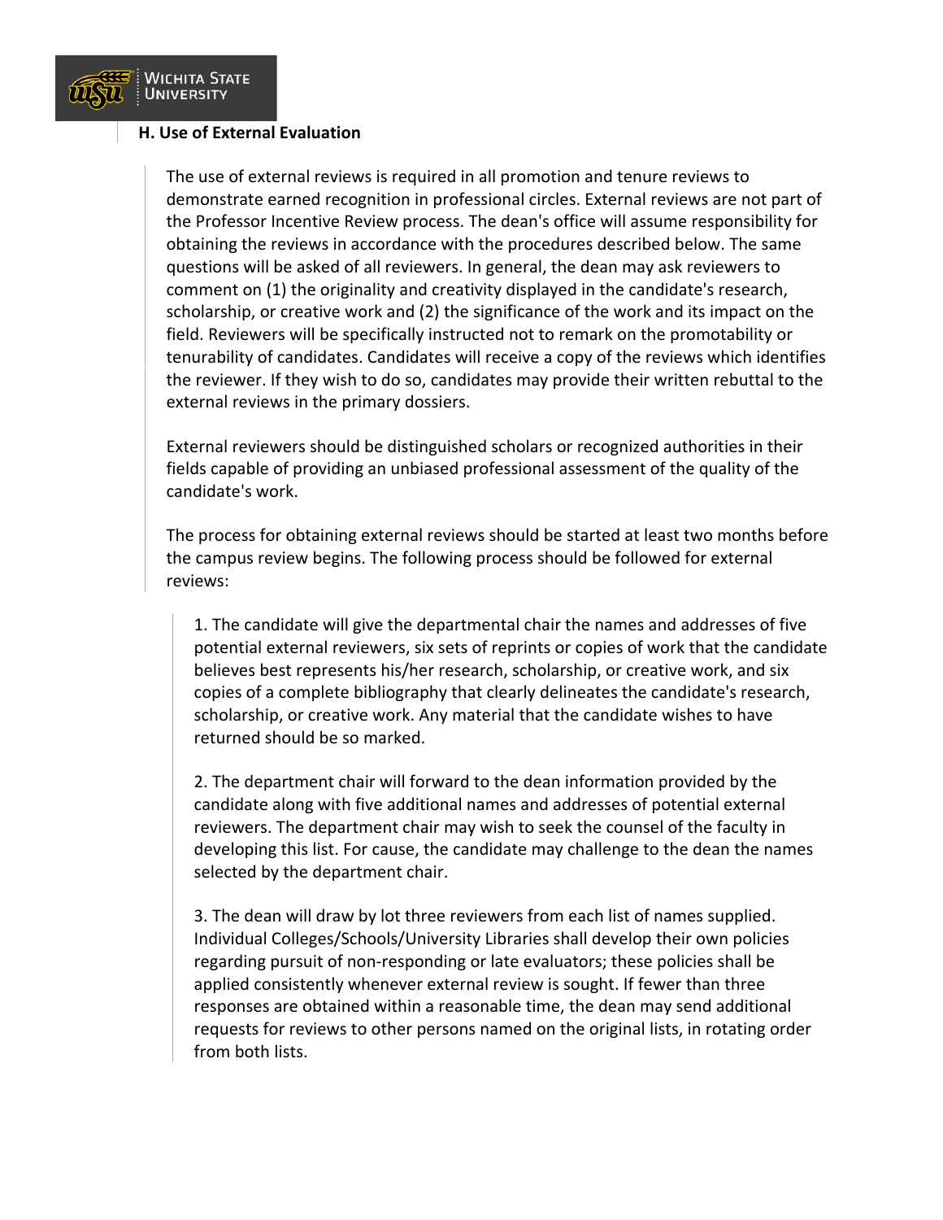### H. Use of External Evaluation

The use of external reviews is required in all promotion and tenure reviews to demonstrate earned recognition in professional circles. External reviews are not part of the Professor Incentive Review process. The dean's office will assume responsibility for obtaining the reviews in accordance with the procedures described below. The same questions will be asked of all reviewers. In general, the dean may ask reviewers to comment on (1) the originality and creativity displayed in the candidate's research, scholarship, or creative work and (2) the significance of the work and its impact on the field. Reviewers will be specifically instructed not to remark on the promotability or tenurability of candidates. Candidates will receive a copy of the reviews which identifies the reviewer. If they wish to do so, candidates may provide their written rebuttal to the external reviews in the primary dossiers.

External reviewers should be distinguished scholars or recognized authorities in their fields capable of providing an unbiased professional assessment of the quality of the candidate's work.

The process for obtaining external reviews should be started at least two months before the campus review begins. The following process should be followed for external reviews:

1. The candidate will give the departmental chair the names and addresses of five potential external reviewers, six sets of reprints or copies of work that the candidate believes best represents his/her research, scholarship, or creative work, and six copies of a complete bibliography that clearly delineates the candidate's research, scholarship, or creative work. Any material that the candidate wishes to have returned should be so marked.

2. The department chair will forward to the dean information provided by the candidate along with five additional names and addresses of potential external reviewers. The department chair may wish to seek the counsel of the faculty in developing this list. For cause, the candidate may challenge to the dean the names selected by the department chair.

3. The dean will draw by lot three reviewers from each list of names supplied. Individual Colleges/Schools/University Libraries shall develop their own policies regarding pursuit of non-responding or late evaluators; these policies shall be applied consistently whenever external review is sought. If fewer than three responses are obtained within a reasonable time, the dean may send additional requests for reviews to other persons named on the original lists, in rotating order from both lists.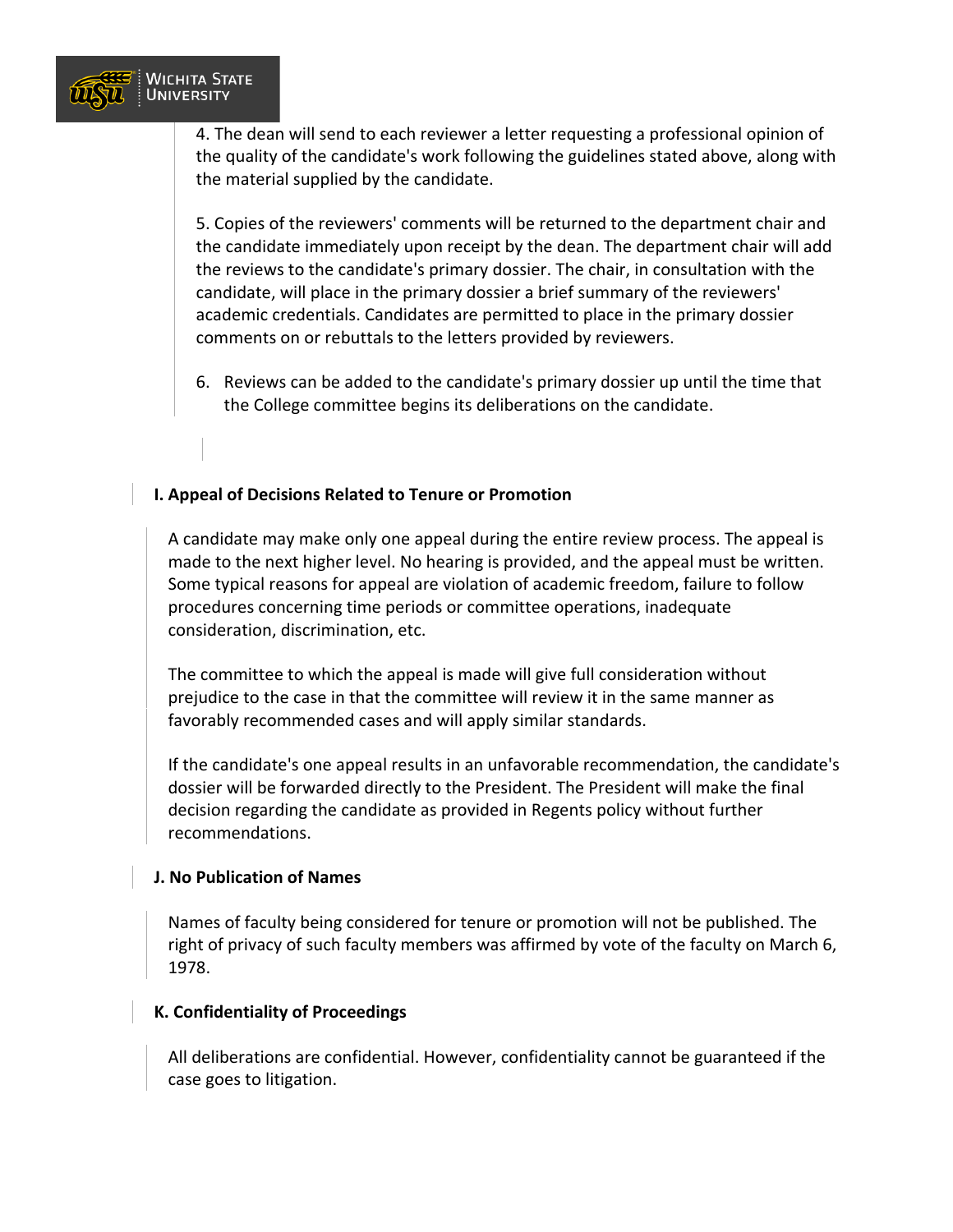4. The dean will send to each reviewer a letter requesting a professional opinion of the quality of the candidate's work following the guidelines stated above, along with the material supplied by the candidate.

5. Copies of the reviewers' comments will be returned to the department chair and the candidate immediately upon receipt by the dean. The department chair will add the reviews to the candidate's primary dossier. The chair, in consultation with the candidate, will place in the primary dossier a brief summary of the reviewers' academic credentials. Candidates are permitted to place in the primary dossier comments on or rebuttals to the letters provided by reviewers.

6. Reviews can be added to the candidate's primary dossier up until the time that the College committee begins its deliberations on the candidate.

**I. Appeal of Decisions Related to Tenure or Promotion**

A candidate may make only one appeal during the entire review process. The appeal is made to the next higher level. No hearing is provided, and the appeal must be written. Some typical reasons for appeal are violation of academic freedom, failure to follow procedures concerning time periods or committee operations, inadequate consideration, discrimination, etc.

The committee to which the appeal is made will give full consideration without prejudice to the case in that the committee will review it in the same manner as favorably recommended cases and will apply similar standards.

If the candidate's one appeal results in an unfavorable recommendation, the candidate's dossier will be forwarded directly to the President. The President will make the final decision regarding the candidate as provided in Regents policy without further recommendations.

**J. No Publication of Names**

Names of faculty being considered for tenure or promotion will not be published. The right of privacy of such faculty members was affirmed by vote of the faculty on March 6, 1978.

**K. Confidentiality of Proceedings**

All deliberations are confidential. However, confidentiality cannot be guaranteed if the case goes to litigation.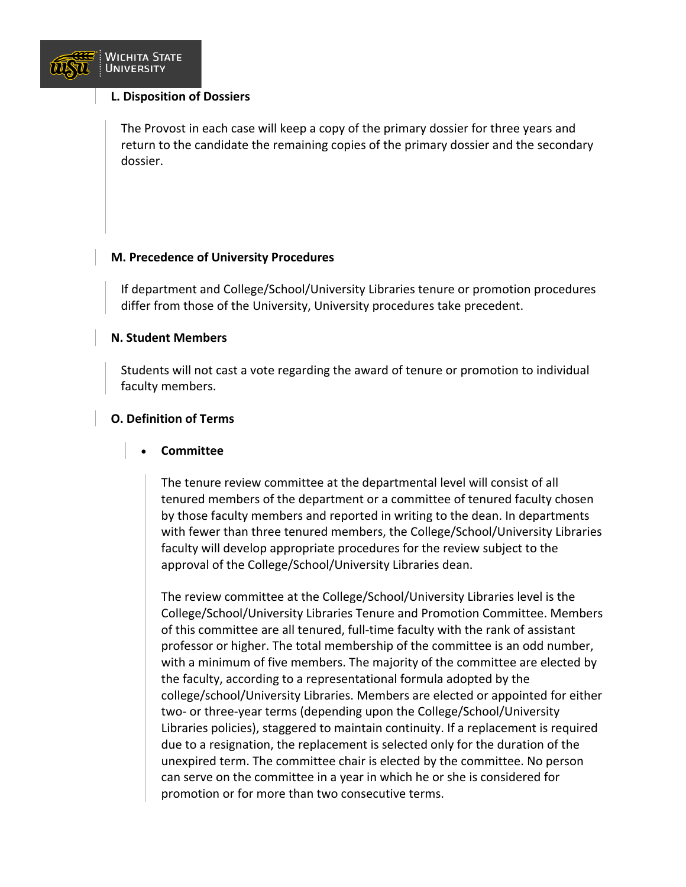### L. Disposition of Dossiers

The Provost in each case will keep a copy of the primary dossier for three years and return to the candidate the remaining copies of the primary dossier and the secondary dossier.

### M. Precedence of University Procedures

If department and College/School/University Libraries tenure or promotion procedures differ from those of the University, University procedures take precedent.

### N. Student Members

Students will not cast a vote regarding the award of tenure or promotion to individual faculty members.

### O. Definition of Terms

- **Committee**

  The tenure review committee at the departmental level will consist of all tenured members of the department or a committee of tenured faculty chosen by those faculty members and reported in writing to the dean. In departments with fewer than three tenured members, the College/School/University Libraries faculty will develop appropriate procedures for the review subject to the approval of the College/School/University Libraries dean.

  The review committee at the College/School/University Libraries level is the College/School/University Libraries Tenure and Promotion Committee. Members of this committee are all tenured, full-time faculty with the rank of assistant professor or higher. The total membership of the committee is an odd number, with a minimum of five members. The majority of the committee are elected by the faculty, according to a representational formula adopted by the college/school/University Libraries. Members are elected or appointed for either two- or three-year terms (depending upon the College/School/University Libraries policies), staggered to maintain continuity. If a replacement is required due to a resignation, the replacement is selected only for the duration of the unexpired term. The committee chair is elected by the committee. No person can serve on the committee in a year in which he or she is considered for promotion or for more than two consecutive terms.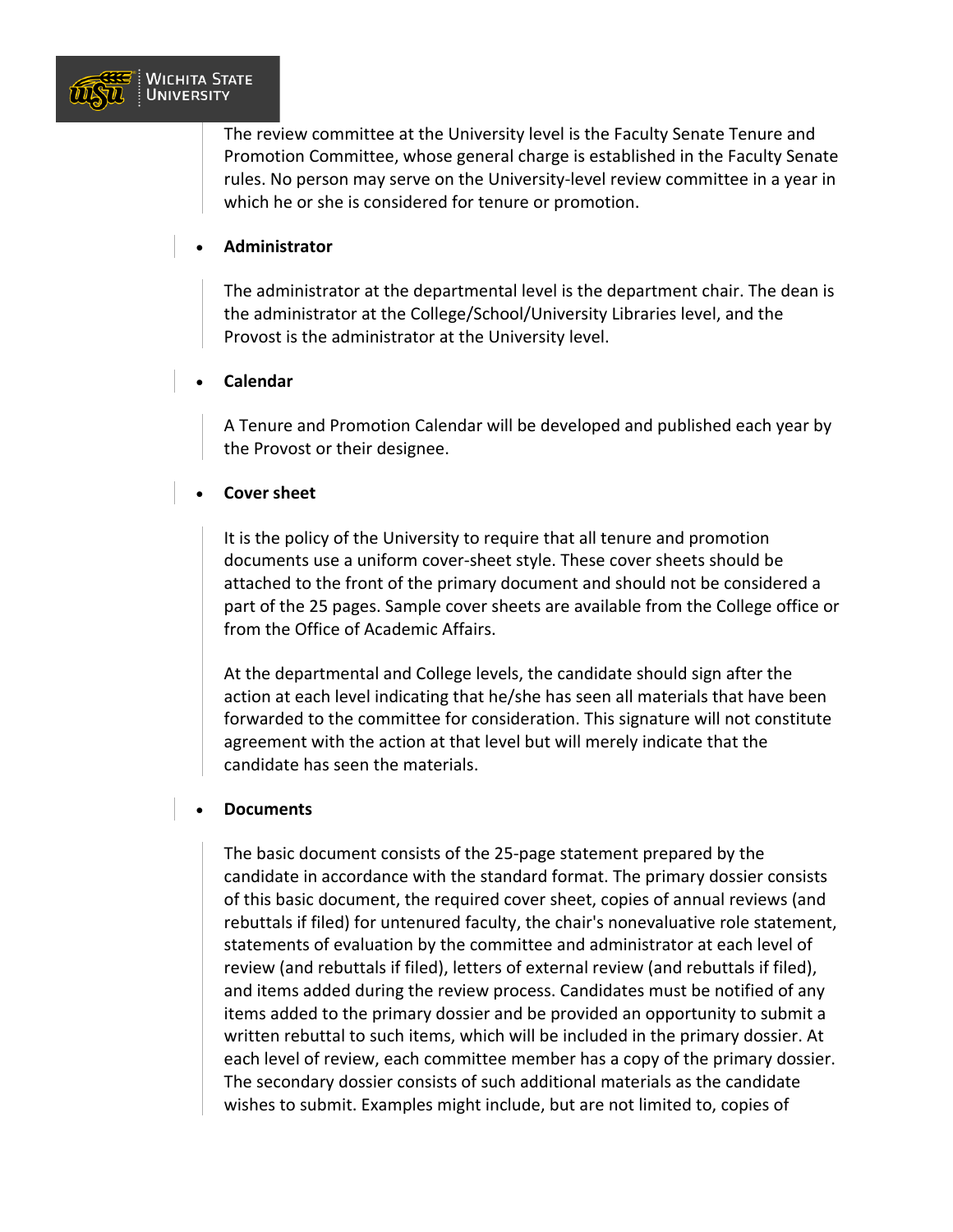The review committee at the University level is the Faculty Senate Tenure and Promotion Committee, whose general charge is established in the Faculty Senate rules. No person may serve on the University-level review committee in a year in which he or she is considered for tenure or promotion.

- **Administrator**

  The administrator at the departmental level is the department chair. The dean is the administrator at the College/School/University Libraries level, and the Provost is the administrator at the University level.

- **Calendar**

  A Tenure and Promotion Calendar will be developed and published each year by the Provost or their designee.

- **Cover sheet**

  It is the policy of the University to require that all tenure and promotion documents use a uniform cover-sheet style. These cover sheets should be attached to the front of the primary document and should not be considered a part of the 25 pages. Sample cover sheets are available from the College office or from the Office of Academic Affairs.

  At the departmental and College levels, the candidate should sign after the action at each level indicating that he/she has seen all materials that have been forwarded to the committee for consideration. This signature will not constitute agreement with the action at that level but will merely indicate that the candidate has seen the materials.

- **Documents**

  The basic document consists of the 25-page statement prepared by the candidate in accordance with the standard format. The primary dossier consists of this basic document, the required cover sheet, copies of annual reviews (and rebuttals if filed) for untenured faculty, the chair's nonevaluative role statement, statements of evaluation by the committee and administrator at each level of review (and rebuttals if filed), letters of external review (and rebuttals if filed), and items added during the review process. Candidates must be notified of any items added to the primary dossier and be provided an opportunity to submit a written rebuttal to such items, which will be included in the primary dossier. At each level of review, each committee member has a copy of the primary dossier. The secondary dossier consists of such additional materials as the candidate wishes to submit. Examples might include, but are not limited to, copies of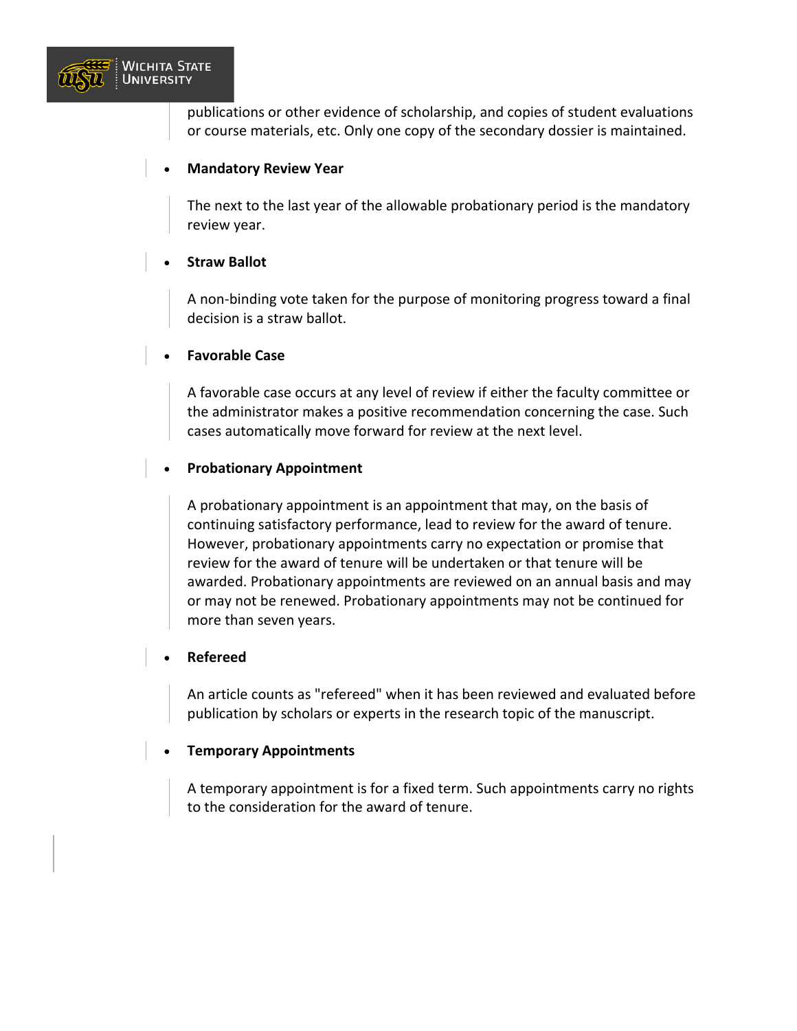publications or other evidence of scholarship, and copies of student evaluations or course materials, etc. Only one copy of the secondary dossier is maintained.

- **Mandatory Review Year**

  The next to the last year of the allowable probationary period is the mandatory review year.

- **Straw Ballot**

  A non-binding vote taken for the purpose of monitoring progress toward a final decision is a straw ballot.

- **Favorable Case**

  A favorable case occurs at any level of review if either the faculty committee or the administrator makes a positive recommendation concerning the case. Such cases automatically move forward for review at the next level.

- **Probationary Appointment**

  A probationary appointment is an appointment that may, on the basis of continuing satisfactory performance, lead to review for the award of tenure. However, probationary appointments carry no expectation or promise that review for the award of tenure will be undertaken or that tenure will be awarded. Probationary appointments are reviewed on an annual basis and may or may not be renewed. Probationary appointments may not be continued for more than seven years.

- **Refereed**

  An article counts as "refereed" when it has been reviewed and evaluated before publication by scholars or experts in the research topic of the manuscript.

- **Temporary Appointments**

  A temporary appointment is for a fixed term. Such appointments carry no rights to the consideration for the award of tenure.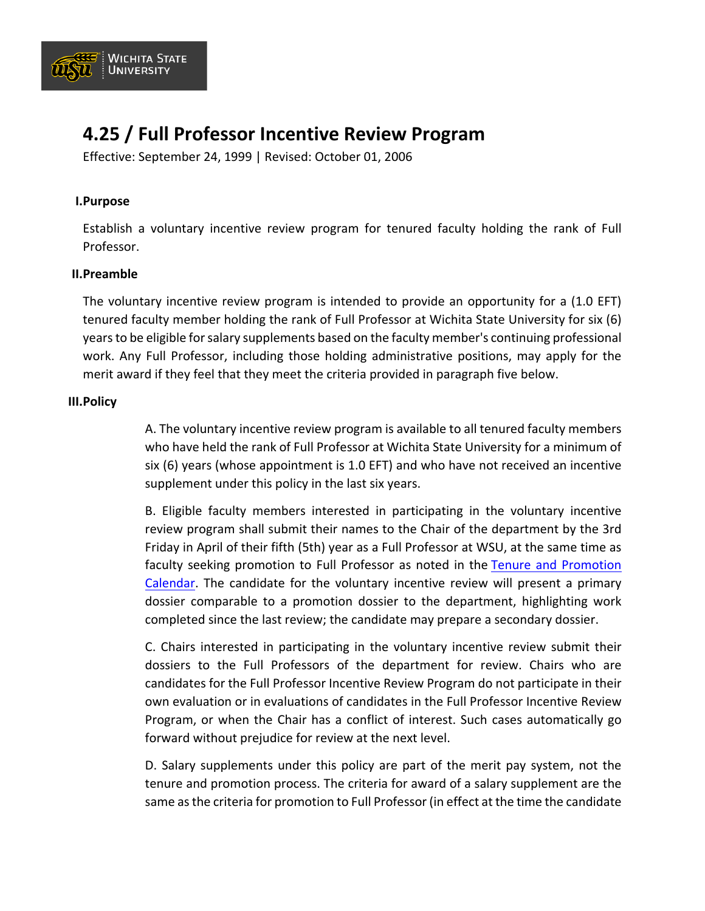# 4.25 / Full Professor Incentive Review Program

Effective: September 24, 1999 | Revised: October 01, 2006

## I. Purpose

Establish a voluntary incentive review program for tenured faculty holding the rank of Full Professor.

## II. Preamble

The voluntary incentive review program is intended to provide an opportunity for a (1.0 EFT) tenured faculty member holding the rank of Full Professor at Wichita State University for six (6) years to be eligible for salary supplements based on the faculty member's continuing professional work. Any Full Professor, including those holding administrative positions, may apply for the merit award if they feel that they meet the criteria provided in paragraph five below.

## III. Policy

A. The voluntary incentive review program is available to all tenured faculty members who have held the rank of Full Professor at Wichita State University for a minimum of six (6) years (whose appointment is 1.0 EFT) and who have not received an incentive supplement under this policy in the last six years.

B. Eligible faculty members interested in participating in the voluntary incentive review program shall submit their names to the Chair of the department by the 3rd Friday in April of their fifth (5th) year as a Full Professor at WSU, at the same time as faculty seeking promotion to Full Professor as noted in the Tenure and Promotion Calendar. The candidate for the voluntary incentive review will present a primary dossier comparable to a promotion dossier to the department, highlighting work completed since the last review; the candidate may prepare a secondary dossier.

C. Chairs interested in participating in the voluntary incentive review submit their dossiers to the Full Professors of the department for review. Chairs who are candidates for the Full Professor Incentive Review Program do not participate in their own evaluation or in evaluations of candidates in the Full Professor Incentive Review Program, or when the Chair has a conflict of interest. Such cases automatically go forward without prejudice for review at the next level.

D. Salary supplements under this policy are part of the merit pay system, not the tenure and promotion process. The criteria for award of a salary supplement are the same as the criteria for promotion to Full Professor (in effect at the time the candidate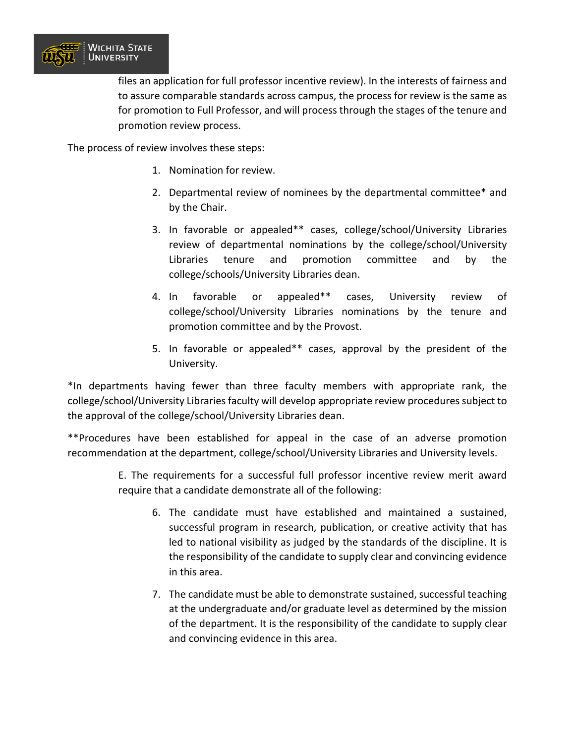files an application for full professor incentive review). In the interests of fairness and to assure comparable standards across campus, the process for review is the same as for promotion to Full Professor, and will process through the stages of the tenure and promotion review process.

The process of review involves these steps:

1. Nomination for review.
2. Departmental review of nominees by the departmental committee* and by the Chair.
3. In favorable or appealed** cases, college/school/University Libraries review of departmental nominations by the college/school/University Libraries tenure and promotion committee and by the college/schools/University Libraries dean.
4. In favorable or appealed** cases, University review of college/school/University Libraries nominations by the tenure and promotion committee and by the Provost.
5. In favorable or appealed** cases, approval by the president of the University.

*In departments having fewer than three faculty members with appropriate rank, the college/school/University Libraries faculty will develop appropriate review procedures subject to the approval of the college/school/University Libraries dean.

**Procedures have been established for appeal in the case of an adverse promotion recommendation at the department, college/school/University Libraries and University levels.

E. The requirements for a successful full professor incentive review merit award require that a candidate demonstrate all of the following:

6. The candidate must have established and maintained a sustained, successful program in research, publication, or creative activity that has led to national visibility as judged by the standards of the discipline. It is the responsibility of the candidate to supply clear and convincing evidence in this area.
7. The candidate must be able to demonstrate sustained, successful teaching at the undergraduate and/or graduate level as determined by the mission of the department. It is the responsibility of the candidate to supply clear and convincing evidence in this area.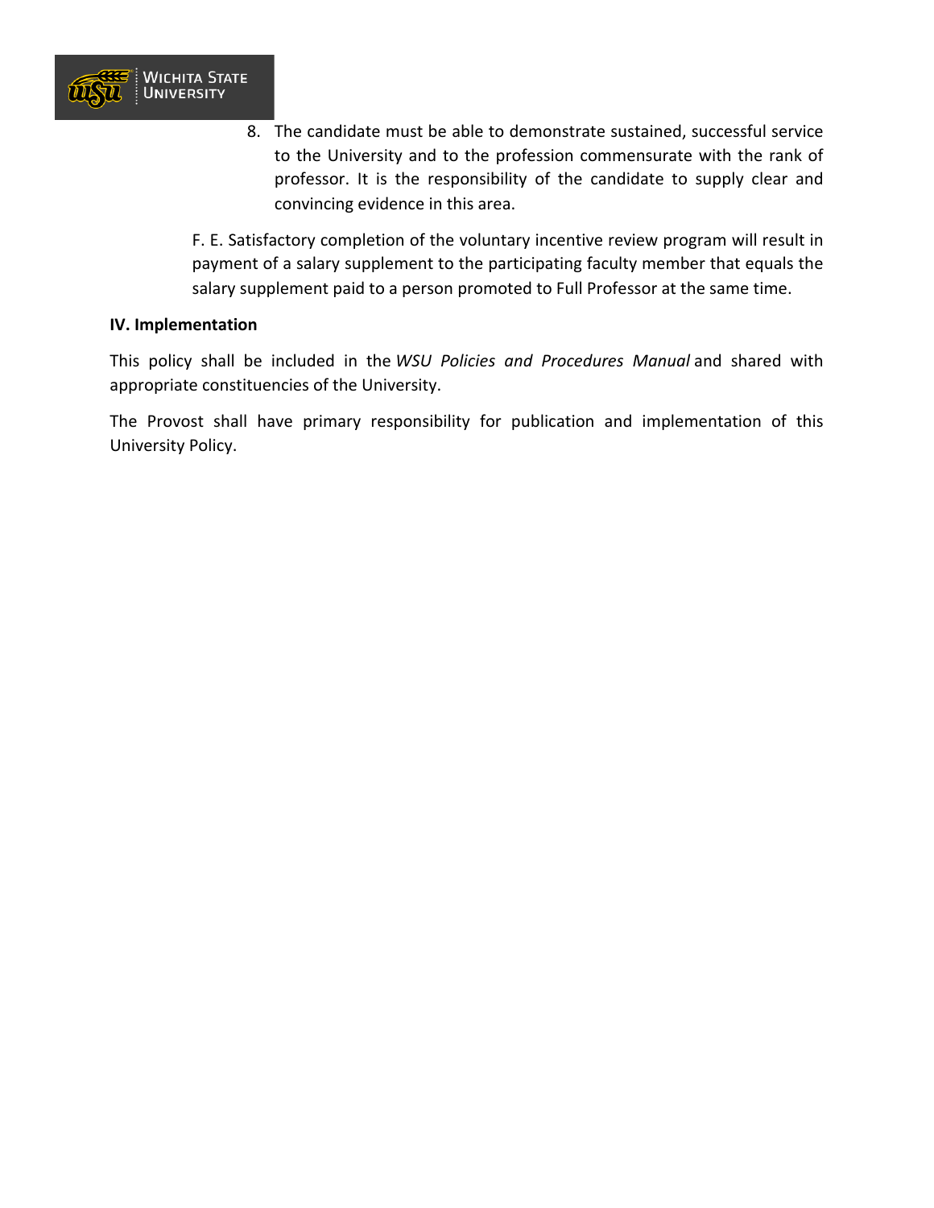8. The candidate must be able to demonstrate sustained, successful service to the University and to the profession commensurate with the rank of professor. It is the responsibility of the candidate to supply clear and convincing evidence in this area.

F. E. Satisfactory completion of the voluntary incentive review program will result in payment of a salary supplement to the participating faculty member that equals the salary supplement paid to a person promoted to Full Professor at the same time.

**IV. Implementation**

This policy shall be included in the *WSU Policies and Procedures Manual* and shared with appropriate constituencies of the University.

The Provost shall have primary responsibility for publication and implementation of this University Policy.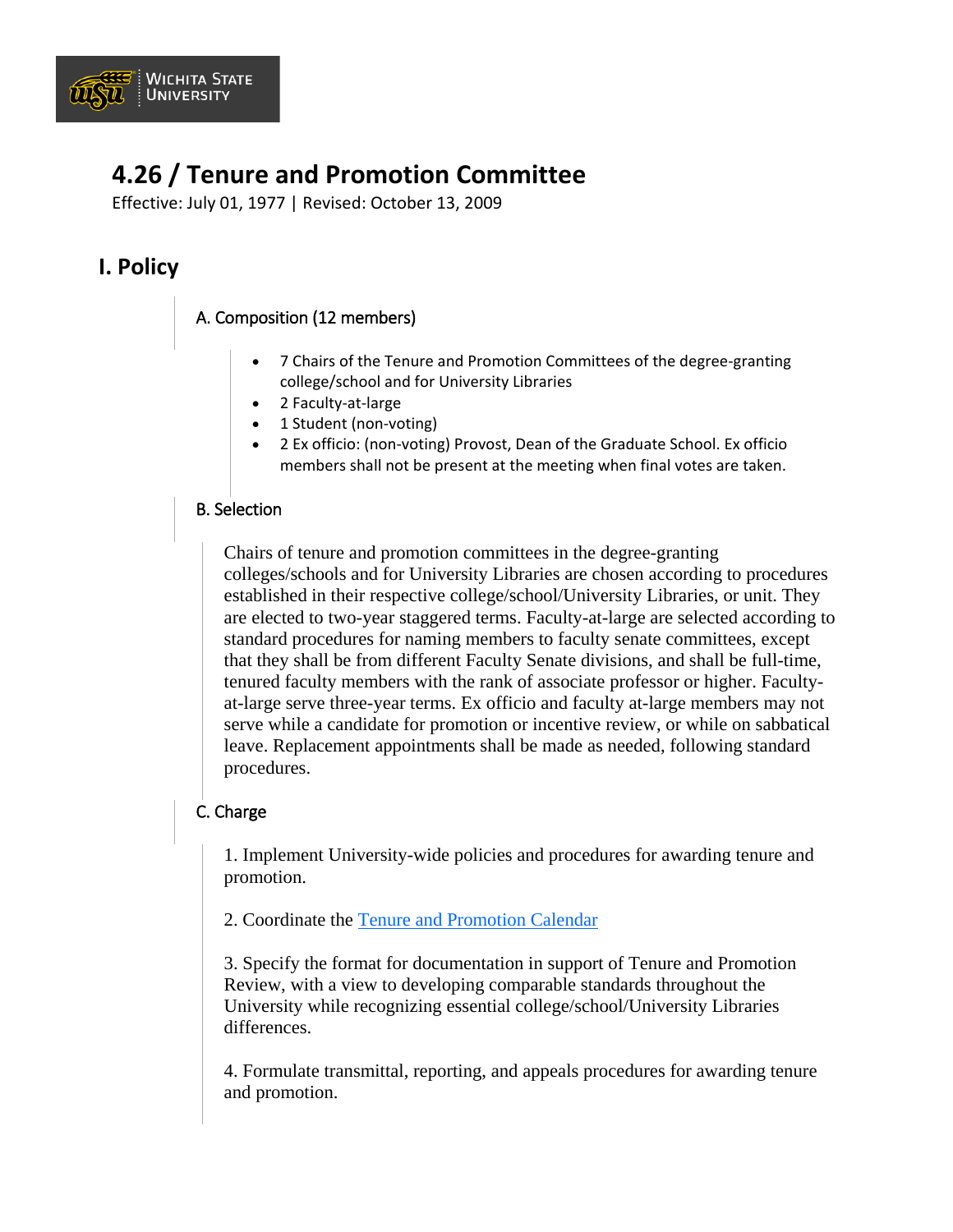# 4.26 / Tenure and Promotion Committee

Effective: July 01, 1977 | Revised: October 13, 2009

## I. Policy

### A. Composition (12 members)

- 7 Chairs of the Tenure and Promotion Committees of the degree-granting college/school and for University Libraries
- 2 Faculty-at-large
- 1 Student (non-voting)
- 2 Ex officio: (non-voting) Provost, Dean of the Graduate School. Ex officio members shall not be present at the meeting when final votes are taken.

### B. Selection

Chairs of tenure and promotion committees in the degree-granting colleges/schools and for University Libraries are chosen according to procedures established in their respective college/school/University Libraries, or unit. They are elected to two-year staggered terms. Faculty-at-large are selected according to standard procedures for naming members to faculty senate committees, except that they shall be from different Faculty Senate divisions, and shall be full-time, tenured faculty members with the rank of associate professor or higher. Faculty-at-large serve three-year terms. Ex officio and faculty at-large members may not serve while a candidate for promotion or incentive review, or while on sabbatical leave. Replacement appointments shall be made as needed, following standard procedures.

### C. Charge

1. Implement University-wide policies and procedures for awarding tenure and promotion.

2. Coordinate the Tenure and Promotion Calendar

3. Specify the format for documentation in support of Tenure and Promotion Review, with a view to developing comparable standards throughout the University while recognizing essential college/school/University Libraries differences.

4. Formulate transmittal, reporting, and appeals procedures for awarding tenure and promotion.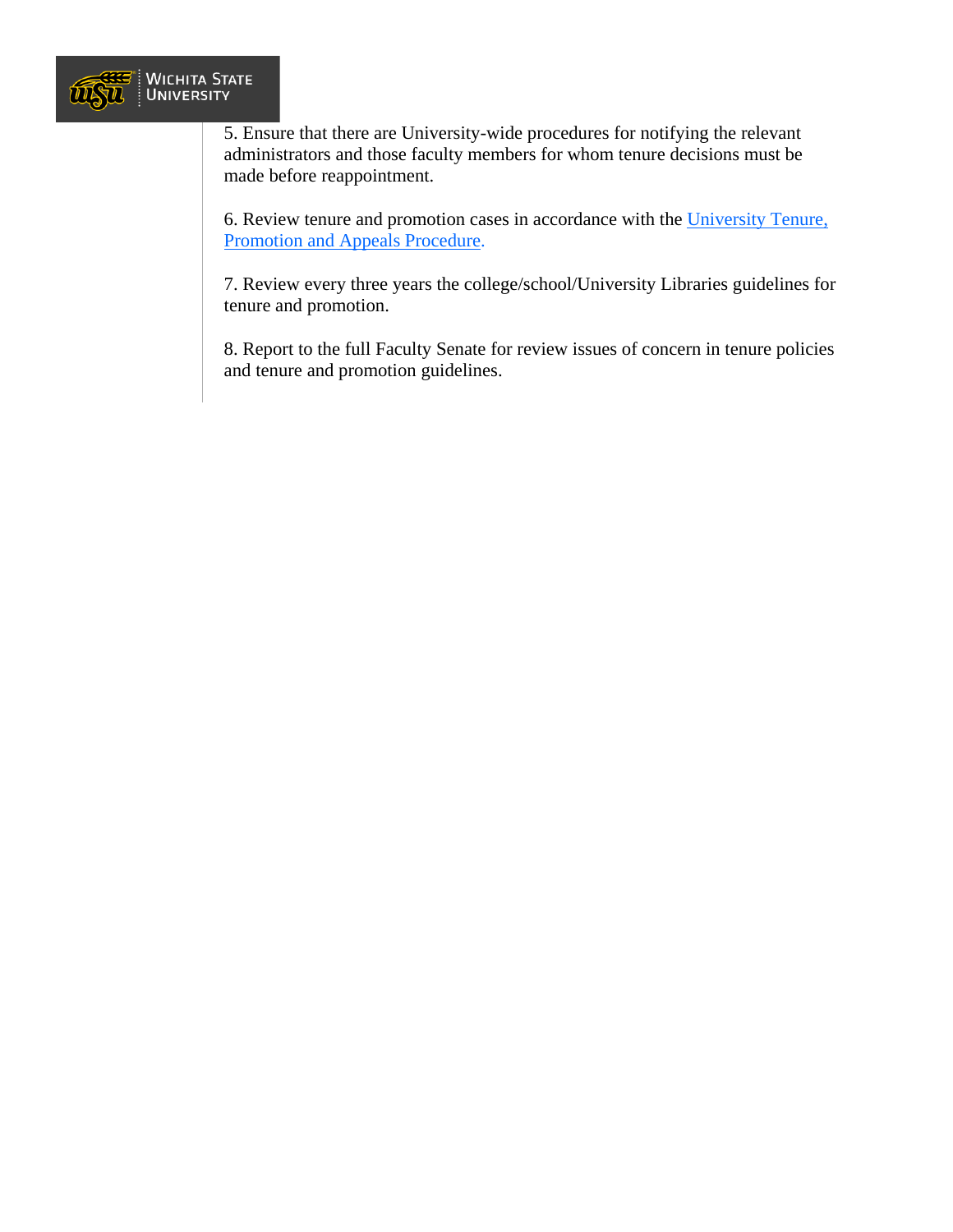5. Ensure that there are University-wide procedures for notifying the relevant administrators and those faculty members for whom tenure decisions must be made before reappointment.

6. Review tenure and promotion cases in accordance with the University Tenure, Promotion and Appeals Procedure.

7. Review every three years the college/school/University Libraries guidelines for tenure and promotion.

8. Report to the full Faculty Senate for review issues of concern in tenure policies and tenure and promotion guidelines.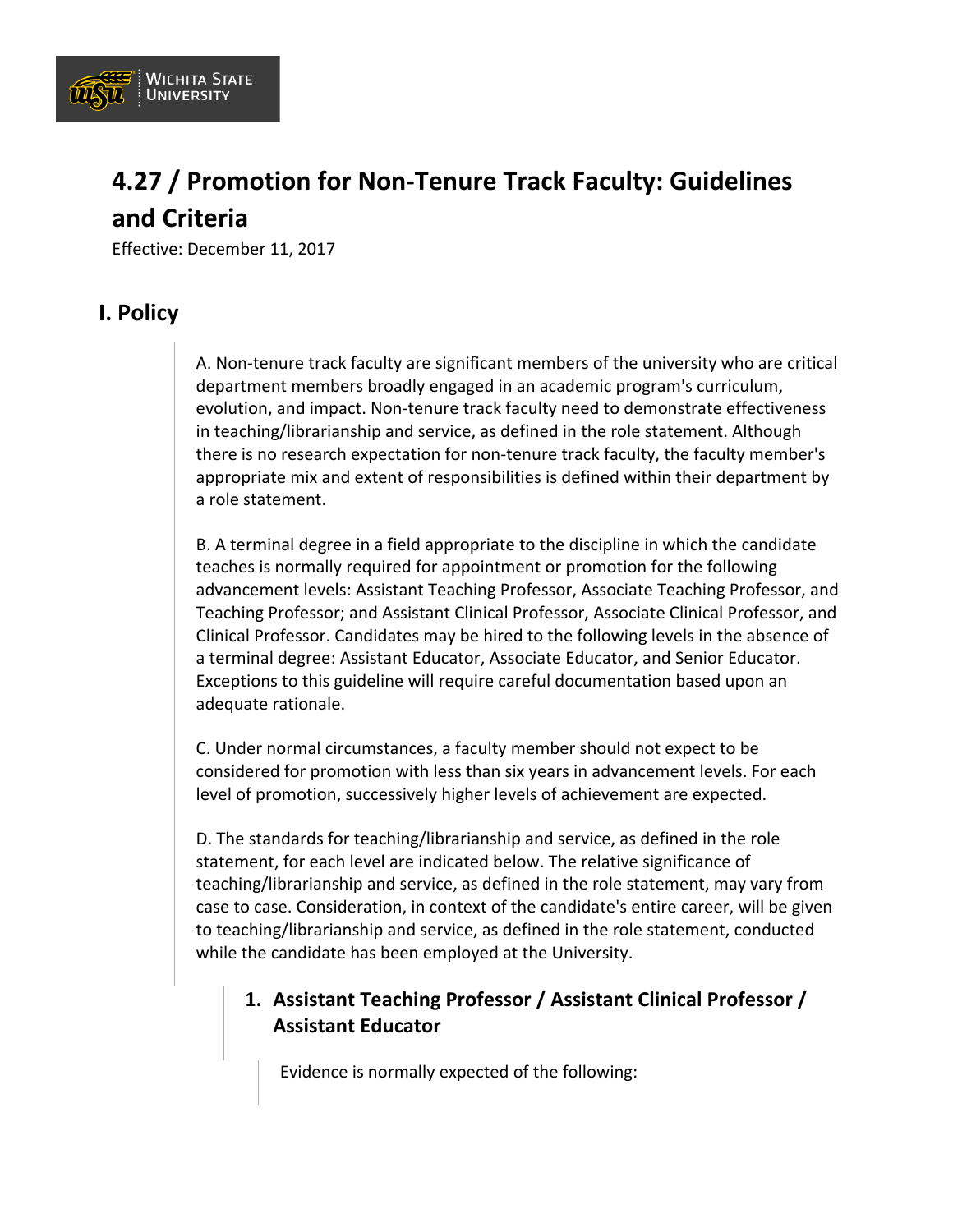# 4.27 / Promotion for Non-Tenure Track Faculty: Guidelines and Criteria

Effective: December 11, 2017

## I. Policy

A. Non-tenure track faculty are significant members of the university who are critical department members broadly engaged in an academic program's curriculum, evolution, and impact. Non-tenure track faculty need to demonstrate effectiveness in teaching/librarianship and service, as defined in the role statement. Although there is no research expectation for non-tenure track faculty, the faculty member's appropriate mix and extent of responsibilities is defined within their department by a role statement.

B. A terminal degree in a field appropriate to the discipline in which the candidate teaches is normally required for appointment or promotion for the following advancement levels: Assistant Teaching Professor, Associate Teaching Professor, and Teaching Professor; and Assistant Clinical Professor, Associate Clinical Professor, and Clinical Professor. Candidates may be hired to the following levels in the absence of a terminal degree: Assistant Educator, Associate Educator, and Senior Educator. Exceptions to this guideline will require careful documentation based upon an adequate rationale.

C. Under normal circumstances, a faculty member should not expect to be considered for promotion with less than six years in advancement levels. For each level of promotion, successively higher levels of achievement are expected.

D. The standards for teaching/librarianship and service, as defined in the role statement, for each level are indicated below. The relative significance of teaching/librarianship and service, as defined in the role statement, may vary from case to case. Consideration, in context of the candidate's entire career, will be given to teaching/librarianship and service, as defined in the role statement, conducted while the candidate has been employed at the University.

### 1. Assistant Teaching Professor / Assistant Clinical Professor / Assistant Educator

Evidence is normally expected of the following: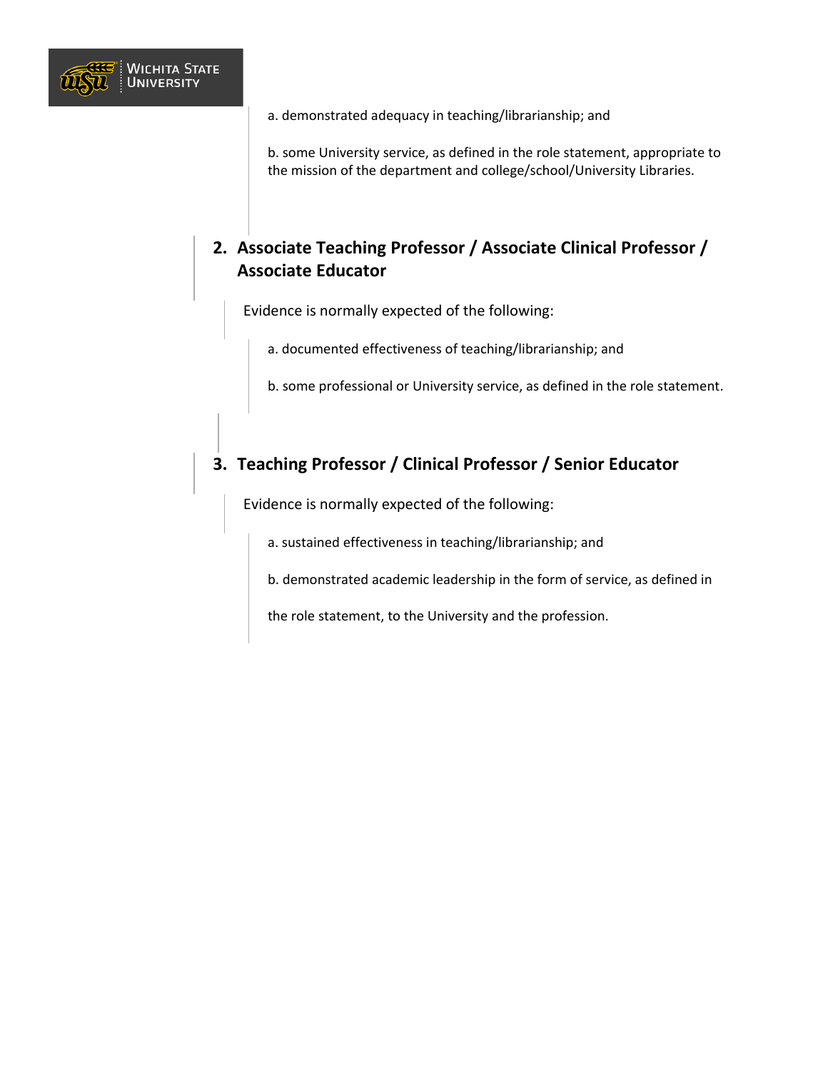a. demonstrated adequacy in teaching/librarianship; and

b. some University service, as defined in the role statement, appropriate to the mission of the department and college/school/University Libraries.

### 2. Associate Teaching Professor / Associate Clinical Professor / Associate Educator

Evidence is normally expected of the following:

a. documented effectiveness of teaching/librarianship; and

b. some professional or University service, as defined in the role statement.

### 3. Teaching Professor / Clinical Professor / Senior Educator

Evidence is normally expected of the following:

a. sustained effectiveness in teaching/librarianship; and

b. demonstrated academic leadership in the form of service, as defined in the role statement, to the University and the profession.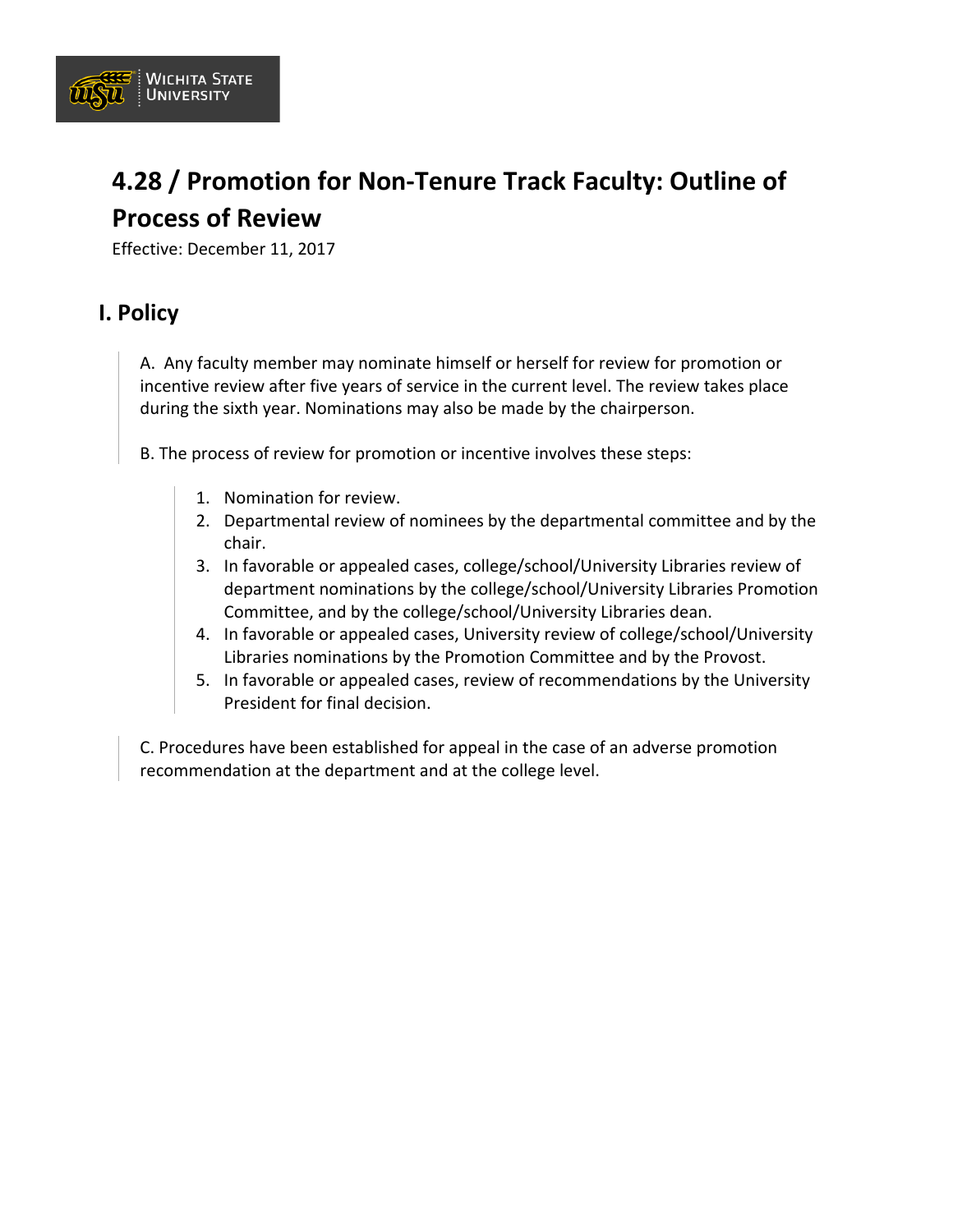# 4.28 / Promotion for Non-Tenure Track Faculty: Outline of Process of Review

Effective: December 11, 2017

## I. Policy

A. Any faculty member may nominate himself or herself for review for promotion or incentive review after five years of service in the current level. The review takes place during the sixth year. Nominations may also be made by the chairperson.

B. The process of review for promotion or incentive involves these steps:

1. Nomination for review.
2. Departmental review of nominees by the departmental committee and by the chair.
3. In favorable or appealed cases, college/school/University Libraries review of department nominations by the college/school/University Libraries Promotion Committee, and by the college/school/University Libraries dean.
4. In favorable or appealed cases, University review of college/school/University Libraries nominations by the Promotion Committee and by the Provost.
5. In favorable or appealed cases, review of recommendations by the University President for final decision.

C. Procedures have been established for appeal in the case of an adverse promotion recommendation at the department and at the college level.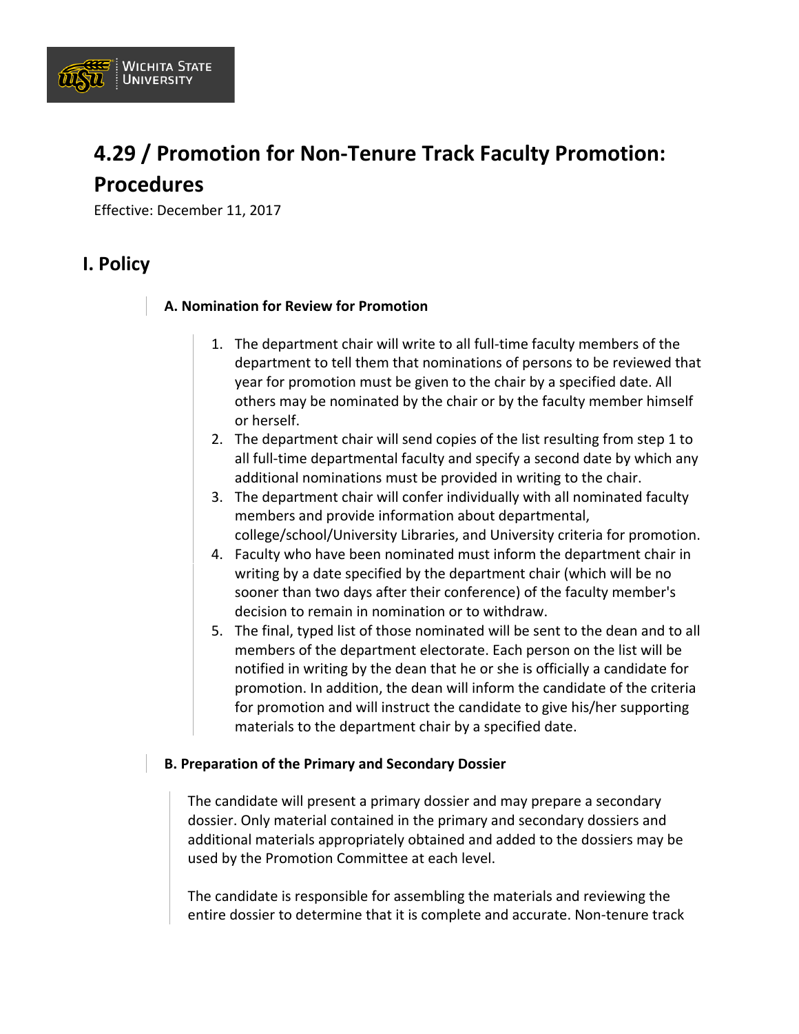# 4.29 / Promotion for Non-Tenure Track Faculty Promotion: Procedures

Effective: December 11, 2017

## I. Policy

### A. Nomination for Review for Promotion

1. The department chair will write to all full-time faculty members of the department to tell them that nominations of persons to be reviewed that year for promotion must be given to the chair by a specified date. All others may be nominated by the chair or by the faculty member himself or herself.
2. The department chair will send copies of the list resulting from step 1 to all full-time departmental faculty and specify a second date by which any additional nominations must be provided in writing to the chair.
3. The department chair will confer individually with all nominated faculty members and provide information about departmental, college/school/University Libraries, and University criteria for promotion.
4. Faculty who have been nominated must inform the department chair in writing by a date specified by the department chair (which will be no sooner than two days after their conference) of the faculty member's decision to remain in nomination or to withdraw.
5. The final, typed list of those nominated will be sent to the dean and to all members of the department electorate. Each person on the list will be notified in writing by the dean that he or she is officially a candidate for promotion. In addition, the dean will inform the candidate of the criteria for promotion and will instruct the candidate to give his/her supporting materials to the department chair by a specified date.

### B. Preparation of the Primary and Secondary Dossier

The candidate will present a primary dossier and may prepare a secondary dossier. Only material contained in the primary and secondary dossiers and additional materials appropriately obtained and added to the dossiers may be used by the Promotion Committee at each level.

The candidate is responsible for assembling the materials and reviewing the entire dossier to determine that it is complete and accurate. Non-tenure track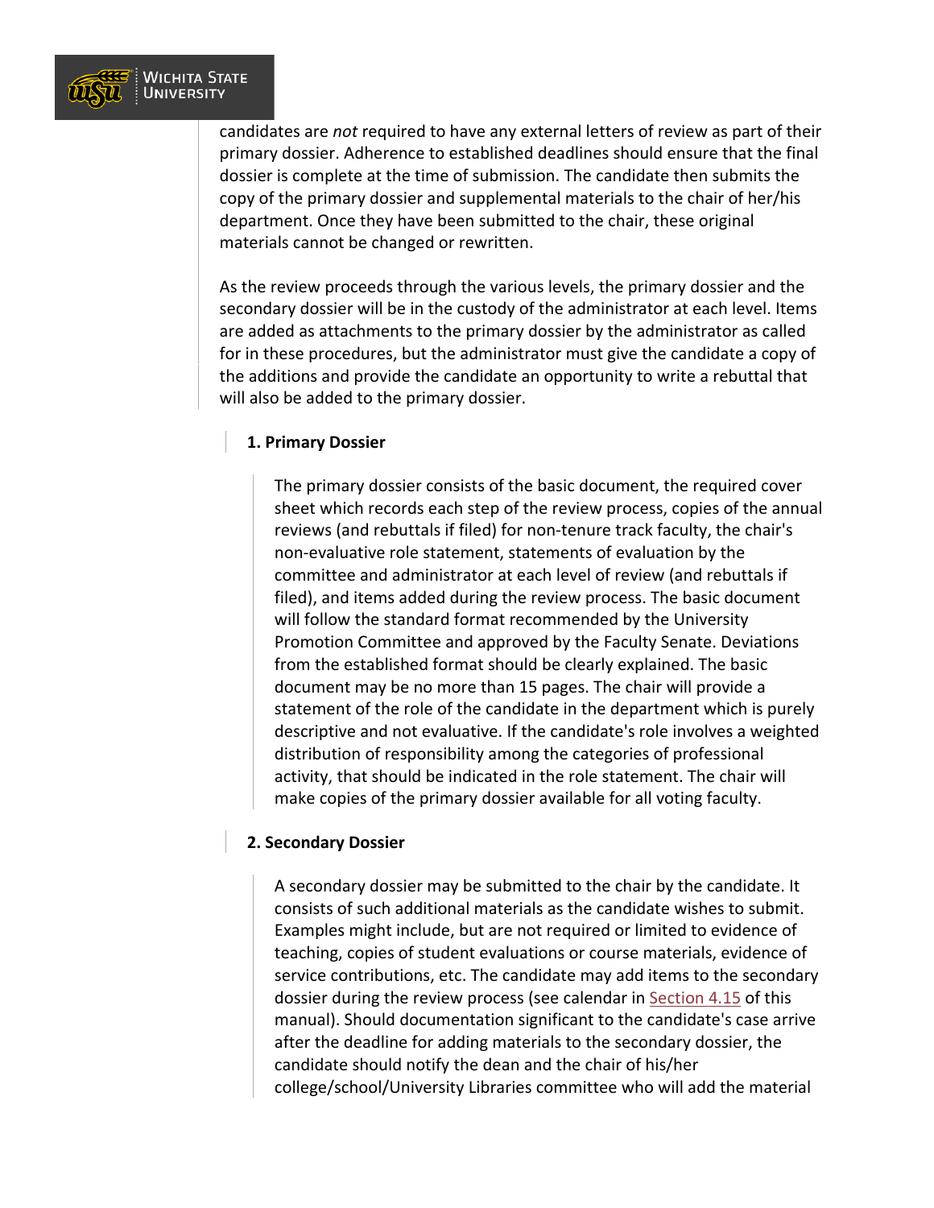candidates are *not* required to have any external letters of review as part of their primary dossier. Adherence to established deadlines should ensure that the final dossier is complete at the time of submission. The candidate then submits the copy of the primary dossier and supplemental materials to the chair of her/his department. Once they have been submitted to the chair, these original materials cannot be changed or rewritten.

As the review proceeds through the various levels, the primary dossier and the secondary dossier will be in the custody of the administrator at each level. Items are added as attachments to the primary dossier by the administrator as called for in these procedures, but the administrator must give the candidate a copy of the additions and provide the candidate an opportunity to write a rebuttal that will also be added to the primary dossier.

**1. Primary Dossier**

The primary dossier consists of the basic document, the required cover sheet which records each step of the review process, copies of the annual reviews (and rebuttals if filed) for non-tenure track faculty, the chair's non-evaluative role statement, statements of evaluation by the committee and administrator at each level of review (and rebuttals if filed), and items added during the review process. The basic document will follow the standard format recommended by the University Promotion Committee and approved by the Faculty Senate. Deviations from the established format should be clearly explained. The basic document may be no more than 15 pages. The chair will provide a statement of the role of the candidate in the department which is purely descriptive and not evaluative. If the candidate's role involves a weighted distribution of responsibility among the categories of professional activity, that should be indicated in the role statement. The chair will make copies of the primary dossier available for all voting faculty.

**2. Secondary Dossier**

A secondary dossier may be submitted to the chair by the candidate. It consists of such additional materials as the candidate wishes to submit. Examples might include, but are not required or limited to evidence of teaching, copies of student evaluations or course materials, evidence of service contributions, etc. The candidate may add items to the secondary dossier during the review process (see calendar in Section 4.15 of this manual). Should documentation significant to the candidate's case arrive after the deadline for adding materials to the secondary dossier, the candidate should notify the dean and the chair of his/her college/school/University Libraries committee who will add the material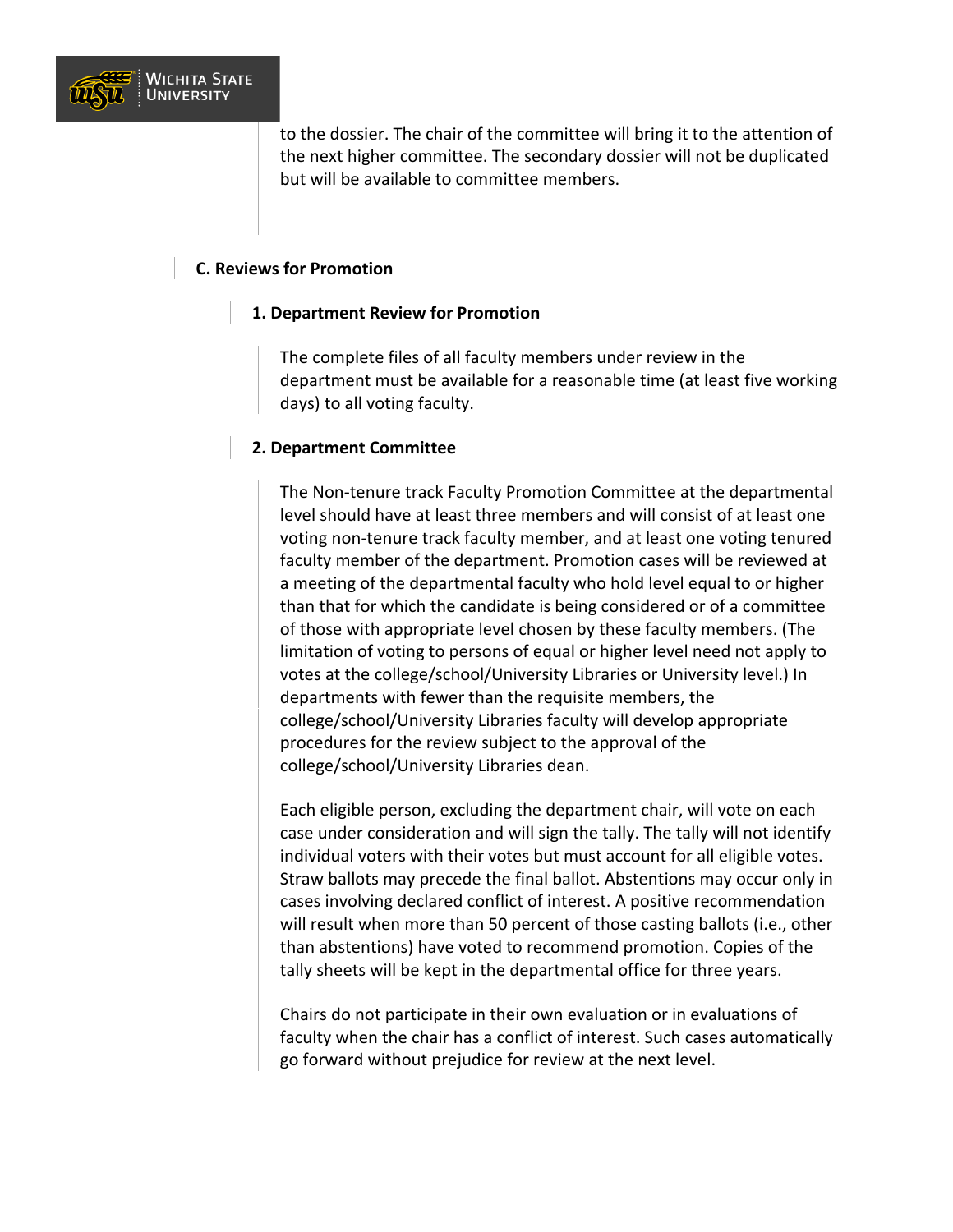to the dossier. The chair of the committee will bring it to the attention of the next higher committee. The secondary dossier will not be duplicated but will be available to committee members.

## C. Reviews for Promotion

### 1. Department Review for Promotion

The complete files of all faculty members under review in the department must be available for a reasonable time (at least five working days) to all voting faculty.

### 2. Department Committee

The Non-tenure track Faculty Promotion Committee at the departmental level should have at least three members and will consist of at least one voting non-tenure track faculty member, and at least one voting tenured faculty member of the department. Promotion cases will be reviewed at a meeting of the departmental faculty who hold level equal to or higher than that for which the candidate is being considered or of a committee of those with appropriate level chosen by these faculty members. (The limitation of voting to persons of equal or higher level need not apply to votes at the college/school/University Libraries or University level.) In departments with fewer than the requisite members, the college/school/University Libraries faculty will develop appropriate procedures for the review subject to the approval of the college/school/University Libraries dean.

Each eligible person, excluding the department chair, will vote on each case under consideration and will sign the tally. The tally will not identify individual voters with their votes but must account for all eligible votes. Straw ballots may precede the final ballot. Abstentions may occur only in cases involving declared conflict of interest. A positive recommendation will result when more than 50 percent of those casting ballots (i.e., other than abstentions) have voted to recommend promotion. Copies of the tally sheets will be kept in the departmental office for three years.

Chairs do not participate in their own evaluation or in evaluations of faculty when the chair has a conflict of interest. Such cases automatically go forward without prejudice for review at the next level.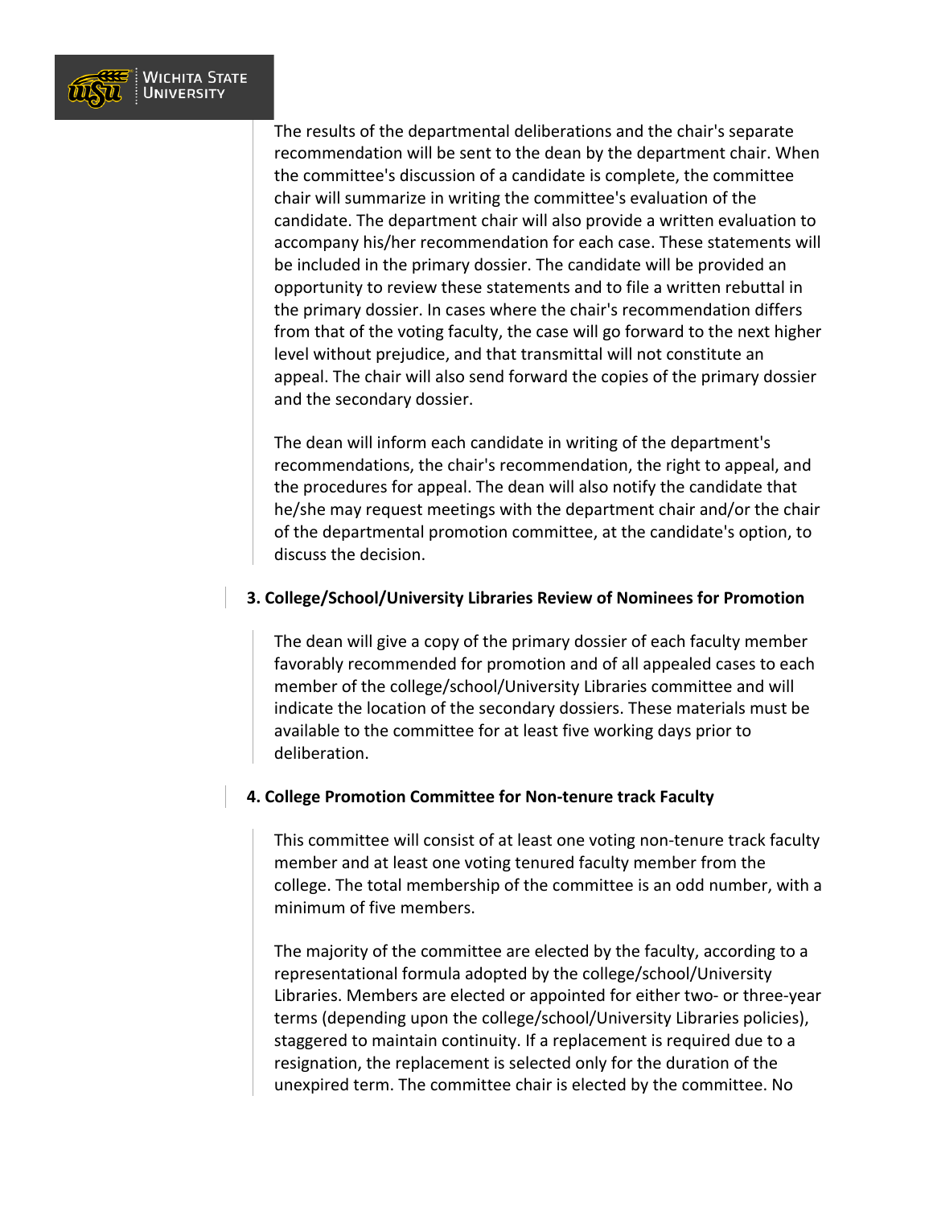The results of the departmental deliberations and the chair's separate recommendation will be sent to the dean by the department chair. When the committee's discussion of a candidate is complete, the committee chair will summarize in writing the committee's evaluation of the candidate. The department chair will also provide a written evaluation to accompany his/her recommendation for each case. These statements will be included in the primary dossier. The candidate will be provided an opportunity to review these statements and to file a written rebuttal in the primary dossier. In cases where the chair's recommendation differs from that of the voting faculty, the case will go forward to the next higher level without prejudice, and that transmittal will not constitute an appeal. The chair will also send forward the copies of the primary dossier and the secondary dossier.

The dean will inform each candidate in writing of the department's recommendations, the chair's recommendation, the right to appeal, and the procedures for appeal. The dean will also notify the candidate that he/she may request meetings with the department chair and/or the chair of the departmental promotion committee, at the candidate's option, to discuss the decision.

**3. College/School/University Libraries Review of Nominees for Promotion**

The dean will give a copy of the primary dossier of each faculty member favorably recommended for promotion and of all appealed cases to each member of the college/school/University Libraries committee and will indicate the location of the secondary dossiers. These materials must be available to the committee for at least five working days prior to deliberation.

**4. College Promotion Committee for Non-tenure track Faculty**

This committee will consist of at least one voting non-tenure track faculty member and at least one voting tenured faculty member from the college. The total membership of the committee is an odd number, with a minimum of five members.

The majority of the committee are elected by the faculty, according to a representational formula adopted by the college/school/University Libraries. Members are elected or appointed for either two- or three-year terms (depending upon the college/school/University Libraries policies), staggered to maintain continuity. If a replacement is required due to a resignation, the replacement is selected only for the duration of the unexpired term. The committee chair is elected by the committee. No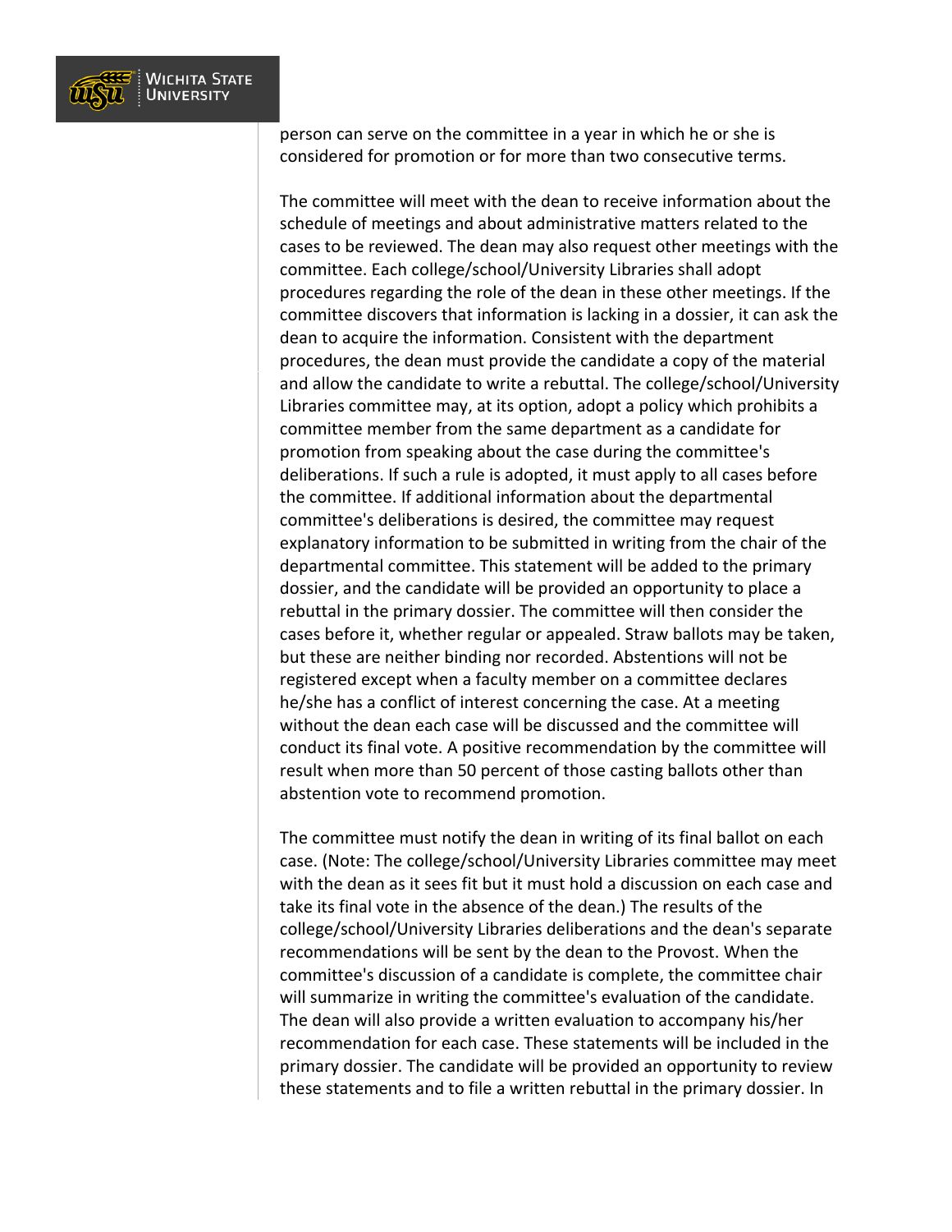person can serve on the committee in a year in which he or she is considered for promotion or for more than two consecutive terms.

The committee will meet with the dean to receive information about the schedule of meetings and about administrative matters related to the cases to be reviewed. The dean may also request other meetings with the committee. Each college/school/University Libraries shall adopt procedures regarding the role of the dean in these other meetings. If the committee discovers that information is lacking in a dossier, it can ask the dean to acquire the information. Consistent with the department procedures, the dean must provide the candidate a copy of the material and allow the candidate to write a rebuttal. The college/school/University Libraries committee may, at its option, adopt a policy which prohibits a committee member from the same department as a candidate for promotion from speaking about the case during the committee's deliberations. If such a rule is adopted, it must apply to all cases before the committee. If additional information about the departmental committee's deliberations is desired, the committee may request explanatory information to be submitted in writing from the chair of the departmental committee. This statement will be added to the primary dossier, and the candidate will be provided an opportunity to place a rebuttal in the primary dossier. The committee will then consider the cases before it, whether regular or appealed. Straw ballots may be taken, but these are neither binding nor recorded. Abstentions will not be registered except when a faculty member on a committee declares he/she has a conflict of interest concerning the case. At a meeting without the dean each case will be discussed and the committee will conduct its final vote. A positive recommendation by the committee will result when more than 50 percent of those casting ballots other than abstention vote to recommend promotion.

The committee must notify the dean in writing of its final ballot on each case. (Note: The college/school/University Libraries committee may meet with the dean as it sees fit but it must hold a discussion on each case and take its final vote in the absence of the dean.) The results of the college/school/University Libraries deliberations and the dean's separate recommendations will be sent by the dean to the Provost. When the committee's discussion of a candidate is complete, the committee chair will summarize in writing the committee's evaluation of the candidate. The dean will also provide a written evaluation to accompany his/her recommendation for each case. These statements will be included in the primary dossier. The candidate will be provided an opportunity to review these statements and to file a written rebuttal in the primary dossier. In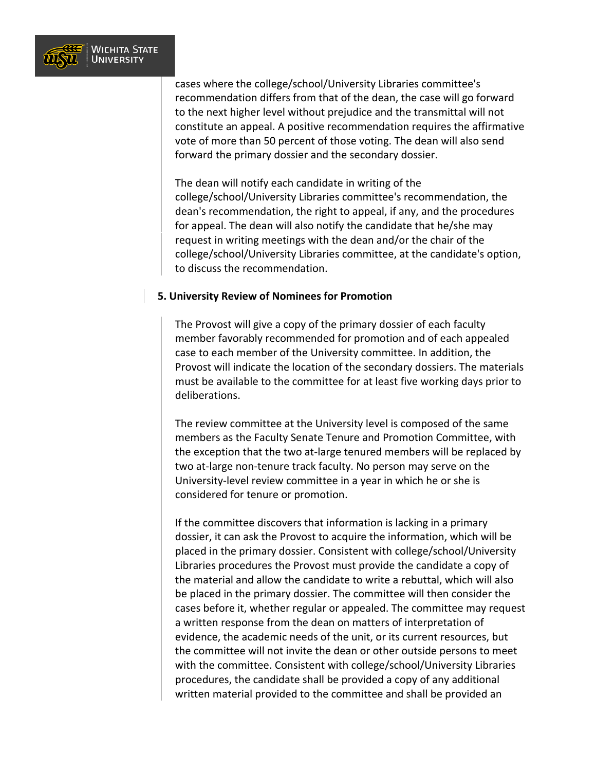cases where the college/school/University Libraries committee's recommendation differs from that of the dean, the case will go forward to the next higher level without prejudice and the transmittal will not constitute an appeal. A positive recommendation requires the affirmative vote of more than 50 percent of those voting. The dean will also send forward the primary dossier and the secondary dossier.

The dean will notify each candidate in writing of the college/school/University Libraries committee's recommendation, the dean's recommendation, the right to appeal, if any, and the procedures for appeal. The dean will also notify the candidate that he/she may request in writing meetings with the dean and/or the chair of the college/school/University Libraries committee, at the candidate's option, to discuss the recommendation.

**5. University Review of Nominees for Promotion**

The Provost will give a copy of the primary dossier of each faculty member favorably recommended for promotion and of each appealed case to each member of the University committee. In addition, the Provost will indicate the location of the secondary dossiers. The materials must be available to the committee for at least five working days prior to deliberations.

The review committee at the University level is composed of the same members as the Faculty Senate Tenure and Promotion Committee, with the exception that the two at-large tenured members will be replaced by two at-large non-tenure track faculty. No person may serve on the University-level review committee in a year in which he or she is considered for tenure or promotion.

If the committee discovers that information is lacking in a primary dossier, it can ask the Provost to acquire the information, which will be placed in the primary dossier. Consistent with college/school/University Libraries procedures the Provost must provide the candidate a copy of the material and allow the candidate to write a rebuttal, which will also be placed in the primary dossier. The committee will then consider the cases before it, whether regular or appealed. The committee may request a written response from the dean on matters of interpretation of evidence, the academic needs of the unit, or its current resources, but the committee will not invite the dean or other outside persons to meet with the committee. Consistent with college/school/University Libraries procedures, the candidate shall be provided a copy of any additional written material provided to the committee and shall be provided an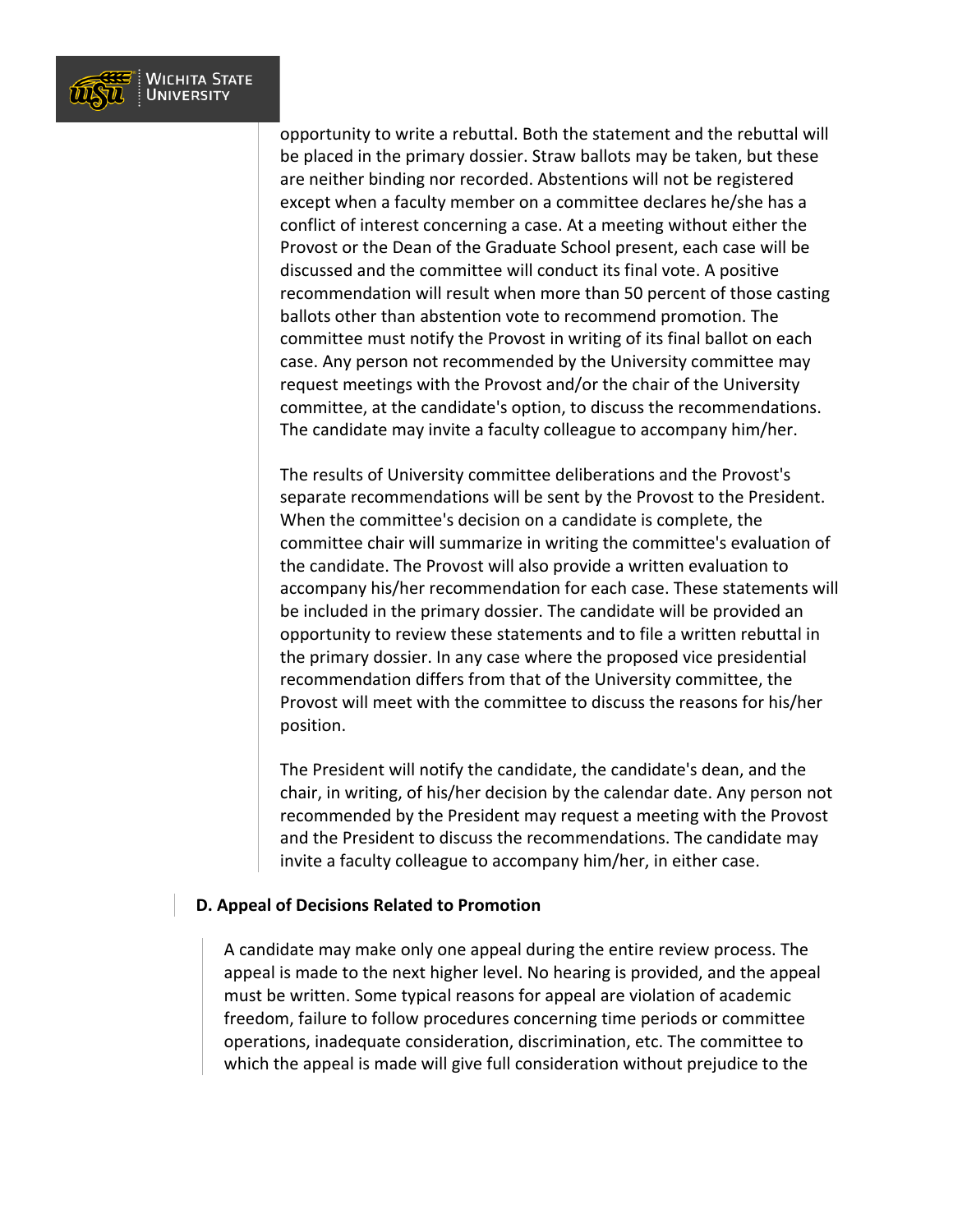opportunity to write a rebuttal. Both the statement and the rebuttal will be placed in the primary dossier. Straw ballots may be taken, but these are neither binding nor recorded. Abstentions will not be registered except when a faculty member on a committee declares he/she has a conflict of interest concerning a case. At a meeting without either the Provost or the Dean of the Graduate School present, each case will be discussed and the committee will conduct its final vote. A positive recommendation will result when more than 50 percent of those casting ballots other than abstention vote to recommend promotion. The committee must notify the Provost in writing of its final ballot on each case. Any person not recommended by the University committee may request meetings with the Provost and/or the chair of the University committee, at the candidate's option, to discuss the recommendations. The candidate may invite a faculty colleague to accompany him/her.

The results of University committee deliberations and the Provost's separate recommendations will be sent by the Provost to the President. When the committee's decision on a candidate is complete, the committee chair will summarize in writing the committee's evaluation of the candidate. The Provost will also provide a written evaluation to accompany his/her recommendation for each case. These statements will be included in the primary dossier. The candidate will be provided an opportunity to review these statements and to file a written rebuttal in the primary dossier. In any case where the proposed vice presidential recommendation differs from that of the University committee, the Provost will meet with the committee to discuss the reasons for his/her position.

The President will notify the candidate, the candidate's dean, and the chair, in writing, of his/her decision by the calendar date. Any person not recommended by the President may request a meeting with the Provost and the President to discuss the recommendations. The candidate may invite a faculty colleague to accompany him/her, in either case.

**D. Appeal of Decisions Related to Promotion**

A candidate may make only one appeal during the entire review process. The appeal is made to the next higher level. No hearing is provided, and the appeal must be written. Some typical reasons for appeal are violation of academic freedom, failure to follow procedures concerning time periods or committee operations, inadequate consideration, discrimination, etc. The committee to which the appeal is made will give full consideration without prejudice to the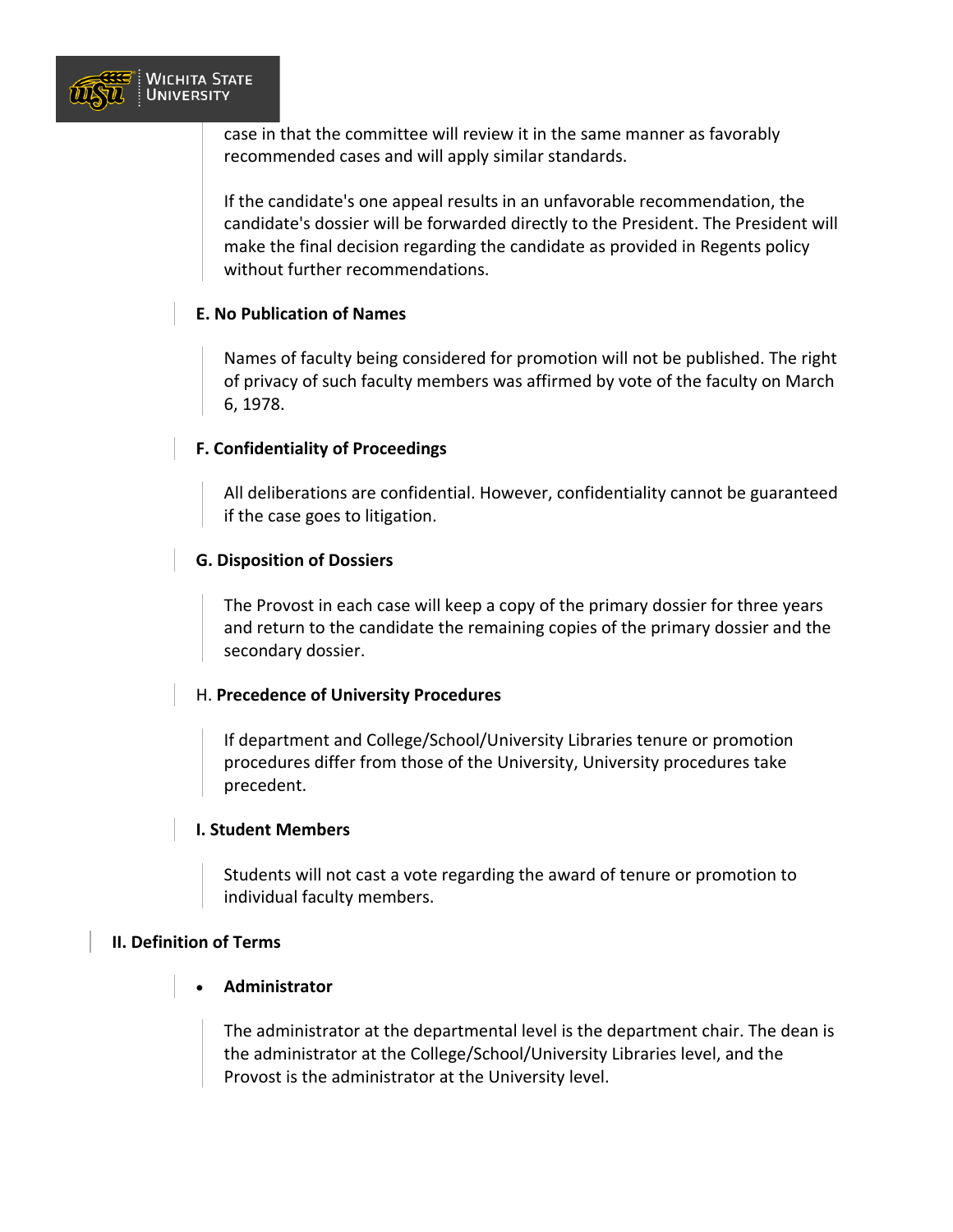case in that the committee will review it in the same manner as favorably recommended cases and will apply similar standards.

If the candidate's one appeal results in an unfavorable recommendation, the candidate's dossier will be forwarded directly to the President. The President will make the final decision regarding the candidate as provided in Regents policy without further recommendations.

### E. No Publication of Names

Names of faculty being considered for promotion will not be published. The right of privacy of such faculty members was affirmed by vote of the faculty on March 6, 1978.

### F. Confidentiality of Proceedings

All deliberations are confidential. However, confidentiality cannot be guaranteed if the case goes to litigation.

### G. Disposition of Dossiers

The Provost in each case will keep a copy of the primary dossier for three years and return to the candidate the remaining copies of the primary dossier and the secondary dossier.

### H. **Precedence of University Procedures**

If department and College/School/University Libraries tenure or promotion procedures differ from those of the University, University procedures take precedent.

### I. Student Members

Students will not cast a vote regarding the award of tenure or promotion to individual faculty members.

## II. Definition of Terms

- **Administrator**

  The administrator at the departmental level is the department chair. The dean is the administrator at the College/School/University Libraries level, and the Provost is the administrator at the University level.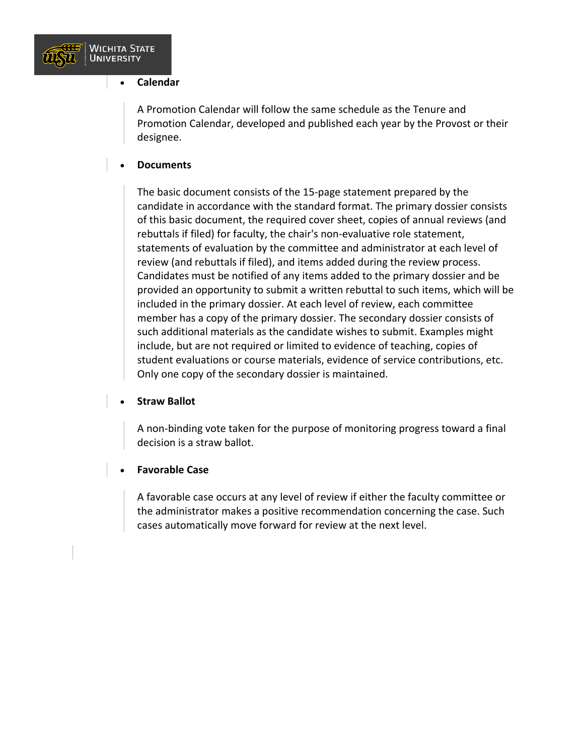- **Calendar**

  A Promotion Calendar will follow the same schedule as the Tenure and Promotion Calendar, developed and published each year by the Provost or their designee.

- **Documents**

  The basic document consists of the 15-page statement prepared by the candidate in accordance with the standard format. The primary dossier consists of this basic document, the required cover sheet, copies of annual reviews (and rebuttals if filed) for faculty, the chair's non-evaluative role statement, statements of evaluation by the committee and administrator at each level of review (and rebuttals if filed), and items added during the review process. Candidates must be notified of any items added to the primary dossier and be provided an opportunity to submit a written rebuttal to such items, which will be included in the primary dossier. At each level of review, each committee member has a copy of the primary dossier. The secondary dossier consists of such additional materials as the candidate wishes to submit. Examples might include, but are not required or limited to evidence of teaching, copies of student evaluations or course materials, evidence of service contributions, etc. Only one copy of the secondary dossier is maintained.

- **Straw Ballot**

  A non-binding vote taken for the purpose of monitoring progress toward a final decision is a straw ballot.

- **Favorable Case**

  A favorable case occurs at any level of review if either the faculty committee or the administrator makes a positive recommendation concerning the case. Such cases automatically move forward for review at the next level.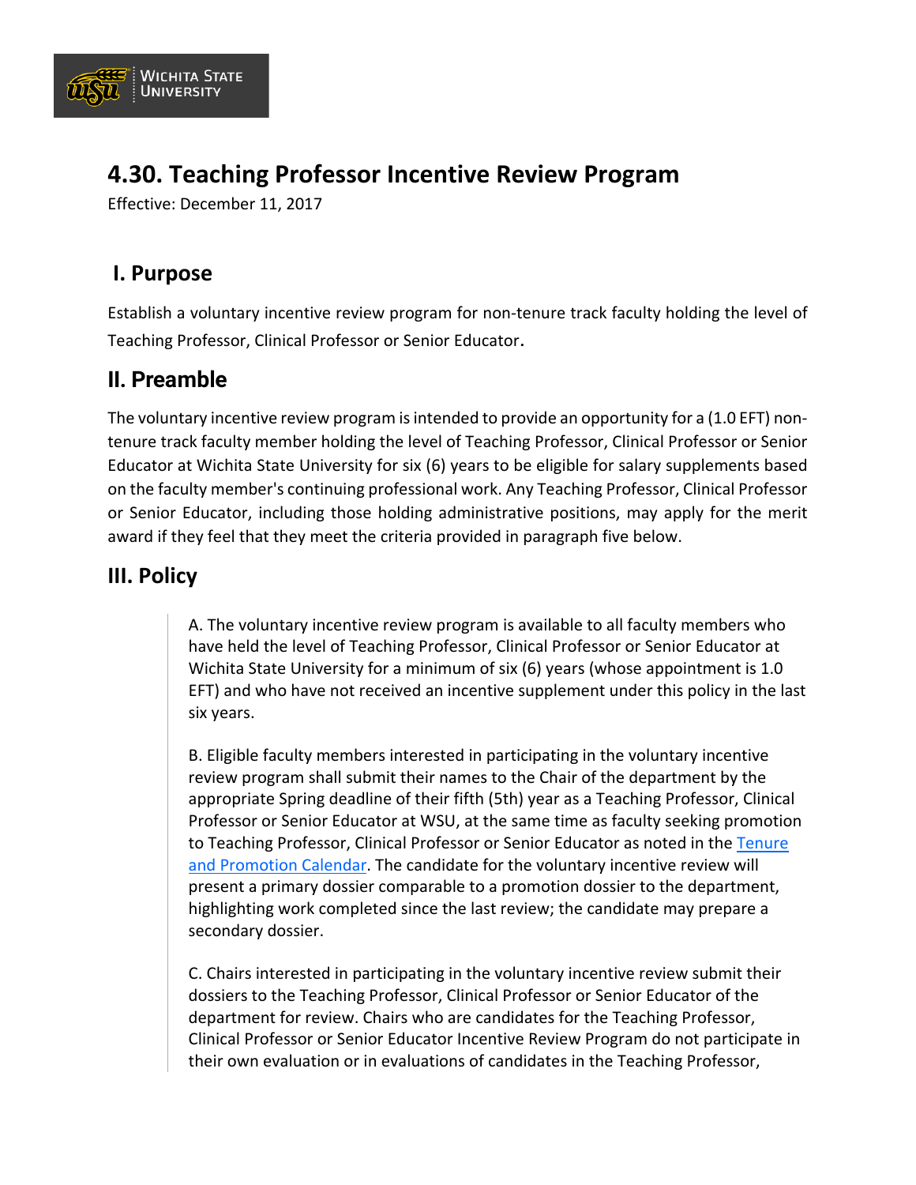# 4.30. Teaching Professor Incentive Review Program

Effective: December 11, 2017

## I. Purpose

Establish a voluntary incentive review program for non-tenure track faculty holding the level of Teaching Professor, Clinical Professor or Senior Educator.

## II. Preamble

The voluntary incentive review program is intended to provide an opportunity for a (1.0 EFT) non-tenure track faculty member holding the level of Teaching Professor, Clinical Professor or Senior Educator at Wichita State University for six (6) years to be eligible for salary supplements based on the faculty member's continuing professional work. Any Teaching Professor, Clinical Professor or Senior Educator, including those holding administrative positions, may apply for the merit award if they feel that they meet the criteria provided in paragraph five below.

## III. Policy

> A. The voluntary incentive review program is available to all faculty members who have held the level of Teaching Professor, Clinical Professor or Senior Educator at Wichita State University for a minimum of six (6) years (whose appointment is 1.0 EFT) and who have not received an incentive supplement under this policy in the last six years.
>
> B. Eligible faculty members interested in participating in the voluntary incentive review program shall submit their names to the Chair of the department by the appropriate Spring deadline of their fifth (5th) year as a Teaching Professor, Clinical Professor or Senior Educator at WSU, at the same time as faculty seeking promotion to Teaching Professor, Clinical Professor or Senior Educator as noted in the [Tenure and Promotion Calendar](). The candidate for the voluntary incentive review will present a primary dossier comparable to a promotion dossier to the department, highlighting work completed since the last review; the candidate may prepare a secondary dossier.
>
> C. Chairs interested in participating in the voluntary incentive review submit their dossiers to the Teaching Professor, Clinical Professor or Senior Educator of the department for review. Chairs who are candidates for the Teaching Professor, Clinical Professor or Senior Educator Incentive Review Program do not participate in their own evaluation or in evaluations of candidates in the Teaching Professor,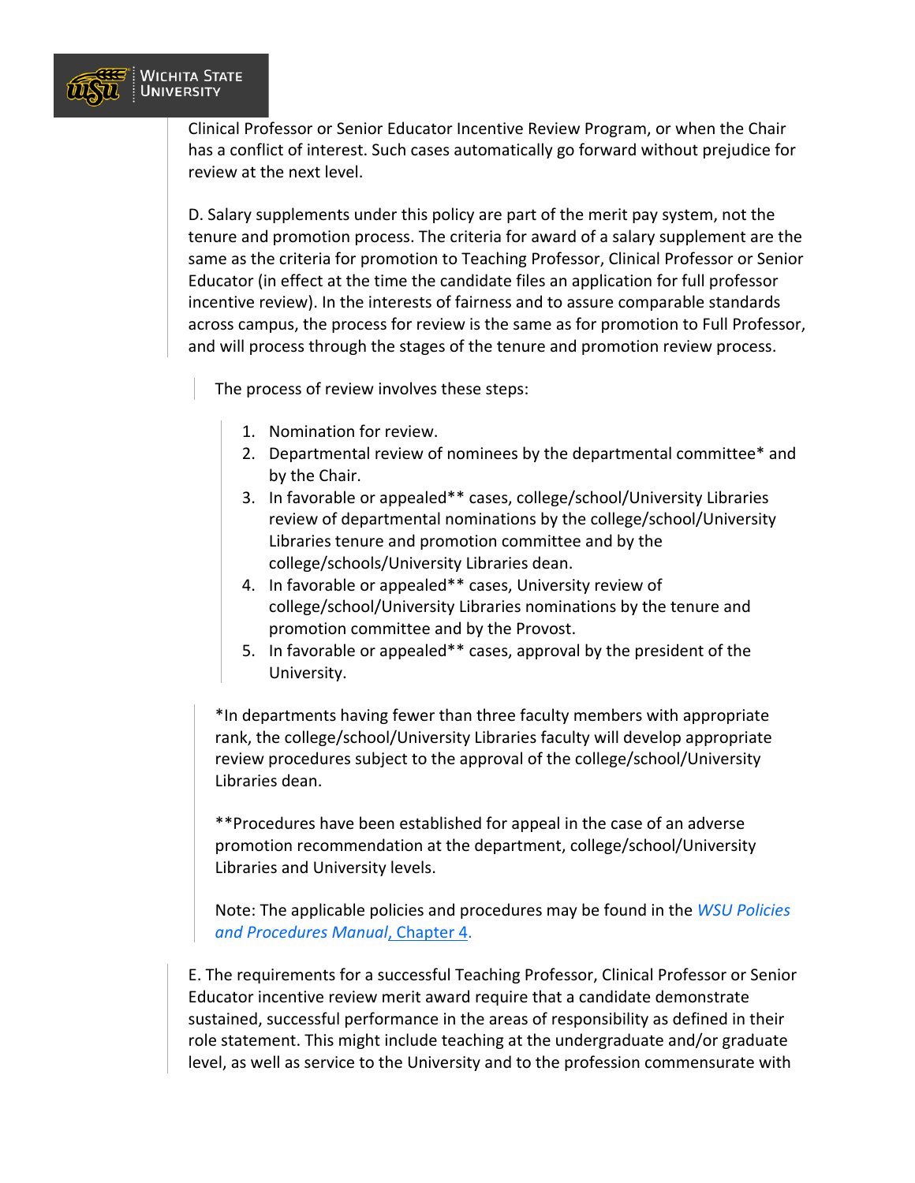Clinical Professor or Senior Educator Incentive Review Program, or when the Chair has a conflict of interest. Such cases automatically go forward without prejudice for review at the next level.

D. Salary supplements under this policy are part of the merit pay system, not the tenure and promotion process. The criteria for award of a salary supplement are the same as the criteria for promotion to Teaching Professor, Clinical Professor or Senior Educator (in effect at the time the candidate files an application for full professor incentive review). In the interests of fairness and to assure comparable standards across campus, the process for review is the same as for promotion to Full Professor, and will process through the stages of the tenure and promotion review process.

The process of review involves these steps:

1. Nomination for review.
2. Departmental review of nominees by the departmental committee* and by the Chair.
3. In favorable or appealed** cases, college/school/University Libraries review of departmental nominations by the college/school/University Libraries tenure and promotion committee and by the college/schools/University Libraries dean.
4. In favorable or appealed** cases, University review of college/school/University Libraries nominations by the tenure and promotion committee and by the Provost.
5. In favorable or appealed** cases, approval by the president of the University.

*In departments having fewer than three faculty members with appropriate rank, the college/school/University Libraries faculty will develop appropriate review procedures subject to the approval of the college/school/University Libraries dean.

**Procedures have been established for appeal in the case of an adverse promotion recommendation at the department, college/school/University Libraries and University levels.

Note: The applicable policies and procedures may be found in the *WSU Policies and Procedures Manual*, Chapter 4.

E. The requirements for a successful Teaching Professor, Clinical Professor or Senior Educator incentive review merit award require that a candidate demonstrate sustained, successful performance in the areas of responsibility as defined in their role statement. This might include teaching at the undergraduate and/or graduate level, as well as service to the University and to the profession commensurate with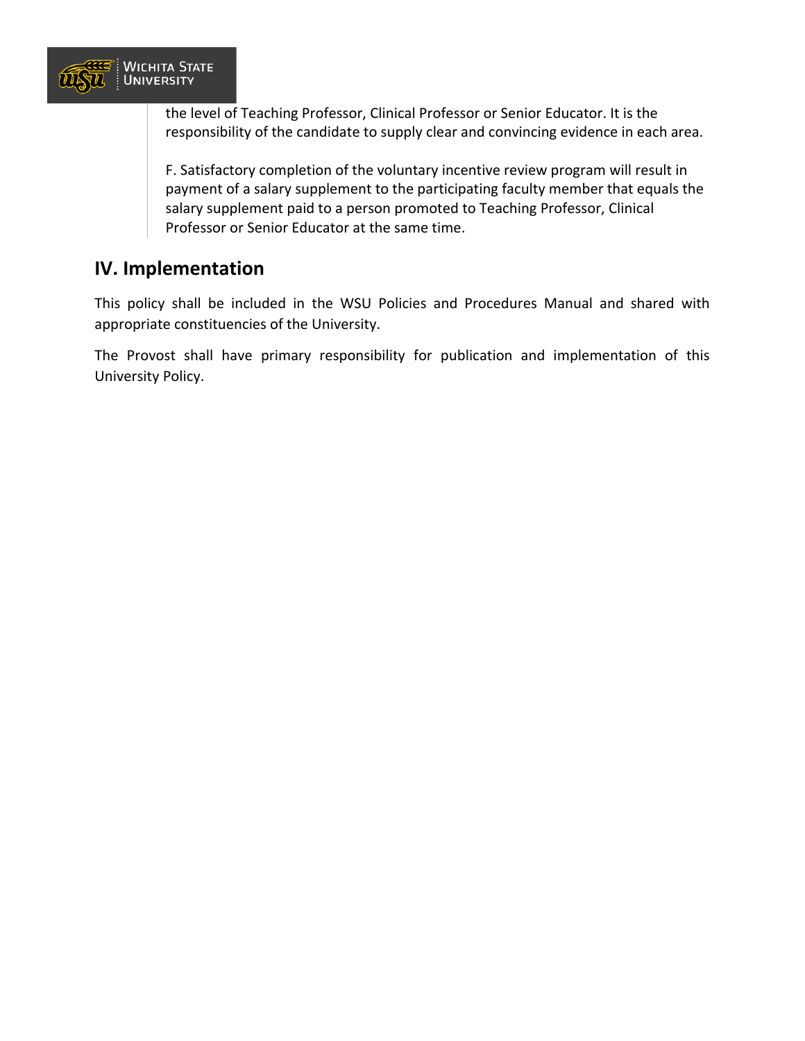the level of Teaching Professor, Clinical Professor or Senior Educator. It is the responsibility of the candidate to supply clear and convincing evidence in each area.

F. Satisfactory completion of the voluntary incentive review program will result in payment of a salary supplement to the participating faculty member that equals the salary supplement paid to a person promoted to Teaching Professor, Clinical Professor or Senior Educator at the same time.

## IV. Implementation

This policy shall be included in the WSU Policies and Procedures Manual and shared with appropriate constituencies of the University.

The Provost shall have primary responsibility for publication and implementation of this University Policy.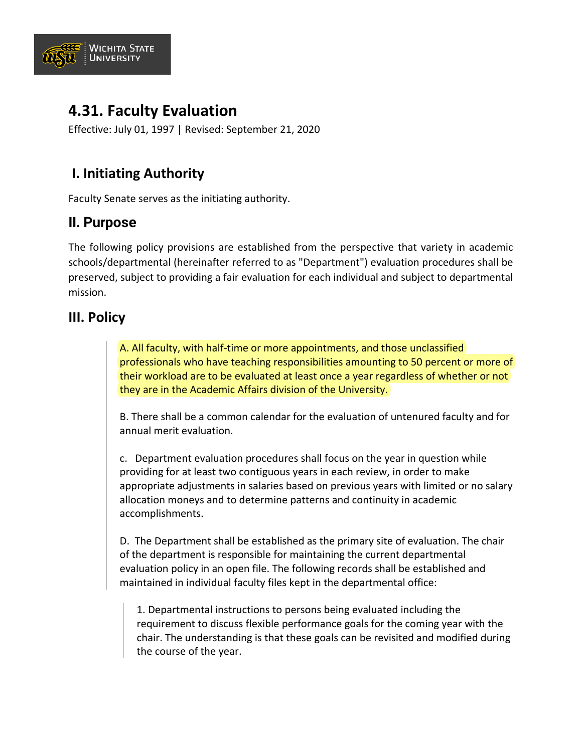# 4.31. Faculty Evaluation

Effective: July 01, 1997 | Revised: September 21, 2020

## I. Initiating Authority

Faculty Senate serves as the initiating authority.

## II. Purpose

The following policy provisions are established from the perspective that variety in academic schools/departmental (hereinafter referred to as "Department") evaluation procedures shall be preserved, subject to providing a fair evaluation for each individual and subject to departmental mission.

## III. Policy

> A. All faculty, with half-time or more appointments, and those unclassified professionals who have teaching responsibilities amounting to 50 percent or more of their workload are to be evaluated at least once a year regardless of whether or not they are in the Academic Affairs division of the University.
>
> B. There shall be a common calendar for the evaluation of untenured faculty and for annual merit evaluation.
>
> c. Department evaluation procedures shall focus on the year in question while providing for at least two contiguous years in each review, in order to make appropriate adjustments in salaries based on previous years with limited or no salary allocation moneys and to determine patterns and continuity in academic accomplishments.
>
> D. The Department shall be established as the primary site of evaluation. The chair of the department is responsible for maintaining the current departmental evaluation policy in an open file. The following records shall be established and maintained in individual faculty files kept in the departmental office:
>
> > 1. Departmental instructions to persons being evaluated including the requirement to discuss flexible performance goals for the coming year with the chair. The understanding is that these goals can be revisited and modified during the course of the year.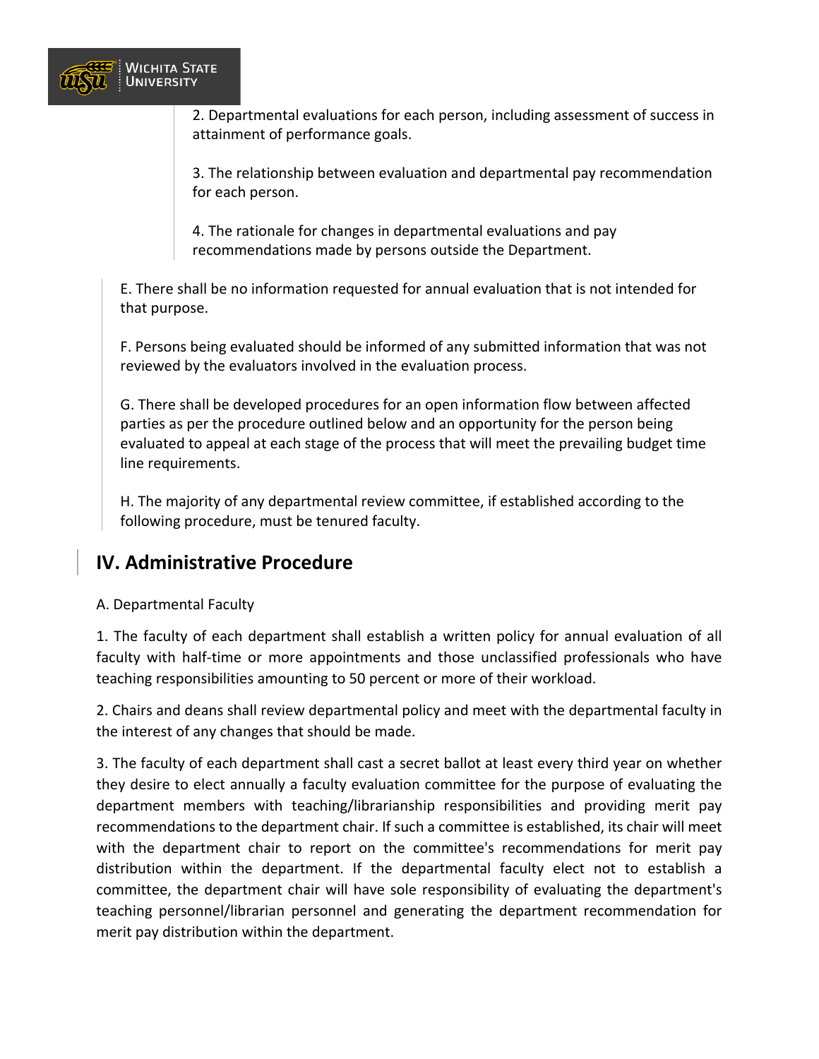2. Departmental evaluations for each person, including assessment of success in attainment of performance goals.

3. The relationship between evaluation and departmental pay recommendation for each person.

4. The rationale for changes in departmental evaluations and pay recommendations made by persons outside the Department.

E. There shall be no information requested for annual evaluation that is not intended for that purpose.

F. Persons being evaluated should be informed of any submitted information that was not reviewed by the evaluators involved in the evaluation process.

G. There shall be developed procedures for an open information flow between affected parties as per the procedure outlined below and an opportunity for the person being evaluated to appeal at each stage of the process that will meet the prevailing budget time line requirements.

H. The majority of any departmental review committee, if established according to the following procedure, must be tenured faculty.

## IV. Administrative Procedure

A. Departmental Faculty

1. The faculty of each department shall establish a written policy for annual evaluation of all faculty with half-time or more appointments and those unclassified professionals who have teaching responsibilities amounting to 50 percent or more of their workload.

2. Chairs and deans shall review departmental policy and meet with the departmental faculty in the interest of any changes that should be made.

3. The faculty of each department shall cast a secret ballot at least every third year on whether they desire to elect annually a faculty evaluation committee for the purpose of evaluating the department members with teaching/librarianship responsibilities and providing merit pay recommendations to the department chair. If such a committee is established, its chair will meet with the department chair to report on the committee's recommendations for merit pay distribution within the department. If the departmental faculty elect not to establish a committee, the department chair will have sole responsibility of evaluating the department's teaching personnel/librarian personnel and generating the department recommendation for merit pay distribution within the department.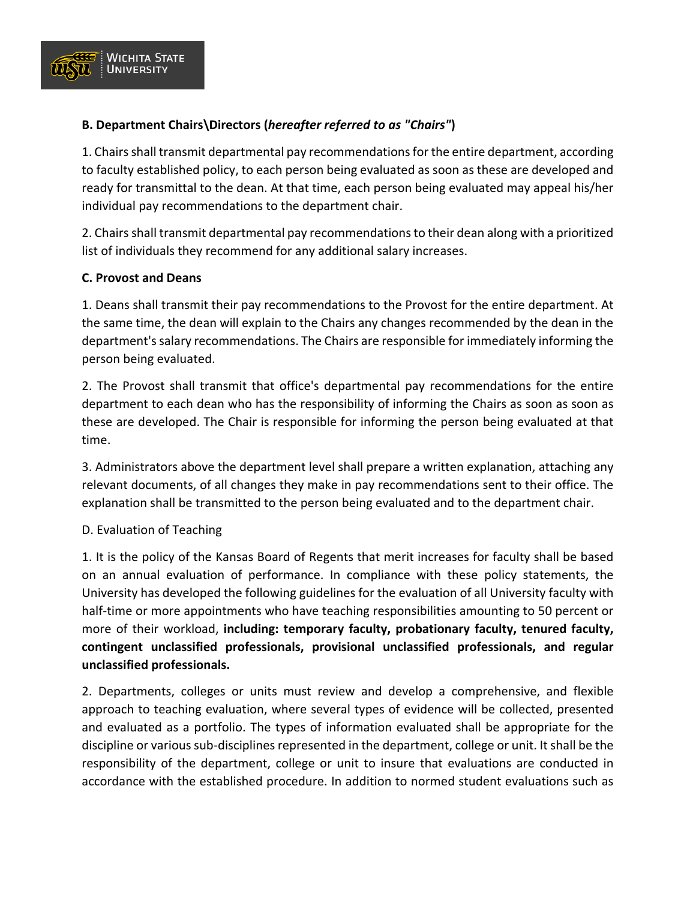**B. Department Chairs\Directors (*hereafter referred to as "Chairs"*)**

1. Chairs shall transmit departmental pay recommendations for the entire department, according to faculty established policy, to each person being evaluated as soon as these are developed and ready for transmittal to the dean. At that time, each person being evaluated may appeal his/her individual pay recommendations to the department chair.

2. Chairs shall transmit departmental pay recommendations to their dean along with a prioritized list of individuals they recommend for any additional salary increases.

**C. Provost and Deans**

1. Deans shall transmit their pay recommendations to the Provost for the entire department. At the same time, the dean will explain to the Chairs any changes recommended by the dean in the department's salary recommendations. The Chairs are responsible for immediately informing the person being evaluated.

2. The Provost shall transmit that office's departmental pay recommendations for the entire department to each dean who has the responsibility of informing the Chairs as soon as soon as these are developed. The Chair is responsible for informing the person being evaluated at that time.

3. Administrators above the department level shall prepare a written explanation, attaching any relevant documents, of all changes they make in pay recommendations sent to their office. The explanation shall be transmitted to the person being evaluated and to the department chair.

D. Evaluation of Teaching

1. It is the policy of the Kansas Board of Regents that merit increases for faculty shall be based on an annual evaluation of performance. In compliance with these policy statements, the University has developed the following guidelines for the evaluation of all University faculty with half-time or more appointments who have teaching responsibilities amounting to 50 percent or more of their workload, **including: temporary faculty, probationary faculty, tenured faculty, contingent unclassified professionals, provisional unclassified professionals, and regular unclassified professionals.**

2. Departments, colleges or units must review and develop a comprehensive, and flexible approach to teaching evaluation, where several types of evidence will be collected, presented and evaluated as a portfolio. The types of information evaluated shall be appropriate for the discipline or various sub-disciplines represented in the department, college or unit. It shall be the responsibility of the department, college or unit to insure that evaluations are conducted in accordance with the established procedure. In addition to normed student evaluations such as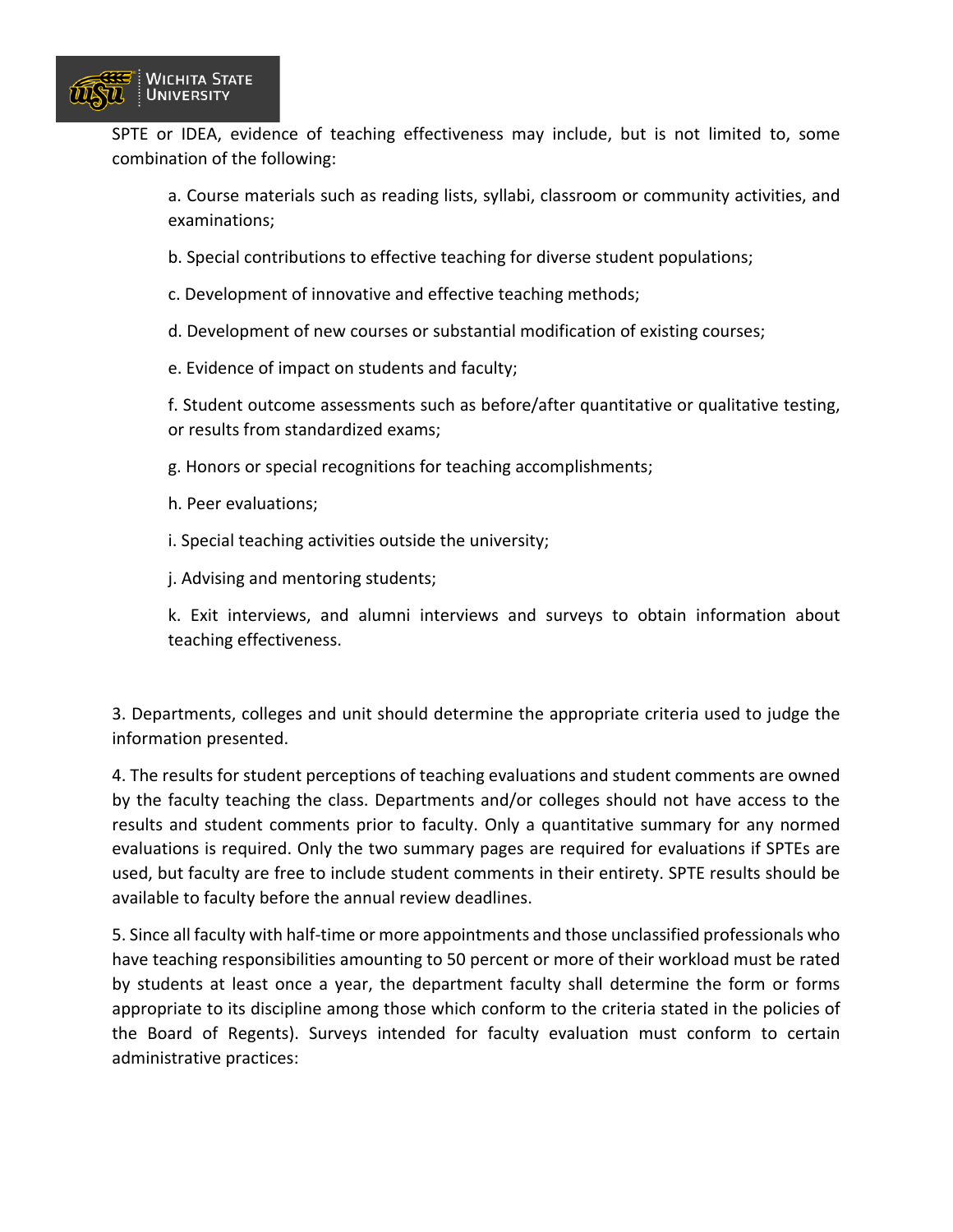SPTE or IDEA, evidence of teaching effectiveness may include, but is not limited to, some combination of the following:

a. Course materials such as reading lists, syllabi, classroom or community activities, and examinations;

b. Special contributions to effective teaching for diverse student populations;

c. Development of innovative and effective teaching methods;

d. Development of new courses or substantial modification of existing courses;

e. Evidence of impact on students and faculty;

f. Student outcome assessments such as before/after quantitative or qualitative testing, or results from standardized exams;

g. Honors or special recognitions for teaching accomplishments;

h. Peer evaluations;

i. Special teaching activities outside the university;

j. Advising and mentoring students;

k. Exit interviews, and alumni interviews and surveys to obtain information about teaching effectiveness.

3. Departments, colleges and unit should determine the appropriate criteria used to judge the information presented.

4. The results for student perceptions of teaching evaluations and student comments are owned by the faculty teaching the class. Departments and/or colleges should not have access to the results and student comments prior to faculty. Only a quantitative summary for any normed evaluations is required. Only the two summary pages are required for evaluations if SPTEs are used, but faculty are free to include student comments in their entirety. SPTE results should be available to faculty before the annual review deadlines.

5. Since all faculty with half-time or more appointments and those unclassified professionals who have teaching responsibilities amounting to 50 percent or more of their workload must be rated by students at least once a year, the department faculty shall determine the form or forms appropriate to its discipline among those which conform to the criteria stated in the policies of the Board of Regents). Surveys intended for faculty evaluation must conform to certain administrative practices: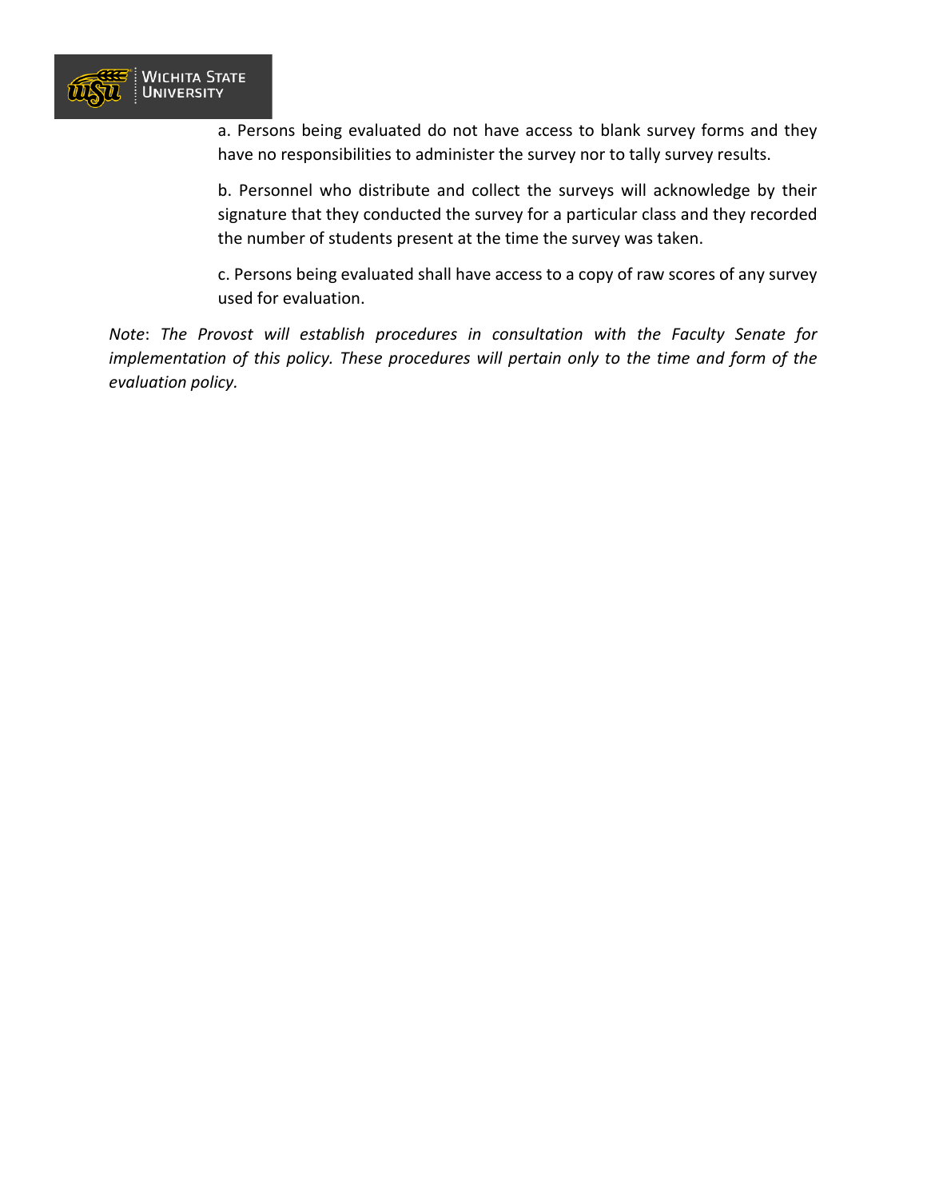a. Persons being evaluated do not have access to blank survey forms and they have no responsibilities to administer the survey nor to tally survey results.

b. Personnel who distribute and collect the surveys will acknowledge by their signature that they conducted the survey for a particular class and they recorded the number of students present at the time the survey was taken.

c. Persons being evaluated shall have access to a copy of raw scores of any survey used for evaluation.

*Note*: *The Provost will establish procedures in consultation with the Faculty Senate for implementation of this policy. These procedures will pertain only to the time and form of the evaluation policy.*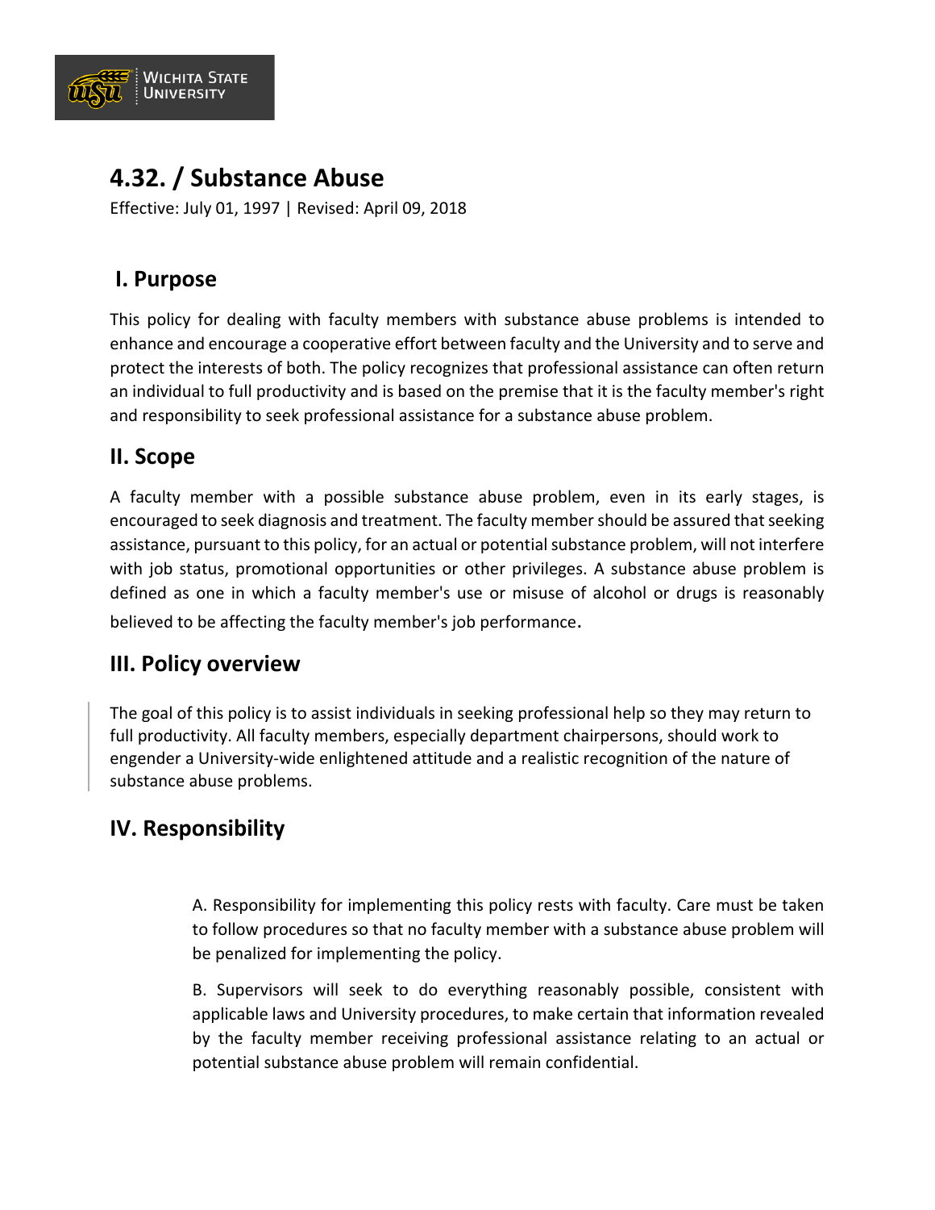# 4.32. / Substance Abuse

Effective: July 01, 1997 | Revised: April 09, 2018

## I. Purpose

This policy for dealing with faculty members with substance abuse problems is intended to enhance and encourage a cooperative effort between faculty and the University and to serve and protect the interests of both. The policy recognizes that professional assistance can often return an individual to full productivity and is based on the premise that it is the faculty member's right and responsibility to seek professional assistance for a substance abuse problem.

## II. Scope

A faculty member with a possible substance abuse problem, even in its early stages, is encouraged to seek diagnosis and treatment. The faculty member should be assured that seeking assistance, pursuant to this policy, for an actual or potential substance problem, will not interfere with job status, promotional opportunities or other privileges. A substance abuse problem is defined as one in which a faculty member's use or misuse of alcohol or drugs is reasonably believed to be affecting the faculty member's job performance.

## III. Policy overview

The goal of this policy is to assist individuals in seeking professional help so they may return to full productivity. All faculty members, especially department chairpersons, should work to engender a University-wide enlightened attitude and a realistic recognition of the nature of substance abuse problems.

## IV. Responsibility

A. Responsibility for implementing this policy rests with faculty. Care must be taken to follow procedures so that no faculty member with a substance abuse problem will be penalized for implementing the policy.

B. Supervisors will seek to do everything reasonably possible, consistent with applicable laws and University procedures, to make certain that information revealed by the faculty member receiving professional assistance relating to an actual or potential substance abuse problem will remain confidential.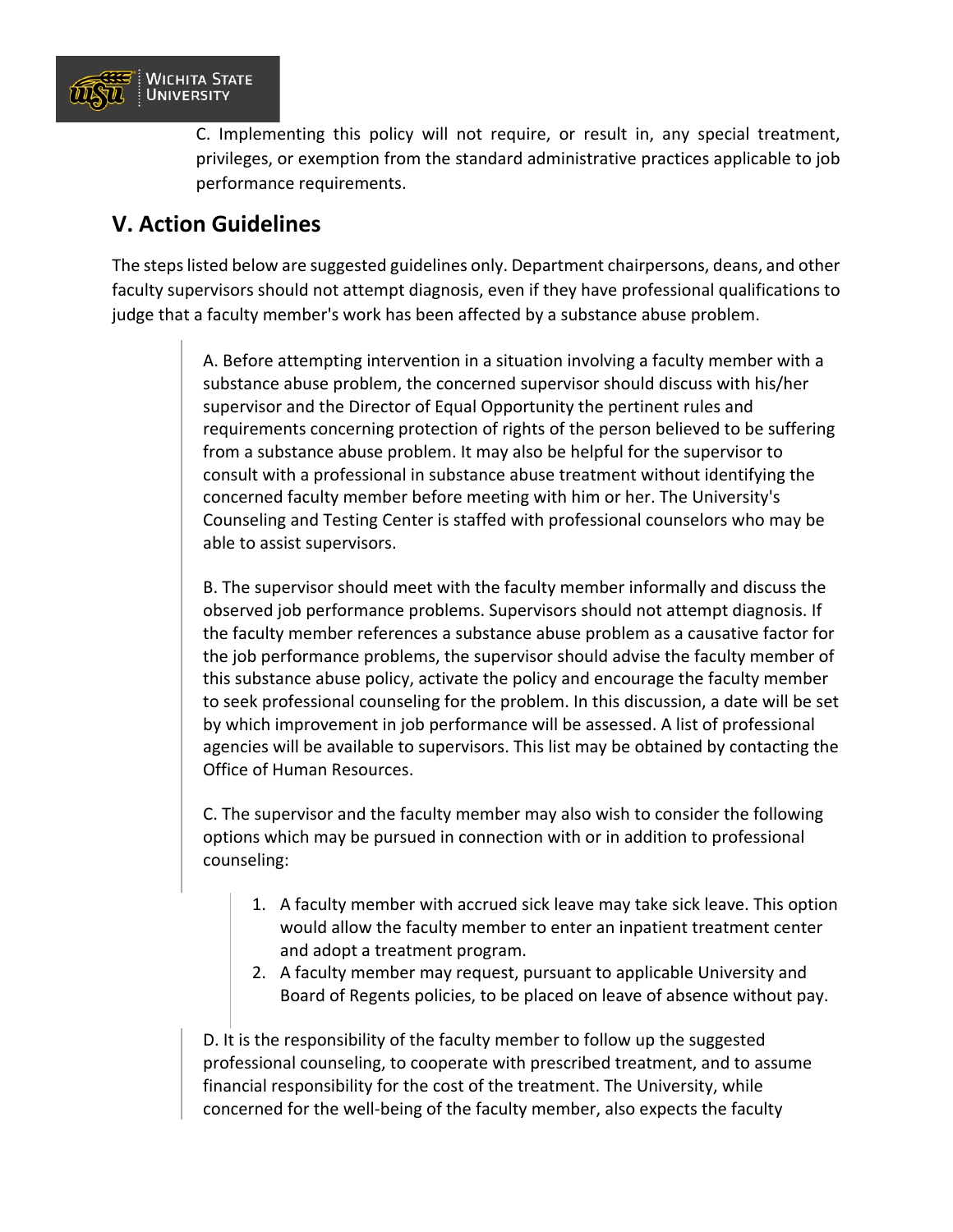C. Implementing this policy will not require, or result in, any special treatment, privileges, or exemption from the standard administrative practices applicable to job performance requirements.

## V. Action Guidelines

The steps listed below are suggested guidelines only. Department chairpersons, deans, and other faculty supervisors should not attempt diagnosis, even if they have professional qualifications to judge that a faculty member's work has been affected by a substance abuse problem.

> A. Before attempting intervention in a situation involving a faculty member with a substance abuse problem, the concerned supervisor should discuss with his/her supervisor and the Director of Equal Opportunity the pertinent rules and requirements concerning protection of rights of the person believed to be suffering from a substance abuse problem. It may also be helpful for the supervisor to consult with a professional in substance abuse treatment without identifying the concerned faculty member before meeting with him or her. The University's Counseling and Testing Center is staffed with professional counselors who may be able to assist supervisors.
>
> B. The supervisor should meet with the faculty member informally and discuss the observed job performance problems. Supervisors should not attempt diagnosis. If the faculty member references a substance abuse problem as a causative factor for the job performance problems, the supervisor should advise the faculty member of this substance abuse policy, activate the policy and encourage the faculty member to seek professional counseling for the problem. In this discussion, a date will be set by which improvement in job performance will be assessed. A list of professional agencies will be available to supervisors. This list may be obtained by contacting the Office of Human Resources.
>
> C. The supervisor and the faculty member may also wish to consider the following options which may be pursued in connection with or in addition to professional counseling:
>
> > 1. A faculty member with accrued sick leave may take sick leave. This option would allow the faculty member to enter an inpatient treatment center and adopt a treatment program.
> > 2. A faculty member may request, pursuant to applicable University and Board of Regents policies, to be placed on leave of absence without pay.
>
> D. It is the responsibility of the faculty member to follow up the suggested professional counseling, to cooperate with prescribed treatment, and to assume financial responsibility for the cost of the treatment. The University, while concerned for the well-being of the faculty member, also expects the faculty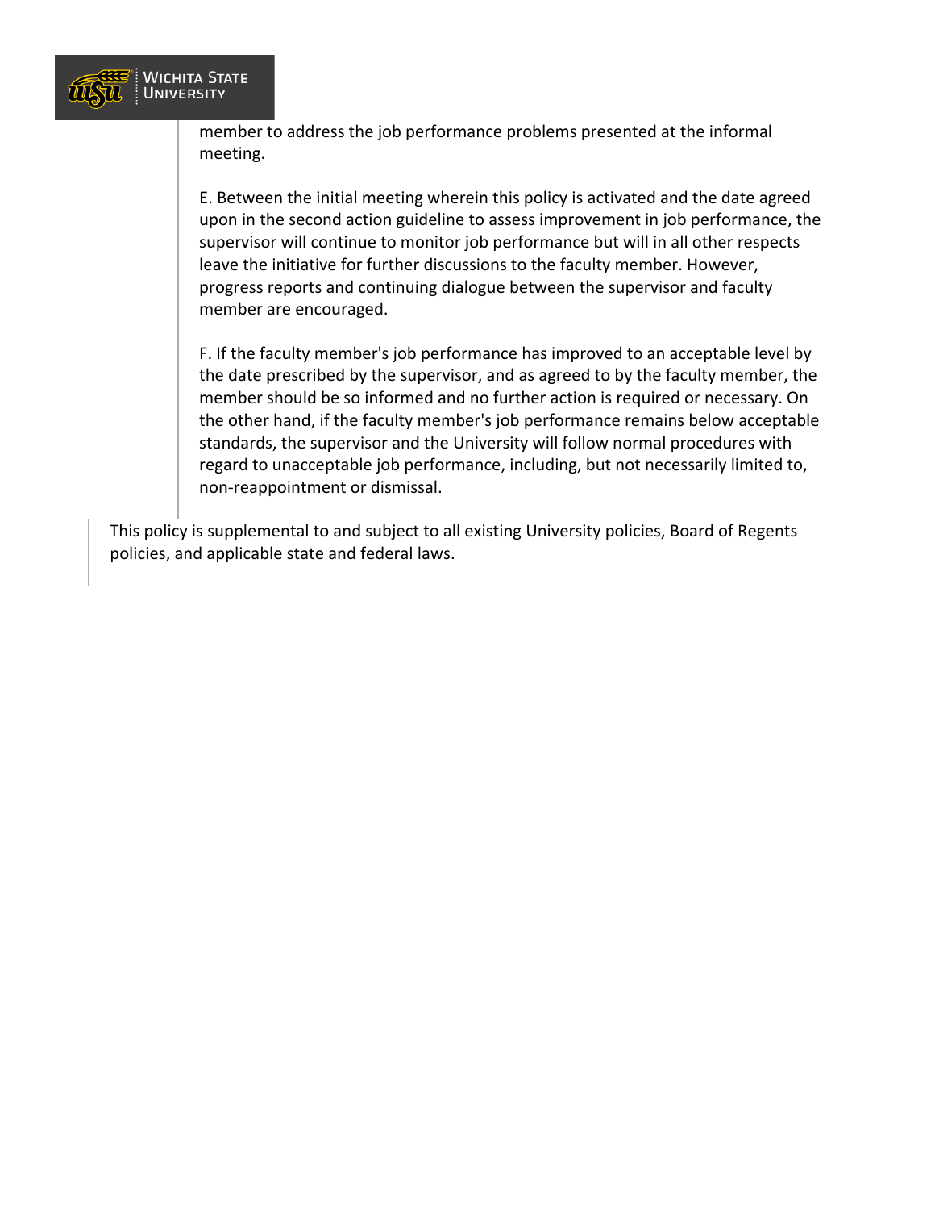member to address the job performance problems presented at the informal meeting.

E. Between the initial meeting wherein this policy is activated and the date agreed upon in the second action guideline to assess improvement in job performance, the supervisor will continue to monitor job performance but will in all other respects leave the initiative for further discussions to the faculty member. However, progress reports and continuing dialogue between the supervisor and faculty member are encouraged.

F. If the faculty member's job performance has improved to an acceptable level by the date prescribed by the supervisor, and as agreed to by the faculty member, the member should be so informed and no further action is required or necessary. On the other hand, if the faculty member's job performance remains below acceptable standards, the supervisor and the University will follow normal procedures with regard to unacceptable job performance, including, but not necessarily limited to, non-reappointment or dismissal.

This policy is supplemental to and subject to all existing University policies, Board of Regents policies, and applicable state and federal laws.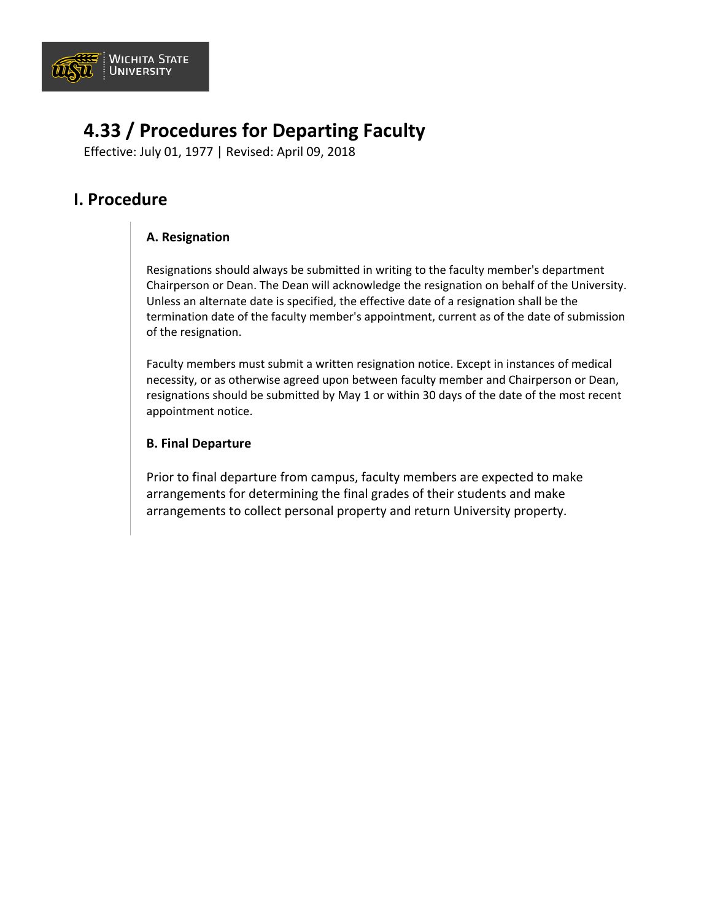# 4.33 / Procedures for Departing Faculty

Effective: July 01, 1977 | Revised: April 09, 2018

## I. Procedure

### A. Resignation

Resignations should always be submitted in writing to the faculty member's department Chairperson or Dean. The Dean will acknowledge the resignation on behalf of the University. Unless an alternate date is specified, the effective date of a resignation shall be the termination date of the faculty member's appointment, current as of the date of submission of the resignation.

Faculty members must submit a written resignation notice. Except in instances of medical necessity, or as otherwise agreed upon between faculty member and Chairperson or Dean, resignations should be submitted by May 1 or within 30 days of the date of the most recent appointment notice.

### B. Final Departure

Prior to final departure from campus, faculty members are expected to make arrangements for determining the final grades of their students and make arrangements to collect personal property and return University property.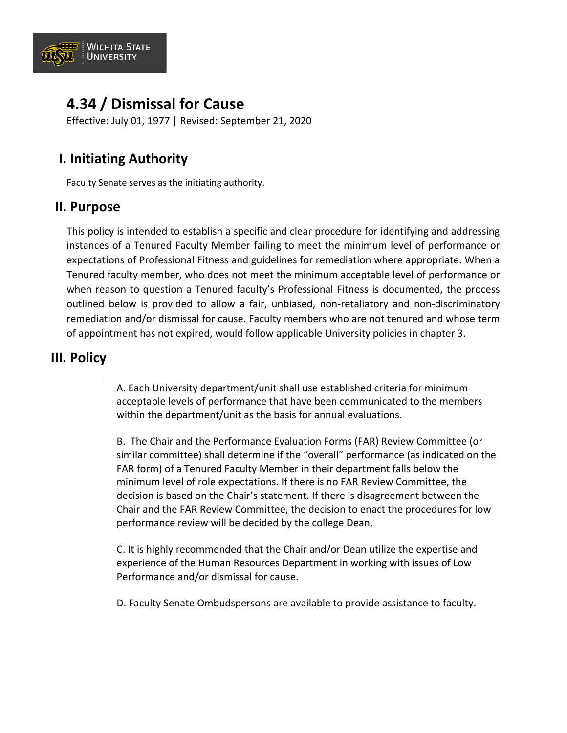# 4.34 / Dismissal for Cause

Effective: July 01, 1977 | Revised: September 21, 2020

## I. Initiating Authority

Faculty Senate serves as the initiating authority.

## II. Purpose

This policy is intended to establish a specific and clear procedure for identifying and addressing instances of a Tenured Faculty Member failing to meet the minimum level of performance or expectations of Professional Fitness and guidelines for remediation where appropriate. When a Tenured faculty member, who does not meet the minimum acceptable level of performance or when reason to question a Tenured faculty's Professional Fitness is documented, the process outlined below is provided to allow a fair, unbiased, non-retaliatory and non-discriminatory remediation and/or dismissal for cause. Faculty members who are not tenured and whose term of appointment has not expired, would follow applicable University policies in chapter 3.

## III. Policy

A. Each University department/unit shall use established criteria for minimum acceptable levels of performance that have been communicated to the members within the department/unit as the basis for annual evaluations.

B. The Chair and the Performance Evaluation Forms (FAR) Review Committee (or similar committee) shall determine if the "overall" performance (as indicated on the FAR form) of a Tenured Faculty Member in their department falls below the minimum level of role expectations. If there is no FAR Review Committee, the decision is based on the Chair's statement. If there is disagreement between the Chair and the FAR Review Committee, the decision to enact the procedures for low performance review will be decided by the college Dean.

C. It is highly recommended that the Chair and/or Dean utilize the expertise and experience of the Human Resources Department in working with issues of Low Performance and/or dismissal for cause.

D. Faculty Senate Ombudspersons are available to provide assistance to faculty.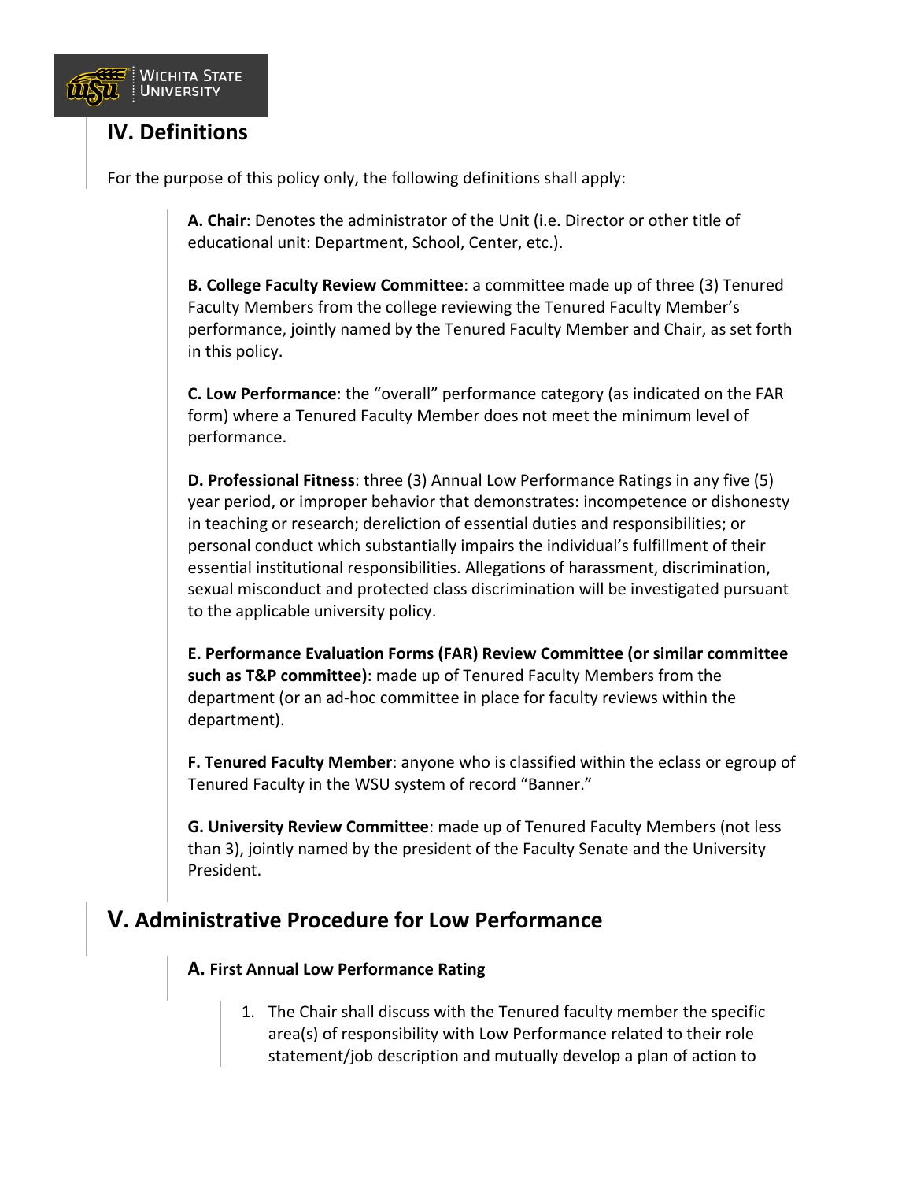## IV. Definitions

For the purpose of this policy only, the following definitions shall apply:

**A. Chair**: Denotes the administrator of the Unit (i.e. Director or other title of educational unit: Department, School, Center, etc.).

**B. College Faculty Review Committee**: a committee made up of three (3) Tenured Faculty Members from the college reviewing the Tenured Faculty Member's performance, jointly named by the Tenured Faculty Member and Chair, as set forth in this policy.

**C. Low Performance**: the "overall" performance category (as indicated on the FAR form) where a Tenured Faculty Member does not meet the minimum level of performance.

**D. Professional Fitness**: three (3) Annual Low Performance Ratings in any five (5) year period, or improper behavior that demonstrates: incompetence or dishonesty in teaching or research; dereliction of essential duties and responsibilities; or personal conduct which substantially impairs the individual's fulfillment of their essential institutional responsibilities. Allegations of harassment, discrimination, sexual misconduct and protected class discrimination will be investigated pursuant to the applicable university policy.

**E. Performance Evaluation Forms (FAR) Review Committee (or similar committee such as T&P committee)**: made up of Tenured Faculty Members from the department (or an ad-hoc committee in place for faculty reviews within the department).

**F. Tenured Faculty Member**: anyone who is classified within the eclass or egroup of Tenured Faculty in the WSU system of record "Banner."

**G. University Review Committee**: made up of Tenured Faculty Members (not less than 3), jointly named by the president of the Faculty Senate and the University President.

## V. Administrative Procedure for Low Performance

### A. First Annual Low Performance Rating

1. The Chair shall discuss with the Tenured faculty member the specific area(s) of responsibility with Low Performance related to their role statement/job description and mutually develop a plan of action to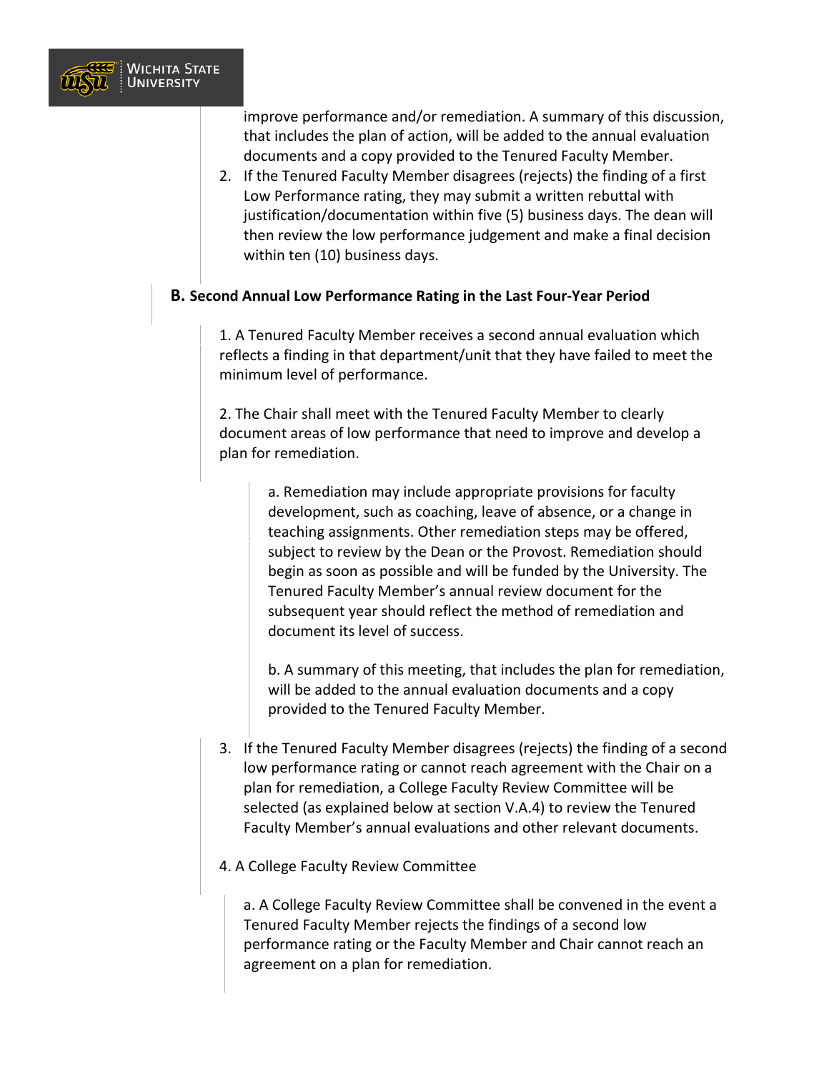improve performance and/or remediation. A summary of this discussion, that includes the plan of action, will be added to the annual evaluation documents and a copy provided to the Tenured Faculty Member.

2. If the Tenured Faculty Member disagrees (rejects) the finding of a first Low Performance rating, they may submit a written rebuttal with justification/documentation within five (5) business days. The dean will then review the low performance judgement and make a final decision within ten (10) business days.

### B. Second Annual Low Performance Rating in the Last Four-Year Period

1. A Tenured Faculty Member receives a second annual evaluation which reflects a finding in that department/unit that they have failed to meet the minimum level of performance.

2. The Chair shall meet with the Tenured Faculty Member to clearly document areas of low performance that need to improve and develop a plan for remediation.

   a. Remediation may include appropriate provisions for faculty development, such as coaching, leave of absence, or a change in teaching assignments. Other remediation steps may be offered, subject to review by the Dean or the Provost. Remediation should begin as soon as possible and will be funded by the University. The Tenured Faculty Member's annual review document for the subsequent year should reflect the method of remediation and document its level of success.

   b. A summary of this meeting, that includes the plan for remediation, will be added to the annual evaluation documents and a copy provided to the Tenured Faculty Member.

3. If the Tenured Faculty Member disagrees (rejects) the finding of a second low performance rating or cannot reach agreement with the Chair on a plan for remediation, a College Faculty Review Committee will be selected (as explained below at section V.A.4) to review the Tenured Faculty Member's annual evaluations and other relevant documents.

4. A College Faculty Review Committee

   a. A College Faculty Review Committee shall be convened in the event a Tenured Faculty Member rejects the findings of a second low performance rating or the Faculty Member and Chair cannot reach an agreement on a plan for remediation.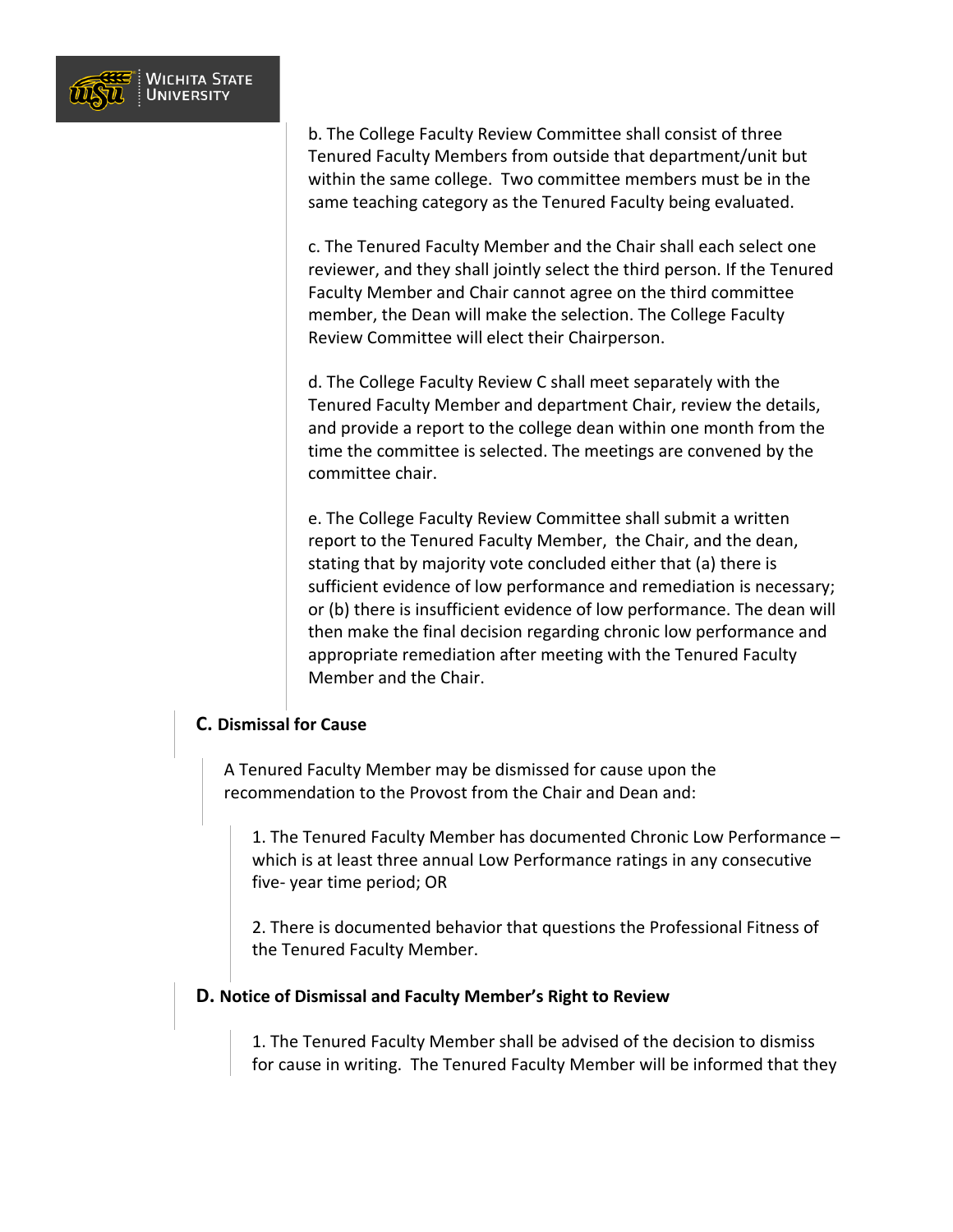b. The College Faculty Review Committee shall consist of three Tenured Faculty Members from outside that department/unit but within the same college. Two committee members must be in the same teaching category as the Tenured Faculty being evaluated.

c. The Tenured Faculty Member and the Chair shall each select one reviewer, and they shall jointly select the third person. If the Tenured Faculty Member and Chair cannot agree on the third committee member, the Dean will make the selection. The College Faculty Review Committee will elect their Chairperson.

d. The College Faculty Review C shall meet separately with the Tenured Faculty Member and department Chair, review the details, and provide a report to the college dean within one month from the time the committee is selected. The meetings are convened by the committee chair.

e. The College Faculty Review Committee shall submit a written report to the Tenured Faculty Member, the Chair, and the dean, stating that by majority vote concluded either that (a) there is sufficient evidence of low performance and remediation is necessary; or (b) there is insufficient evidence of low performance. The dean will then make the final decision regarding chronic low performance and appropriate remediation after meeting with the Tenured Faculty Member and the Chair.

### C. Dismissal for Cause

A Tenured Faculty Member may be dismissed for cause upon the recommendation to the Provost from the Chair and Dean and:

1. The Tenured Faculty Member has documented Chronic Low Performance – which is at least three annual Low Performance ratings in any consecutive five- year time period; OR

2. There is documented behavior that questions the Professional Fitness of the Tenured Faculty Member.

### D. Notice of Dismissal and Faculty Member's Right to Review

1. The Tenured Faculty Member shall be advised of the decision to dismiss for cause in writing. The Tenured Faculty Member will be informed that they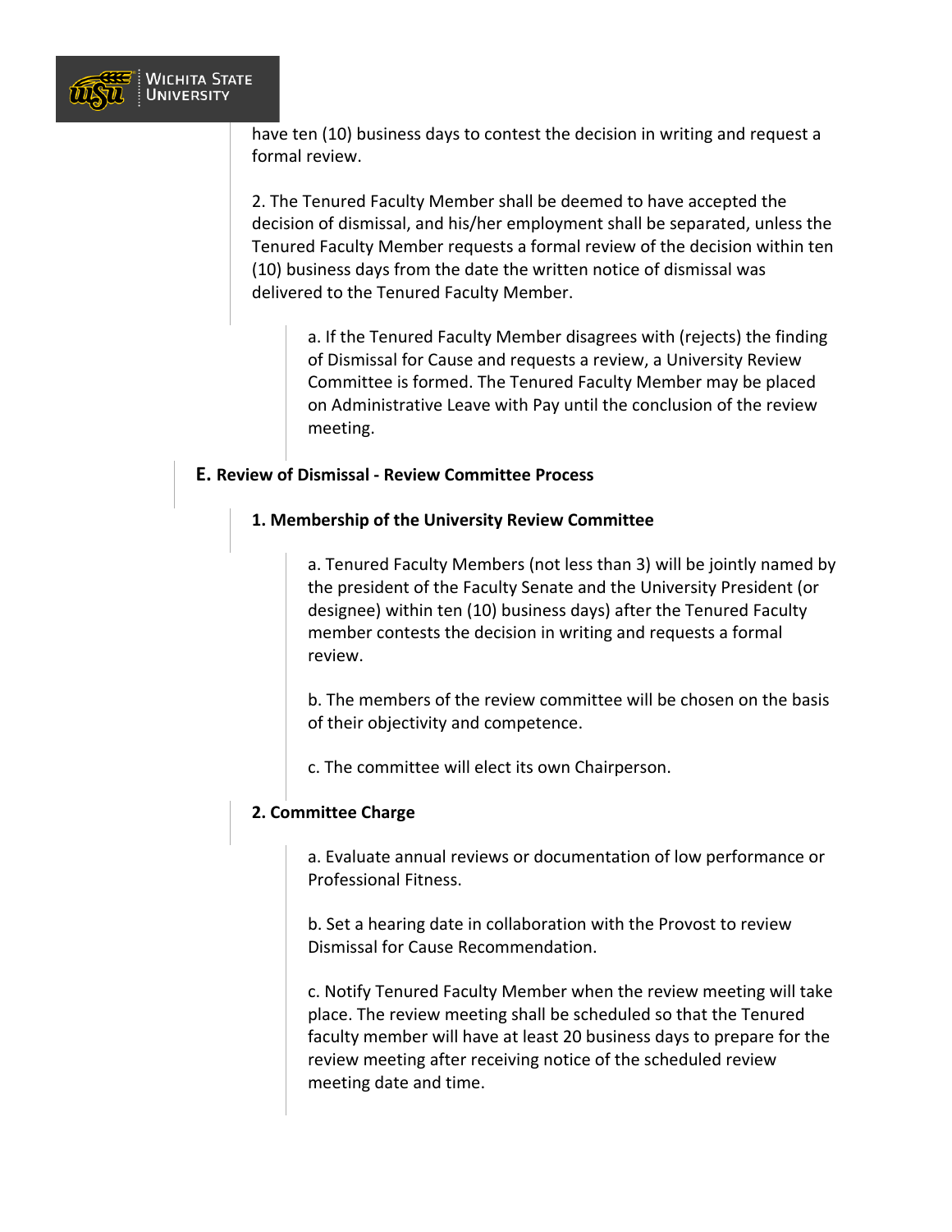have ten (10) business days to contest the decision in writing and request a formal review.

2. The Tenured Faculty Member shall be deemed to have accepted the decision of dismissal, and his/her employment shall be separated, unless the Tenured Faculty Member requests a formal review of the decision within ten (10) business days from the date the written notice of dismissal was delivered to the Tenured Faculty Member.

a. If the Tenured Faculty Member disagrees with (rejects) the finding of Dismissal for Cause and requests a review, a University Review Committee is formed. The Tenured Faculty Member may be placed on Administrative Leave with Pay until the conclusion of the review meeting.

### E. Review of Dismissal - Review Committee Process

#### 1. Membership of the University Review Committee

a. Tenured Faculty Members (not less than 3) will be jointly named by the president of the Faculty Senate and the University President (or designee) within ten (10) business days) after the Tenured Faculty member contests the decision in writing and requests a formal review.

b. The members of the review committee will be chosen on the basis of their objectivity and competence.

c. The committee will elect its own Chairperson.

#### 2. Committee Charge

a. Evaluate annual reviews or documentation of low performance or Professional Fitness.

b. Set a hearing date in collaboration with the Provost to review Dismissal for Cause Recommendation.

c. Notify Tenured Faculty Member when the review meeting will take place. The review meeting shall be scheduled so that the Tenured faculty member will have at least 20 business days to prepare for the review meeting after receiving notice of the scheduled review meeting date and time.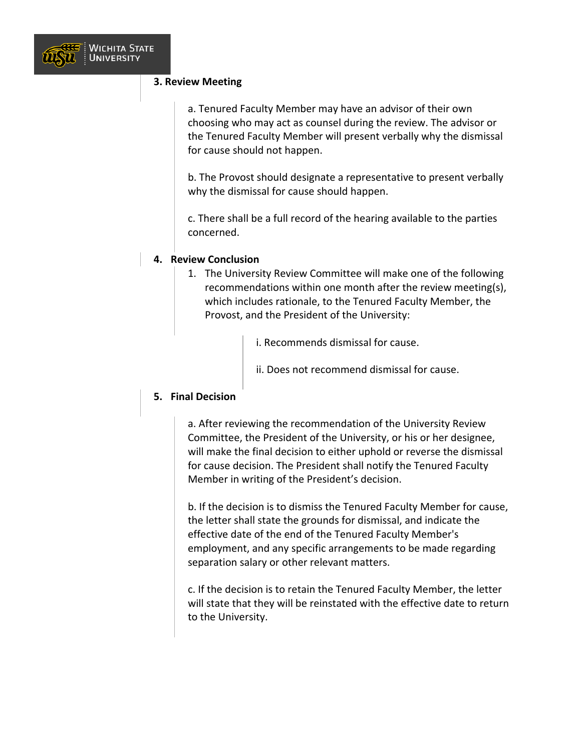**3. Review Meeting**

a. Tenured Faculty Member may have an advisor of their own choosing who may act as counsel during the review. The advisor or the Tenured Faculty Member will present verbally why the dismissal for cause should not happen.

b. The Provost should designate a representative to present verbally why the dismissal for cause should happen.

c. There shall be a full record of the hearing available to the parties concerned.

**4. Review Conclusion**

1. The University Review Committee will make one of the following recommendations within one month after the review meeting(s), which includes rationale, to the Tenured Faculty Member, the Provost, and the President of the University:

   i. Recommends dismissal for cause.

   ii. Does not recommend dismissal for cause.

**5. Final Decision**

a. After reviewing the recommendation of the University Review Committee, the President of the University, or his or her designee, will make the final decision to either uphold or reverse the dismissal for cause decision. The President shall notify the Tenured Faculty Member in writing of the President's decision.

b. If the decision is to dismiss the Tenured Faculty Member for cause, the letter shall state the grounds for dismissal, and indicate the effective date of the end of the Tenured Faculty Member's employment, and any specific arrangements to be made regarding separation salary or other relevant matters.

c. If the decision is to retain the Tenured Faculty Member, the letter will state that they will be reinstated with the effective date to return to the University.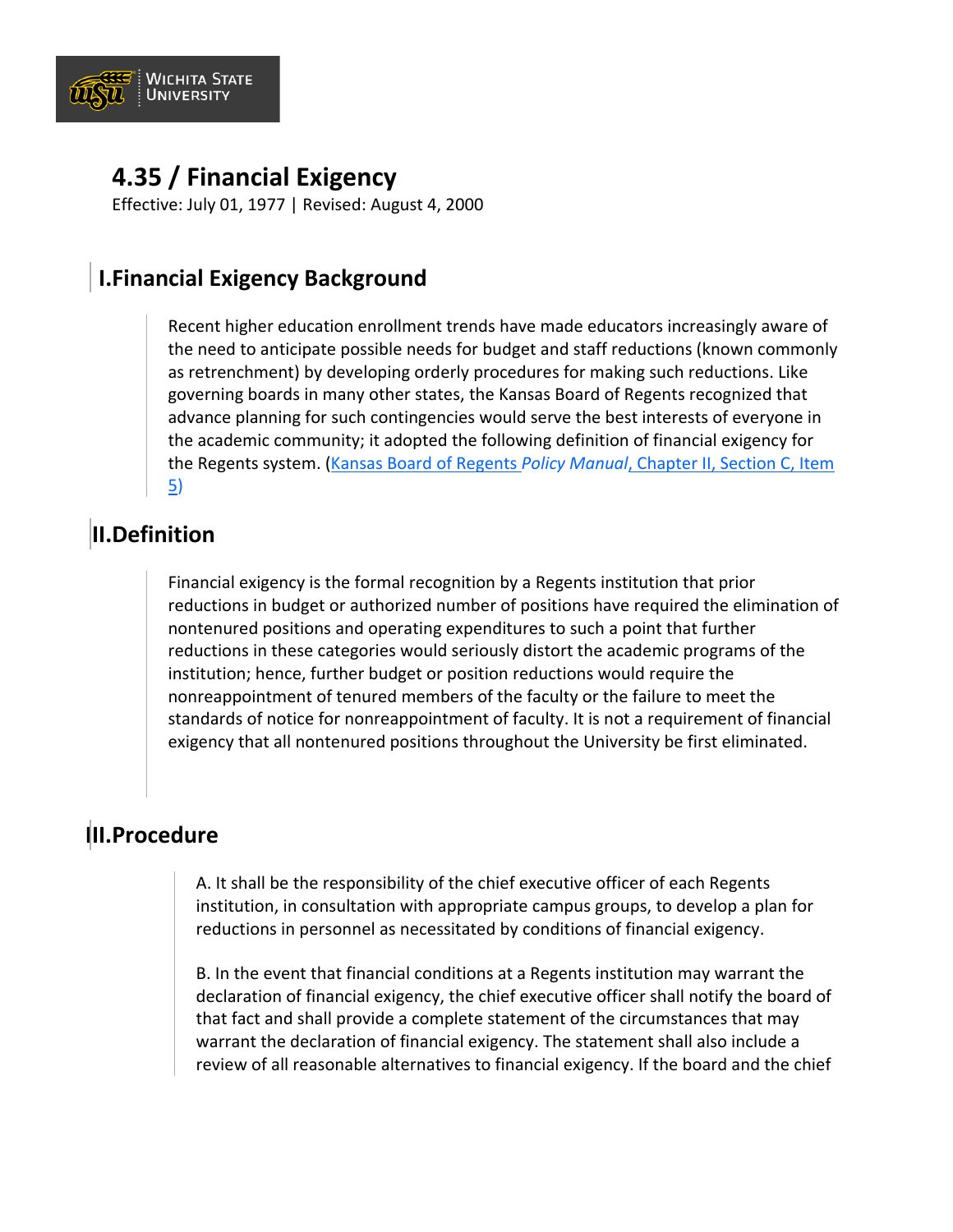# 4.35 / Financial Exigency

Effective: July 01, 1977 | Revised: August 4, 2000

## I.Financial Exigency Background

Recent higher education enrollment trends have made educators increasingly aware of the need to anticipate possible needs for budget and staff reductions (known commonly as retrenchment) by developing orderly procedures for making such reductions. Like governing boards in many other states, the Kansas Board of Regents recognized that advance planning for such contingencies would serve the best interests of everyone in the academic community; it adopted the following definition of financial exigency for the Regents system. (Kansas Board of Regents *Policy Manual*, Chapter II, Section C, Item 5)

## II.Definition

Financial exigency is the formal recognition by a Regents institution that prior reductions in budget or authorized number of positions have required the elimination of nontenured positions and operating expenditures to such a point that further reductions in these categories would seriously distort the academic programs of the institution; hence, further budget or position reductions would require the nonreappointment of tenured members of the faculty or the failure to meet the standards of notice for nonreappointment of faculty. It is not a requirement of financial exigency that all nontenured positions throughout the University be first eliminated.

## III.Procedure

A. It shall be the responsibility of the chief executive officer of each Regents institution, in consultation with appropriate campus groups, to develop a plan for reductions in personnel as necessitated by conditions of financial exigency.

B. In the event that financial conditions at a Regents institution may warrant the declaration of financial exigency, the chief executive officer shall notify the board of that fact and shall provide a complete statement of the circumstances that may warrant the declaration of financial exigency. The statement shall also include a review of all reasonable alternatives to financial exigency. If the board and the chief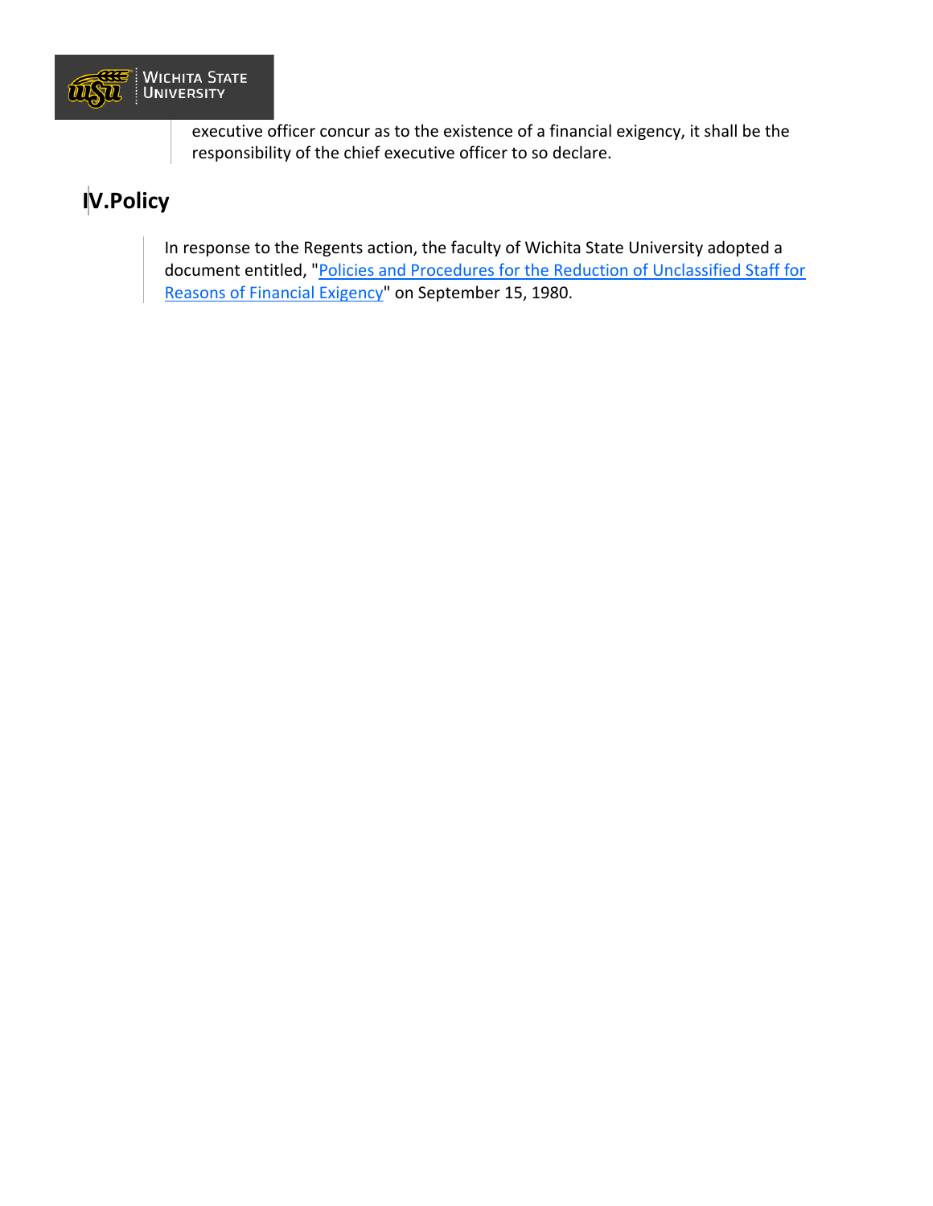executive officer concur as to the existence of a financial exigency, it shall be the responsibility of the chief executive officer to so declare.

## IV. Policy

In response to the Regents action, the faculty of Wichita State University adopted a document entitled, "Policies and Procedures for the Reduction of Unclassified Staff for Reasons of Financial Exigency" on September 15, 1980.